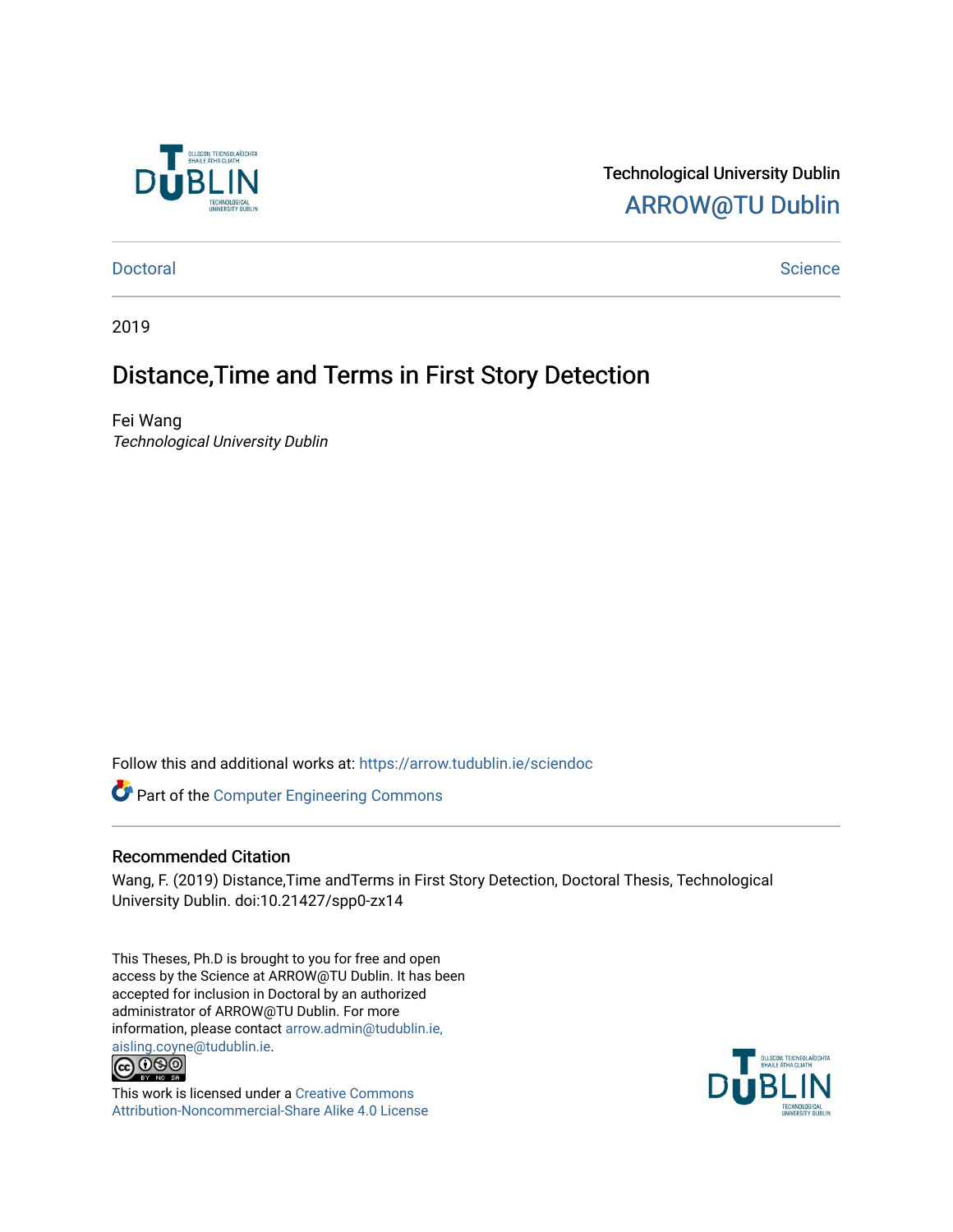Technological University Dublin

ARROW@TU Dublin

Doctoral | Science

2019

# Distance,Time and Terms in First Story Detection

Fei Wang

*Technological University Dublin*

Follow this and additional works at: https://arrow.tudublin.ie/sciendoc

Part of the Computer Engineering Commons

## Recommended Citation

Wang, F. (2019) Distance,Time andTerms in First Story Detection, Doctoral Thesis, Technological University Dublin. doi:10.21427/spp0-zx14

This Theses, Ph.D is brought to you for free and open access by the Science at ARROW@TU Dublin. It has been accepted for inclusion in Doctoral by an authorized administrator of ARROW@TU Dublin. For more information, please contact arrow.admin@tudublin.ie, aisling.coyne@tudublin.ie.

This work is licensed under a Creative Commons Attribution-Noncommercial-Share Alike 4.0 License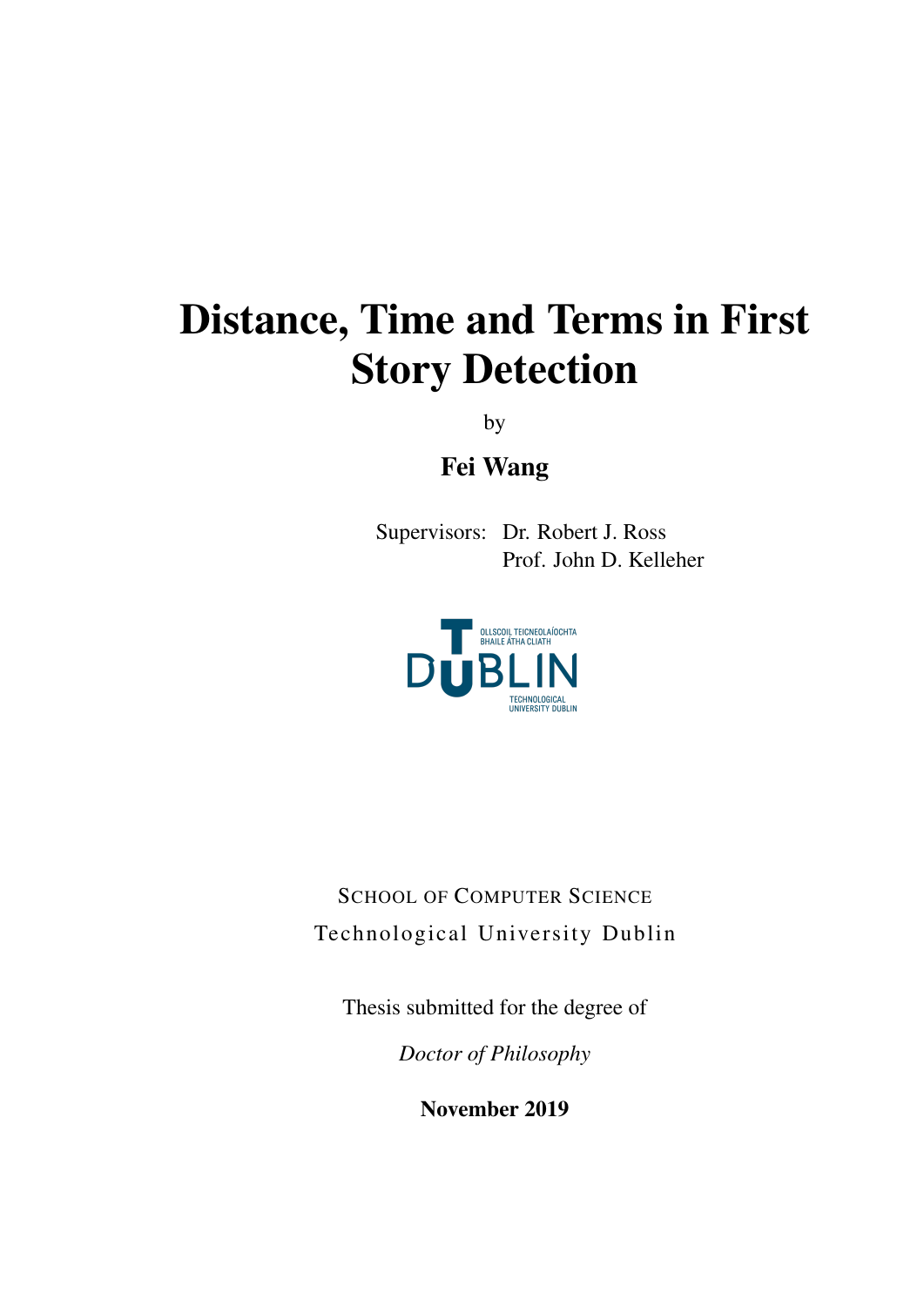# Distance, Time and Terms in First Story Detection

by

**Fei Wang**

Supervisors: Dr. Robert J. Ross
Prof. John D. Kelleher

OLLSCOIL TEICNEOLAÍOCHTA BHAILE ÁTHA CLIATH
DUBLIN
TECHNOLOGICAL UNIVERSITY DUBLIN

SCHOOL OF COMPUTER SCIENCE

Technological University Dublin

Thesis submitted for the degree of

*Doctor of Philosophy*

**November 2019**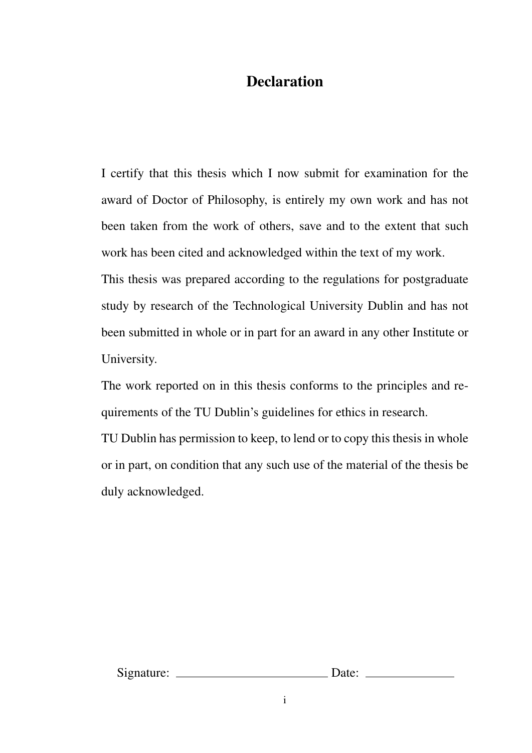# Declaration

I certify that this thesis which I now submit for examination for the award of Doctor of Philosophy, is entirely my own work and has not been taken from the work of others, save and to the extent that such work has been cited and acknowledged within the text of my work.

This thesis was prepared according to the regulations for postgraduate study by research of the Technological University Dublin and has not been submitted in whole or in part for an award in any other Institute or University.

The work reported on in this thesis conforms to the principles and requirements of the TU Dublin's guidelines for ethics in research.

TU Dublin has permission to keep, to lend or to copy this thesis in whole or in part, on condition that any such use of the material of the thesis be duly acknowledged.

Signature: ________________________ Date: ______________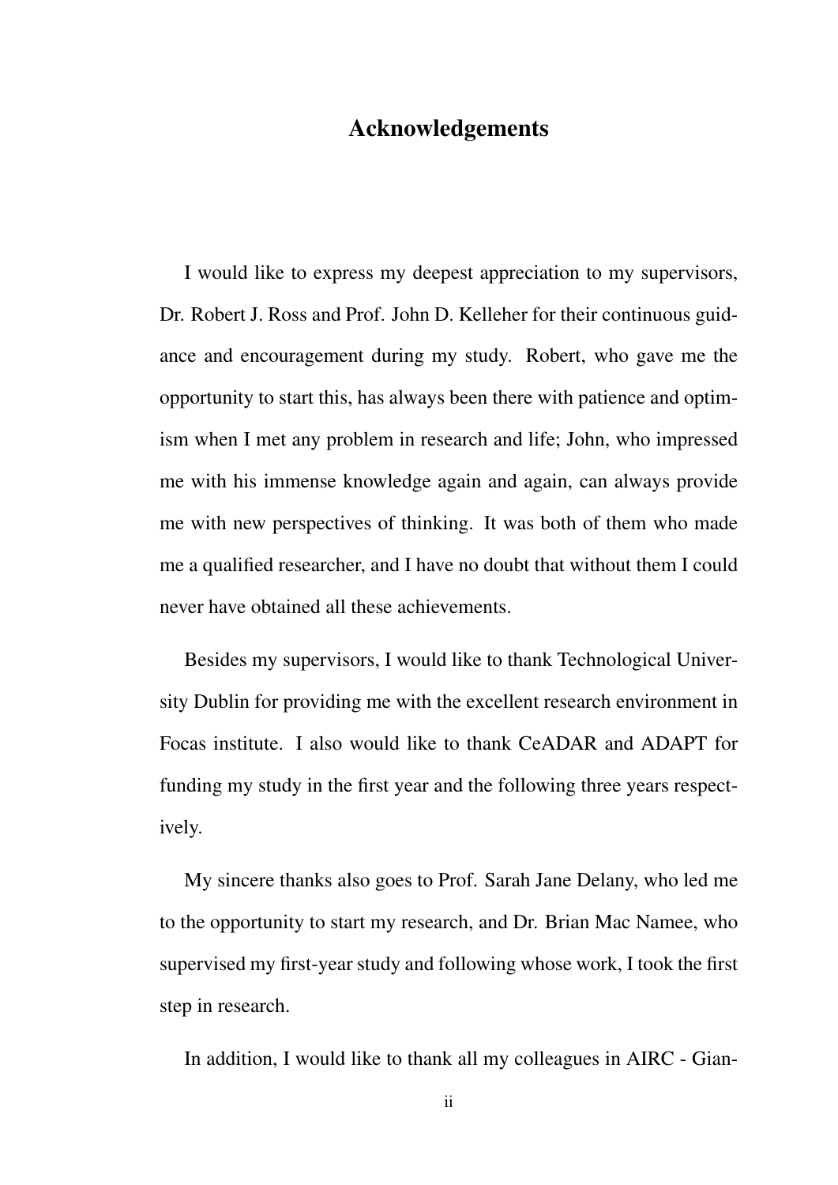# Acknowledgements

I would like to express my deepest appreciation to my supervisors, Dr. Robert J. Ross and Prof. John D. Kelleher for their continuous guidance and encouragement during my study. Robert, who gave me the opportunity to start this, has always been there with patience and optimism when I met any problem in research and life; John, who impressed me with his immense knowledge again and again, can always provide me with new perspectives of thinking. It was both of them who made me a qualified researcher, and I have no doubt that without them I could never have obtained all these achievements.

Besides my supervisors, I would like to thank Technological University Dublin for providing me with the excellent research environment in Focas institute. I also would like to thank CeADAR and ADAPT for funding my study in the first year and the following three years respectively.

My sincere thanks also goes to Prof. Sarah Jane Delany, who led me to the opportunity to start my research, and Dr. Brian Mac Namee, who supervised my first-year study and following whose work, I took the first step in research.

In addition, I would like to thank all my colleagues in AIRC - Gian-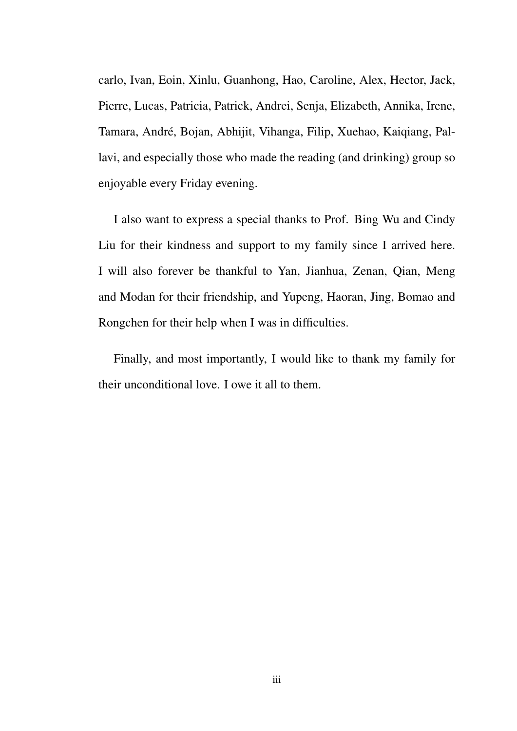carlo, Ivan, Eoin, Xinlu, Guanhong, Hao, Caroline, Alex, Hector, Jack, Pierre, Lucas, Patricia, Patrick, Andrei, Senja, Elizabeth, Annika, Irene, Tamara, André, Bojan, Abhijit, Vihanga, Filip, Xuehao, Kaiqiang, Pallavi, and especially those who made the reading (and drinking) group so enjoyable every Friday evening.

I also want to express a special thanks to Prof. Bing Wu and Cindy Liu for their kindness and support to my family since I arrived here. I will also forever be thankful to Yan, Jianhua, Zenan, Qian, Meng and Modan for their friendship, and Yupeng, Haoran, Jing, Bomao and Rongchen for their help when I was in difficulties.

Finally, and most importantly, I would like to thank my family for their unconditional love. I owe it all to them.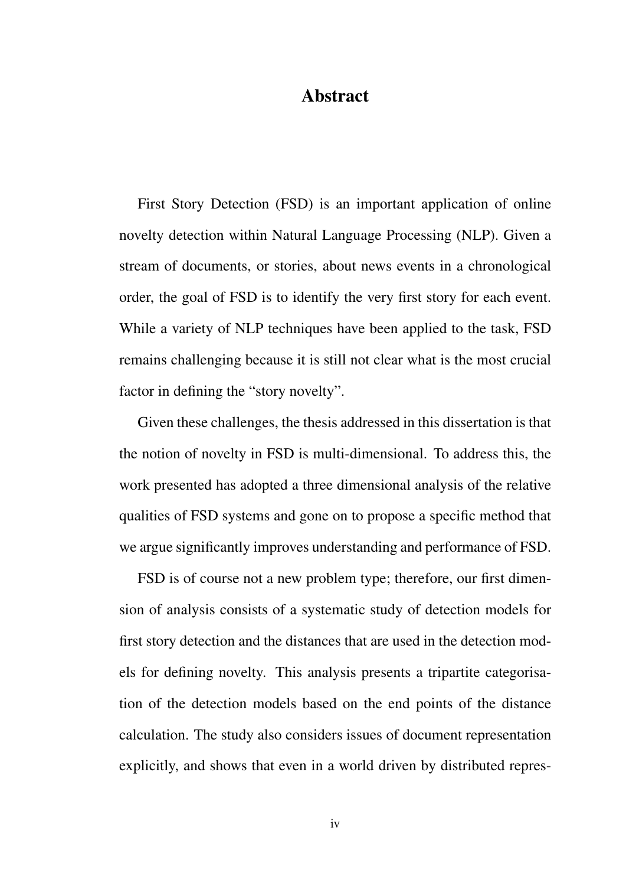# Abstract

First Story Detection (FSD) is an important application of online novelty detection within Natural Language Processing (NLP). Given a stream of documents, or stories, about news events in a chronological order, the goal of FSD is to identify the very first story for each event. While a variety of NLP techniques have been applied to the task, FSD remains challenging because it is still not clear what is the most crucial factor in defining the "story novelty".

Given these challenges, the thesis addressed in this dissertation is that the notion of novelty in FSD is multi-dimensional. To address this, the work presented has adopted a three dimensional analysis of the relative qualities of FSD systems and gone on to propose a specific method that we argue significantly improves understanding and performance of FSD.

FSD is of course not a new problem type; therefore, our first dimension of analysis consists of a systematic study of detection models for first story detection and the distances that are used in the detection models for defining novelty. This analysis presents a tripartite categorisation of the detection models based on the end points of the distance calculation. The study also considers issues of document representation explicitly, and shows that even in a world driven by distributed repres-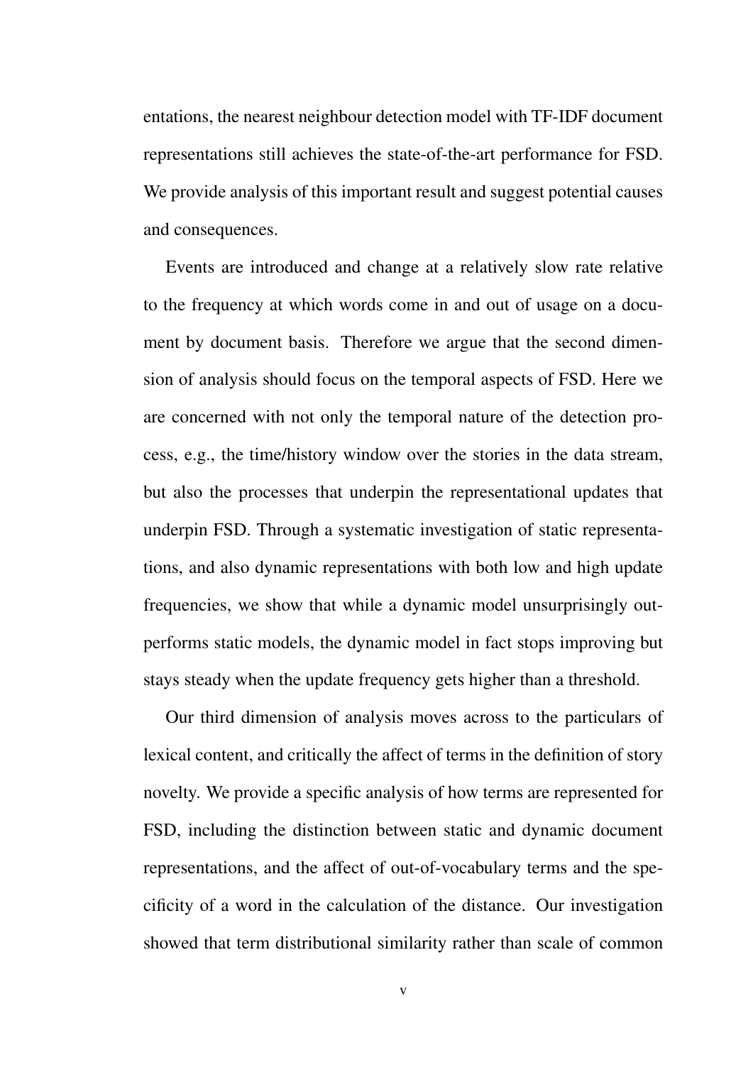entations, the nearest neighbour detection model with TF-IDF document representations still achieves the state-of-the-art performance for FSD. We provide analysis of this important result and suggest potential causes and consequences.

Events are introduced and change at a relatively slow rate relative to the frequency at which words come in and out of usage on a document by document basis. Therefore we argue that the second dimension of analysis should focus on the temporal aspects of FSD. Here we are concerned with not only the temporal nature of the detection process, e.g., the time/history window over the stories in the data stream, but also the processes that underpin the representational updates that underpin FSD. Through a systematic investigation of static representations, and also dynamic representations with both low and high update frequencies, we show that while a dynamic model unsurprisingly outperforms static models, the dynamic model in fact stops improving but stays steady when the update frequency gets higher than a threshold.

Our third dimension of analysis moves across to the particulars of lexical content, and critically the affect of terms in the definition of story novelty. We provide a specific analysis of how terms are represented for FSD, including the distinction between static and dynamic document representations, and the affect of out-of-vocabulary terms and the specificity of a word in the calculation of the distance. Our investigation showed that term distributional similarity rather than scale of common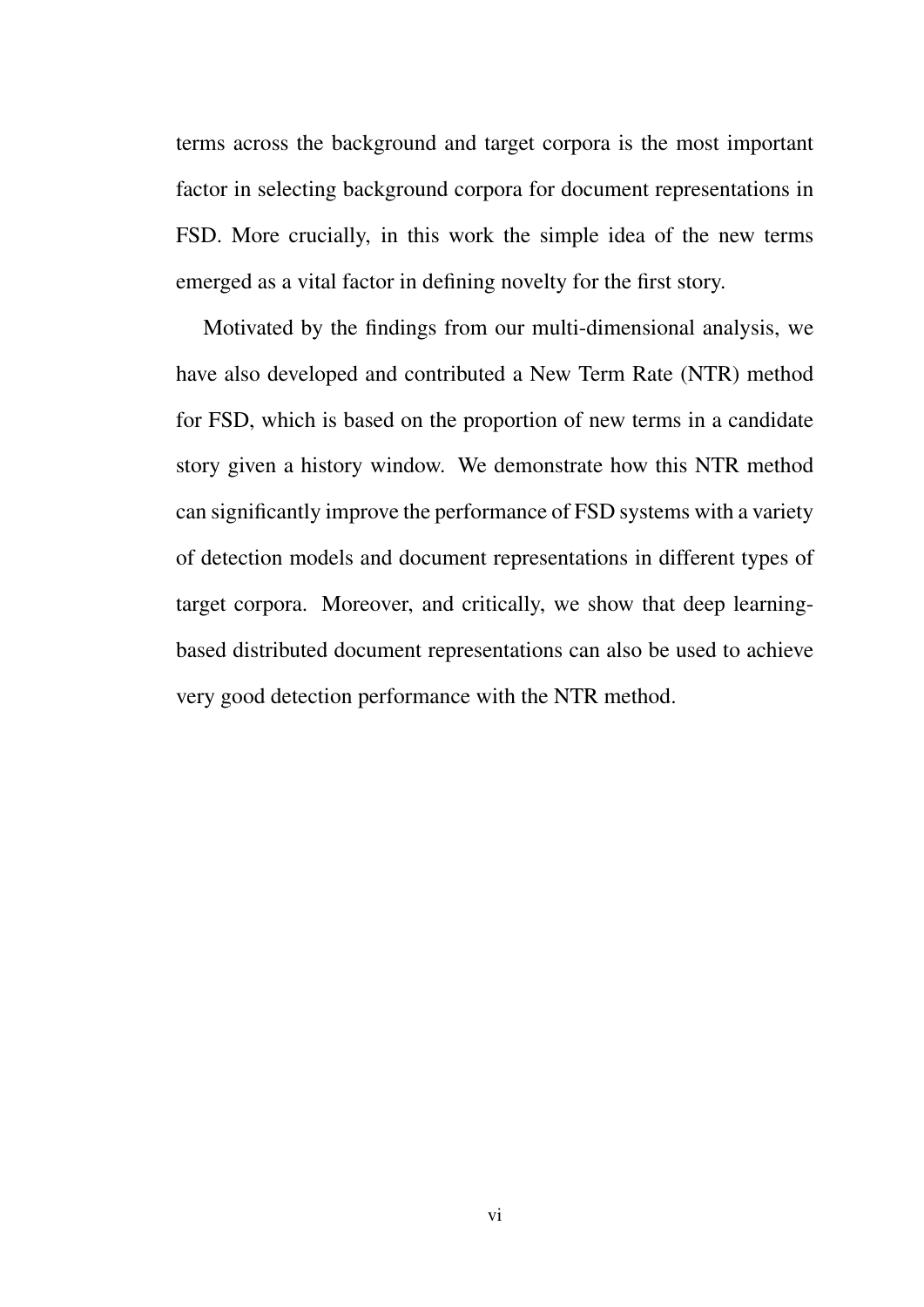terms across the background and target corpora is the most important factor in selecting background corpora for document representations in FSD. More crucially, in this work the simple idea of the new terms emerged as a vital factor in defining novelty for the first story.

Motivated by the findings from our multi-dimensional analysis, we have also developed and contributed a New Term Rate (NTR) method for FSD, which is based on the proportion of new terms in a candidate story given a history window. We demonstrate how this NTR method can significantly improve the performance of FSD systems with a variety of detection models and document representations in different types of target corpora. Moreover, and critically, we show that deep learning-based distributed document representations can also be used to achieve very good detection performance with the NTR method.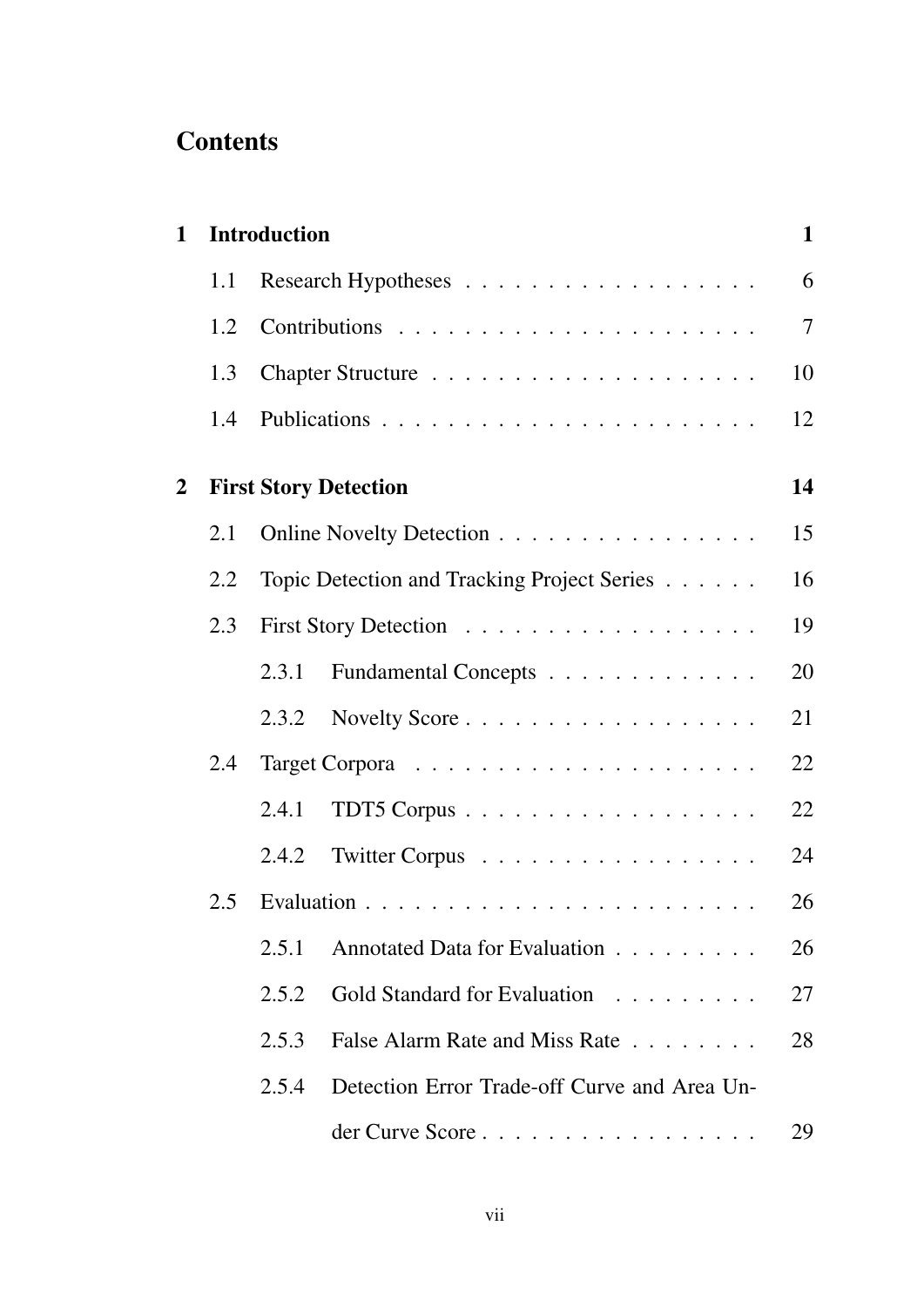# Contents

**1 Introduction** **1**

- 1.1 Research Hypotheses . . . . . . . . . . . . . . . . . . 6
- 1.2 Contributions . . . . . . . . . . . . . . . . . . . . . . 7
- 1.3 Chapter Structure . . . . . . . . . . . . . . . . . . . 10
- 1.4 Publications . . . . . . . . . . . . . . . . . . . . . . . 12

**2 First Story Detection** **14**

- 2.1 Online Novelty Detection . . . . . . . . . . . . . . . . 15
- 2.2 Topic Detection and Tracking Project Series . . . . . . 16
- 2.3 First Story Detection . . . . . . . . . . . . . . . . . . 19
  - 2.3.1 Fundamental Concepts . . . . . . . . . . . . . 20
  - 2.3.2 Novelty Score . . . . . . . . . . . . . . . . . . 21
- 2.4 Target Corpora . . . . . . . . . . . . . . . . . . . . . 22
  - 2.4.1 TDT5 Corpus . . . . . . . . . . . . . . . . . . 22
  - 2.4.2 Twitter Corpus . . . . . . . . . . . . . . . . . 24
- 2.5 Evaluation . . . . . . . . . . . . . . . . . . . . . . . . 26
  - 2.5.1 Annotated Data for Evaluation . . . . . . . . . 26
  - 2.5.2 Gold Standard for Evaluation . . . . . . . . . 27
  - 2.5.3 False Alarm Rate and Miss Rate . . . . . . . . 28
  - 2.5.4 Detection Error Trade-off Curve and Area Under Curve Score . . . . . . . . . . . . . . . . . 29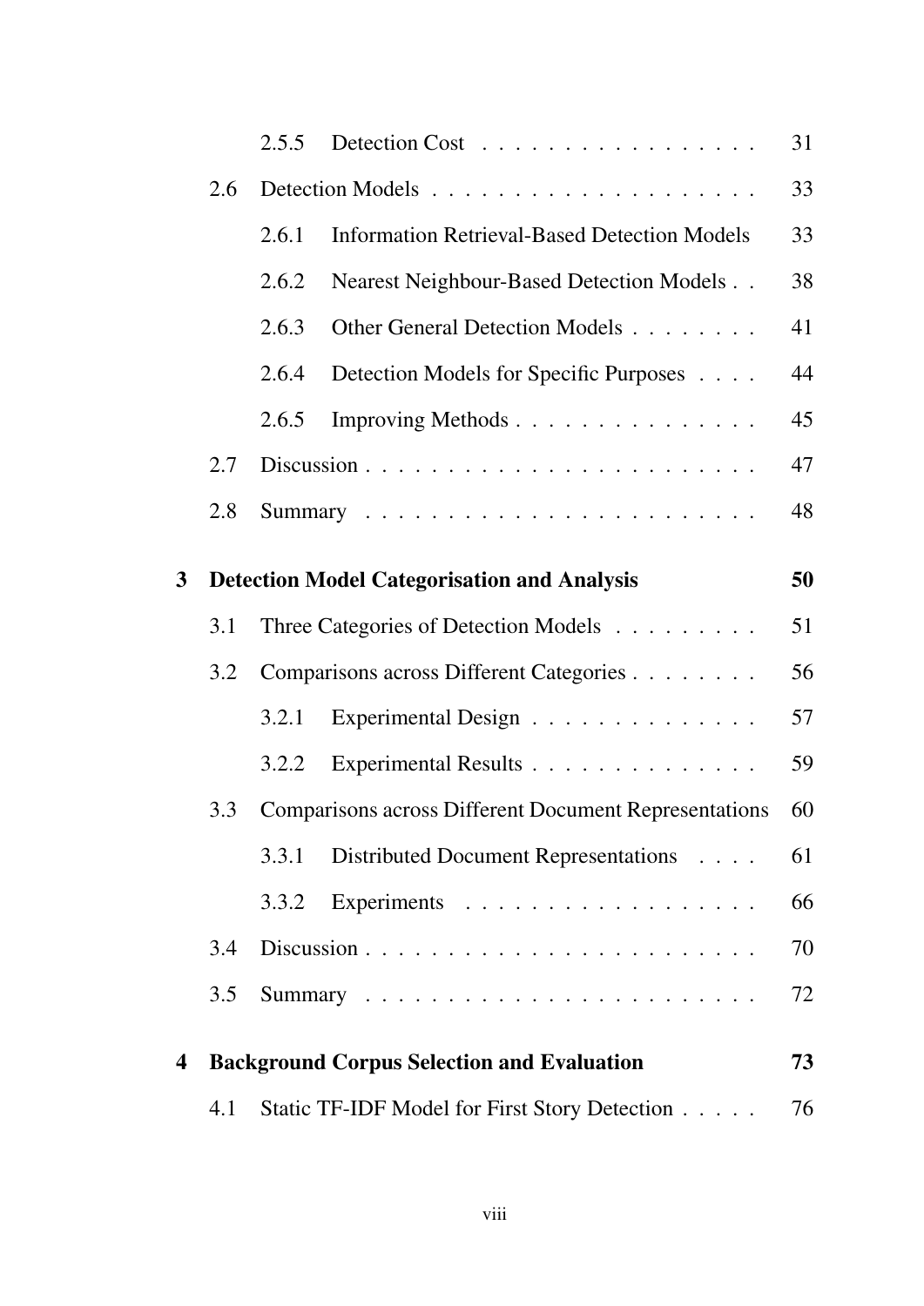|  |  |  |  |
|---|---|---|---|
|  | 2.5.5 | Detection Cost | 31 |
| 2.6 | Detection Models | | 33 |
|  | 2.6.1 | Information Retrieval-Based Detection Models | 33 |
|  | 2.6.2 | Nearest Neighbour-Based Detection Models | 38 |
|  | 2.6.3 | Other General Detection Models | 41 |
|  | 2.6.4 | Detection Models for Specific Purposes | 44 |
|  | 2.6.5 | Improving Methods | 45 |
| 2.7 | Discussion | | 47 |
| 2.8 | Summary | | 48 |

**3 Detection Model Categorisation and Analysis** **50**

|  |  |  |  |
|---|---|---|---|
| 3.1 | Three Categories of Detection Models | | 51 |
| 3.2 | Comparisons across Different Categories | | 56 |
|  | 3.2.1 | Experimental Design | 57 |
|  | 3.2.2 | Experimental Results | 59 |
| 3.3 | Comparisons across Different Document Representations | | 60 |
|  | 3.3.1 | Distributed Document Representations | 61 |
|  | 3.3.2 | Experiments | 66 |
| 3.4 | Discussion | | 70 |
| 3.5 | Summary | | 72 |

**4 Background Corpus Selection and Evaluation** **73**

|  |  |  |
|---|---|---|
| 4.1 | Static TF-IDF Model for First Story Detection | 76 |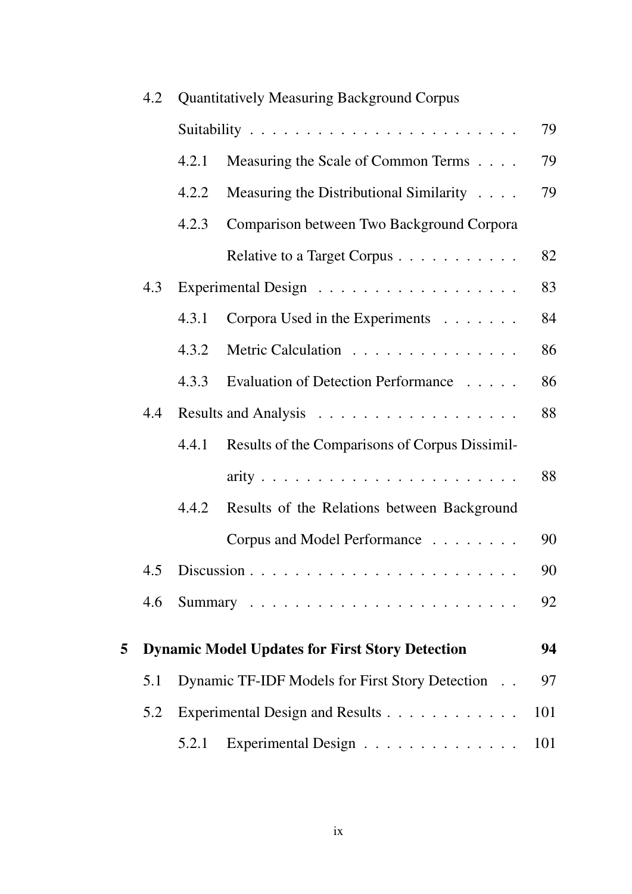- 4.2 Quantitatively Measuring Background Corpus Suitability . . . . . . . . . . . . . . . . . . . . . . . . 79
  - 4.2.1 Measuring the Scale of Common Terms . . . . 79
  - 4.2.2 Measuring the Distributional Similarity . . . . 79
  - 4.2.3 Comparison between Two Background Corpora Relative to a Target Corpus . . . . . . . . . . . 82
- 4.3 Experimental Design . . . . . . . . . . . . . . . . . . 83
  - 4.3.1 Corpora Used in the Experiments . . . . . . . 84
  - 4.3.2 Metric Calculation . . . . . . . . . . . . . . . 86
  - 4.3.3 Evaluation of Detection Performance . . . . . 86
- 4.4 Results and Analysis . . . . . . . . . . . . . . . . . . 88
  - 4.4.1 Results of the Comparisons of Corpus Dissimilarity . . . . . . . . . . . . . . . . . . . . . . . 88
  - 4.4.2 Results of the Relations between Background Corpus and Model Performance . . . . . . . . 90
- 4.5 Discussion . . . . . . . . . . . . . . . . . . . . . . . . 90
- 4.6 Summary . . . . . . . . . . . . . . . . . . . . . . . . 92

**5 Dynamic Model Updates for First Story Detection 94**

- 5.1 Dynamic TF-IDF Models for First Story Detection . . 97
- 5.2 Experimental Design and Results . . . . . . . . . . . . 101
  - 5.2.1 Experimental Design . . . . . . . . . . . . . . 101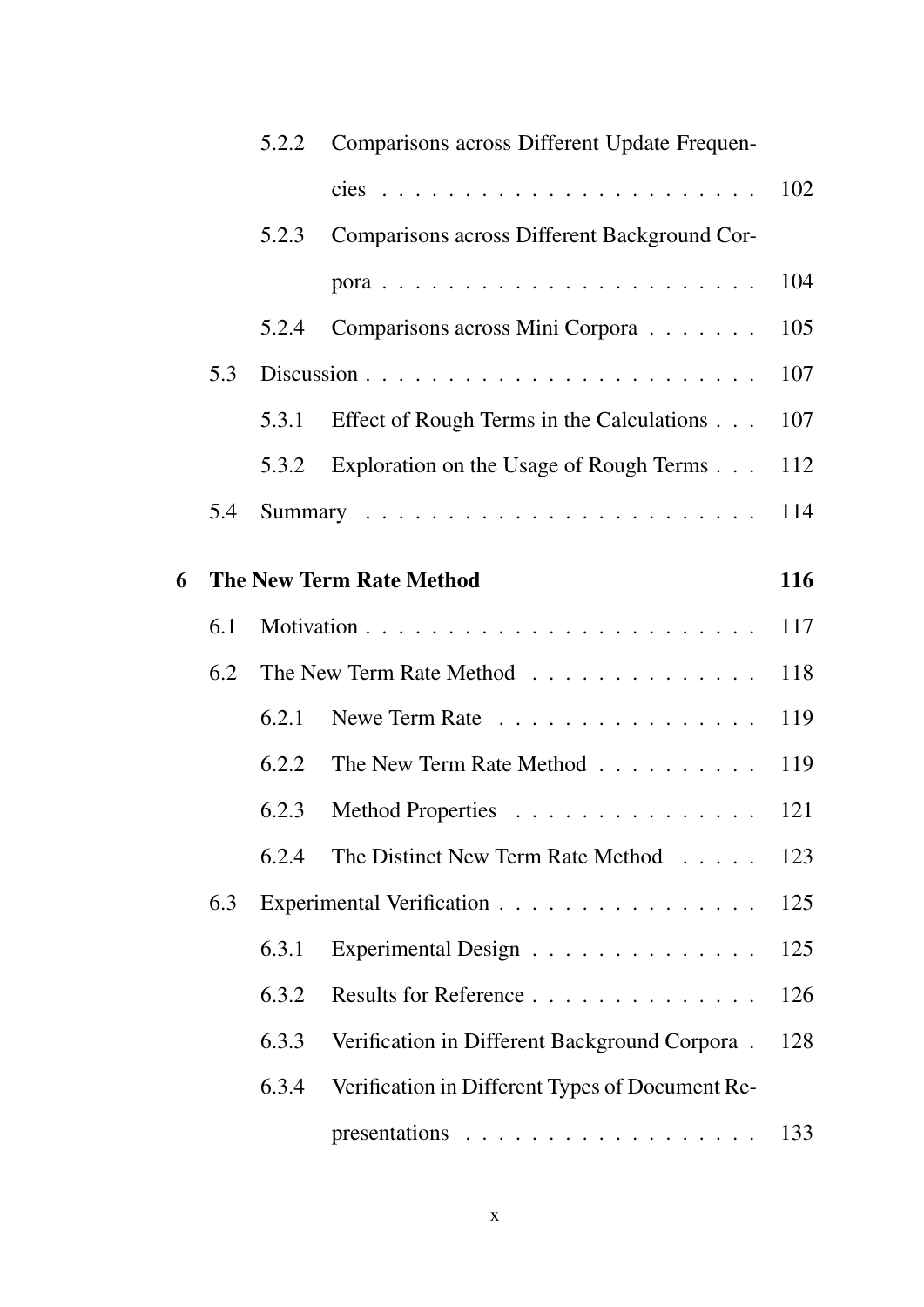- 5.2.2 Comparisons across Different Update Frequencies . . . . . . . . . . . . . . . . . . . . . . . 102
- 5.2.3 Comparisons across Different Background Corpora . . . . . . . . . . . . . . . . . . . . . . . 104
- 5.2.4 Comparisons across Mini Corpora . . . . . . . 105
- 5.3 Discussion . . . . . . . . . . . . . . . . . . . . . . . . 107
  - 5.3.1 Effect of Rough Terms in the Calculations . . . 107
  - 5.3.2 Exploration on the Usage of Rough Terms . . . 112
- 5.4 Summary . . . . . . . . . . . . . . . . . . . . . . . . 114

**6 The New Term Rate Method** **116**

- 6.1 Motivation . . . . . . . . . . . . . . . . . . . . . . . . 117
- 6.2 The New Term Rate Method . . . . . . . . . . . . . . 118
  - 6.2.1 Newe Term Rate . . . . . . . . . . . . . . . . 119
  - 6.2.2 The New Term Rate Method . . . . . . . . . . 119
  - 6.2.3 Method Properties . . . . . . . . . . . . . . . 121
  - 6.2.4 The Distinct New Term Rate Method . . . . . 123
- 6.3 Experimental Verification . . . . . . . . . . . . . . . . 125
  - 6.3.1 Experimental Design . . . . . . . . . . . . . . 125
  - 6.3.2 Results for Reference . . . . . . . . . . . . . . 126
  - 6.3.3 Verification in Different Background Corpora . 128
  - 6.3.4 Verification in Different Types of Document Representations . . . . . . . . . . . . . . . . . . 133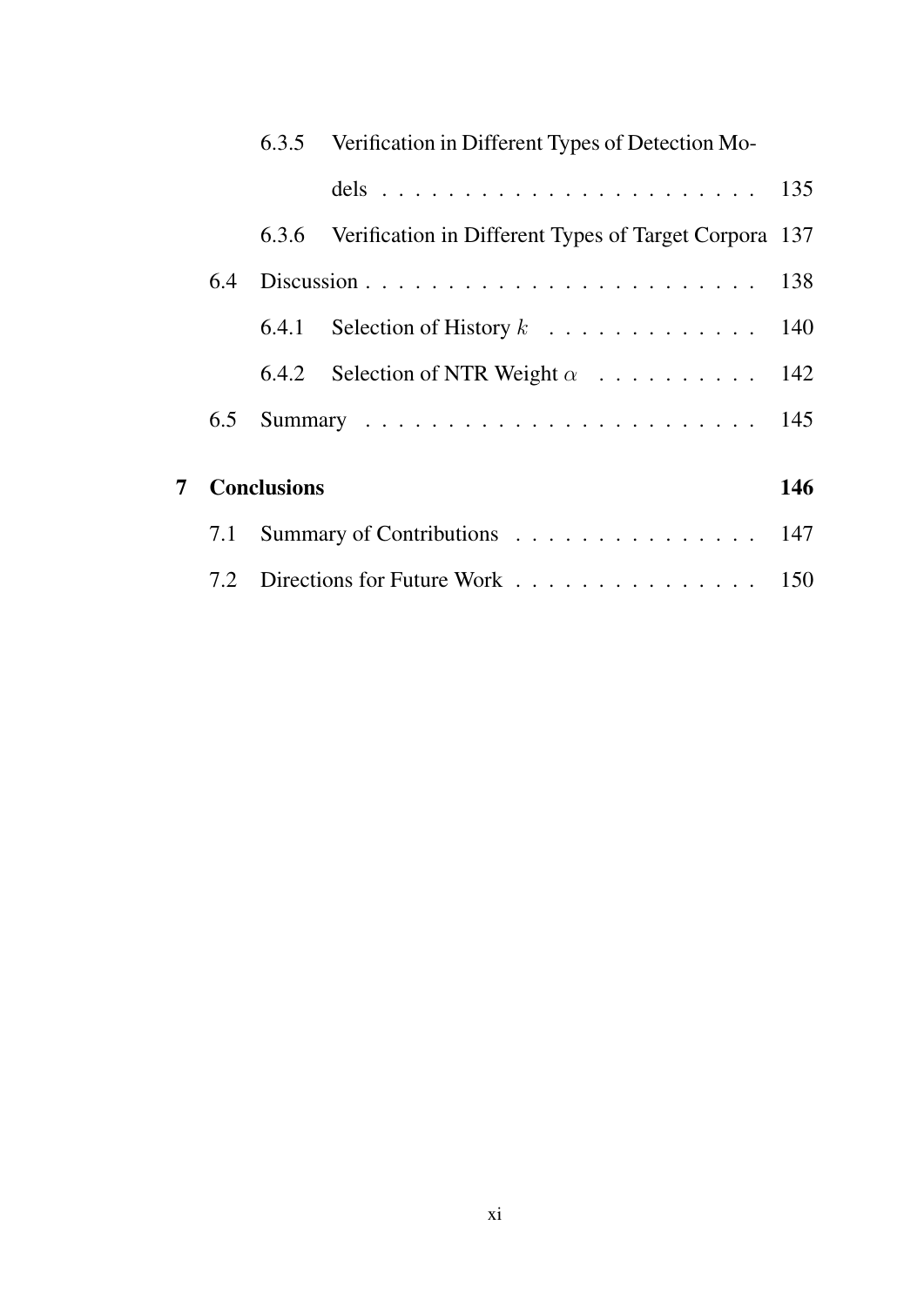6.3.5 Verification in Different Types of Detection Models . . . . . . . . . . . . . . . . . . . . . . . 135

6.3.6 Verification in Different Types of Target Corpora 137

6.4 Discussion . . . . . . . . . . . . . . . . . . . . . . . . 138

6.4.1 Selection of History $k$ . . . . . . . . . . . . . 140

6.4.2 Selection of NTR Weight $\alpha$ . . . . . . . . . . 142

6.5 Summary . . . . . . . . . . . . . . . . . . . . . . . . 145

**7 Conclusions** **146**

7.1 Summary of Contributions . . . . . . . . . . . . . . . 147

7.2 Directions for Future Work . . . . . . . . . . . . . . . 150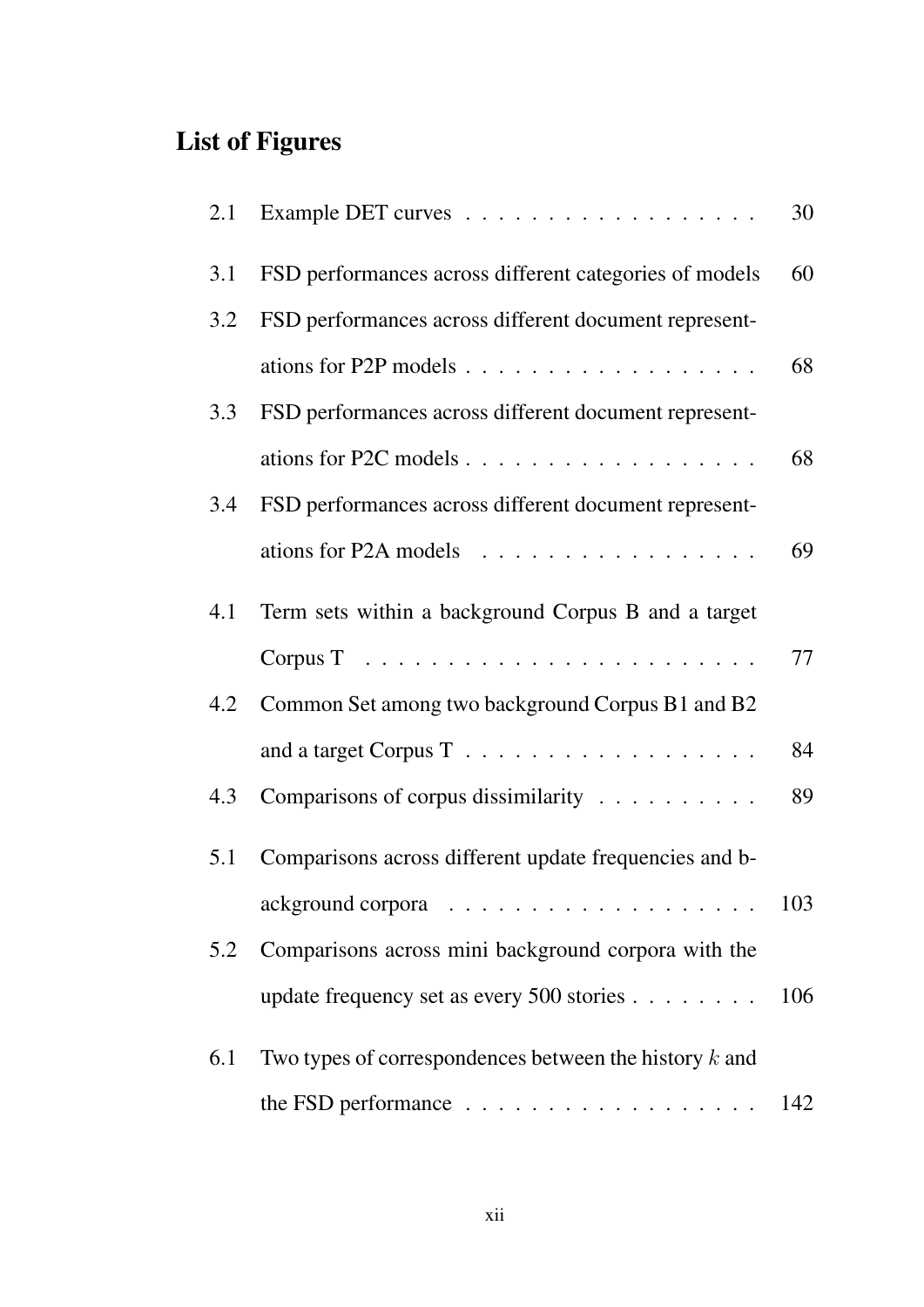# List of Figures

2.1 Example DET curves . . . . . . . . . . . . . . . . . . 30

3.1 FSD performances across different categories of models 60

3.2 FSD performances across different document representations for P2P models . . . . . . . . . . . . . . . . . . 68

3.3 FSD performances across different document representations for P2C models . . . . . . . . . . . . . . . . . . 68

3.4 FSD performances across different document representations for P2A models . . . . . . . . . . . . . . . . . 69

4.1 Term sets within a background Corpus B and a target Corpus T . . . . . . . . . . . . . . . . . . . . . . . . 77

4.2 Common Set among two background Corpus B1 and B2 and a target Corpus T . . . . . . . . . . . . . . . . . . 84

4.3 Comparisons of corpus dissimilarity . . . . . . . . . . 89

5.1 Comparisons across different update frequencies and background corpora . . . . . . . . . . . . . . . . . . . 103

5.2 Comparisons across mini background corpora with the update frequency set as every 500 stories . . . . . . . . 106

6.1 Two types of correspondences between the history $k$ and the FSD performance . . . . . . . . . . . . . . . . . . 142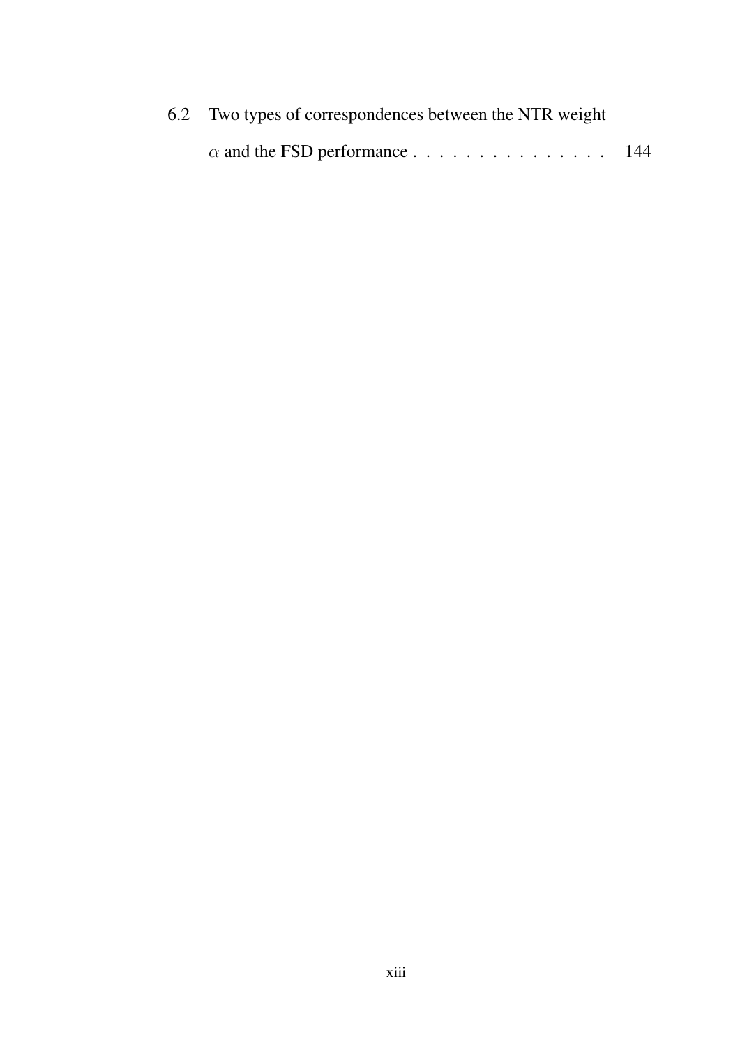6.2 Two types of correspondences between the NTR weight $\alpha$ and the FSD performance . . . . . . . . . . . . . . . . 144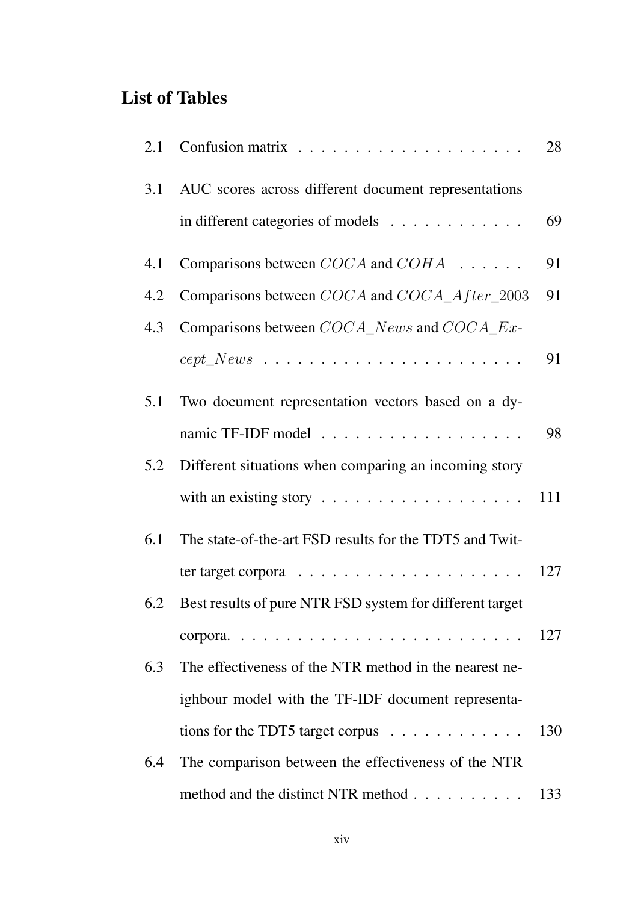## List of Tables

| | | |
|---|---|---|
| 2.1 | Confusion matrix | 28 |
| 3.1 | AUC scores across different document representations in different categories of models | 69 |
| 4.1 | Comparisons between $COCA$ and $COHA$ | 91 |
| 4.2 | Comparisons between $COCA$ and $COCA\_After\_2003$ | 91 |
| 4.3 | Comparisons between $COCA\_News$ and $COCA\_Except\_News$ | 91 |
| 5.1 | Two document representation vectors based on a dynamic TF-IDF model | 98 |
| 5.2 | Different situations when comparing an incoming story with an existing story | 111 |
| 6.1 | The state-of-the-art FSD results for the TDT5 and Twitter target corpora | 127 |
| 6.2 | Best results of pure NTR FSD system for different target corpora. | 127 |
| 6.3 | The effectiveness of the NTR method in the nearest neighbour model with the TF-IDF document representations for the TDT5 target corpus | 130 |
| 6.4 | The comparison between the effectiveness of the NTR method and the distinct NTR method | 133 |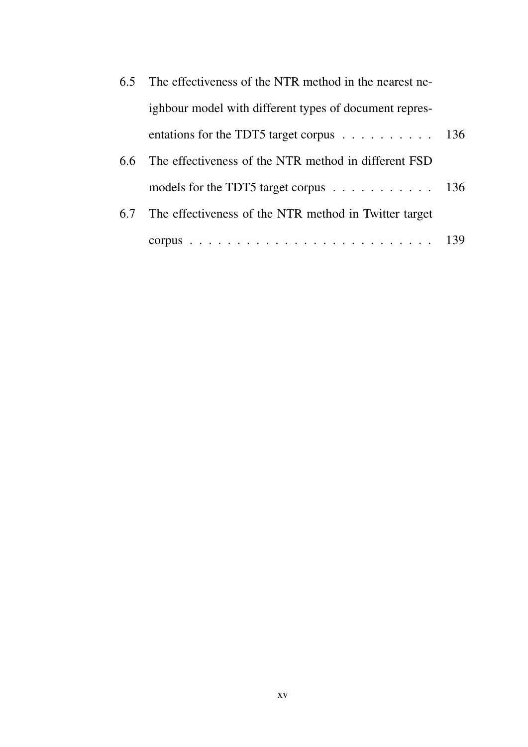6.5 The effectiveness of the NTR method in the nearest neighbour model with different types of document representations for the TDT5 target corpus . . . . . . . . . . 136

6.6 The effectiveness of the NTR method in different FSD models for the TDT5 target corpus . . . . . . . . . . . 136

6.7 The effectiveness of the NTR method in Twitter target corpus . . . . . . . . . . . . . . . . . . . . . . . . . . 139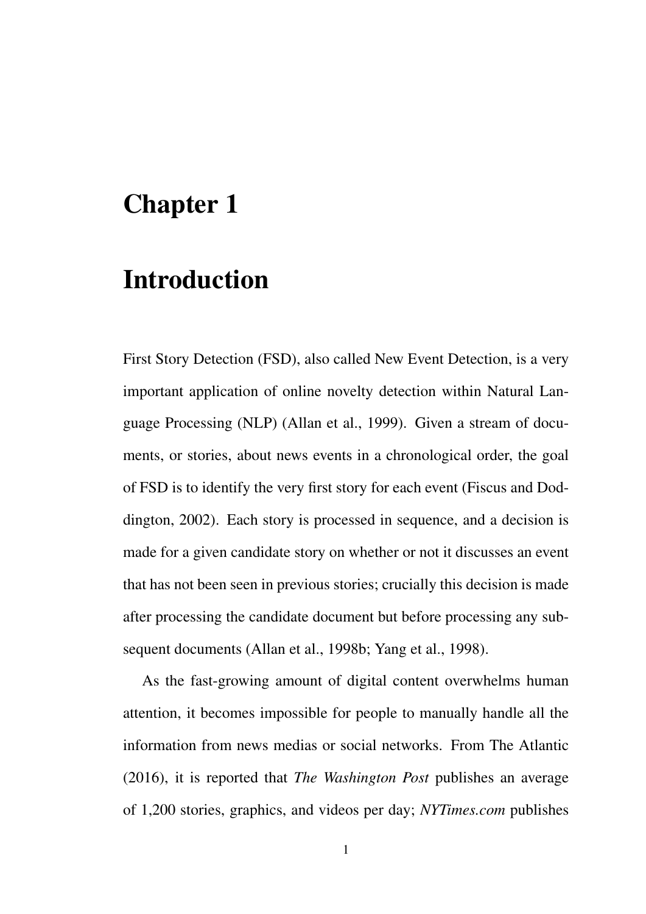# Chapter 1

# Introduction

First Story Detection (FSD), also called New Event Detection, is a very important application of online novelty detection within Natural Language Processing (NLP) (Allan et al., 1999). Given a stream of documents, or stories, about news events in a chronological order, the goal of FSD is to identify the very first story for each event (Fiscus and Doddington, 2002). Each story is processed in sequence, and a decision is made for a given candidate story on whether or not it discusses an event that has not been seen in previous stories; crucially this decision is made after processing the candidate document but before processing any subsequent documents (Allan et al., 1998b; Yang et al., 1998).

As the fast-growing amount of digital content overwhelms human attention, it becomes impossible for people to manually handle all the information from news medias or social networks. From The Atlantic (2016), it is reported that *The Washington Post* publishes an average of 1,200 stories, graphics, and videos per day; *NYTimes.com* publishes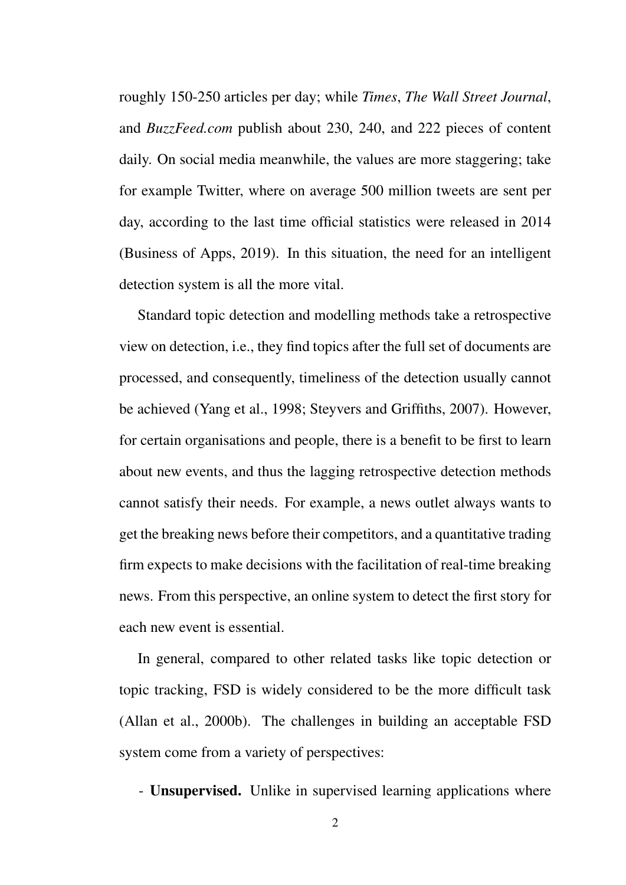roughly 150-250 articles per day; while *Times*, *The Wall Street Journal*, and *BuzzFeed.com* publish about 230, 240, and 222 pieces of content daily. On social media meanwhile, the values are more staggering; take for example Twitter, where on average 500 million tweets are sent per day, according to the last time official statistics were released in 2014 (Business of Apps, 2019). In this situation, the need for an intelligent detection system is all the more vital.

Standard topic detection and modelling methods take a retrospective view on detection, i.e., they find topics after the full set of documents are processed, and consequently, timeliness of the detection usually cannot be achieved (Yang et al., 1998; Steyvers and Griffiths, 2007). However, for certain organisations and people, there is a benefit to be first to learn about new events, and thus the lagging retrospective detection methods cannot satisfy their needs. For example, a news outlet always wants to get the breaking news before their competitors, and a quantitative trading firm expects to make decisions with the facilitation of real-time breaking news. From this perspective, an online system to detect the first story for each new event is essential.

In general, compared to other related tasks like topic detection or topic tracking, FSD is widely considered to be the more difficult task (Allan et al., 2000b). The challenges in building an acceptable FSD system come from a variety of perspectives:

- **Unsupervised.** Unlike in supervised learning applications where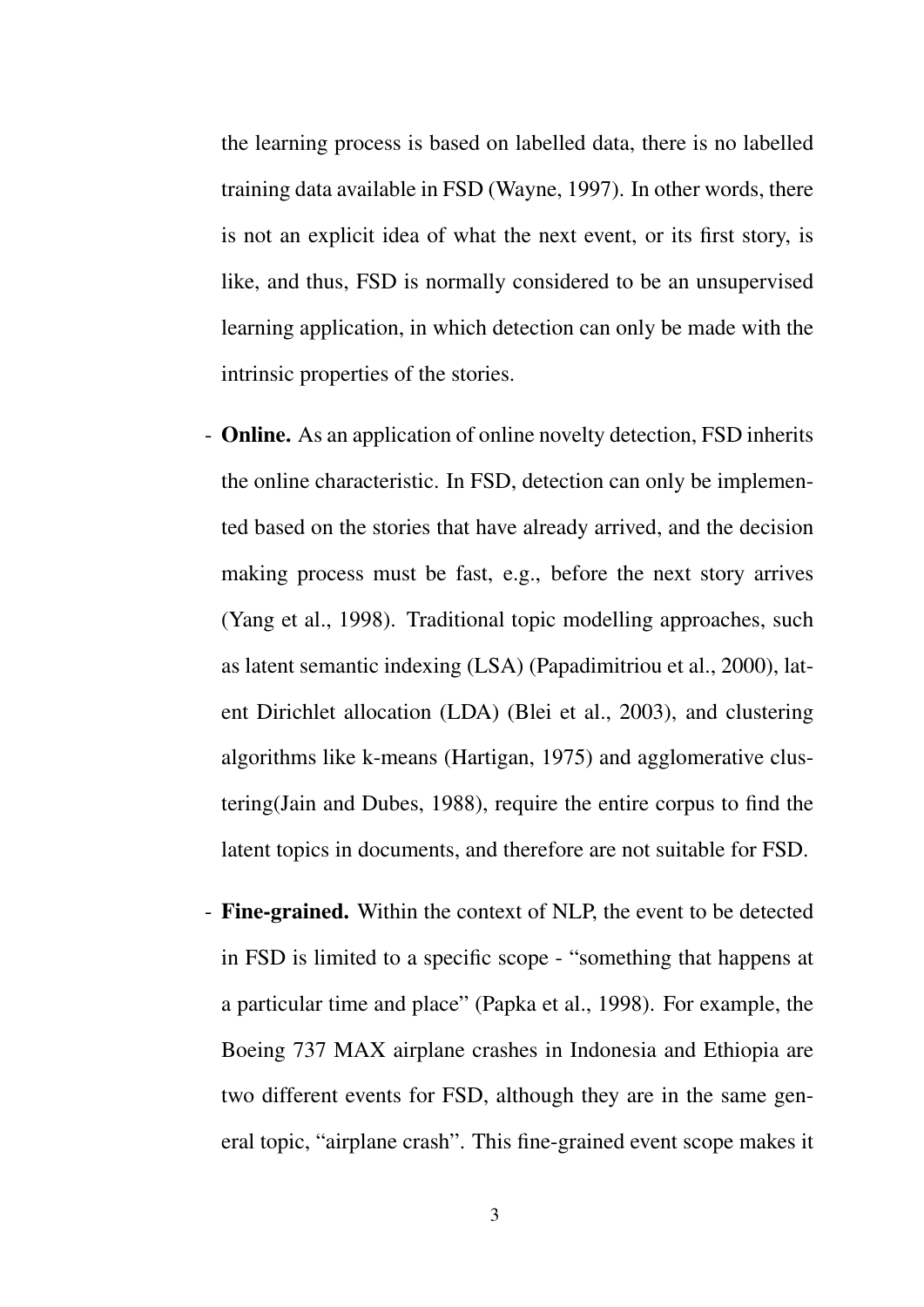the learning process is based on labelled data, there is no labelled training data available in FSD (Wayne, 1997). In other words, there is not an explicit idea of what the next event, or its first story, is like, and thus, FSD is normally considered to be an unsupervised learning application, in which detection can only be made with the intrinsic properties of the stories.

- **Online.** As an application of online novelty detection, FSD inherits the online characteristic. In FSD, detection can only be implemented based on the stories that have already arrived, and the decision making process must be fast, e.g., before the next story arrives (Yang et al., 1998). Traditional topic modelling approaches, such as latent semantic indexing (LSA) (Papadimitriou et al., 2000), latent Dirichlet allocation (LDA) (Blei et al., 2003), and clustering algorithms like k-means (Hartigan, 1975) and agglomerative clustering(Jain and Dubes, 1988), require the entire corpus to find the latent topics in documents, and therefore are not suitable for FSD.
- **Fine-grained.** Within the context of NLP, the event to be detected in FSD is limited to a specific scope - "something that happens at a particular time and place" (Papka et al., 1998). For example, the Boeing 737 MAX airplane crashes in Indonesia and Ethiopia are two different events for FSD, although they are in the same general topic, "airplane crash". This fine-grained event scope makes it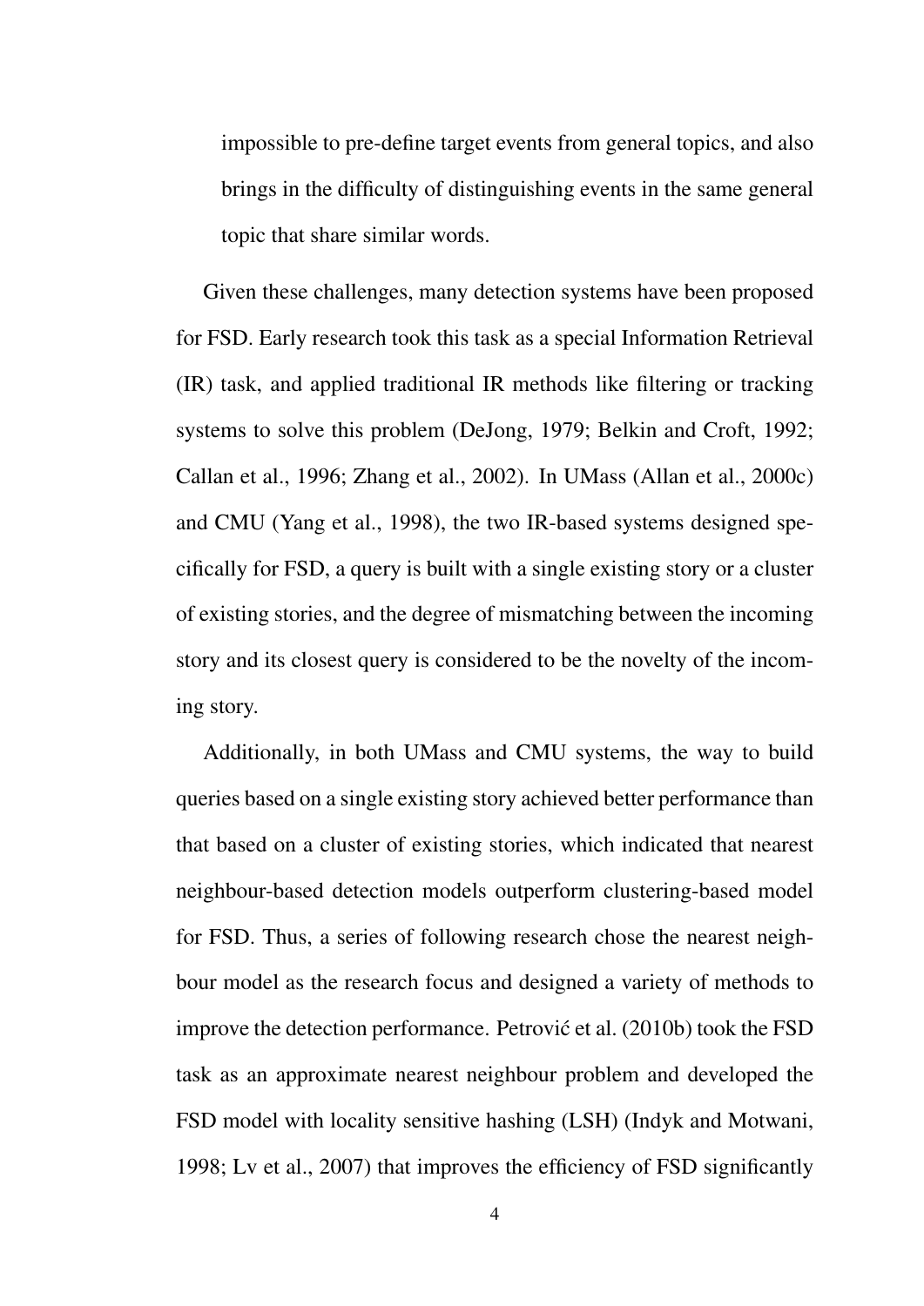impossible to pre-define target events from general topics, and also brings in the difficulty of distinguishing events in the same general topic that share similar words.

Given these challenges, many detection systems have been proposed for FSD. Early research took this task as a special Information Retrieval (IR) task, and applied traditional IR methods like filtering or tracking systems to solve this problem (DeJong, 1979; Belkin and Croft, 1992; Callan et al., 1996; Zhang et al., 2002). In UMass (Allan et al., 2000c) and CMU (Yang et al., 1998), the two IR-based systems designed specifically for FSD, a query is built with a single existing story or a cluster of existing stories, and the degree of mismatching between the incoming story and its closest query is considered to be the novelty of the incoming story.

Additionally, in both UMass and CMU systems, the way to build queries based on a single existing story achieved better performance than that based on a cluster of existing stories, which indicated that nearest neighbour-based detection models outperform clustering-based model for FSD. Thus, a series of following research chose the nearest neighbour model as the research focus and designed a variety of methods to improve the detection performance. Petrović et al. (2010b) took the FSD task as an approximate nearest neighbour problem and developed the FSD model with locality sensitive hashing (LSH) (Indyk and Motwani, 1998; Lv et al., 2007) that improves the efficiency of FSD significantly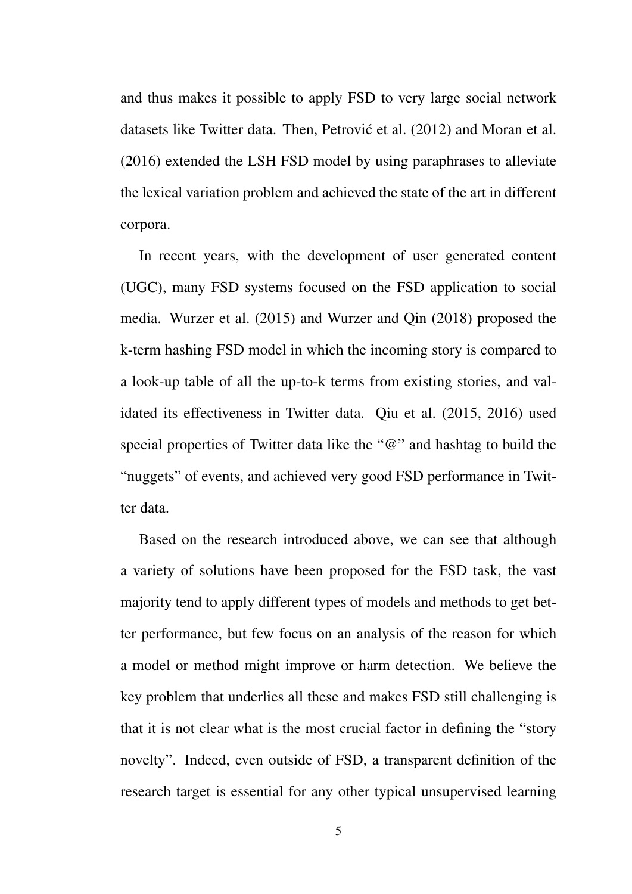and thus makes it possible to apply FSD to very large social network datasets like Twitter data. Then, Petrović et al. (2012) and Moran et al. (2016) extended the LSH FSD model by using paraphrases to alleviate the lexical variation problem and achieved the state of the art in different corpora.

In recent years, with the development of user generated content (UGC), many FSD systems focused on the FSD application to social media. Wurzer et al. (2015) and Wurzer and Qin (2018) proposed the k-term hashing FSD model in which the incoming story is compared to a look-up table of all the up-to-k terms from existing stories, and validated its effectiveness in Twitter data. Qiu et al. (2015, 2016) used special properties of Twitter data like the "@" and hashtag to build the "nuggets" of events, and achieved very good FSD performance in Twitter data.

Based on the research introduced above, we can see that although a variety of solutions have been proposed for the FSD task, the vast majority tend to apply different types of models and methods to get better performance, but few focus on an analysis of the reason for which a model or method might improve or harm detection. We believe the key problem that underlies all these and makes FSD still challenging is that it is not clear what is the most crucial factor in defining the "story novelty". Indeed, even outside of FSD, a transparent definition of the research target is essential for any other typical unsupervised learning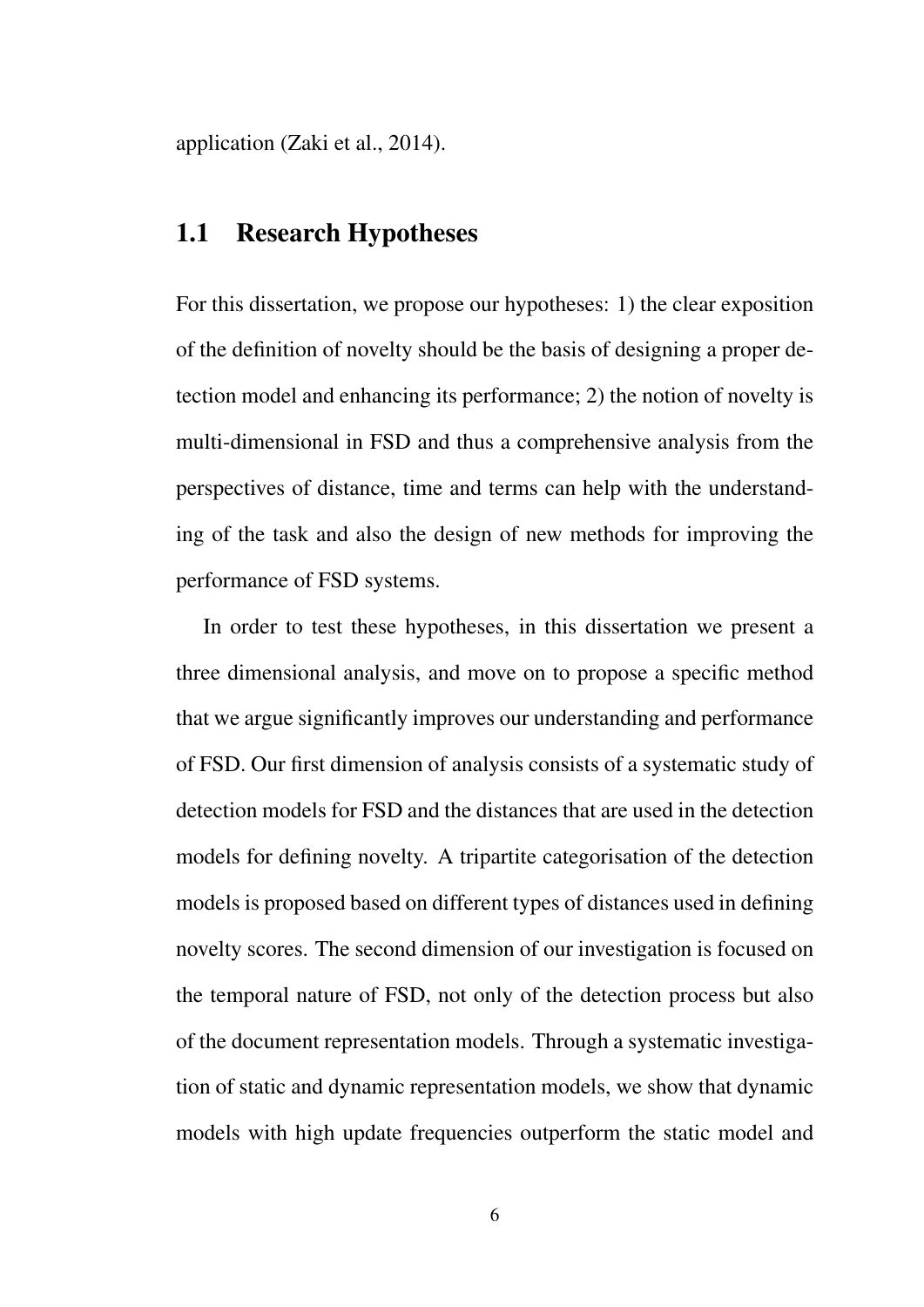application (Zaki et al., 2014).

## 1.1 Research Hypotheses

For this dissertation, we propose our hypotheses: 1) the clear exposition of the definition of novelty should be the basis of designing a proper detection model and enhancing its performance; 2) the notion of novelty is multi-dimensional in FSD and thus a comprehensive analysis from the perspectives of distance, time and terms can help with the understanding of the task and also the design of new methods for improving the performance of FSD systems.

In order to test these hypotheses, in this dissertation we present a three dimensional analysis, and move on to propose a specific method that we argue significantly improves our understanding and performance of FSD. Our first dimension of analysis consists of a systematic study of detection models for FSD and the distances that are used in the detection models for defining novelty. A tripartite categorisation of the detection models is proposed based on different types of distances used in defining novelty scores. The second dimension of our investigation is focused on the temporal nature of FSD, not only of the detection process but also of the document representation models. Through a systematic investigation of static and dynamic representation models, we show that dynamic models with high update frequencies outperform the static model and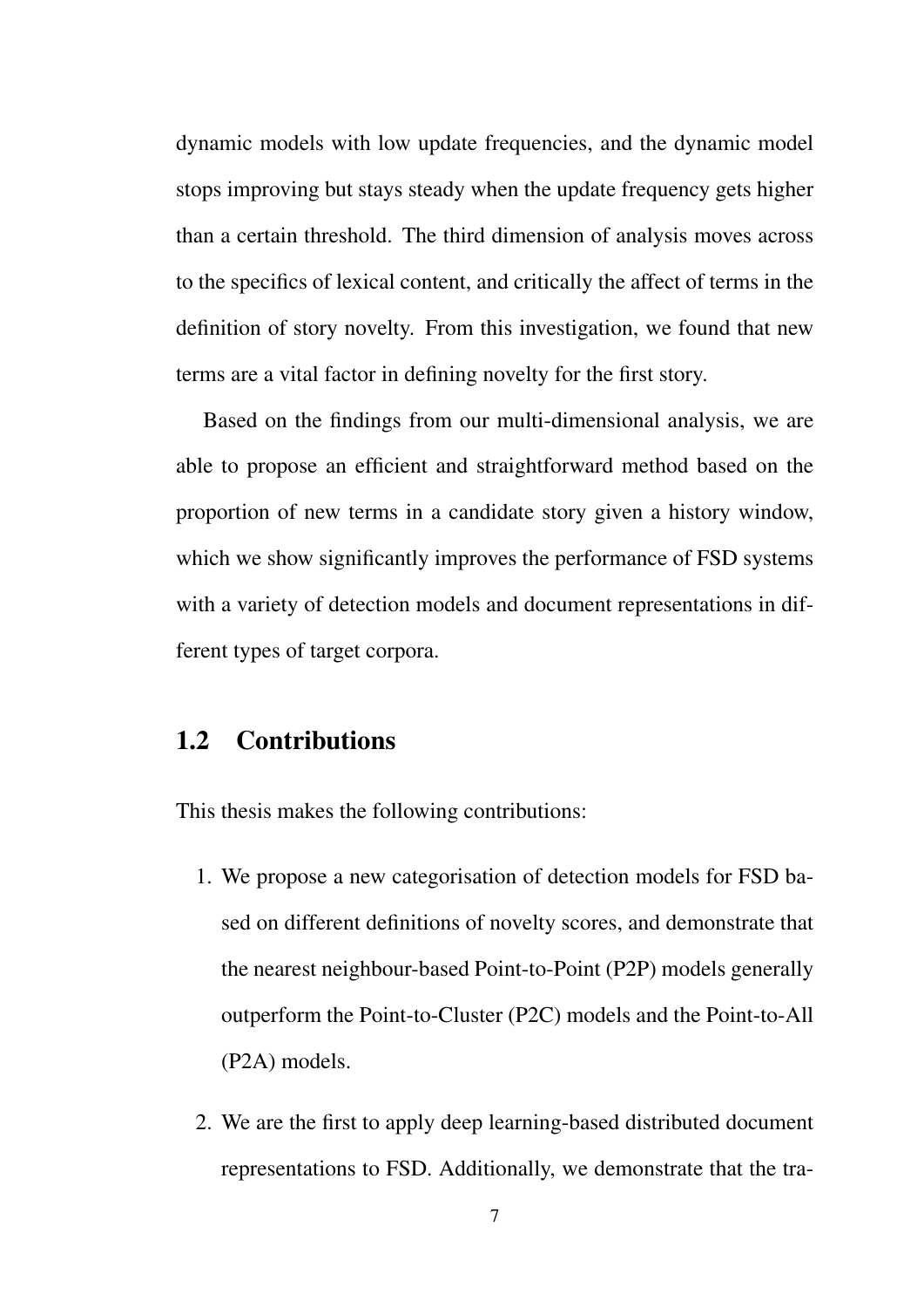dynamic models with low update frequencies, and the dynamic model stops improving but stays steady when the update frequency gets higher than a certain threshold. The third dimension of analysis moves across to the specifics of lexical content, and critically the affect of terms in the definition of story novelty. From this investigation, we found that new terms are a vital factor in defining novelty for the first story.

Based on the findings from our multi-dimensional analysis, we are able to propose an efficient and straightforward method based on the proportion of new terms in a candidate story given a history window, which we show significantly improves the performance of FSD systems with a variety of detection models and document representations in different types of target corpora.

## 1.2 Contributions

This thesis makes the following contributions:

1. We propose a new categorisation of detection models for FSD based on different definitions of novelty scores, and demonstrate that the nearest neighbour-based Point-to-Point (P2P) models generally outperform the Point-to-Cluster (P2C) models and the Point-to-All (P2A) models.
2. We are the first to apply deep learning-based distributed document representations to FSD. Additionally, we demonstrate that the tra-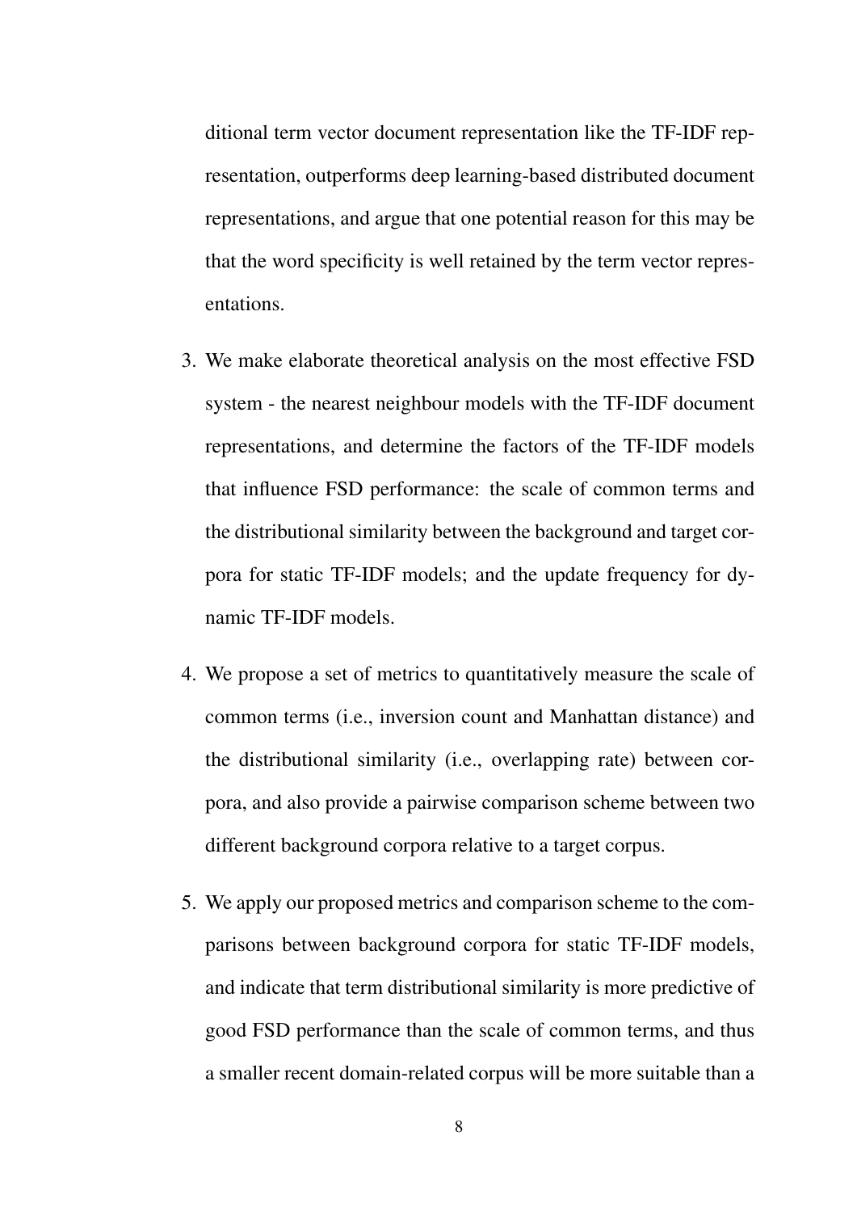ditional term vector document representation like the TF-IDF representation, outperforms deep learning-based distributed document representations, and argue that one potential reason for this may be that the word specificity is well retained by the term vector representations.

3. We make elaborate theoretical analysis on the most effective FSD system - the nearest neighbour models with the TF-IDF document representations, and determine the factors of the TF-IDF models that influence FSD performance: the scale of common terms and the distributional similarity between the background and target corpora for static TF-IDF models; and the update frequency for dynamic TF-IDF models.

4. We propose a set of metrics to quantitatively measure the scale of common terms (i.e., inversion count and Manhattan distance) and the distributional similarity (i.e., overlapping rate) between corpora, and also provide a pairwise comparison scheme between two different background corpora relative to a target corpus.

5. We apply our proposed metrics and comparison scheme to the comparisons between background corpora for static TF-IDF models, and indicate that term distributional similarity is more predictive of good FSD performance than the scale of common terms, and thus a smaller recent domain-related corpus will be more suitable than a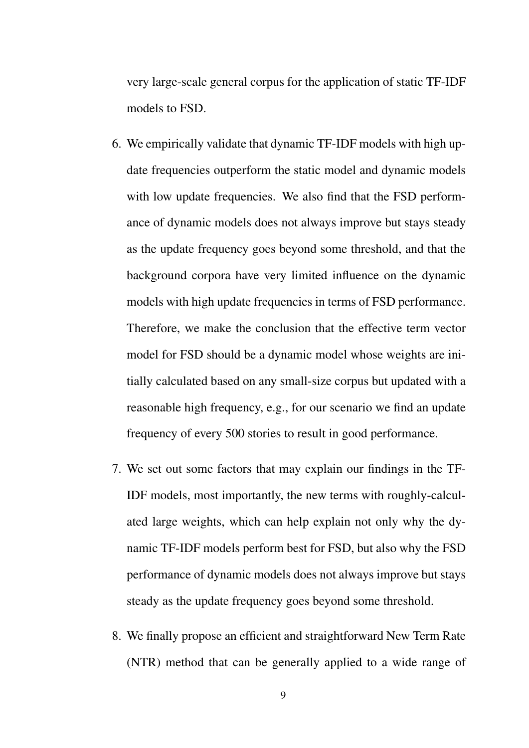very large-scale general corpus for the application of static TF-IDF models to FSD.

6. We empirically validate that dynamic TF-IDF models with high update frequencies outperform the static model and dynamic models with low update frequencies. We also find that the FSD performance of dynamic models does not always improve but stays steady as the update frequency goes beyond some threshold, and that the background corpora have very limited influence on the dynamic models with high update frequencies in terms of FSD performance. Therefore, we make the conclusion that the effective term vector model for FSD should be a dynamic model whose weights are initially calculated based on any small-size corpus but updated with a reasonable high frequency, e.g., for our scenario we find an update frequency of every 500 stories to result in good performance.

7. We set out some factors that may explain our findings in the TF-IDF models, most importantly, the new terms with roughly-calculated large weights, which can help explain not only why the dynamic TF-IDF models perform best for FSD, but also why the FSD performance of dynamic models does not always improve but stays steady as the update frequency goes beyond some threshold.

8. We finally propose an efficient and straightforward New Term Rate (NTR) method that can be generally applied to a wide range of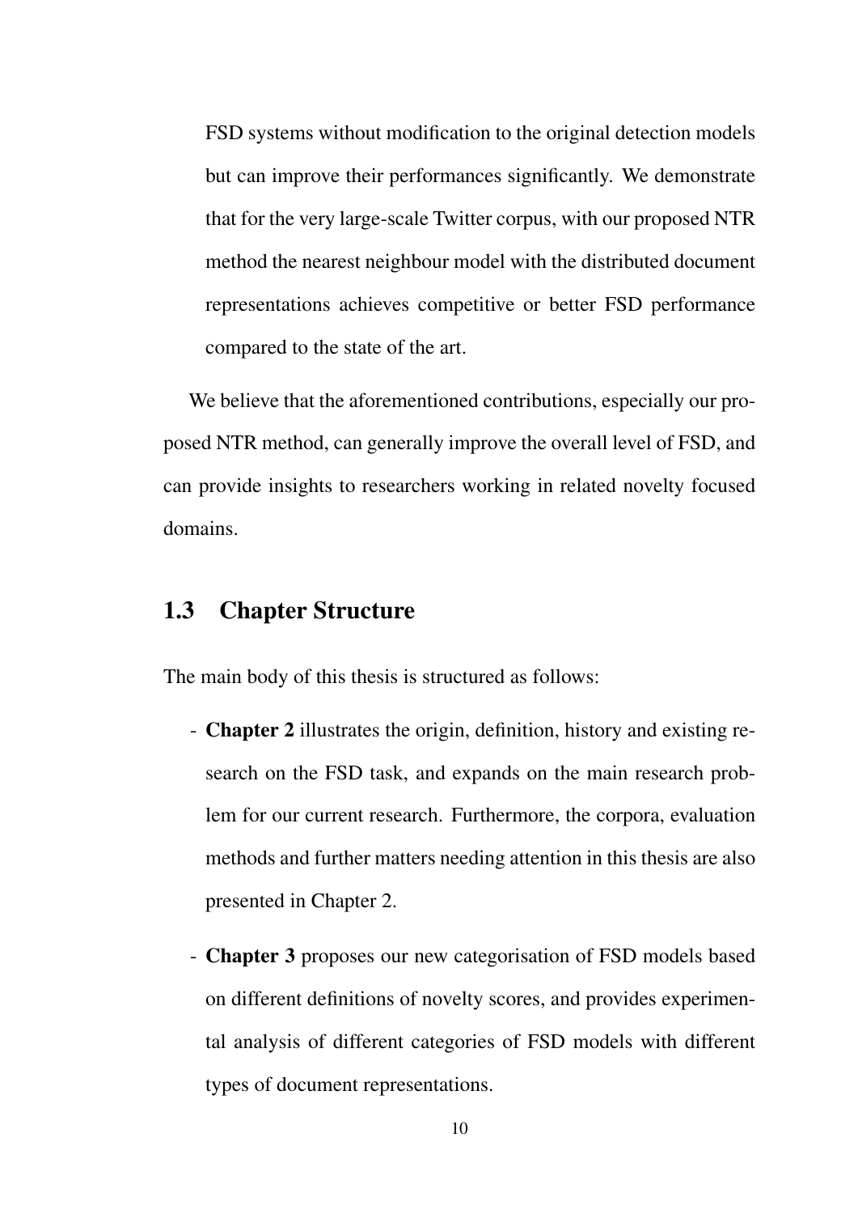FSD systems without modification to the original detection models but can improve their performances significantly. We demonstrate that for the very large-scale Twitter corpus, with our proposed NTR method the nearest neighbour model with the distributed document representations achieves competitive or better FSD performance compared to the state of the art.

We believe that the aforementioned contributions, especially our proposed NTR method, can generally improve the overall level of FSD, and can provide insights to researchers working in related novelty focused domains.

## 1.3 Chapter Structure

The main body of this thesis is structured as follows:

- **Chapter 2** illustrates the origin, definition, history and existing research on the FSD task, and expands on the main research problem for our current research. Furthermore, the corpora, evaluation methods and further matters needing attention in this thesis are also presented in Chapter 2.

- **Chapter 3** proposes our new categorisation of FSD models based on different definitions of novelty scores, and provides experimental analysis of different categories of FSD models with different types of document representations.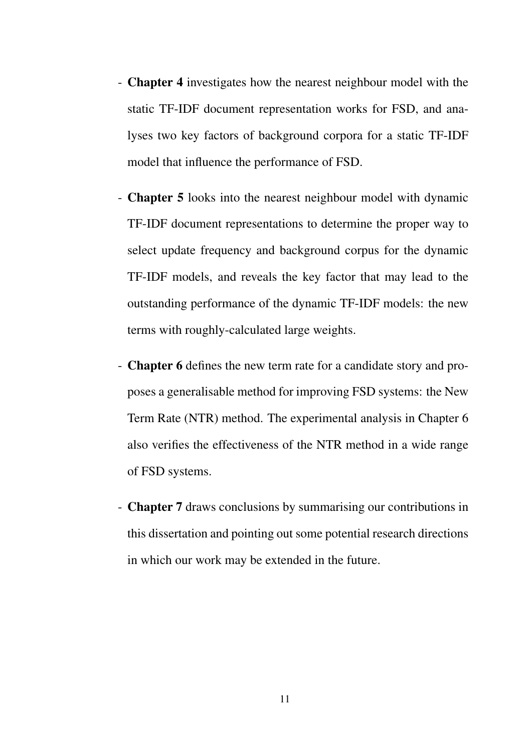- **Chapter 4** investigates how the nearest neighbour model with the static TF-IDF document representation works for FSD, and analyses two key factors of background corpora for a static TF-IDF model that influence the performance of FSD.

- **Chapter 5** looks into the nearest neighbour model with dynamic TF-IDF document representations to determine the proper way to select update frequency and background corpus for the dynamic TF-IDF models, and reveals the key factor that may lead to the outstanding performance of the dynamic TF-IDF models: the new terms with roughly-calculated large weights.

- **Chapter 6** defines the new term rate for a candidate story and proposes a generalisable method for improving FSD systems: the New Term Rate (NTR) method. The experimental analysis in Chapter 6 also verifies the effectiveness of the NTR method in a wide range of FSD systems.

- **Chapter 7** draws conclusions by summarising our contributions in this dissertation and pointing out some potential research directions in which our work may be extended in the future.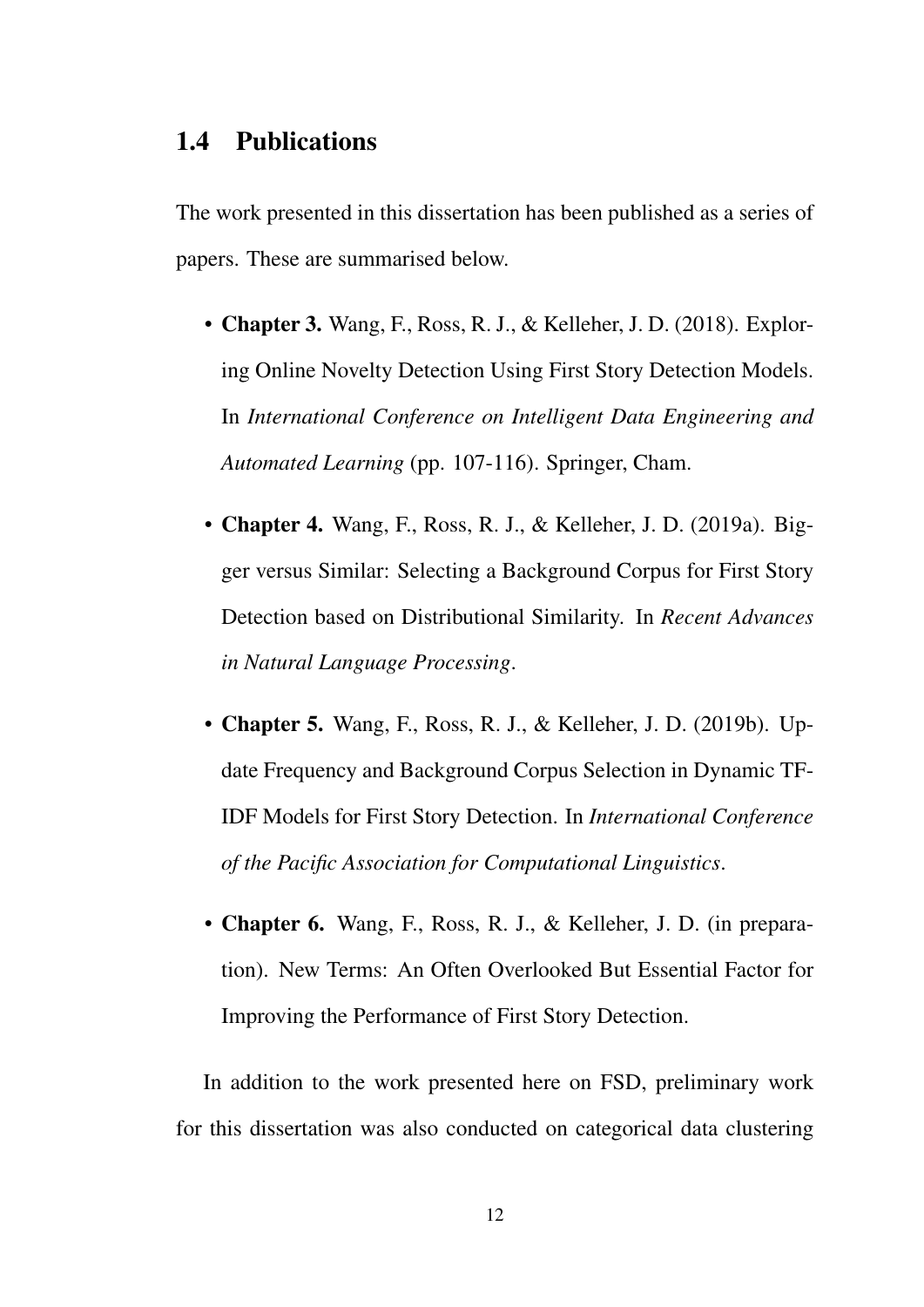## 1.4 Publications

The work presented in this dissertation has been published as a series of papers. These are summarised below.

- **Chapter 3.** Wang, F., Ross, R. J., & Kelleher, J. D. (2018). Exploring Online Novelty Detection Using First Story Detection Models. In *International Conference on Intelligent Data Engineering and Automated Learning* (pp. 107-116). Springer, Cham.
- **Chapter 4.** Wang, F., Ross, R. J., & Kelleher, J. D. (2019a). Bigger versus Similar: Selecting a Background Corpus for First Story Detection based on Distributional Similarity. In *Recent Advances in Natural Language Processing*.
- **Chapter 5.** Wang, F., Ross, R. J., & Kelleher, J. D. (2019b). Update Frequency and Background Corpus Selection in Dynamic TF-IDF Models for First Story Detection. In *International Conference of the Pacific Association for Computational Linguistics*.
- **Chapter 6.** Wang, F., Ross, R. J., & Kelleher, J. D. (in preparation). New Terms: An Often Overlooked But Essential Factor for Improving the Performance of First Story Detection.

In addition to the work presented here on FSD, preliminary work for this dissertation was also conducted on categorical data clustering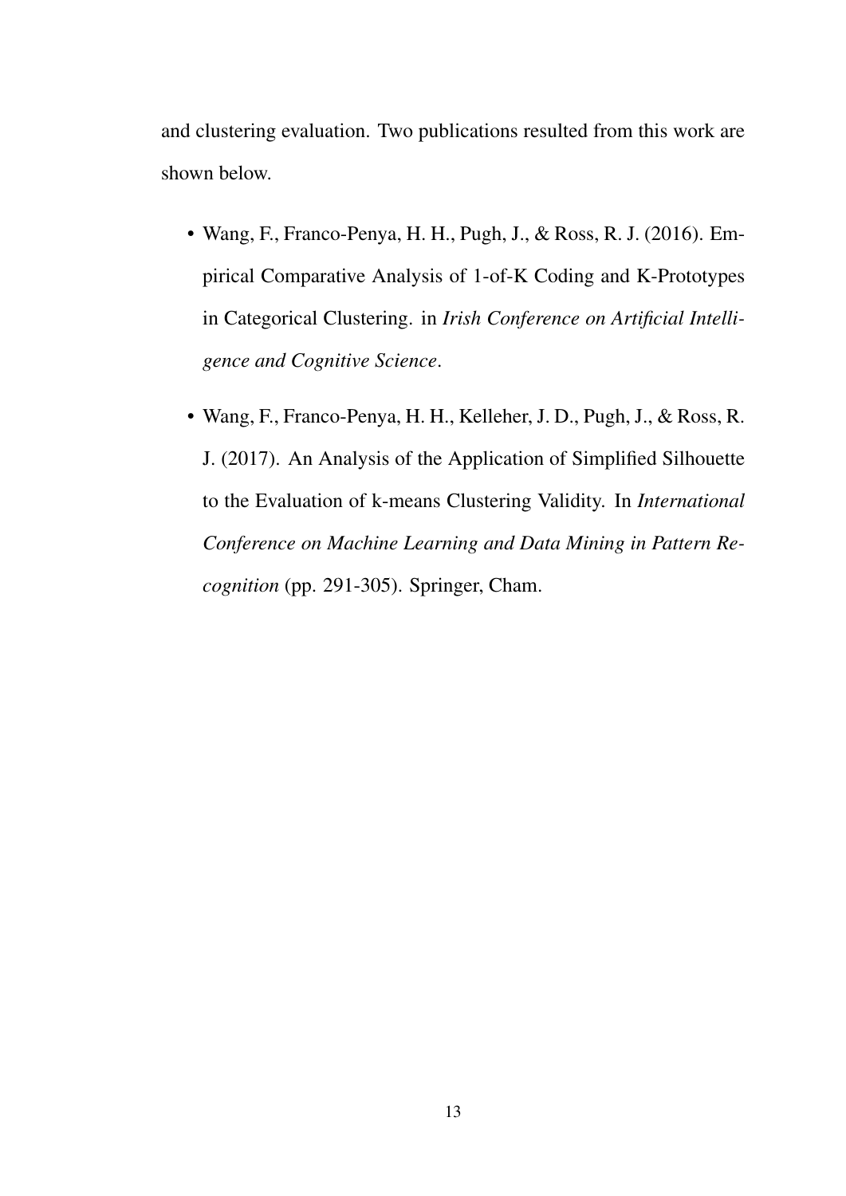and clustering evaluation. Two publications resulted from this work are shown below.

- Wang, F., Franco-Penya, H. H., Pugh, J., & Ross, R. J. (2016). Empirical Comparative Analysis of 1-of-K Coding and K-Prototypes in Categorical Clustering. in *Irish Conference on Artificial Intelligence and Cognitive Science*.

- Wang, F., Franco-Penya, H. H., Kelleher, J. D., Pugh, J., & Ross, R. J. (2017). An Analysis of the Application of Simplified Silhouette to the Evaluation of k-means Clustering Validity. In *International Conference on Machine Learning and Data Mining in Pattern Recognition* (pp. 291-305). Springer, Cham.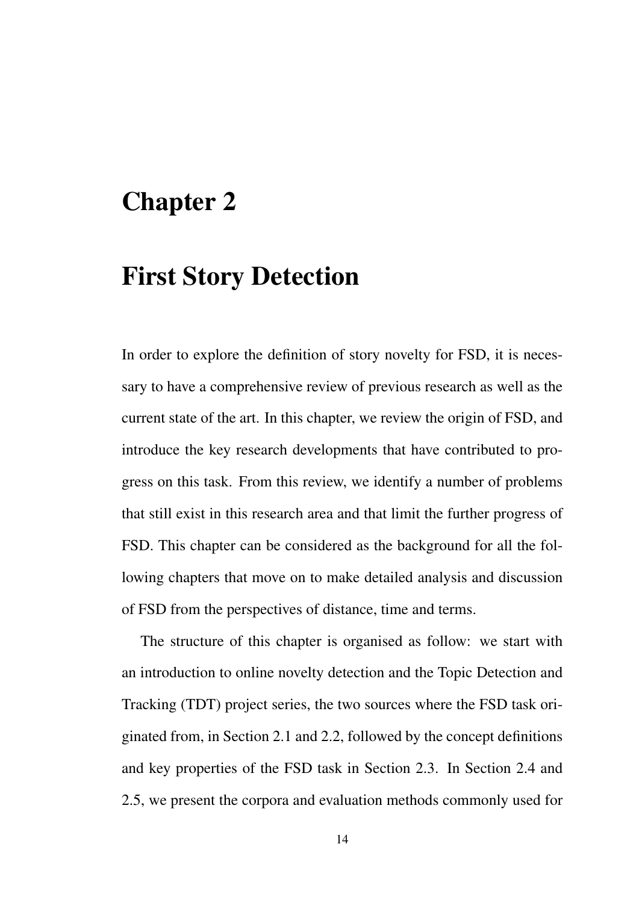# Chapter 2

# First Story Detection

In order to explore the definition of story novelty for FSD, it is necessary to have a comprehensive review of previous research as well as the current state of the art. In this chapter, we review the origin of FSD, and introduce the key research developments that have contributed to progress on this task. From this review, we identify a number of problems that still exist in this research area and that limit the further progress of FSD. This chapter can be considered as the background for all the following chapters that move on to make detailed analysis and discussion of FSD from the perspectives of distance, time and terms.

The structure of this chapter is organised as follow: we start with an introduction to online novelty detection and the Topic Detection and Tracking (TDT) project series, the two sources where the FSD task originated from, in Section 2.1 and 2.2, followed by the concept definitions and key properties of the FSD task in Section 2.3. In Section 2.4 and 2.5, we present the corpora and evaluation methods commonly used for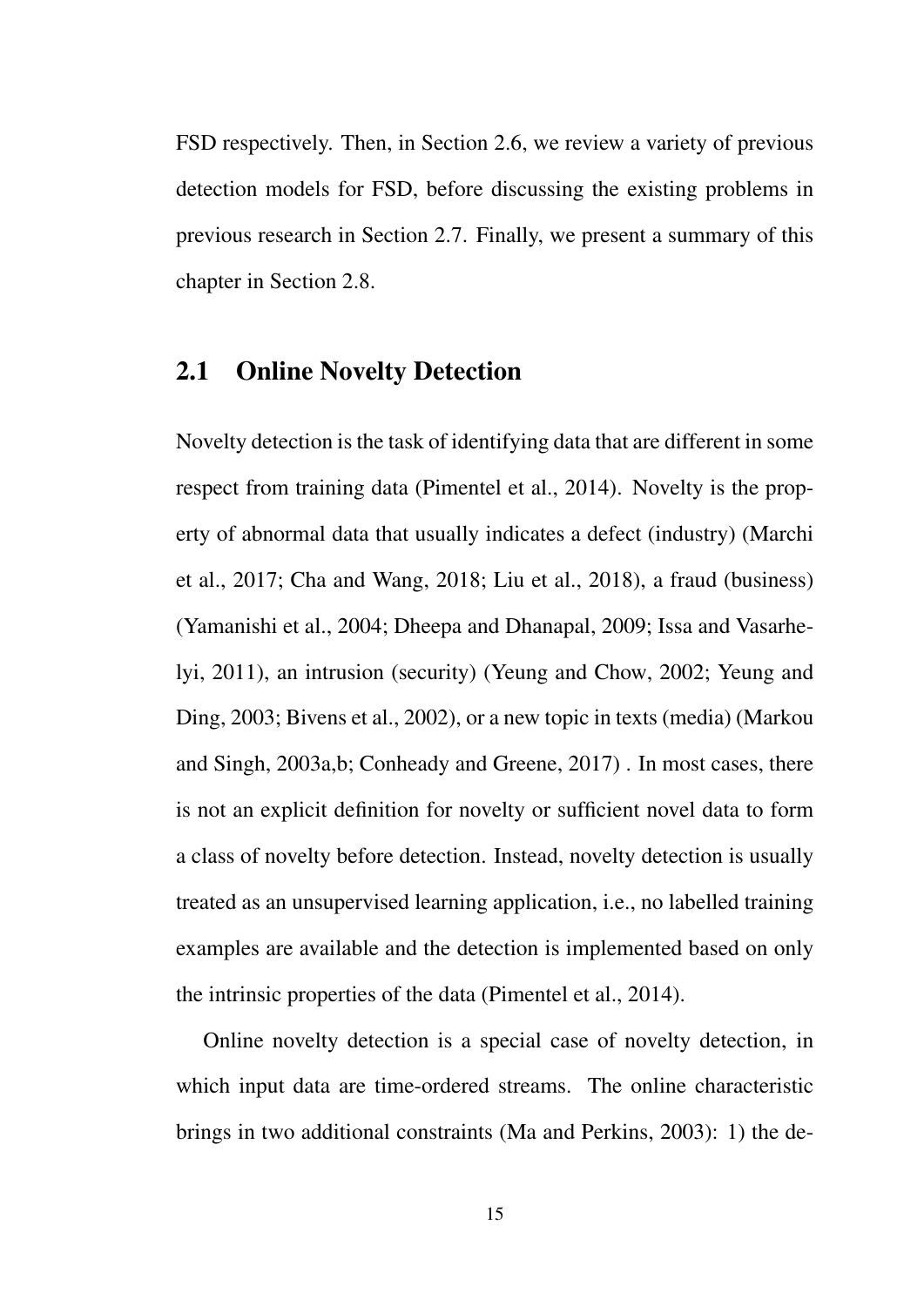FSD respectively. Then, in Section 2.6, we review a variety of previous detection models for FSD, before discussing the existing problems in previous research in Section 2.7. Finally, we present a summary of this chapter in Section 2.8.

## 2.1 Online Novelty Detection

Novelty detection is the task of identifying data that are different in some respect from training data (Pimentel et al., 2014). Novelty is the property of abnormal data that usually indicates a defect (industry) (Marchi et al., 2017; Cha and Wang, 2018; Liu et al., 2018), a fraud (business) (Yamanishi et al., 2004; Dheepa and Dhanapal, 2009; Issa and Vasarhelyi, 2011), an intrusion (security) (Yeung and Chow, 2002; Yeung and Ding, 2003; Bivens et al., 2002), or a new topic in texts (media) (Markou and Singh, 2003a,b; Conheady and Greene, 2017) . In most cases, there is not an explicit definition for novelty or sufficient novel data to form a class of novelty before detection. Instead, novelty detection is usually treated as an unsupervised learning application, i.e., no labelled training examples are available and the detection is implemented based on only the intrinsic properties of the data (Pimentel et al., 2014).

Online novelty detection is a special case of novelty detection, in which input data are time-ordered streams. The online characteristic brings in two additional constraints (Ma and Perkins, 2003): 1) the de-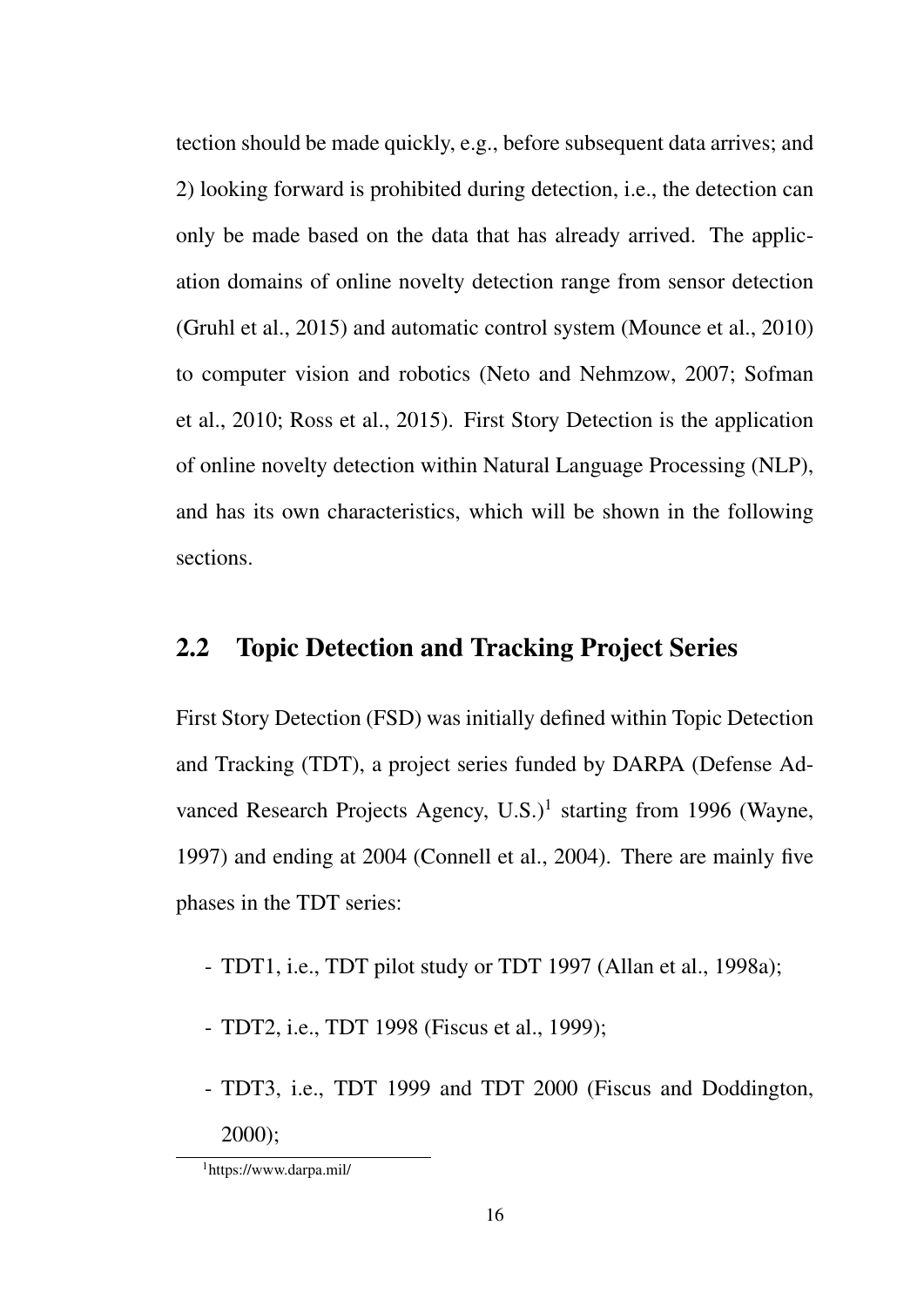tection should be made quickly, e.g., before subsequent data arrives; and 2) looking forward is prohibited during detection, i.e., the detection can only be made based on the data that has already arrived. The application domains of online novelty detection range from sensor detection (Gruhl et al., 2015) and automatic control system (Mounce et al., 2010) to computer vision and robotics (Neto and Nehmzow, 2007; Sofman et al., 2010; Ross et al., 2015). First Story Detection is the application of online novelty detection within Natural Language Processing (NLP), and has its own characteristics, which will be shown in the following sections.

## 2.2 Topic Detection and Tracking Project Series

First Story Detection (FSD) was initially defined within Topic Detection and Tracking (TDT), a project series funded by DARPA (Defense Advanced Research Projects Agency, U.S.)[1] starting from 1996 (Wayne, 1997) and ending at 2004 (Connell et al., 2004). There are mainly five phases in the TDT series:

- TDT1, i.e., TDT pilot study or TDT 1997 (Allan et al., 1998a);
- TDT2, i.e., TDT 1998 (Fiscus et al., 1999);
- TDT3, i.e., TDT 1999 and TDT 2000 (Fiscus and Doddington, 2000);

[1] https://www.darpa.mil/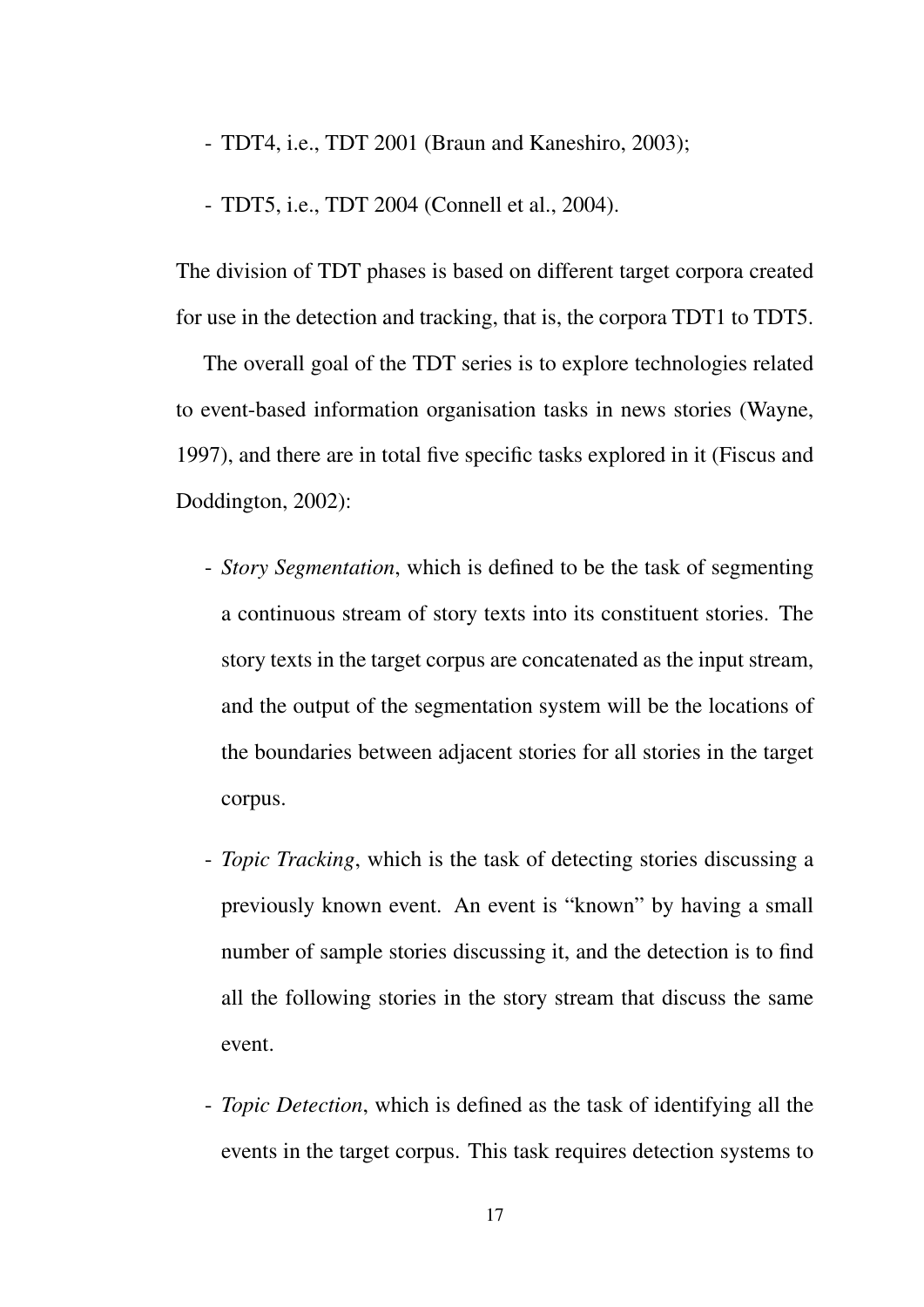- TDT4, i.e., TDT 2001 (Braun and Kaneshiro, 2003);
- TDT5, i.e., TDT 2004 (Connell et al., 2004).

The division of TDT phases is based on different target corpora created for use in the detection and tracking, that is, the corpora TDT1 to TDT5.

The overall goal of the TDT series is to explore technologies related to event-based information organisation tasks in news stories (Wayne, 1997), and there are in total five specific tasks explored in it (Fiscus and Doddington, 2002):

- *Story Segmentation*, which is defined to be the task of segmenting a continuous stream of story texts into its constituent stories. The story texts in the target corpus are concatenated as the input stream, and the output of the segmentation system will be the locations of the boundaries between adjacent stories for all stories in the target corpus.
- *Topic Tracking*, which is the task of detecting stories discussing a previously known event. An event is "known" by having a small number of sample stories discussing it, and the detection is to find all the following stories in the story stream that discuss the same event.
- *Topic Detection*, which is defined as the task of identifying all the events in the target corpus. This task requires detection systems to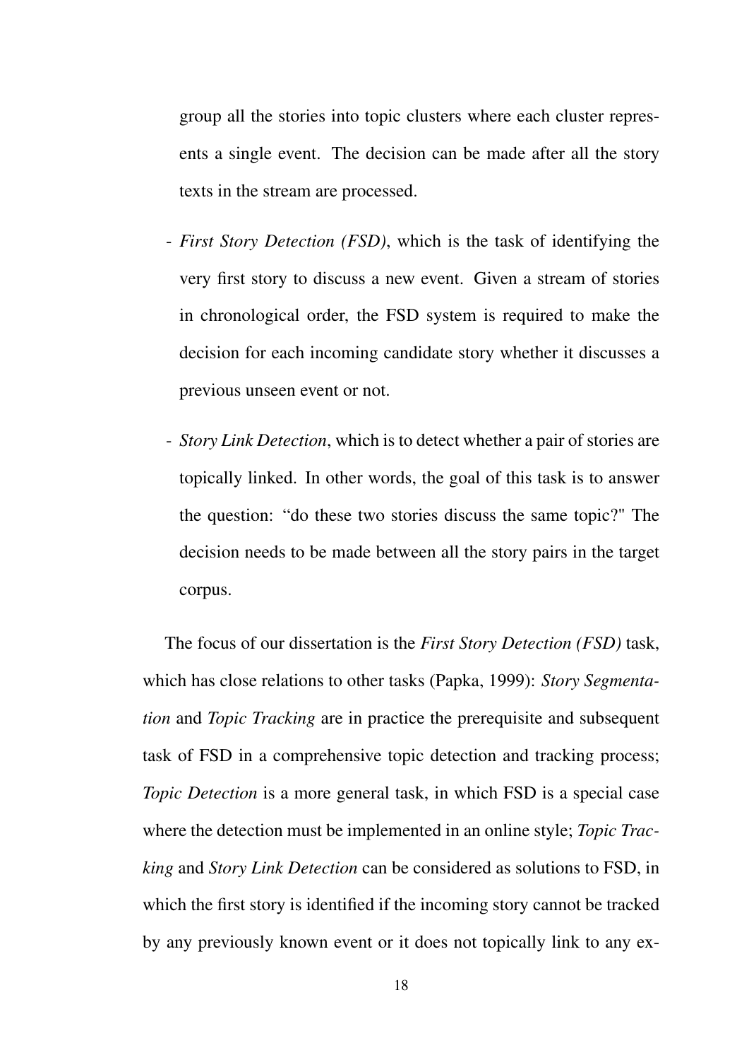group all the stories into topic clusters where each cluster represents a single event. The decision can be made after all the story texts in the stream are processed.

- *First Story Detection (FSD)*, which is the task of identifying the very first story to discuss a new event. Given a stream of stories in chronological order, the FSD system is required to make the decision for each incoming candidate story whether it discusses a previous unseen event or not.

- *Story Link Detection*, which is to detect whether a pair of stories are topically linked. In other words, the goal of this task is to answer the question: "do these two stories discuss the same topic?" The decision needs to be made between all the story pairs in the target corpus.

The focus of our dissertation is the *First Story Detection (FSD)* task, which has close relations to other tasks (Papka, 1999): *Story Segmentation* and *Topic Tracking* are in practice the prerequisite and subsequent task of FSD in a comprehensive topic detection and tracking process; *Topic Detection* is a more general task, in which FSD is a special case where the detection must be implemented in an online style; *Topic Tracking* and *Story Link Detection* can be considered as solutions to FSD, in which the first story is identified if the incoming story cannot be tracked by any previously known event or it does not topically link to any ex-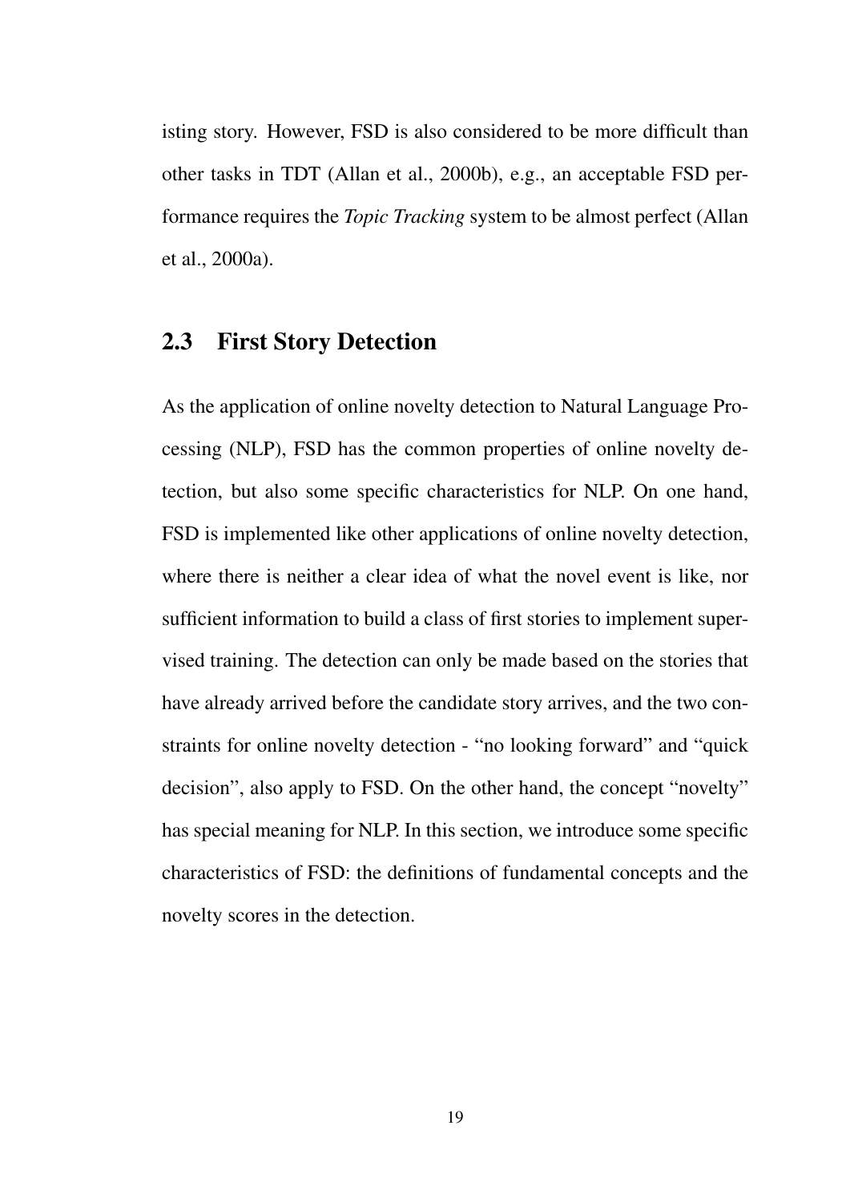isting story. However, FSD is also considered to be more difficult than other tasks in TDT (Allan et al., 2000b), e.g., an acceptable FSD performance requires the *Topic Tracking* system to be almost perfect (Allan et al., 2000a).

## 2.3 First Story Detection

As the application of online novelty detection to Natural Language Processing (NLP), FSD has the common properties of online novelty detection, but also some specific characteristics for NLP. On one hand, FSD is implemented like other applications of online novelty detection, where there is neither a clear idea of what the novel event is like, nor sufficient information to build a class of first stories to implement supervised training. The detection can only be made based on the stories that have already arrived before the candidate story arrives, and the two constraints for online novelty detection - "no looking forward" and "quick decision", also apply to FSD. On the other hand, the concept "novelty" has special meaning for NLP. In this section, we introduce some specific characteristics of FSD: the definitions of fundamental concepts and the novelty scores in the detection.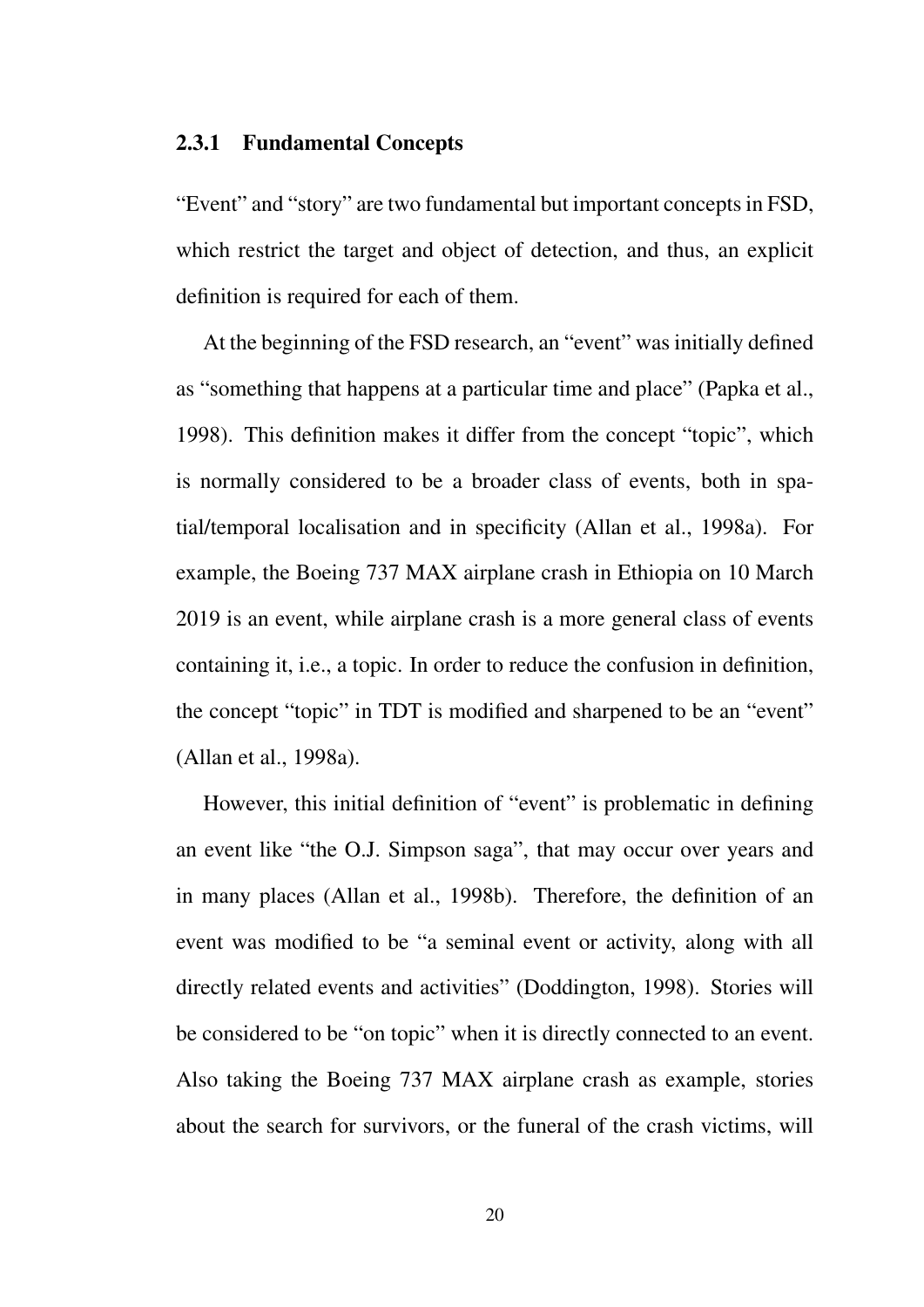### 2.3.1 Fundamental Concepts

"Event" and "story" are two fundamental but important concepts in FSD, which restrict the target and object of detection, and thus, an explicit definition is required for each of them.

At the beginning of the FSD research, an "event" was initially defined as "something that happens at a particular time and place" (Papka et al., 1998). This definition makes it differ from the concept "topic", which is normally considered to be a broader class of events, both in spatial/temporal localisation and in specificity (Allan et al., 1998a). For example, the Boeing 737 MAX airplane crash in Ethiopia on 10 March 2019 is an event, while airplane crash is a more general class of events containing it, i.e., a topic. In order to reduce the confusion in definition, the concept "topic" in TDT is modified and sharpened to be an "event" (Allan et al., 1998a).

However, this initial definition of "event" is problematic in defining an event like "the O.J. Simpson saga", that may occur over years and in many places (Allan et al., 1998b). Therefore, the definition of an event was modified to be "a seminal event or activity, along with all directly related events and activities" (Doddington, 1998). Stories will be considered to be "on topic" when it is directly connected to an event. Also taking the Boeing 737 MAX airplane crash as example, stories about the search for survivors, or the funeral of the crash victims, will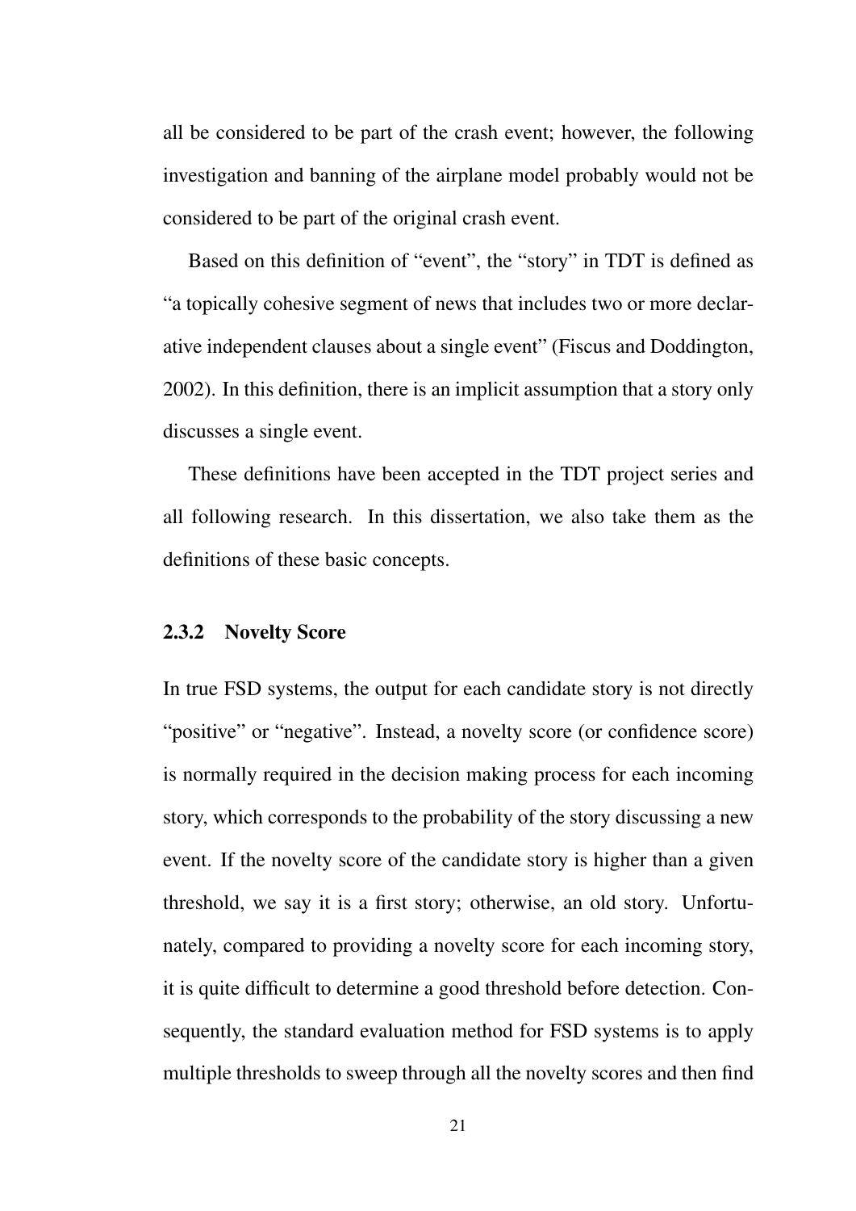all be considered to be part of the crash event; however, the following investigation and banning of the airplane model probably would not be considered to be part of the original crash event.

Based on this definition of "event", the "story" in TDT is defined as "a topically cohesive segment of news that includes two or more declarative independent clauses about a single event" (Fiscus and Doddington, 2002). In this definition, there is an implicit assumption that a story only discusses a single event.

These definitions have been accepted in the TDT project series and all following research. In this dissertation, we also take them as the definitions of these basic concepts.

### 2.3.2 Novelty Score

In true FSD systems, the output for each candidate story is not directly "positive" or "negative". Instead, a novelty score (or confidence score) is normally required in the decision making process for each incoming story, which corresponds to the probability of the story discussing a new event. If the novelty score of the candidate story is higher than a given threshold, we say it is a first story; otherwise, an old story. Unfortunately, compared to providing a novelty score for each incoming story, it is quite difficult to determine a good threshold before detection. Consequently, the standard evaluation method for FSD systems is to apply multiple thresholds to sweep through all the novelty scores and then find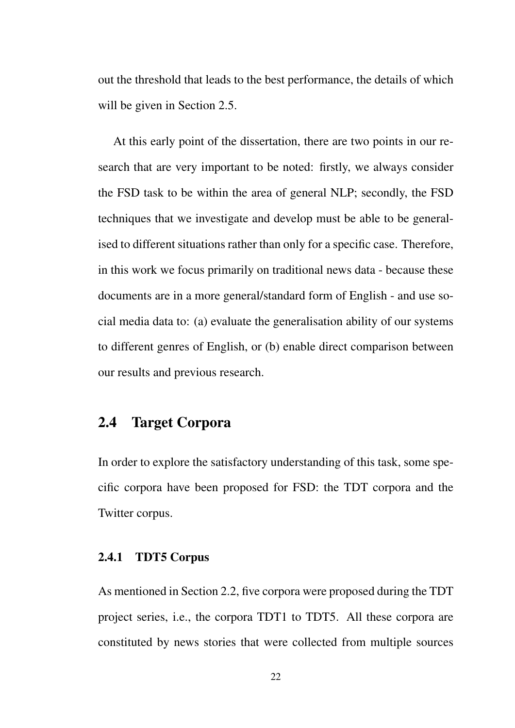out the threshold that leads to the best performance, the details of which will be given in Section 2.5.

At this early point of the dissertation, there are two points in our research that are very important to be noted: firstly, we always consider the FSD task to be within the area of general NLP; secondly, the FSD techniques that we investigate and develop must be able to be generalised to different situations rather than only for a specific case. Therefore, in this work we focus primarily on traditional news data - because these documents are in a more general/standard form of English - and use social media data to: (a) evaluate the generalisation ability of our systems to different genres of English, or (b) enable direct comparison between our results and previous research.

## 2.4 Target Corpora

In order to explore the satisfactory understanding of this task, some specific corpora have been proposed for FSD: the TDT corpora and the Twitter corpus.

### 2.4.1 TDT5 Corpus

As mentioned in Section 2.2, five corpora were proposed during the TDT project series, i.e., the corpora TDT1 to TDT5. All these corpora are constituted by news stories that were collected from multiple sources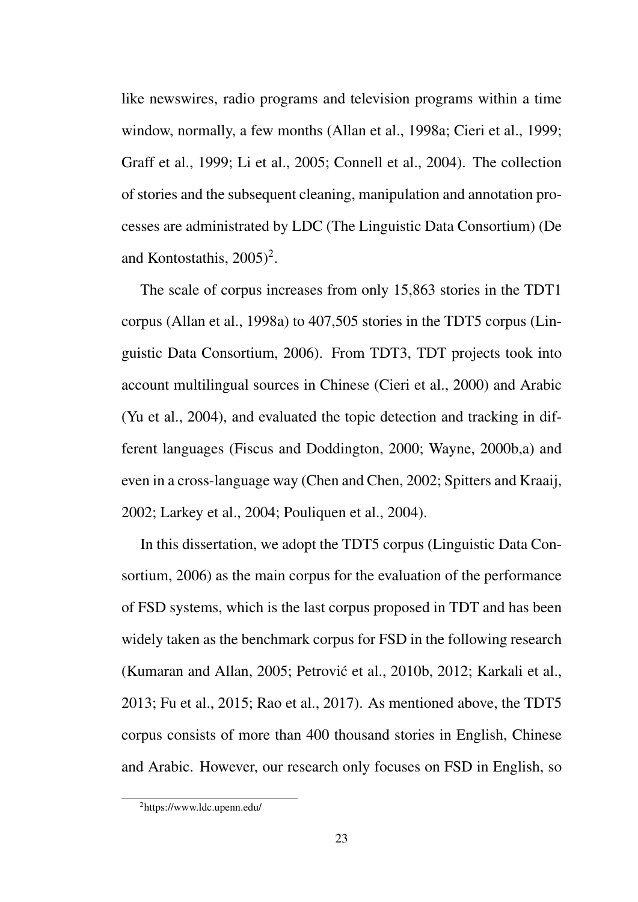like newswires, radio programs and television programs within a time window, normally, a few months (Allan et al., 1998a; Cieri et al., 1999; Graff et al., 1999; Li et al., 2005; Connell et al., 2004). The collection of stories and the subsequent cleaning, manipulation and annotation processes are administrated by LDC (The Linguistic Data Consortium) (De and Kontostathis, 2005)[2].

The scale of corpus increases from only 15,863 stories in the TDT1 corpus (Allan et al., 1998a) to 407,505 stories in the TDT5 corpus (Linguistic Data Consortium, 2006). From TDT3, TDT projects took into account multilingual sources in Chinese (Cieri et al., 2000) and Arabic (Yu et al., 2004), and evaluated the topic detection and tracking in different languages (Fiscus and Doddington, 2000; Wayne, 2000b,a) and even in a cross-language way (Chen and Chen, 2002; Spitters and Kraaij, 2002; Larkey et al., 2004; Pouliquen et al., 2004).

In this dissertation, we adopt the TDT5 corpus (Linguistic Data Consortium, 2006) as the main corpus for the evaluation of the performance of FSD systems, which is the last corpus proposed in TDT and has been widely taken as the benchmark corpus for FSD in the following research (Kumaran and Allan, 2005; Petrović et al., 2010b, 2012; Karkali et al., 2013; Fu et al., 2015; Rao et al., 2017). As mentioned above, the TDT5 corpus consists of more than 400 thousand stories in English, Chinese and Arabic. However, our research only focuses on FSD in English, so

[2] https://www.ldc.upenn.edu/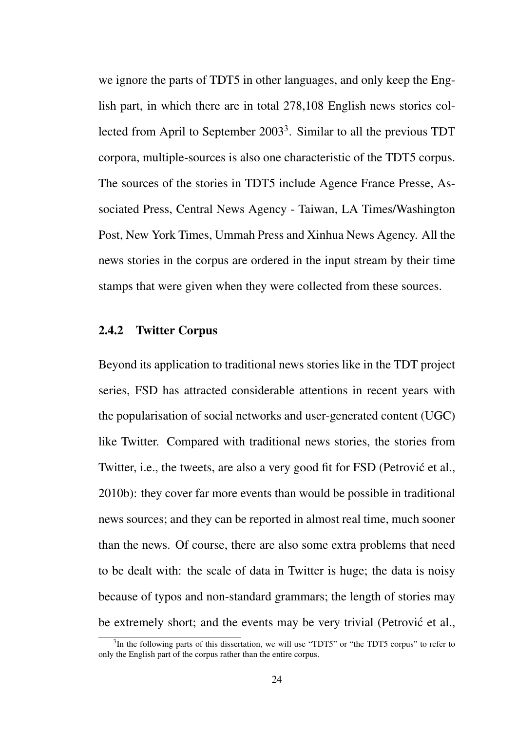we ignore the parts of TDT5 in other languages, and only keep the English part, in which there are in total 278,108 English news stories collected from April to September 2003[3]. Similar to all the previous TDT corpora, multiple-sources is also one characteristic of the TDT5 corpus. The sources of the stories in TDT5 include Agence France Presse, Associated Press, Central News Agency - Taiwan, LA Times/Washington Post, New York Times, Ummah Press and Xinhua News Agency. All the news stories in the corpus are ordered in the input stream by their time stamps that were given when they were collected from these sources.

### 2.4.2 Twitter Corpus

Beyond its application to traditional news stories like in the TDT project series, FSD has attracted considerable attentions in recent years with the popularisation of social networks and user-generated content (UGC) like Twitter. Compared with traditional news stories, the stories from Twitter, i.e., the tweets, are also a very good fit for FSD (Petrović et al., 2010b): they cover far more events than would be possible in traditional news sources; and they can be reported in almost real time, much sooner than the news. Of course, there are also some extra problems that need to be dealt with: the scale of data in Twitter is huge; the data is noisy because of typos and non-standard grammars; the length of stories may be extremely short; and the events may be very trivial (Petrović et al.,

[3] In the following parts of this dissertation, we will use "TDT5" or "the TDT5 corpus" to refer to only the English part of the corpus rather than the entire corpus.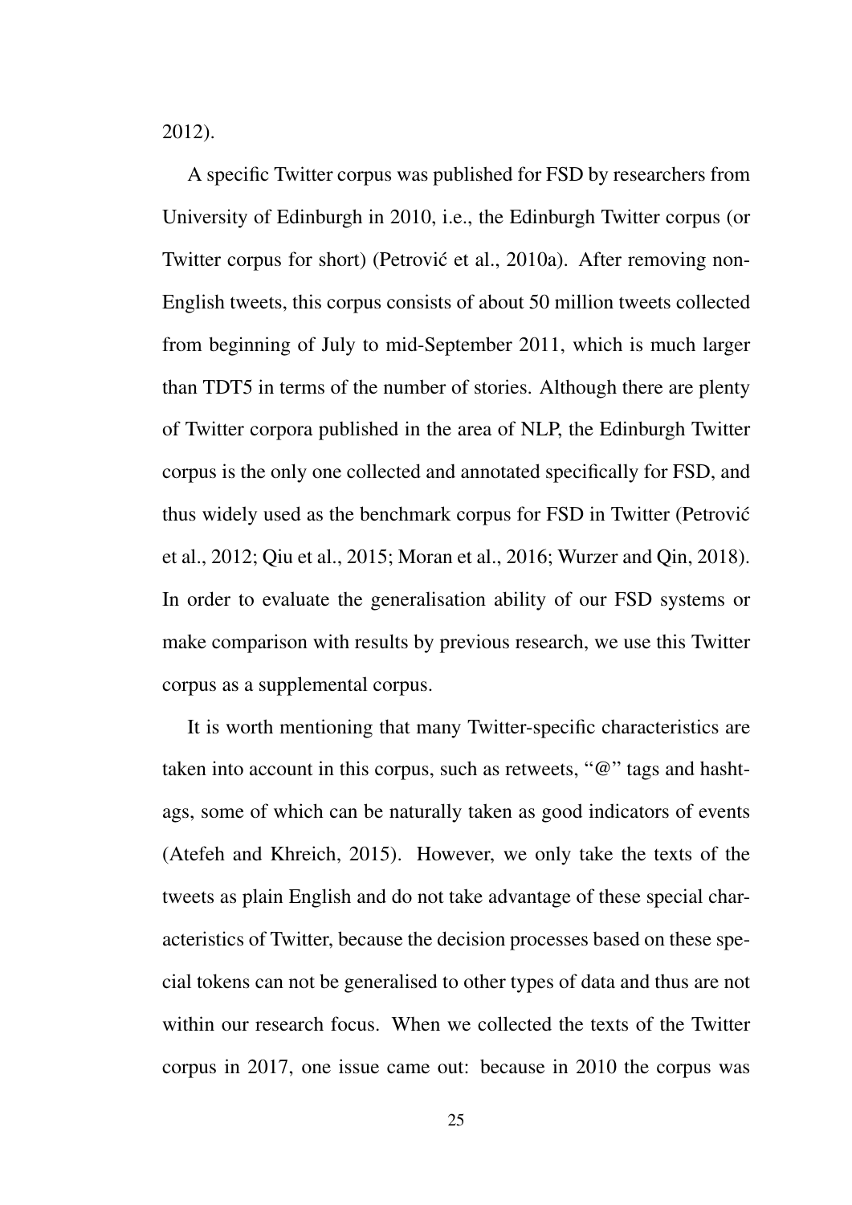2012).

A specific Twitter corpus was published for FSD by researchers from University of Edinburgh in 2010, i.e., the Edinburgh Twitter corpus (or Twitter corpus for short) (Petrović et al., 2010a). After removing non-English tweets, this corpus consists of about 50 million tweets collected from beginning of July to mid-September 2011, which is much larger than TDT5 in terms of the number of stories. Although there are plenty of Twitter corpora published in the area of NLP, the Edinburgh Twitter corpus is the only one collected and annotated specifically for FSD, and thus widely used as the benchmark corpus for FSD in Twitter (Petrović et al., 2012; Qiu et al., 2015; Moran et al., 2016; Wurzer and Qin, 2018). In order to evaluate the generalisation ability of our FSD systems or make comparison with results by previous research, we use this Twitter corpus as a supplemental corpus.

It is worth mentioning that many Twitter-specific characteristics are taken into account in this corpus, such as retweets, "@" tags and hashtags, some of which can be naturally taken as good indicators of events (Atefeh and Khreich, 2015). However, we only take the texts of the tweets as plain English and do not take advantage of these special characteristics of Twitter, because the decision processes based on these special tokens can not be generalised to other types of data and thus are not within our research focus. When we collected the texts of the Twitter corpus in 2017, one issue came out: because in 2010 the corpus was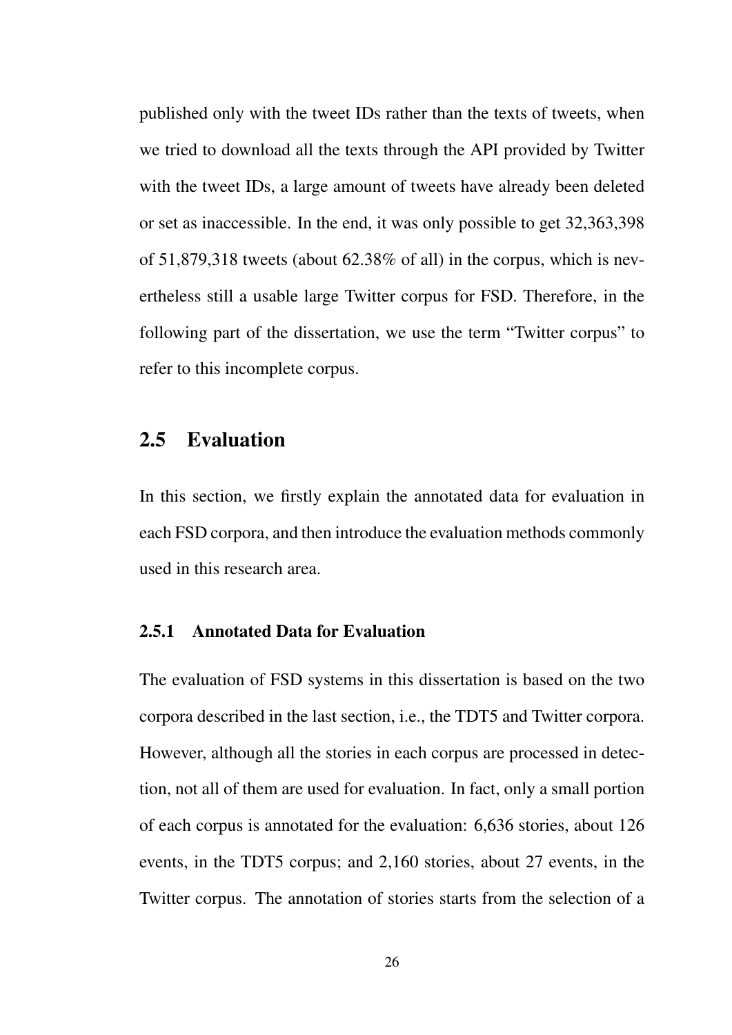published only with the tweet IDs rather than the texts of tweets, when we tried to download all the texts through the API provided by Twitter with the tweet IDs, a large amount of tweets have already been deleted or set as inaccessible. In the end, it was only possible to get 32,363,398 of 51,879,318 tweets (about 62.38% of all) in the corpus, which is nevertheless still a usable large Twitter corpus for FSD. Therefore, in the following part of the dissertation, we use the term "Twitter corpus" to refer to this incomplete corpus.

## 2.5 Evaluation

In this section, we firstly explain the annotated data for evaluation in each FSD corpora, and then introduce the evaluation methods commonly used in this research area.

### 2.5.1 Annotated Data for Evaluation

The evaluation of FSD systems in this dissertation is based on the two corpora described in the last section, i.e., the TDT5 and Twitter corpora. However, although all the stories in each corpus are processed in detection, not all of them are used for evaluation. In fact, only a small portion of each corpus is annotated for the evaluation: 6,636 stories, about 126 events, in the TDT5 corpus; and 2,160 stories, about 27 events, in the Twitter corpus. The annotation of stories starts from the selection of a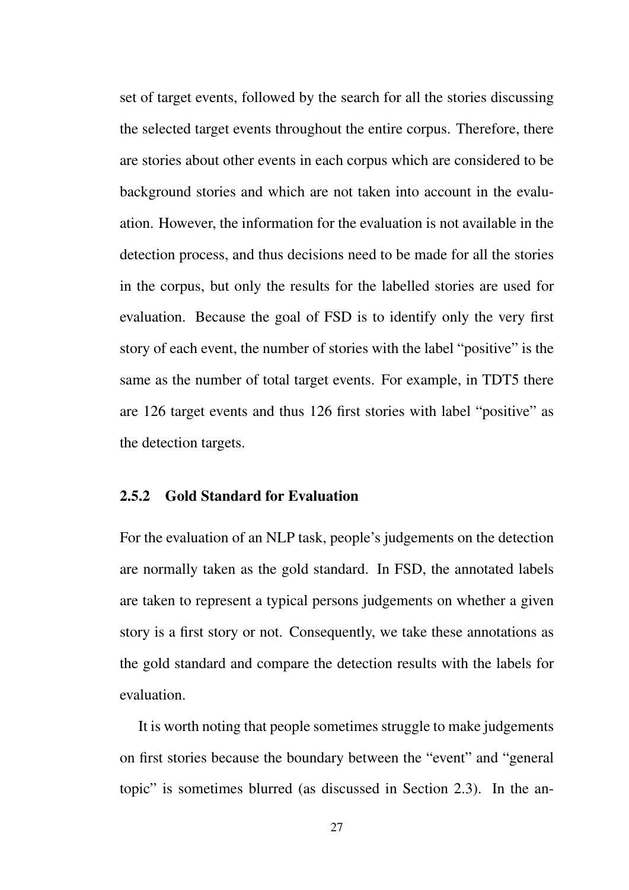set of target events, followed by the search for all the stories discussing the selected target events throughout the entire corpus. Therefore, there are stories about other events in each corpus which are considered to be background stories and which are not taken into account in the evaluation. However, the information for the evaluation is not available in the detection process, and thus decisions need to be made for all the stories in the corpus, but only the results for the labelled stories are used for evaluation. Because the goal of FSD is to identify only the very first story of each event, the number of stories with the label "positive" is the same as the number of total target events. For example, in TDT5 there are 126 target events and thus 126 first stories with label "positive" as the detection targets.

### 2.5.2 Gold Standard for Evaluation

For the evaluation of an NLP task, people's judgements on the detection are normally taken as the gold standard. In FSD, the annotated labels are taken to represent a typical persons judgements on whether a given story is a first story or not. Consequently, we take these annotations as the gold standard and compare the detection results with the labels for evaluation.

It is worth noting that people sometimes struggle to make judgements on first stories because the boundary between the "event" and "general topic" is sometimes blurred (as discussed in Section 2.3). In the an-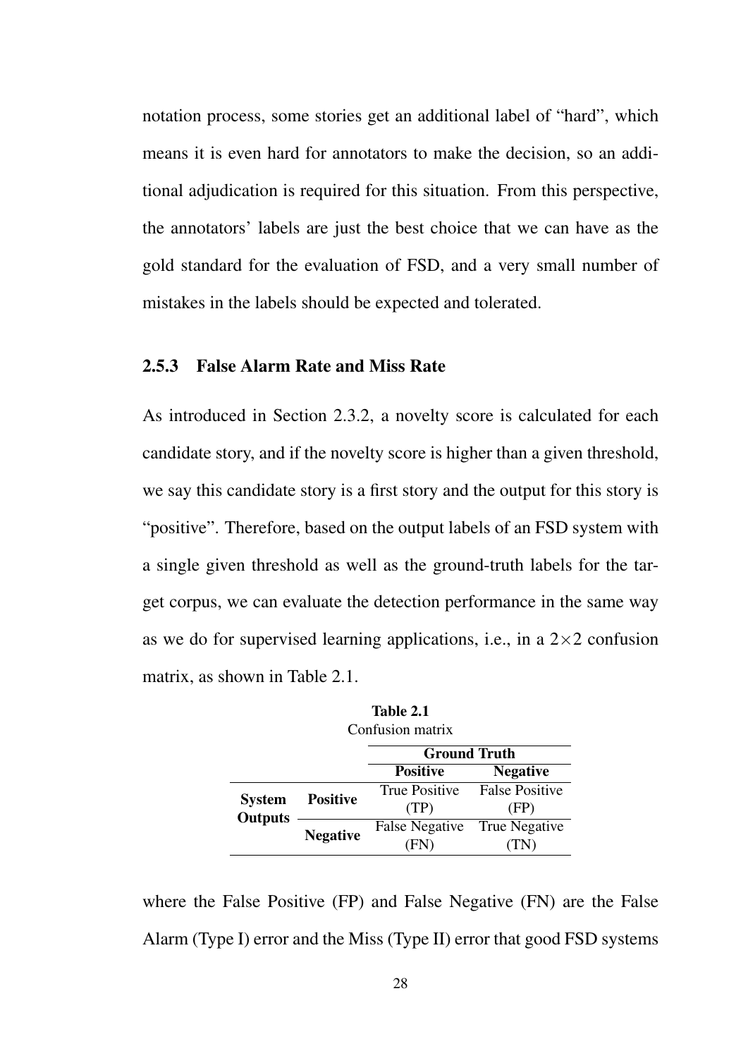notation process, some stories get an additional label of "hard", which means it is even hard for annotators to make the decision, so an additional adjudication is required for this situation. From this perspective, the annotators' labels are just the best choice that we can have as the gold standard for the evaluation of FSD, and a very small number of mistakes in the labels should be expected and tolerated.

### 2.5.3 False Alarm Rate and Miss Rate

As introduced in Section 2.3.2, a novelty score is calculated for each candidate story, and if the novelty score is higher than a given threshold, we say this candidate story is a first story and the output for this story is "positive". Therefore, based on the output labels of an FSD system with a single given threshold as well as the ground-truth labels for the target corpus, we can evaluate the detection performance in the same way as we do for supervised learning applications, i.e., in a $2 \times 2$ confusion matrix, as shown in Table 2.1.

**Table 2.1**
Confusion matrix

| | | **Ground Truth** | |
|---|---|---|---|
| | | **Positive** | **Negative** |
| **System Outputs** | **Positive** | True Positive (TP) | False Positive (FP) |
| | **Negative** | False Negative (FN) | True Negative (TN) |

where the False Positive (FP) and False Negative (FN) are the False Alarm (Type I) error and the Miss (Type II) error that good FSD systems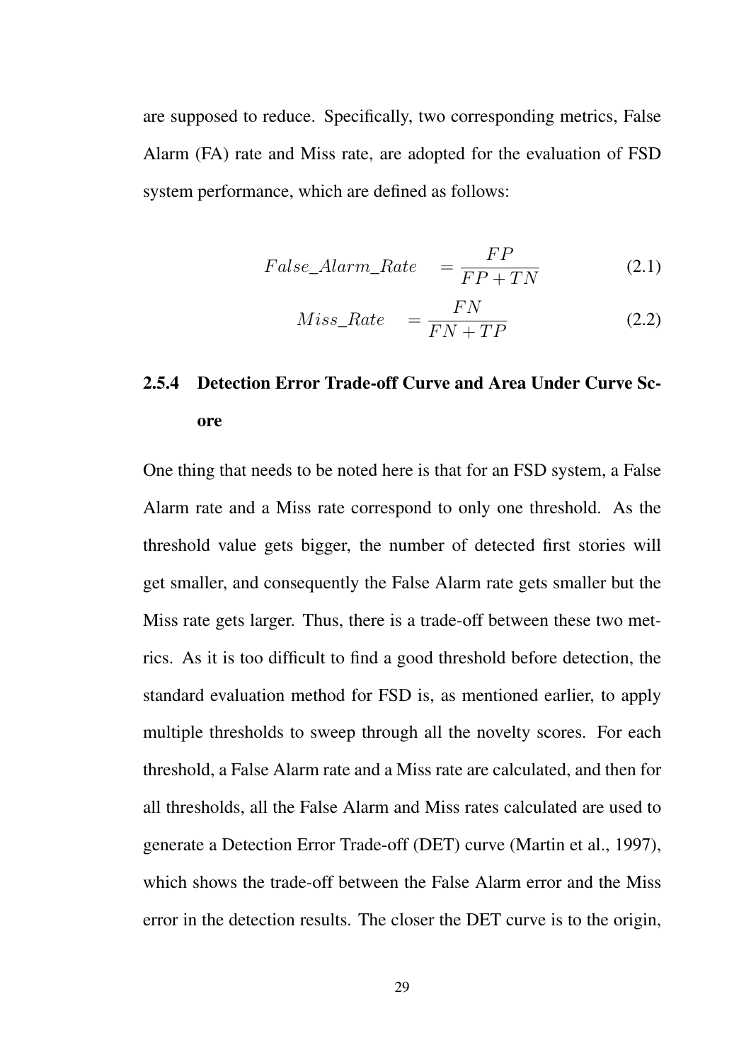are supposed to reduce. Specifically, two corresponding metrics, False Alarm (FA) rate and Miss rate, are adopted for the evaluation of FSD system performance, which are defined as follows:

$$False\_Alarm\_Rate = \frac{FP}{FP + TN} \tag{2.1}$$

$$Miss\_Rate = \frac{FN}{FN + TP} \tag{2.2}$$

### 2.5.4 Detection Error Trade-off Curve and Area Under Curve Score

One thing that needs to be noted here is that for an FSD system, a False Alarm rate and a Miss rate correspond to only one threshold. As the threshold value gets bigger, the number of detected first stories will get smaller, and consequently the False Alarm rate gets smaller but the Miss rate gets larger. Thus, there is a trade-off between these two metrics. As it is too difficult to find a good threshold before detection, the standard evaluation method for FSD is, as mentioned earlier, to apply multiple thresholds to sweep through all the novelty scores. For each threshold, a False Alarm rate and a Miss rate are calculated, and then for all thresholds, all the False Alarm and Miss rates calculated are used to generate a Detection Error Trade-off (DET) curve (Martin et al., 1997), which shows the trade-off between the False Alarm error and the Miss error in the detection results. The closer the DET curve is to the origin,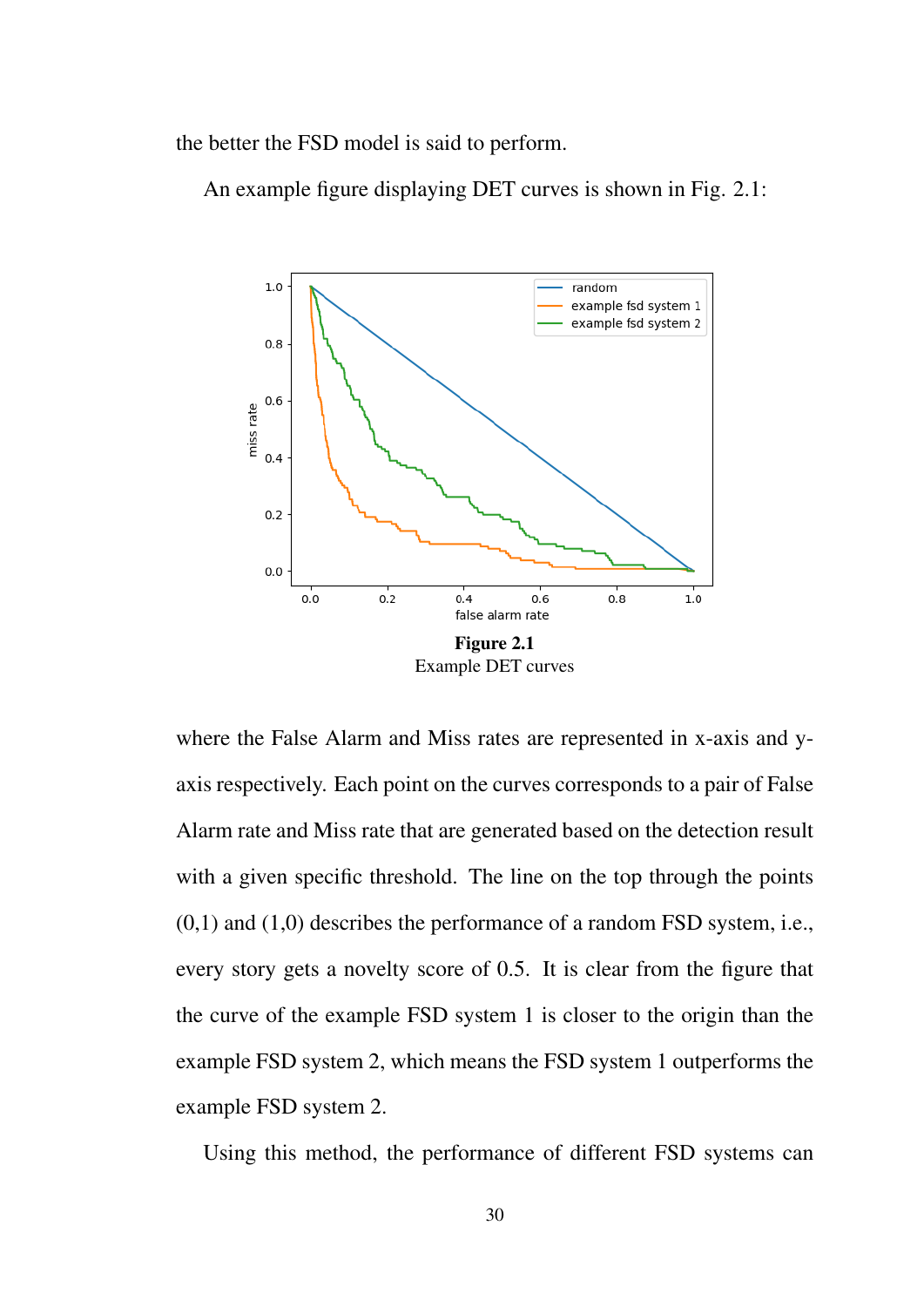the better the FSD model is said to perform.

An example figure displaying DET curves is shown in Fig. 2.1:

**Figure 2.1**
Example DET curves

where the False Alarm and Miss rates are represented in x-axis and y-axis respectively. Each point on the curves corresponds to a pair of False Alarm rate and Miss rate that are generated based on the detection result with a given specific threshold. The line on the top through the points (0,1) and (1,0) describes the performance of a random FSD system, i.e., every story gets a novelty score of 0.5. It is clear from the figure that the curve of the example FSD system 1 is closer to the origin than the example FSD system 2, which means the FSD system 1 outperforms the example FSD system 2.

Using this method, the performance of different FSD systems can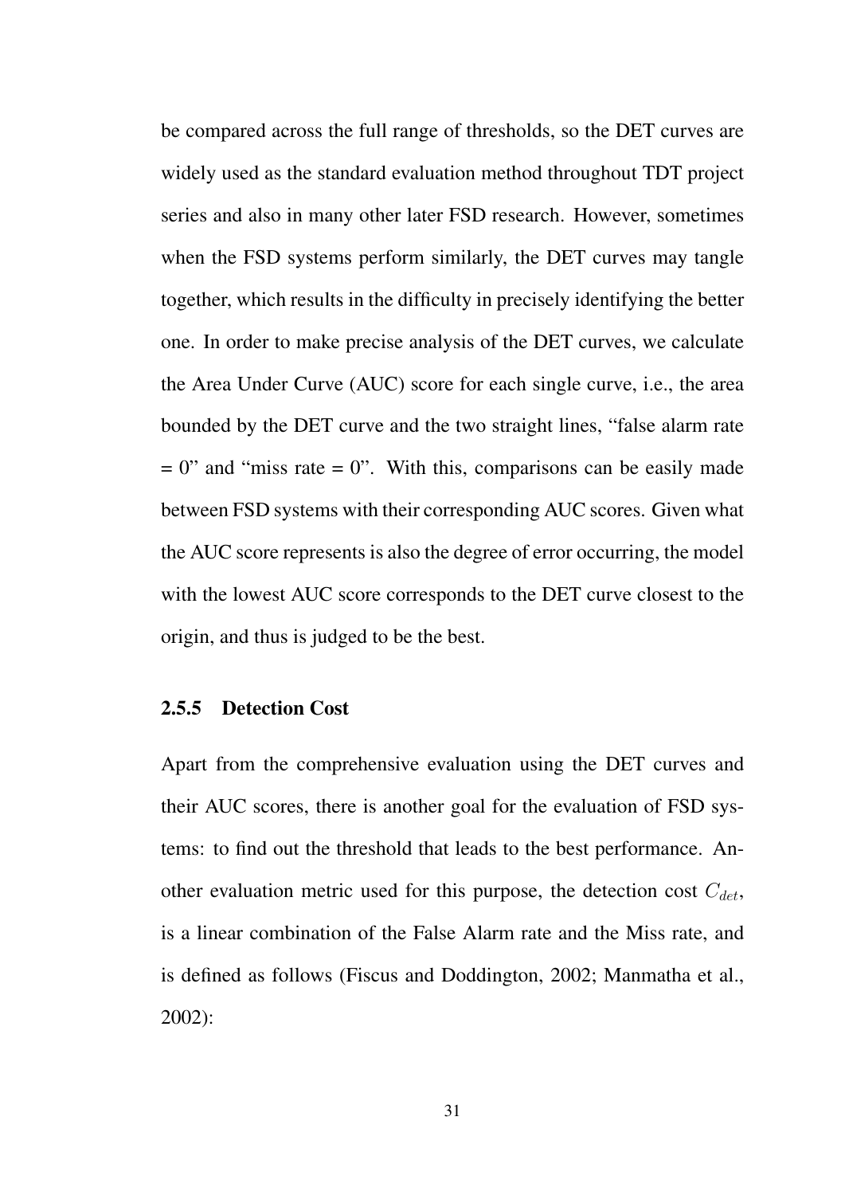be compared across the full range of thresholds, so the DET curves are widely used as the standard evaluation method throughout TDT project series and also in many other later FSD research. However, sometimes when the FSD systems perform similarly, the DET curves may tangle together, which results in the difficulty in precisely identifying the better one. In order to make precise analysis of the DET curves, we calculate the Area Under Curve (AUC) score for each single curve, i.e., the area bounded by the DET curve and the two straight lines, "false alarm rate = 0" and "miss rate = 0". With this, comparisons can be easily made between FSD systems with their corresponding AUC scores. Given what the AUC score represents is also the degree of error occurring, the model with the lowest AUC score corresponds to the DET curve closest to the origin, and thus is judged to be the best.

### 2.5.5 Detection Cost

Apart from the comprehensive evaluation using the DET curves and their AUC scores, there is another goal for the evaluation of FSD systems: to find out the threshold that leads to the best performance. Another evaluation metric used for this purpose, the detection cost $C_{det}$, is a linear combination of the False Alarm rate and the Miss rate, and is defined as follows (Fiscus and Doddington, 2002; Manmatha et al., 2002):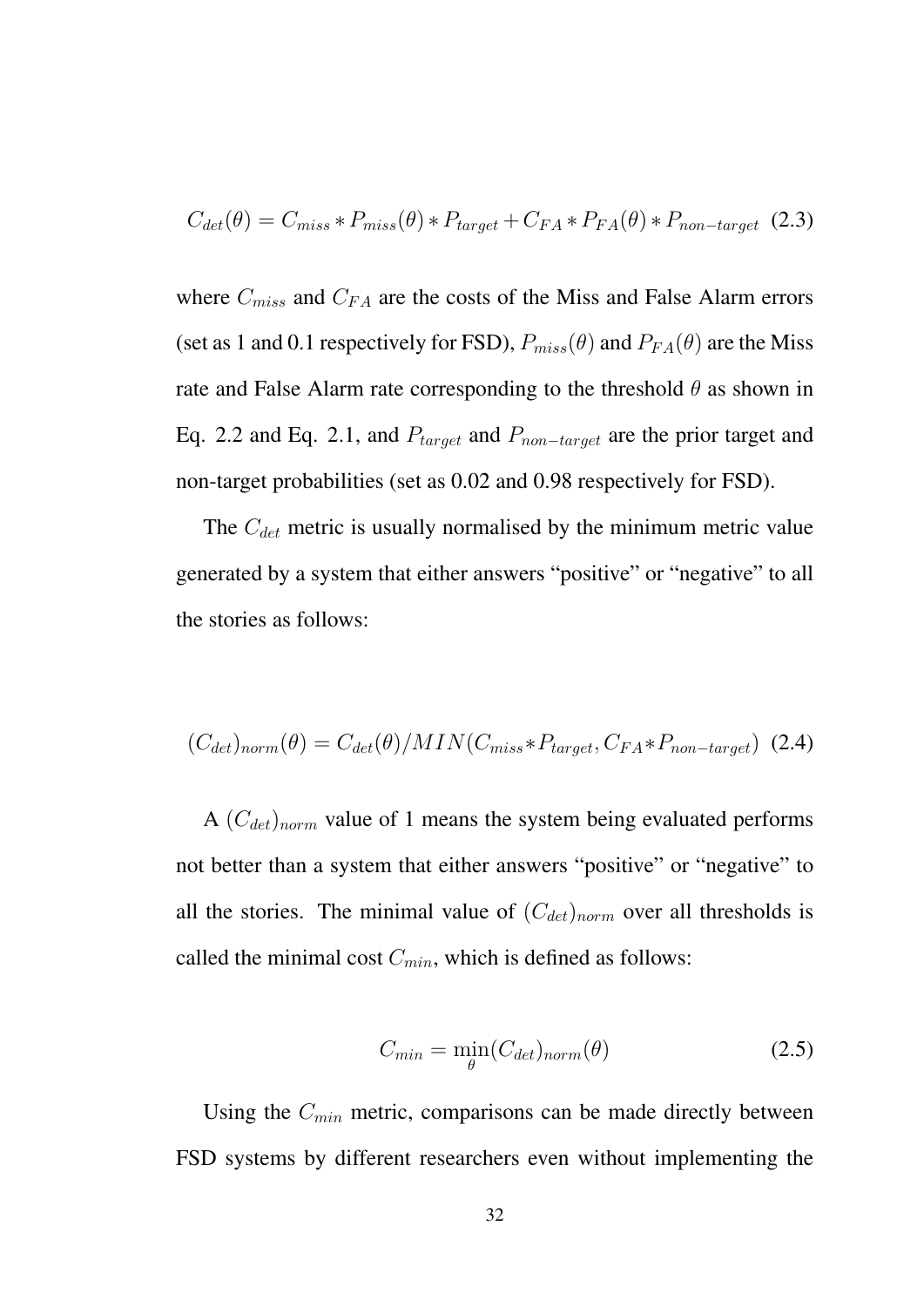$$C_{det}(\theta) = C_{miss} * P_{miss}(\theta) * P_{target} + C_{FA} * P_{FA}(\theta) * P_{non-target} \quad (2.3)$$

where $C_{miss}$ and $C_{FA}$ are the costs of the Miss and False Alarm errors (set as 1 and 0.1 respectively for FSD), $P_{miss}(\theta)$ and $P_{FA}(\theta)$ are the Miss rate and False Alarm rate corresponding to the threshold $\theta$ as shown in Eq. 2.2 and Eq. 2.1, and $P_{target}$ and $P_{non-target}$ are the prior target and non-target probabilities (set as 0.02 and 0.98 respectively for FSD).

The $C_{det}$ metric is usually normalised by the minimum metric value generated by a system that either answers "positive" or "negative" to all the stories as follows:

$$(C_{det})_{norm}(\theta) = C_{det}(\theta) / MIN(C_{miss} * P_{target}, C_{FA} * P_{non-target}) \quad (2.4)$$

A $(C_{det})_{norm}$ value of 1 means the system being evaluated performs not better than a system that either answers "positive" or "negative" to all the stories. The minimal value of $(C_{det})_{norm}$ over all thresholds is called the minimal cost $C_{min}$, which is defined as follows:

$$C_{min} = \min_{\theta} (C_{det})_{norm}(\theta) \quad (2.5)$$

Using the $C_{min}$ metric, comparisons can be made directly between FSD systems by different researchers even without implementing the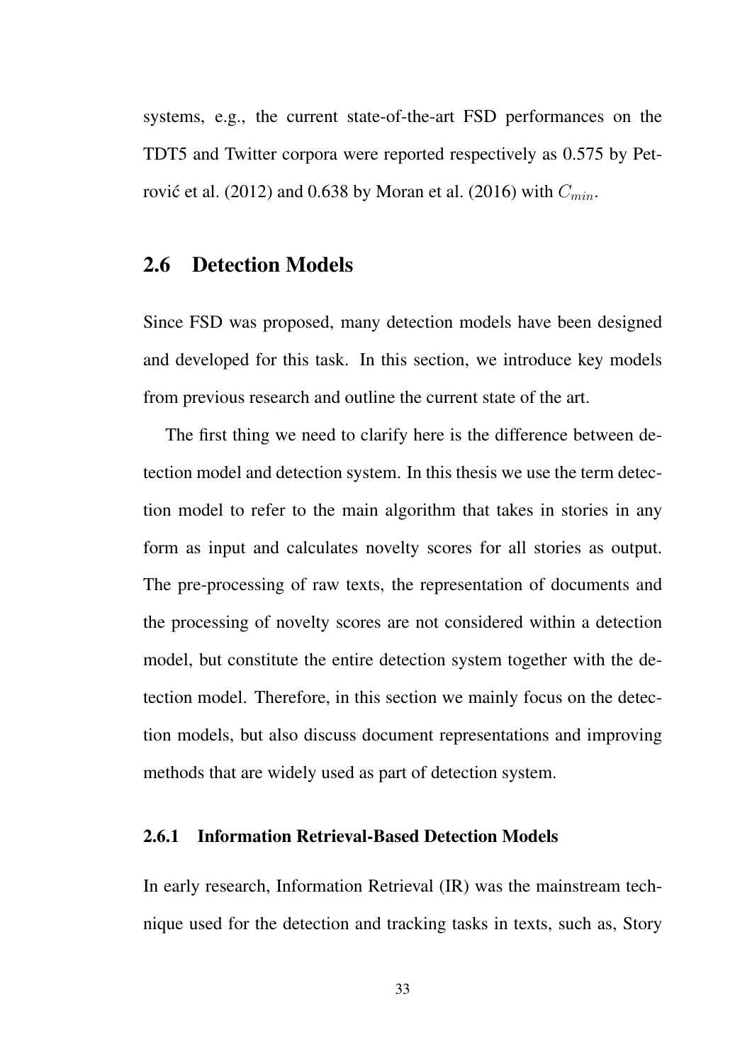systems, e.g., the current state-of-the-art FSD performances on the TDT5 and Twitter corpora were reported respectively as 0.575 by Petrović et al. (2012) and 0.638 by Moran et al. (2016) with $C_{min}$.

## 2.6 Detection Models

Since FSD was proposed, many detection models have been designed and developed for this task. In this section, we introduce key models from previous research and outline the current state of the art.

The first thing we need to clarify here is the difference between detection model and detection system. In this thesis we use the term detection model to refer to the main algorithm that takes in stories in any form as input and calculates novelty scores for all stories as output. The pre-processing of raw texts, the representation of documents and the processing of novelty scores are not considered within a detection model, but constitute the entire detection system together with the detection model. Therefore, in this section we mainly focus on the detection models, but also discuss document representations and improving methods that are widely used as part of detection system.

### 2.6.1 Information Retrieval-Based Detection Models

In early research, Information Retrieval (IR) was the mainstream technique used for the detection and tracking tasks in texts, such as, Story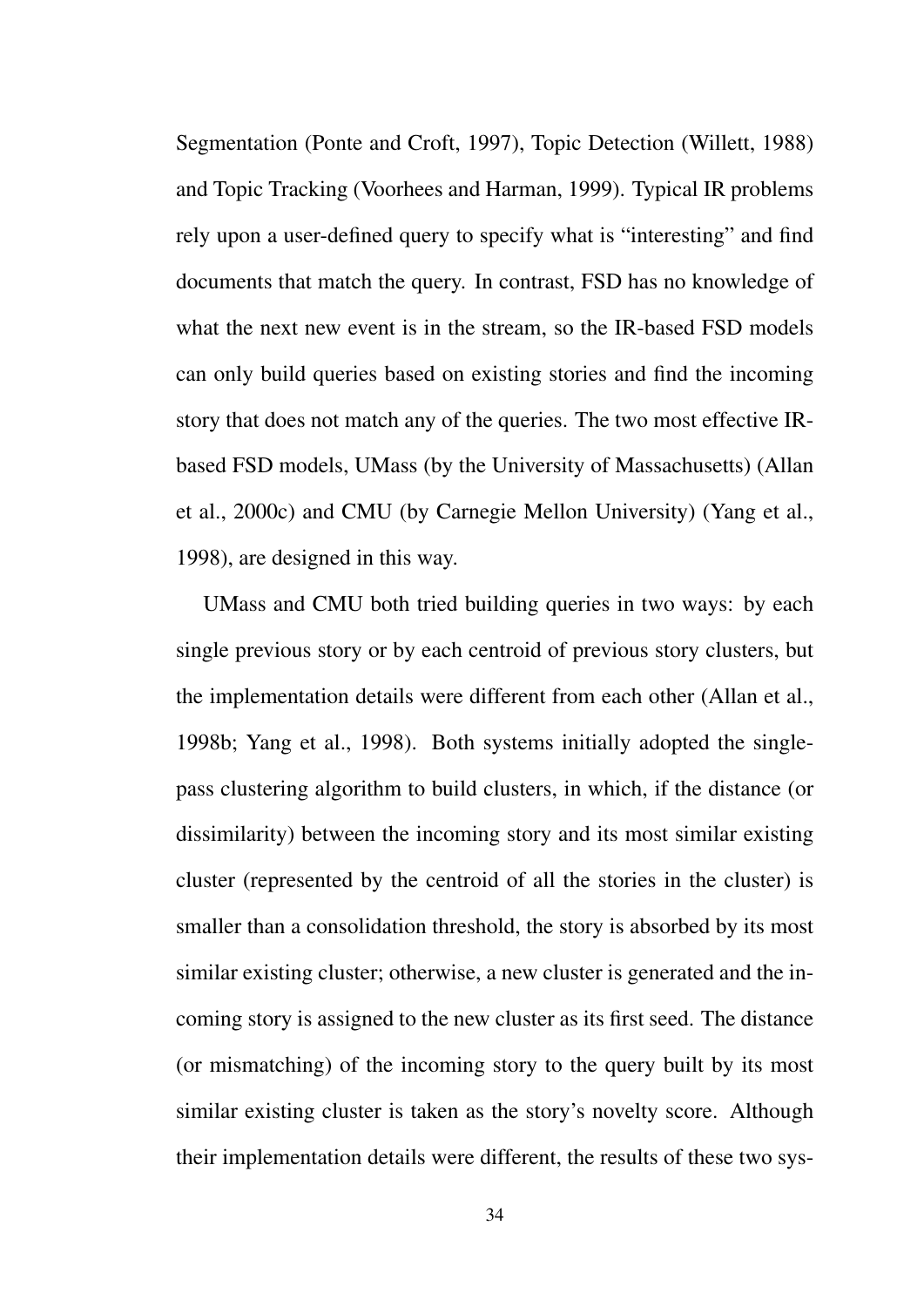Segmentation (Ponte and Croft, 1997), Topic Detection (Willett, 1988) and Topic Tracking (Voorhees and Harman, 1999). Typical IR problems rely upon a user-defined query to specify what is "interesting" and find documents that match the query. In contrast, FSD has no knowledge of what the next new event is in the stream, so the IR-based FSD models can only build queries based on existing stories and find the incoming story that does not match any of the queries. The two most effective IR-based FSD models, UMass (by the University of Massachusetts) (Allan et al., 2000c) and CMU (by Carnegie Mellon University) (Yang et al., 1998), are designed in this way.

UMass and CMU both tried building queries in two ways: by each single previous story or by each centroid of previous story clusters, but the implementation details were different from each other (Allan et al., 1998b; Yang et al., 1998). Both systems initially adopted the single-pass clustering algorithm to build clusters, in which, if the distance (or dissimilarity) between the incoming story and its most similar existing cluster (represented by the centroid of all the stories in the cluster) is smaller than a consolidation threshold, the story is absorbed by its most similar existing cluster; otherwise, a new cluster is generated and the incoming story is assigned to the new cluster as its first seed. The distance (or mismatching) of the incoming story to the query built by its most similar existing cluster is taken as the story's novelty score. Although their implementation details were different, the results of these two sys-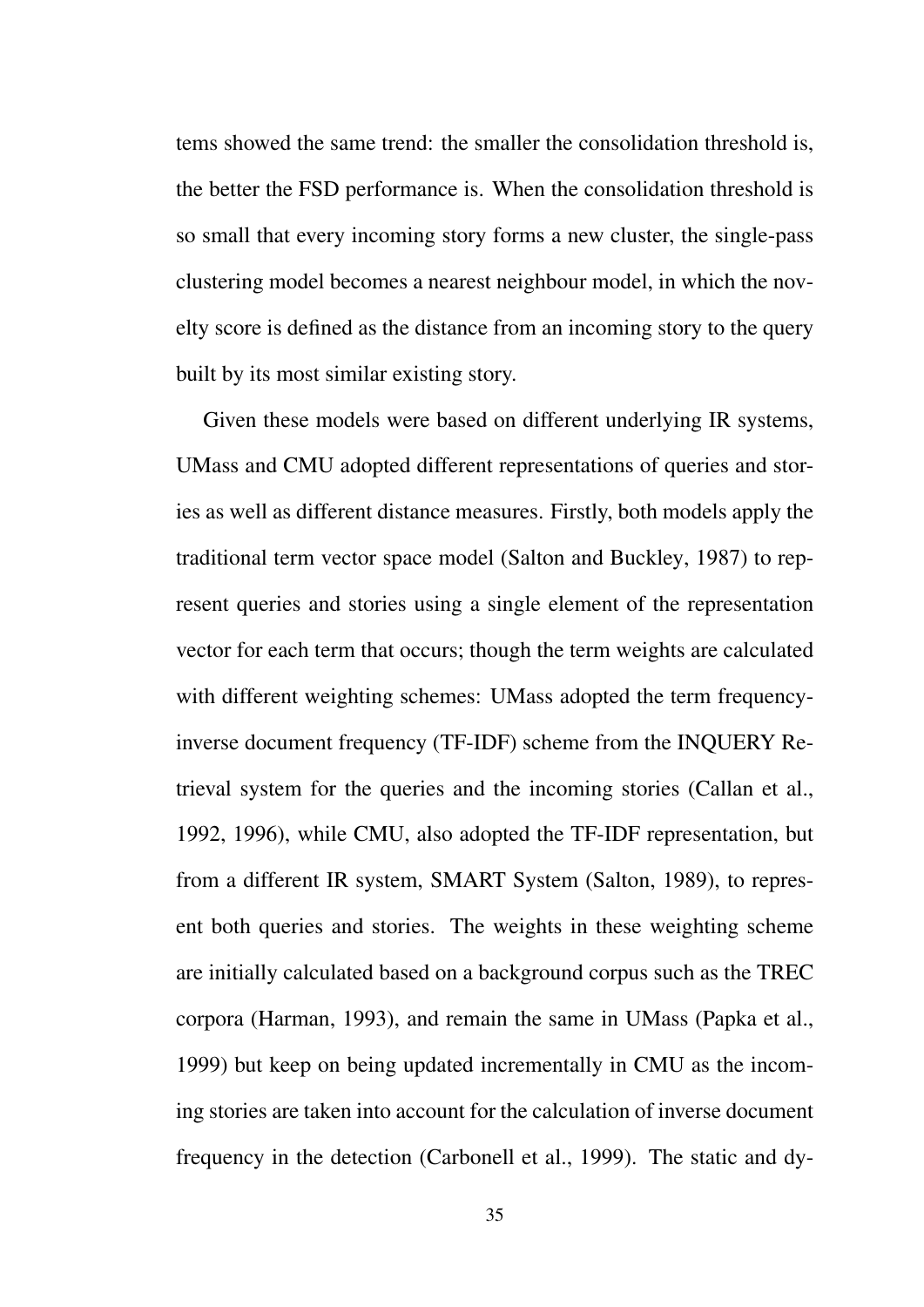tems showed the same trend: the smaller the consolidation threshold is, the better the FSD performance is. When the consolidation threshold is so small that every incoming story forms a new cluster, the single-pass clustering model becomes a nearest neighbour model, in which the novelty score is defined as the distance from an incoming story to the query built by its most similar existing story.

Given these models were based on different underlying IR systems, UMass and CMU adopted different representations of queries and stories as well as different distance measures. Firstly, both models apply the traditional term vector space model (Salton and Buckley, 1987) to represent queries and stories using a single element of the representation vector for each term that occurs; though the term weights are calculated with different weighting schemes: UMass adopted the term frequency-inverse document frequency (TF-IDF) scheme from the INQUERY Retrieval system for the queries and the incoming stories (Callan et al., 1992, 1996), while CMU, also adopted the TF-IDF representation, but from a different IR system, SMART System (Salton, 1989), to represent both queries and stories. The weights in these weighting scheme are initially calculated based on a background corpus such as the TREC corpora (Harman, 1993), and remain the same in UMass (Papka et al., 1999) but keep on being updated incrementally in CMU as the incoming stories are taken into account for the calculation of inverse document frequency in the detection (Carbonell et al., 1999). The static and dy-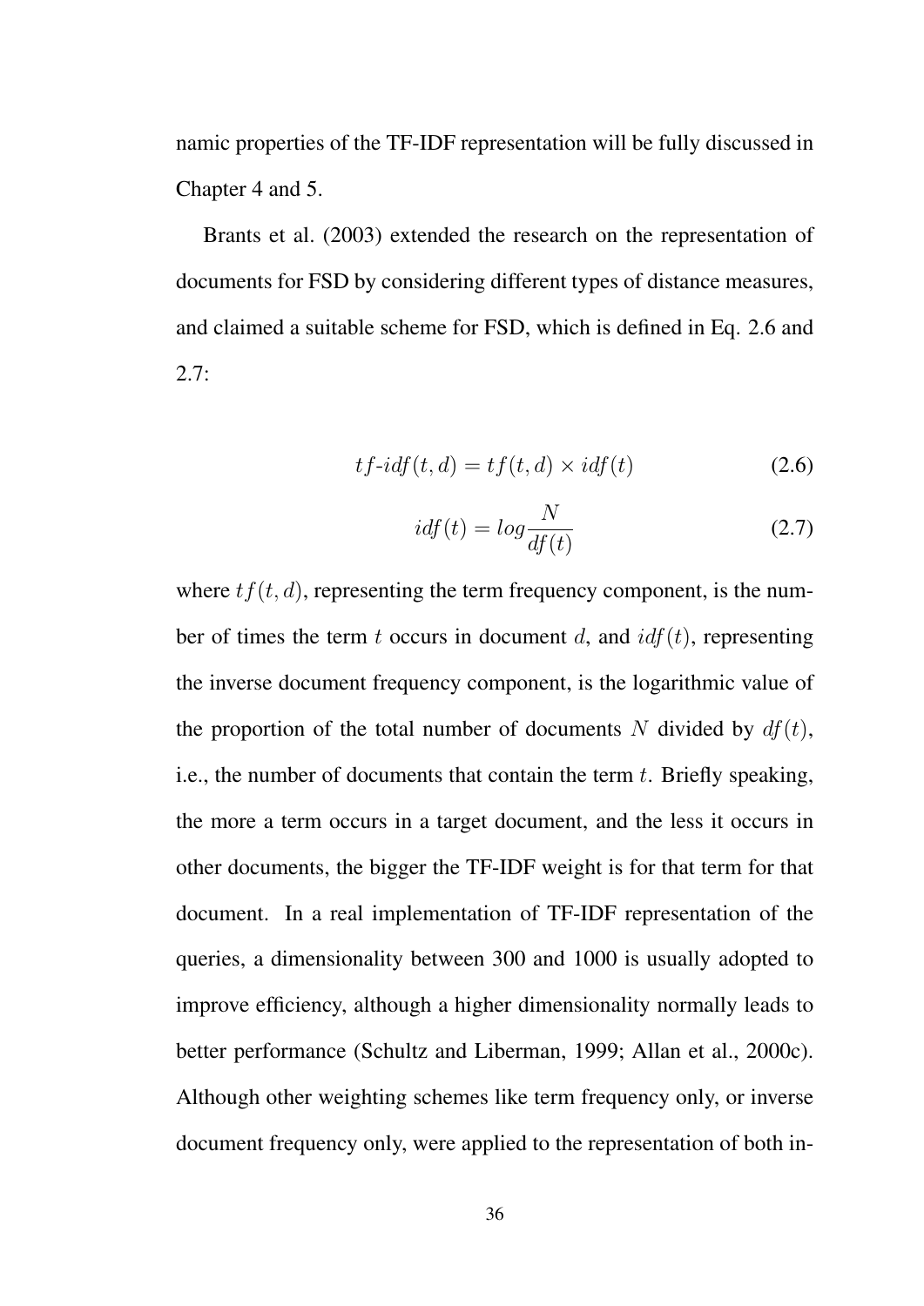namic properties of the TF-IDF representation will be fully discussed in Chapter 4 and 5.

Brants et al. (2003) extended the research on the representation of documents for FSD by considering different types of distance measures, and claimed a suitable scheme for FSD, which is defined in Eq. 2.6 and 2.7:

$$tf\text{-}idf(t, d) = tf(t, d) \times idf(t) \tag{2.6}$$

$$idf(t) = log\frac{N}{df(t)} \tag{2.7}$$

where $tf(t, d)$, representing the term frequency component, is the number of times the term $t$ occurs in document $d$, and $idf(t)$, representing the inverse document frequency component, is the logarithmic value of the proportion of the total number of documents $N$ divided by $df(t)$, i.e., the number of documents that contain the term $t$. Briefly speaking, the more a term occurs in a target document, and the less it occurs in other documents, the bigger the TF-IDF weight is for that term for that document. In a real implementation of TF-IDF representation of the queries, a dimensionality between 300 and 1000 is usually adopted to improve efficiency, although a higher dimensionality normally leads to better performance (Schultz and Liberman, 1999; Allan et al., 2000c). Although other weighting schemes like term frequency only, or inverse document frequency only, were applied to the representation of both in-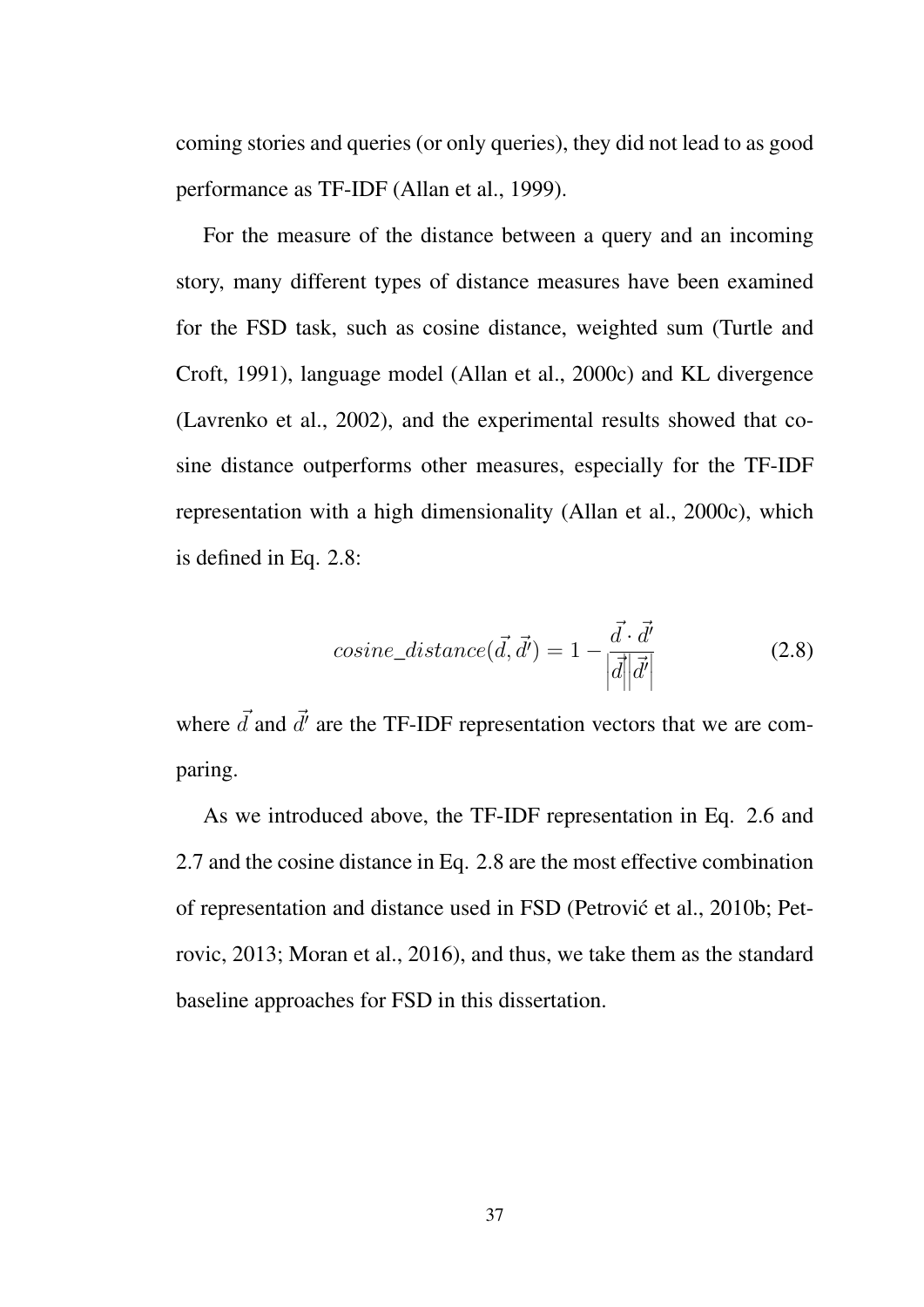coming stories and queries (or only queries), they did not lead to as good performance as TF-IDF (Allan et al., 1999).

For the measure of the distance between a query and an incoming story, many different types of distance measures have been examined for the FSD task, such as cosine distance, weighted sum (Turtle and Croft, 1991), language model (Allan et al., 2000c) and KL divergence (Lavrenko et al., 2002), and the experimental results showed that cosine distance outperforms other measures, especially for the TF-IDF representation with a high dimensionality (Allan et al., 2000c), which is defined in Eq. 2.8:

$$cosine\_distance(\vec{d}, \vec{d'}) = 1 - \frac{\vec{d} \cdot \vec{d'}}{\left|\vec{d}\right|\left|\vec{d'}\right|} \tag{2.8}$$

where $\vec{d}$ and $\vec{d'}$ are the TF-IDF representation vectors that we are comparing.

As we introduced above, the TF-IDF representation in Eq. 2.6 and 2.7 and the cosine distance in Eq. 2.8 are the most effective combination of representation and distance used in FSD (Petrović et al., 2010b; Petrovic, 2013; Moran et al., 2016), and thus, we take them as the standard baseline approaches for FSD in this dissertation.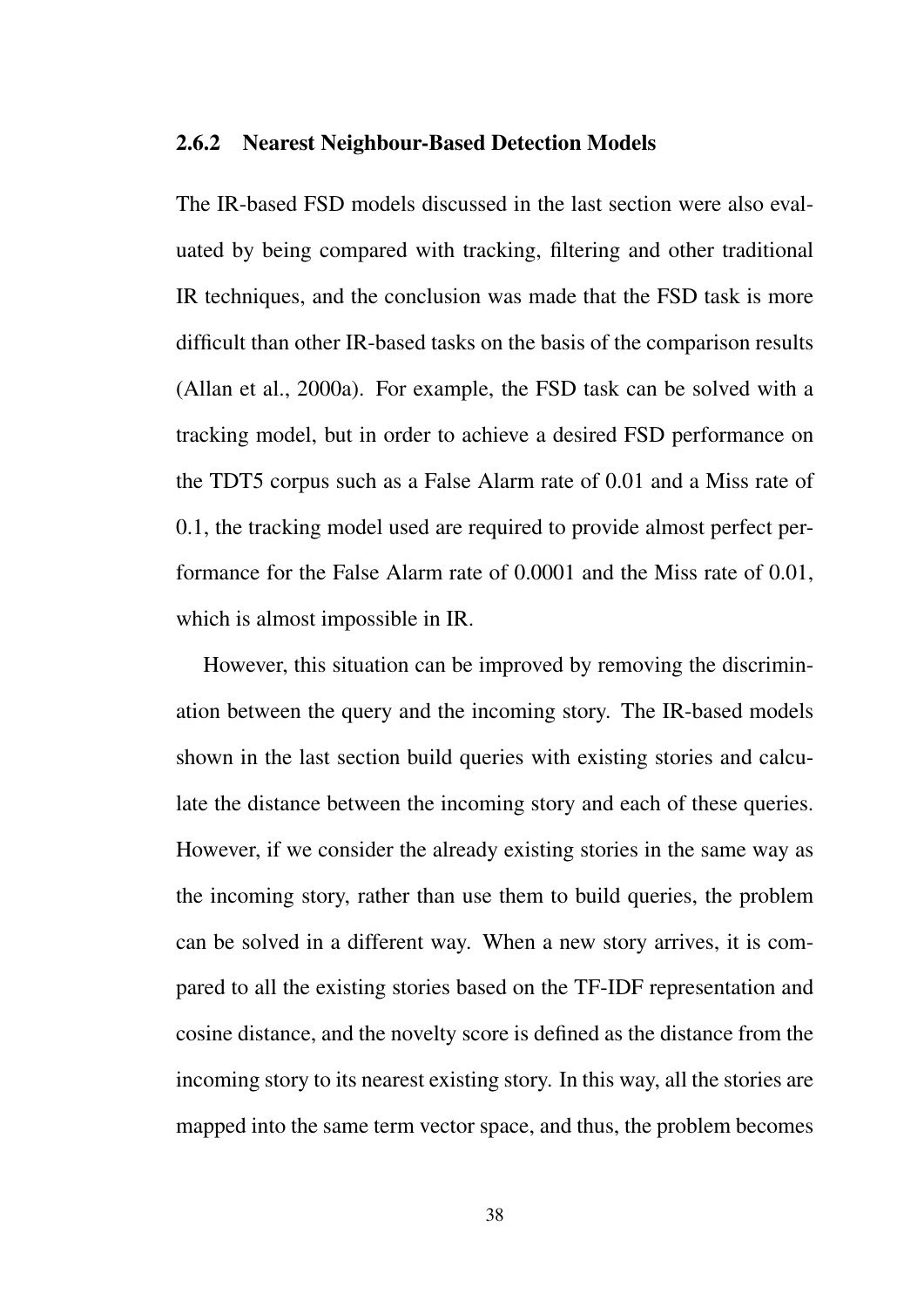### 2.6.2 Nearest Neighbour-Based Detection Models

The IR-based FSD models discussed in the last section were also evaluated by being compared with tracking, filtering and other traditional IR techniques, and the conclusion was made that the FSD task is more difficult than other IR-based tasks on the basis of the comparison results (Allan et al., 2000a). For example, the FSD task can be solved with a tracking model, but in order to achieve a desired FSD performance on the TDT5 corpus such as a False Alarm rate of 0.01 and a Miss rate of 0.1, the tracking model used are required to provide almost perfect performance for the False Alarm rate of 0.0001 and the Miss rate of 0.01, which is almost impossible in IR.

However, this situation can be improved by removing the discrimination between the query and the incoming story. The IR-based models shown in the last section build queries with existing stories and calculate the distance between the incoming story and each of these queries. However, if we consider the already existing stories in the same way as the incoming story, rather than use them to build queries, the problem can be solved in a different way. When a new story arrives, it is compared to all the existing stories based on the TF-IDF representation and cosine distance, and the novelty score is defined as the distance from the incoming story to its nearest existing story. In this way, all the stories are mapped into the same term vector space, and thus, the problem becomes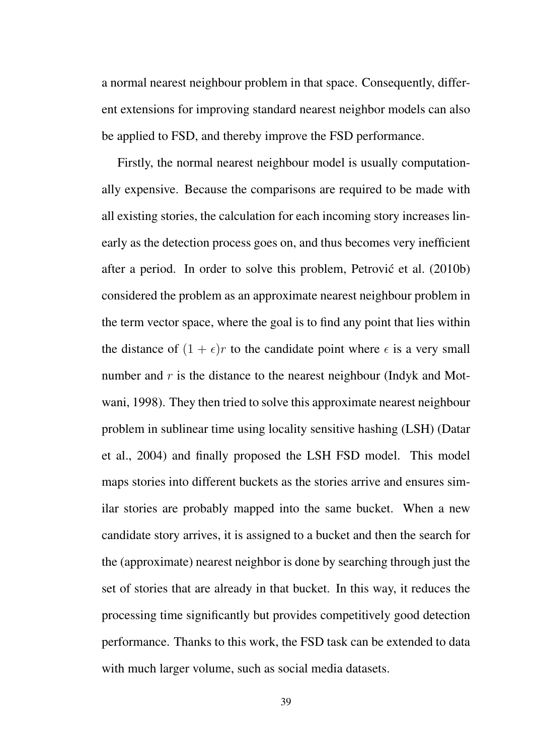a normal nearest neighbour problem in that space. Consequently, different extensions for improving standard nearest neighbor models can also be applied to FSD, and thereby improve the FSD performance.

Firstly, the normal nearest neighbour model is usually computationally expensive. Because the comparisons are required to be made with all existing stories, the calculation for each incoming story increases linearly as the detection process goes on, and thus becomes very inefficient after a period. In order to solve this problem, Petrović et al. (2010b) considered the problem as an approximate nearest neighbour problem in the term vector space, where the goal is to find any point that lies within the distance of $(1 + \epsilon)r$ to the candidate point where $\epsilon$ is a very small number and $r$ is the distance to the nearest neighbour (Indyk and Motwani, 1998). They then tried to solve this approximate nearest neighbour problem in sublinear time using locality sensitive hashing (LSH) (Datar et al., 2004) and finally proposed the LSH FSD model. This model maps stories into different buckets as the stories arrive and ensures similar stories are probably mapped into the same bucket. When a new candidate story arrives, it is assigned to a bucket and then the search for the (approximate) nearest neighbor is done by searching through just the set of stories that are already in that bucket. In this way, it reduces the processing time significantly but provides competitively good detection performance. Thanks to this work, the FSD task can be extended to data with much larger volume, such as social media datasets.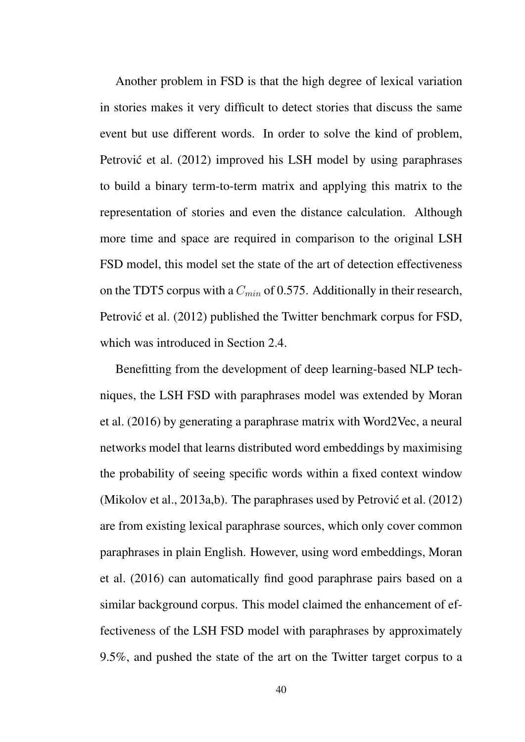Another problem in FSD is that the high degree of lexical variation in stories makes it very difficult to detect stories that discuss the same event but use different words. In order to solve the kind of problem, Petrović et al. (2012) improved his LSH model by using paraphrases to build a binary term-to-term matrix and applying this matrix to the representation of stories and even the distance calculation. Although more time and space are required in comparison to the original LSH FSD model, this model set the state of the art of detection effectiveness on the TDT5 corpus with a $C_{min}$ of 0.575. Additionally in their research, Petrović et al. (2012) published the Twitter benchmark corpus for FSD, which was introduced in Section 2.4.

Benefitting from the development of deep learning-based NLP techniques, the LSH FSD with paraphrases model was extended by Moran et al. (2016) by generating a paraphrase matrix with Word2Vec, a neural networks model that learns distributed word embeddings by maximising the probability of seeing specific words within a fixed context window (Mikolov et al., 2013a,b). The paraphrases used by Petrović et al. (2012) are from existing lexical paraphrase sources, which only cover common paraphrases in plain English. However, using word embeddings, Moran et al. (2016) can automatically find good paraphrase pairs based on a similar background corpus. This model claimed the enhancement of effectiveness of the LSH FSD model with paraphrases by approximately 9.5%, and pushed the state of the art on the Twitter target corpus to a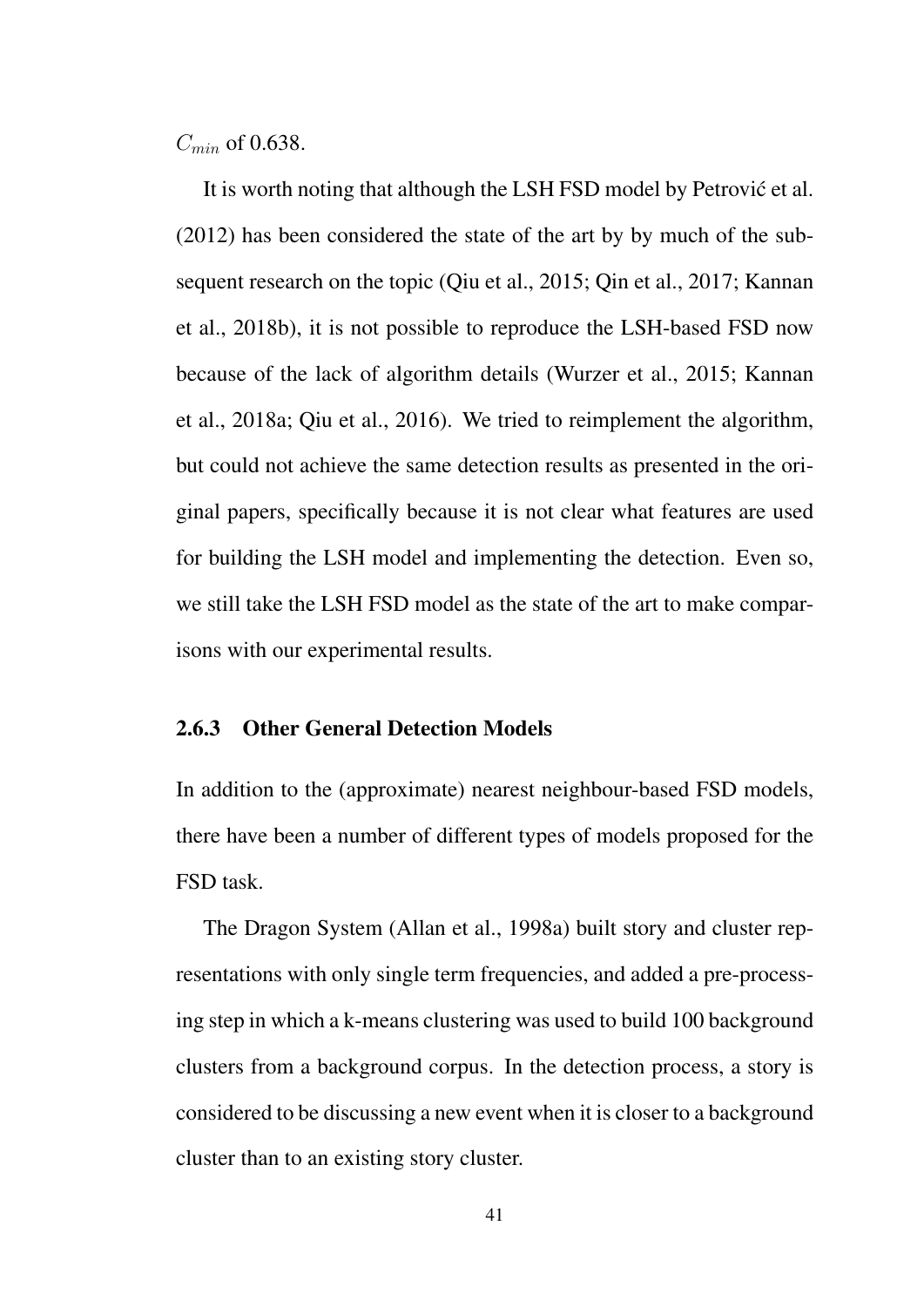$C_{min}$ of 0.638.

It is worth noting that although the LSH FSD model by Petrović et al. (2012) has been considered the state of the art by by much of the subsequent research on the topic (Qiu et al., 2015; Qin et al., 2017; Kannan et al., 2018b), it is not possible to reproduce the LSH-based FSD now because of the lack of algorithm details (Wurzer et al., 2015; Kannan et al., 2018a; Qiu et al., 2016). We tried to reimplement the algorithm, but could not achieve the same detection results as presented in the original papers, specifically because it is not clear what features are used for building the LSH model and implementing the detection. Even so, we still take the LSH FSD model as the state of the art to make comparisons with our experimental results.

### 2.6.3 Other General Detection Models

In addition to the (approximate) nearest neighbour-based FSD models, there have been a number of different types of models proposed for the FSD task.

The Dragon System (Allan et al., 1998a) built story and cluster representations with only single term frequencies, and added a pre-processing step in which a k-means clustering was used to build 100 background clusters from a background corpus. In the detection process, a story is considered to be discussing a new event when it is closer to a background cluster than to an existing story cluster.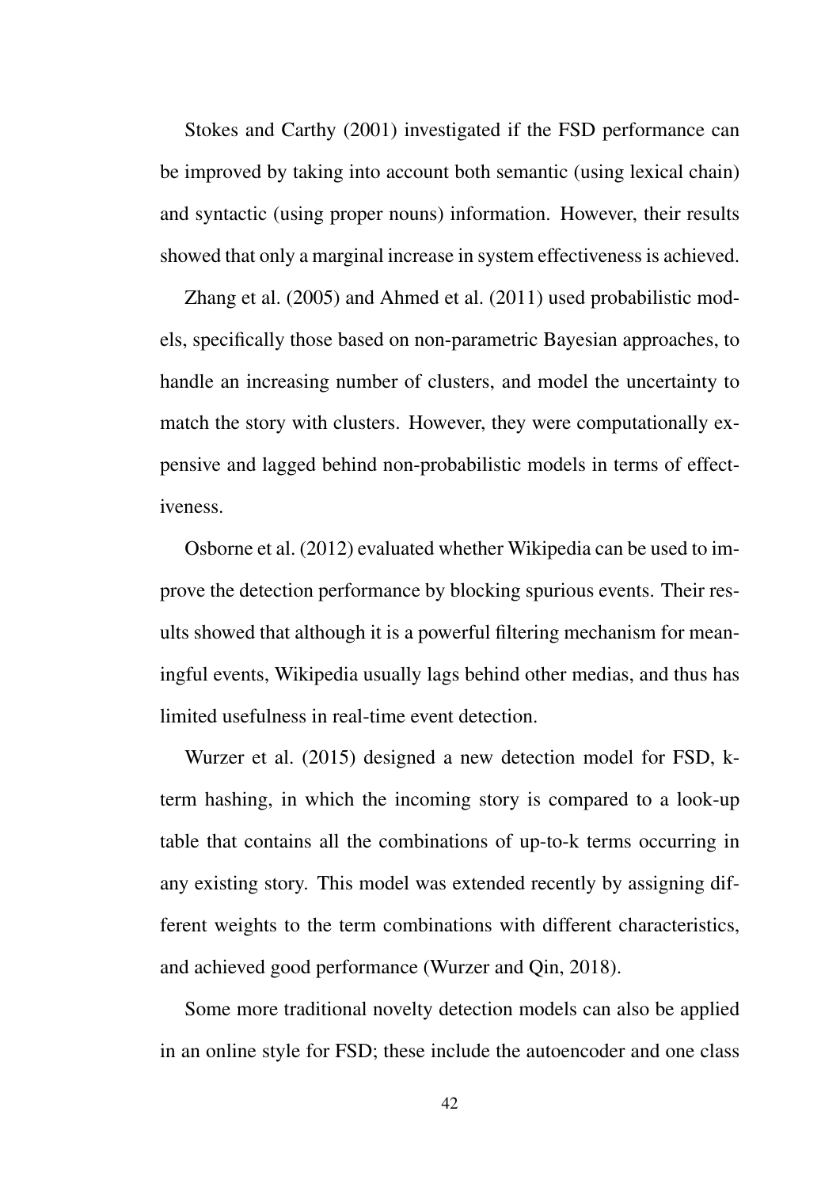Stokes and Carthy (2001) investigated if the FSD performance can be improved by taking into account both semantic (using lexical chain) and syntactic (using proper nouns) information. However, their results showed that only a marginal increase in system effectiveness is achieved.

Zhang et al. (2005) and Ahmed et al. (2011) used probabilistic models, specifically those based on non-parametric Bayesian approaches, to handle an increasing number of clusters, and model the uncertainty to match the story with clusters. However, they were computationally expensive and lagged behind non-probabilistic models in terms of effectiveness.

Osborne et al. (2012) evaluated whether Wikipedia can be used to improve the detection performance by blocking spurious events. Their results showed that although it is a powerful filtering mechanism for meaningful events, Wikipedia usually lags behind other medias, and thus has limited usefulness in real-time event detection.

Wurzer et al. (2015) designed a new detection model for FSD, k-term hashing, in which the incoming story is compared to a look-up table that contains all the combinations of up-to-k terms occurring in any existing story. This model was extended recently by assigning different weights to the term combinations with different characteristics, and achieved good performance (Wurzer and Qin, 2018).

Some more traditional novelty detection models can also be applied in an online style for FSD; these include the autoencoder and one class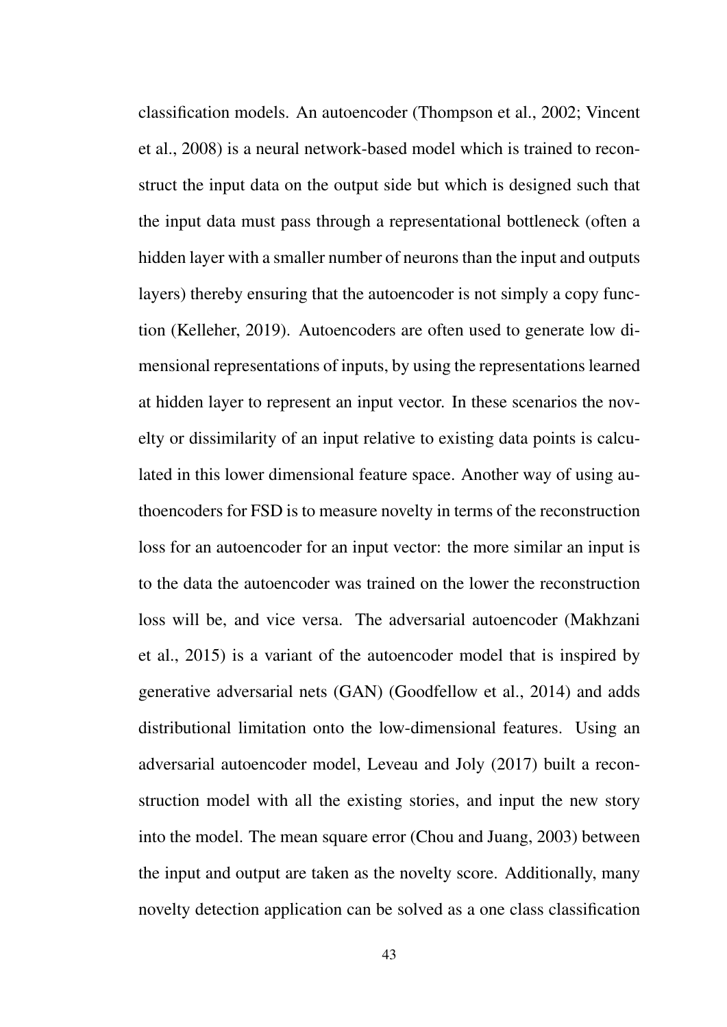classification models. An autoencoder (Thompson et al., 2002; Vincent et al., 2008) is a neural network-based model which is trained to reconstruct the input data on the output side but which is designed such that the input data must pass through a representational bottleneck (often a hidden layer with a smaller number of neurons than the input and outputs layers) thereby ensuring that the autoencoder is not simply a copy function (Kelleher, 2019). Autoencoders are often used to generate low dimensional representations of inputs, by using the representations learned at hidden layer to represent an input vector. In these scenarios the novelty or dissimilarity of an input relative to existing data points is calculated in this lower dimensional feature space. Another way of using authoencoders for FSD is to measure novelty in terms of the reconstruction loss for an autoencoder for an input vector: the more similar an input is to the data the autoencoder was trained on the lower the reconstruction loss will be, and vice versa. The adversarial autoencoder (Makhzani et al., 2015) is a variant of the autoencoder model that is inspired by generative adversarial nets (GAN) (Goodfellow et al., 2014) and adds distributional limitation onto the low-dimensional features. Using an adversarial autoencoder model, Leveau and Joly (2017) built a reconstruction model with all the existing stories, and input the new story into the model. The mean square error (Chou and Juang, 2003) between the input and output are taken as the novelty score. Additionally, many novelty detection application can be solved as a one class classification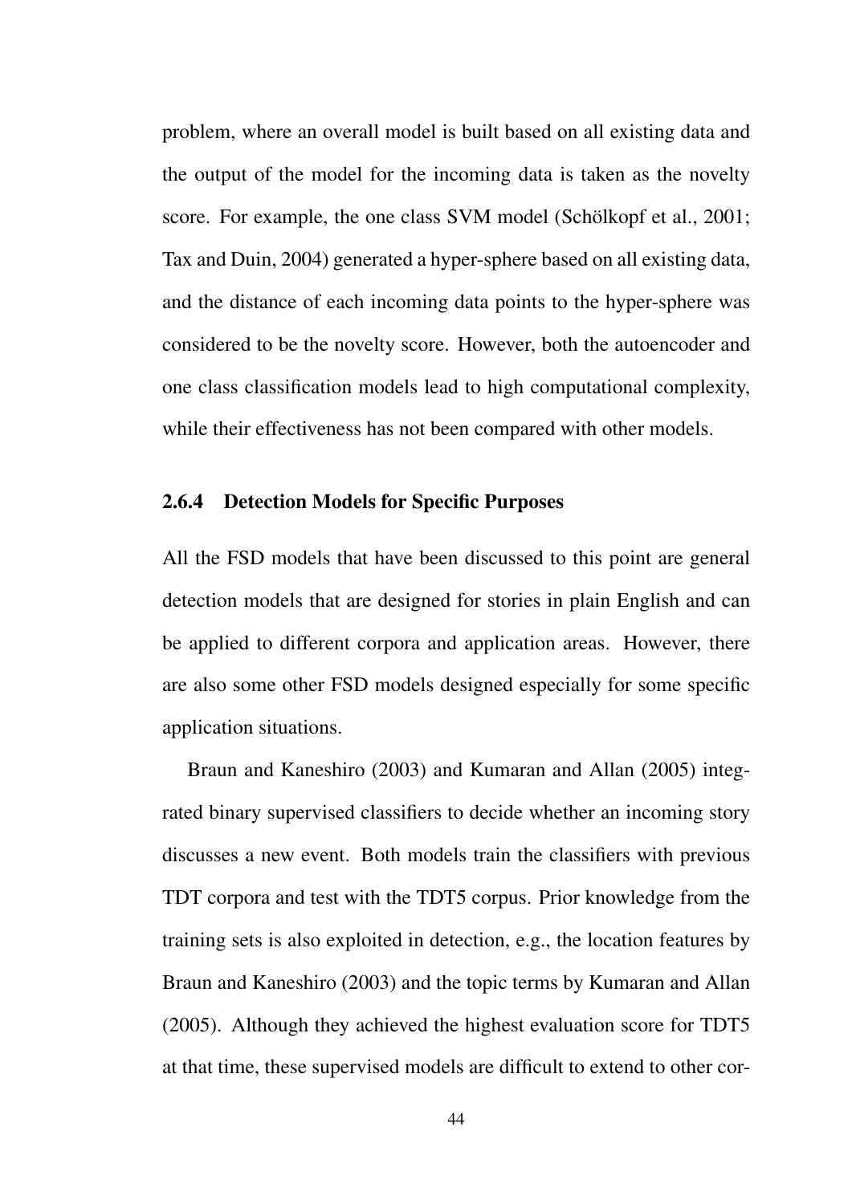problem, where an overall model is built based on all existing data and the output of the model for the incoming data is taken as the novelty score. For example, the one class SVM model (Schölkopf et al., 2001; Tax and Duin, 2004) generated a hyper-sphere based on all existing data, and the distance of each incoming data points to the hyper-sphere was considered to be the novelty score. However, both the autoencoder and one class classification models lead to high computational complexity, while their effectiveness has not been compared with other models.

### 2.6.4 Detection Models for Specific Purposes

All the FSD models that have been discussed to this point are general detection models that are designed for stories in plain English and can be applied to different corpora and application areas. However, there are also some other FSD models designed especially for some specific application situations.

Braun and Kaneshiro (2003) and Kumaran and Allan (2005) integrated binary supervised classifiers to decide whether an incoming story discusses a new event. Both models train the classifiers with previous TDT corpora and test with the TDT5 corpus. Prior knowledge from the training sets is also exploited in detection, e.g., the location features by Braun and Kaneshiro (2003) and the topic terms by Kumaran and Allan (2005). Although they achieved the highest evaluation score for TDT5 at that time, these supervised models are difficult to extend to other cor-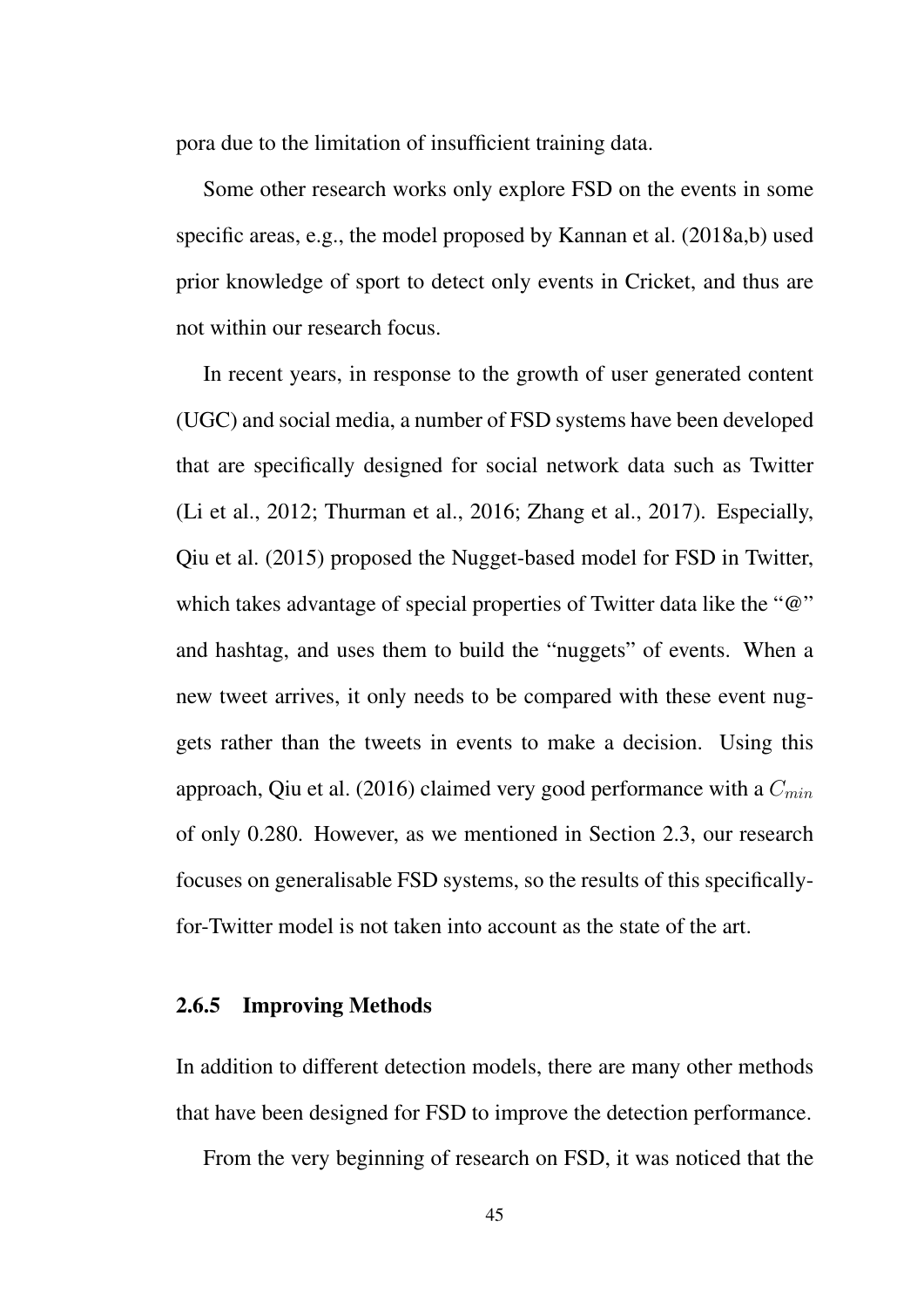pora due to the limitation of insufficient training data.

Some other research works only explore FSD on the events in some specific areas, e.g., the model proposed by Kannan et al. (2018a,b) used prior knowledge of sport to detect only events in Cricket, and thus are not within our research focus.

In recent years, in response to the growth of user generated content (UGC) and social media, a number of FSD systems have been developed that are specifically designed for social network data such as Twitter (Li et al., 2012; Thurman et al., 2016; Zhang et al., 2017). Especially, Qiu et al. (2015) proposed the Nugget-based model for FSD in Twitter, which takes advantage of special properties of Twitter data like the "@" and hashtag, and uses them to build the "nuggets" of events. When a new tweet arrives, it only needs to be compared with these event nuggets rather than the tweets in events to make a decision. Using this approach, Qiu et al. (2016) claimed very good performance with a $C_{min}$ of only 0.280. However, as we mentioned in Section 2.3, our research focuses on generalisable FSD systems, so the results of this specifically-for-Twitter model is not taken into account as the state of the art.

### 2.6.5 Improving Methods

In addition to different detection models, there are many other methods that have been designed for FSD to improve the detection performance.

From the very beginning of research on FSD, it was noticed that the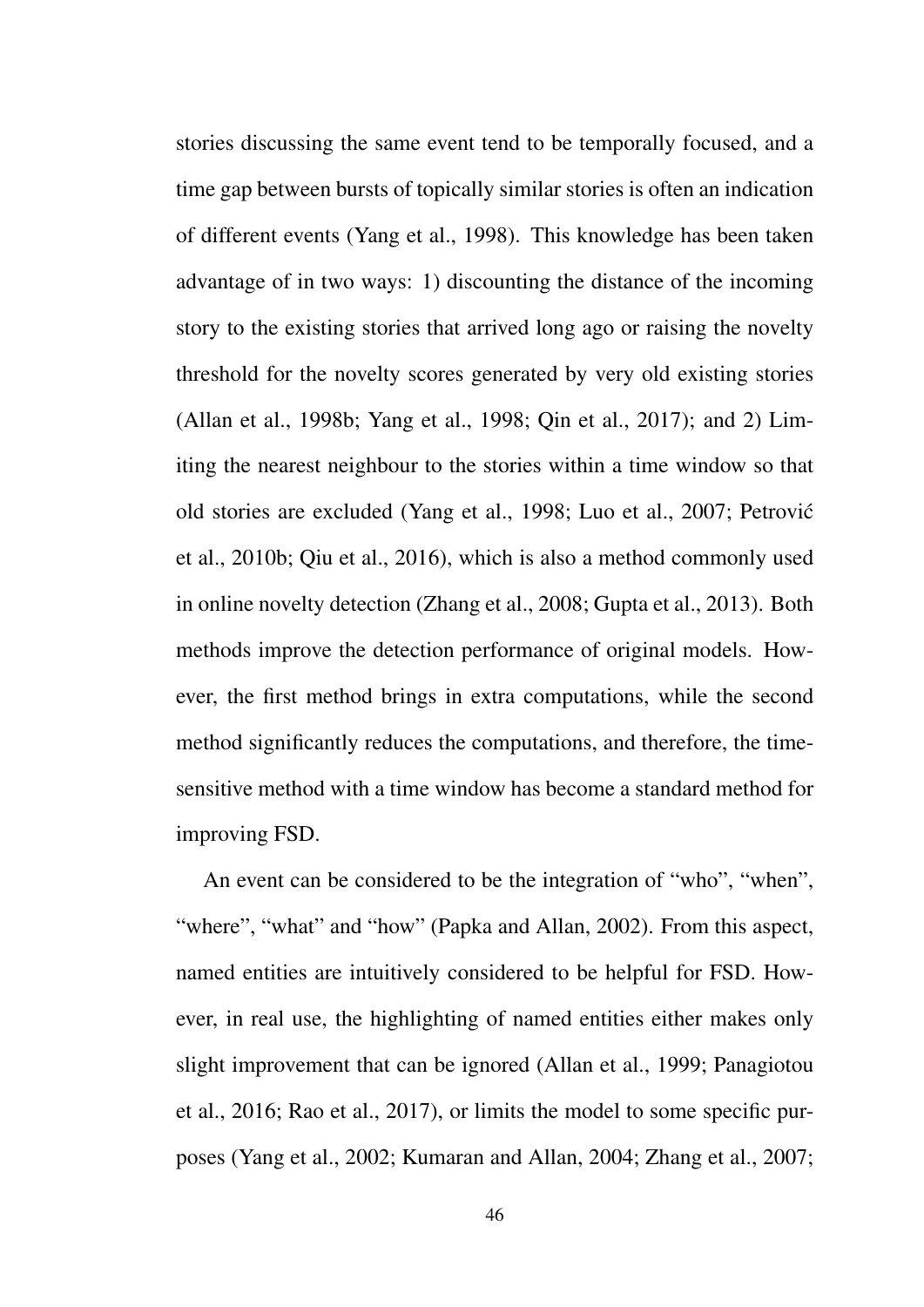stories discussing the same event tend to be temporally focused, and a time gap between bursts of topically similar stories is often an indication of different events (Yang et al., 1998). This knowledge has been taken advantage of in two ways: 1) discounting the distance of the incoming story to the existing stories that arrived long ago or raising the novelty threshold for the novelty scores generated by very old existing stories (Allan et al., 1998b; Yang et al., 1998; Qin et al., 2017); and 2) Limiting the nearest neighbour to the stories within a time window so that old stories are excluded (Yang et al., 1998; Luo et al., 2007; Petrović et al., 2010b; Qiu et al., 2016), which is also a method commonly used in online novelty detection (Zhang et al., 2008; Gupta et al., 2013). Both methods improve the detection performance of original models. However, the first method brings in extra computations, while the second method significantly reduces the computations, and therefore, the time-sensitive method with a time window has become a standard method for improving FSD.

An event can be considered to be the integration of "who", "when", "where", "what" and "how" (Papka and Allan, 2002). From this aspect, named entities are intuitively considered to be helpful for FSD. However, in real use, the highlighting of named entities either makes only slight improvement that can be ignored (Allan et al., 1999; Panagiotou et al., 2016; Rao et al., 2017), or limits the model to some specific purposes (Yang et al., 2002; Kumaran and Allan, 2004; Zhang et al., 2007;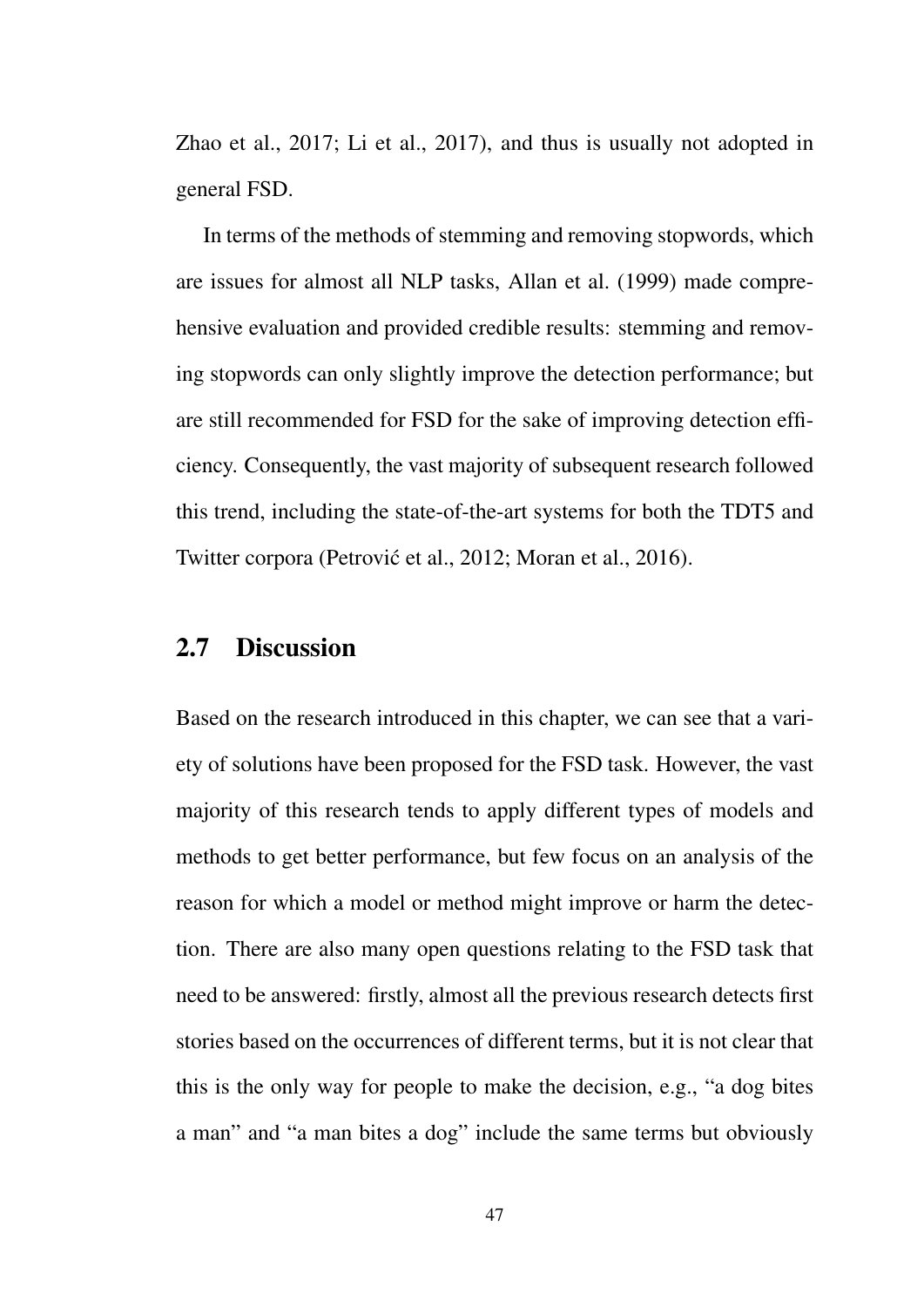Zhao et al., 2017; Li et al., 2017), and thus is usually not adopted in general FSD.

In terms of the methods of stemming and removing stopwords, which are issues for almost all NLP tasks, Allan et al. (1999) made comprehensive evaluation and provided credible results: stemming and removing stopwords can only slightly improve the detection performance; but are still recommended for FSD for the sake of improving detection efficiency. Consequently, the vast majority of subsequent research followed this trend, including the state-of-the-art systems for both the TDT5 and Twitter corpora (Petrović et al., 2012; Moran et al., 2016).

## 2.7 Discussion

Based on the research introduced in this chapter, we can see that a variety of solutions have been proposed for the FSD task. However, the vast majority of this research tends to apply different types of models and methods to get better performance, but few focus on an analysis of the reason for which a model or method might improve or harm the detection. There are also many open questions relating to the FSD task that need to be answered: firstly, almost all the previous research detects first stories based on the occurrences of different terms, but it is not clear that this is the only way for people to make the decision, e.g., "a dog bites a man" and "a man bites a dog" include the same terms but obviously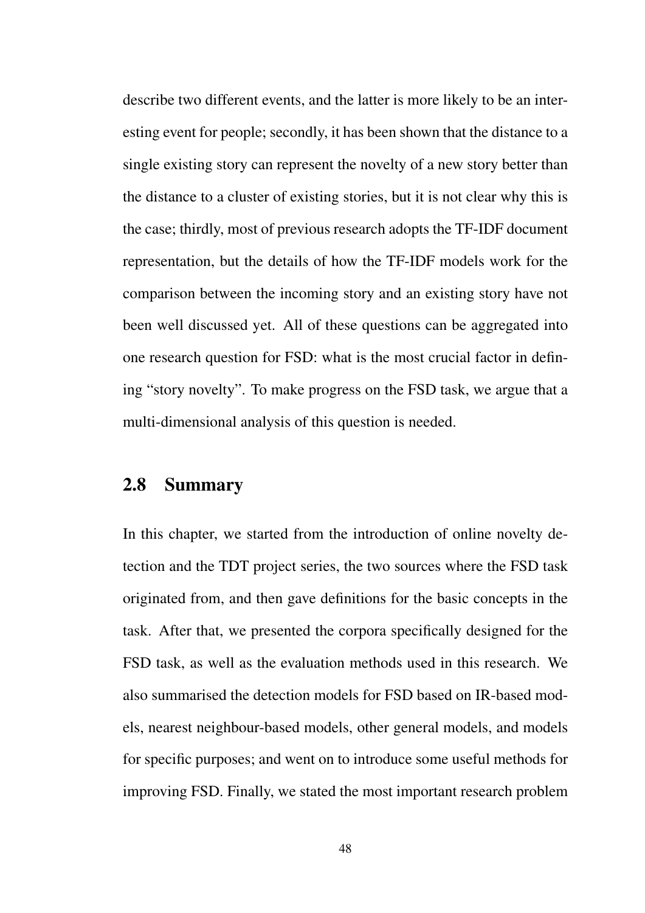describe two different events, and the latter is more likely to be an interesting event for people; secondly, it has been shown that the distance to a single existing story can represent the novelty of a new story better than the distance to a cluster of existing stories, but it is not clear why this is the case; thirdly, most of previous research adopts the TF-IDF document representation, but the details of how the TF-IDF models work for the comparison between the incoming story and an existing story have not been well discussed yet. All of these questions can be aggregated into one research question for FSD: what is the most crucial factor in defining "story novelty". To make progress on the FSD task, we argue that a multi-dimensional analysis of this question is needed.

## 2.8 Summary

In this chapter, we started from the introduction of online novelty detection and the TDT project series, the two sources where the FSD task originated from, and then gave definitions for the basic concepts in the task. After that, we presented the corpora specifically designed for the FSD task, as well as the evaluation methods used in this research. We also summarised the detection models for FSD based on IR-based models, nearest neighbour-based models, other general models, and models for specific purposes; and went on to introduce some useful methods for improving FSD. Finally, we stated the most important research problem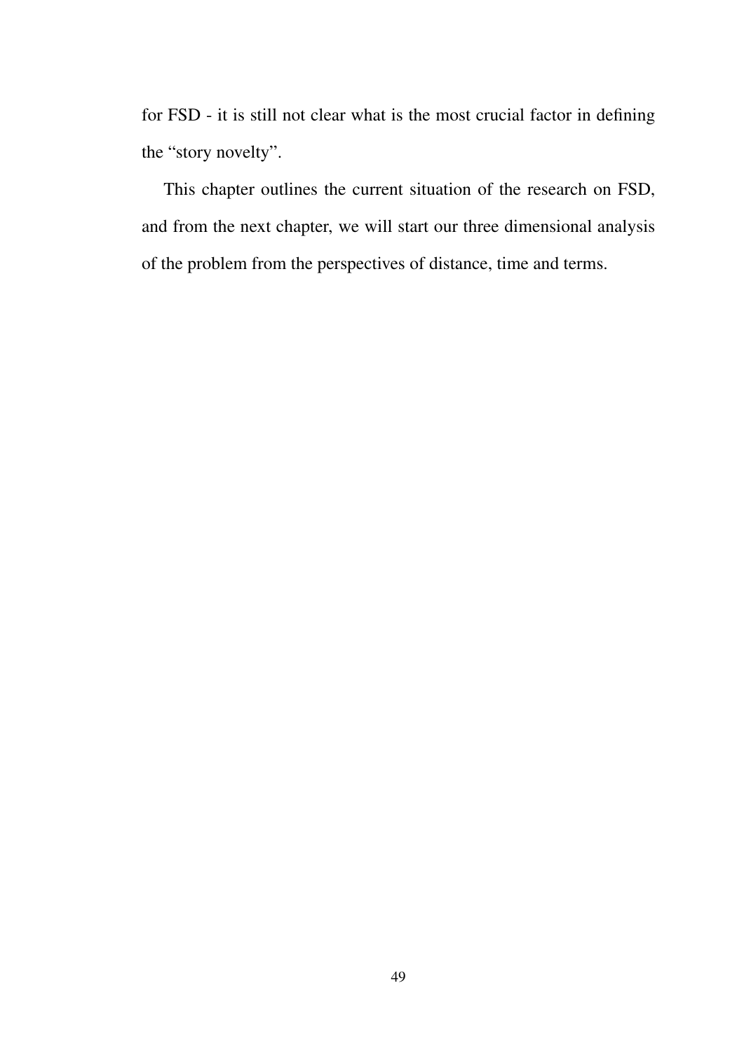for FSD - it is still not clear what is the most crucial factor in defining the "story novelty".

This chapter outlines the current situation of the research on FSD, and from the next chapter, we will start our three dimensional analysis of the problem from the perspectives of distance, time and terms.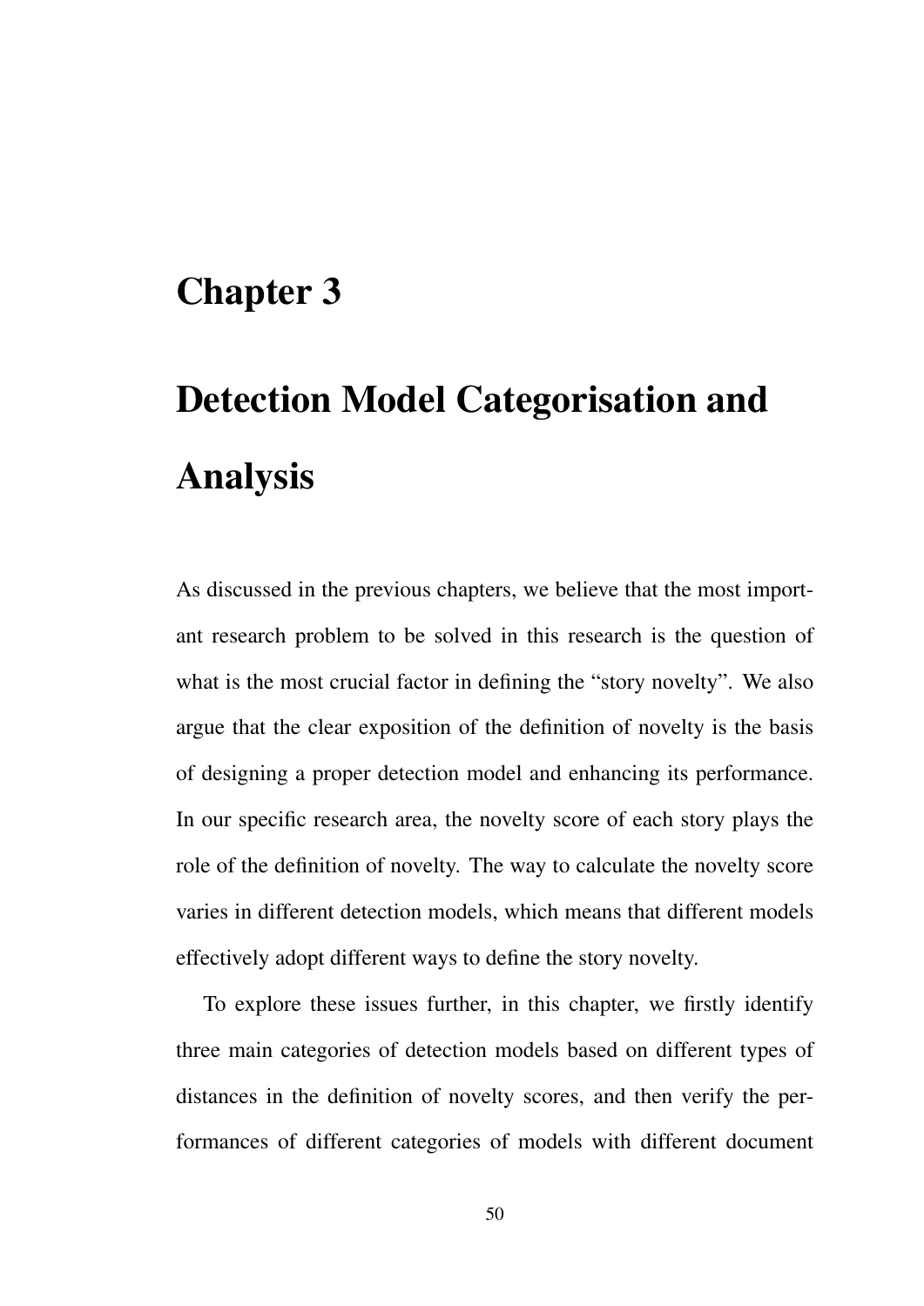# Chapter 3

# Detection Model Categorisation and Analysis

As discussed in the previous chapters, we believe that the most important research problem to be solved in this research is the question of what is the most crucial factor in defining the "story novelty". We also argue that the clear exposition of the definition of novelty is the basis of designing a proper detection model and enhancing its performance. In our specific research area, the novelty score of each story plays the role of the definition of novelty. The way to calculate the novelty score varies in different detection models, which means that different models effectively adopt different ways to define the story novelty.

To explore these issues further, in this chapter, we firstly identify three main categories of detection models based on different types of distances in the definition of novelty scores, and then verify the performances of different categories of models with different document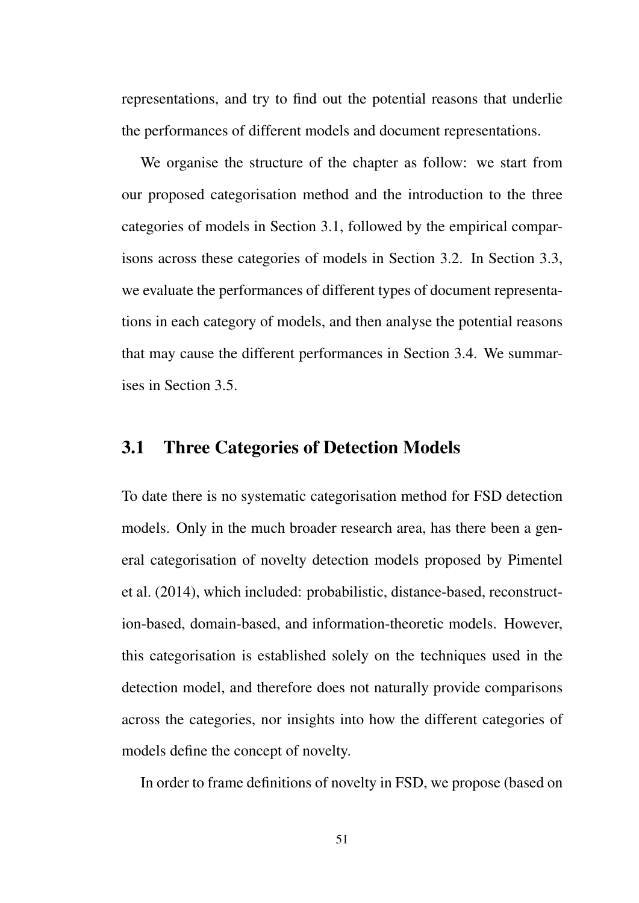representations, and try to find out the potential reasons that underlie the performances of different models and document representations.

We organise the structure of the chapter as follow: we start from our proposed categorisation method and the introduction to the three categories of models in Section 3.1, followed by the empirical comparisons across these categories of models in Section 3.2. In Section 3.3, we evaluate the performances of different types of document representations in each category of models, and then analyse the potential reasons that may cause the different performances in Section 3.4. We summarises in Section 3.5.

## 3.1 Three Categories of Detection Models

To date there is no systematic categorisation method for FSD detection models. Only in the much broader research area, has there been a general categorisation of novelty detection models proposed by Pimentel et al. (2014), which included: probabilistic, distance-based, reconstruction-based, domain-based, and information-theoretic models. However, this categorisation is established solely on the techniques used in the detection model, and therefore does not naturally provide comparisons across the categories, nor insights into how the different categories of models define the concept of novelty.

In order to frame definitions of novelty in FSD, we propose (based on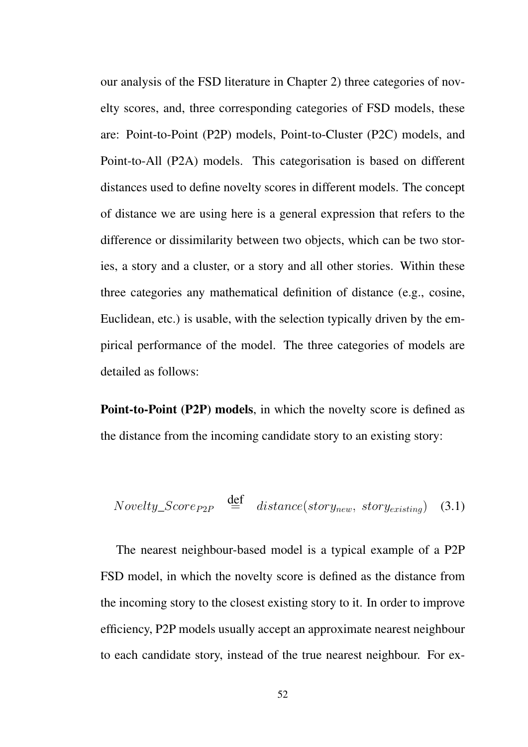our analysis of the FSD literature in Chapter 2) three categories of novelty scores, and, three corresponding categories of FSD models, these are: Point-to-Point (P2P) models, Point-to-Cluster (P2C) models, and Point-to-All (P2A) models. This categorisation is based on different distances used to define novelty scores in different models. The concept of distance we are using here is a general expression that refers to the difference or dissimilarity between two objects, which can be two stories, a story and a cluster, or a story and all other stories. Within these three categories any mathematical definition of distance (e.g., cosine, Euclidean, etc.) is usable, with the selection typically driven by the empirical performance of the model. The three categories of models are detailed as follows:

**Point-to-Point (P2P) models**, in which the novelty score is defined as the distance from the incoming candidate story to an existing story:

$$Novelty\_Score_{P2P} \overset{\text{def}}{=} distance(story_{new},\ story_{existing}) \quad (3.1)$$

The nearest neighbour-based model is a typical example of a P2P FSD model, in which the novelty score is defined as the distance from the incoming story to the closest existing story to it. In order to improve efficiency, P2P models usually accept an approximate nearest neighbour to each candidate story, instead of the true nearest neighbour. For ex-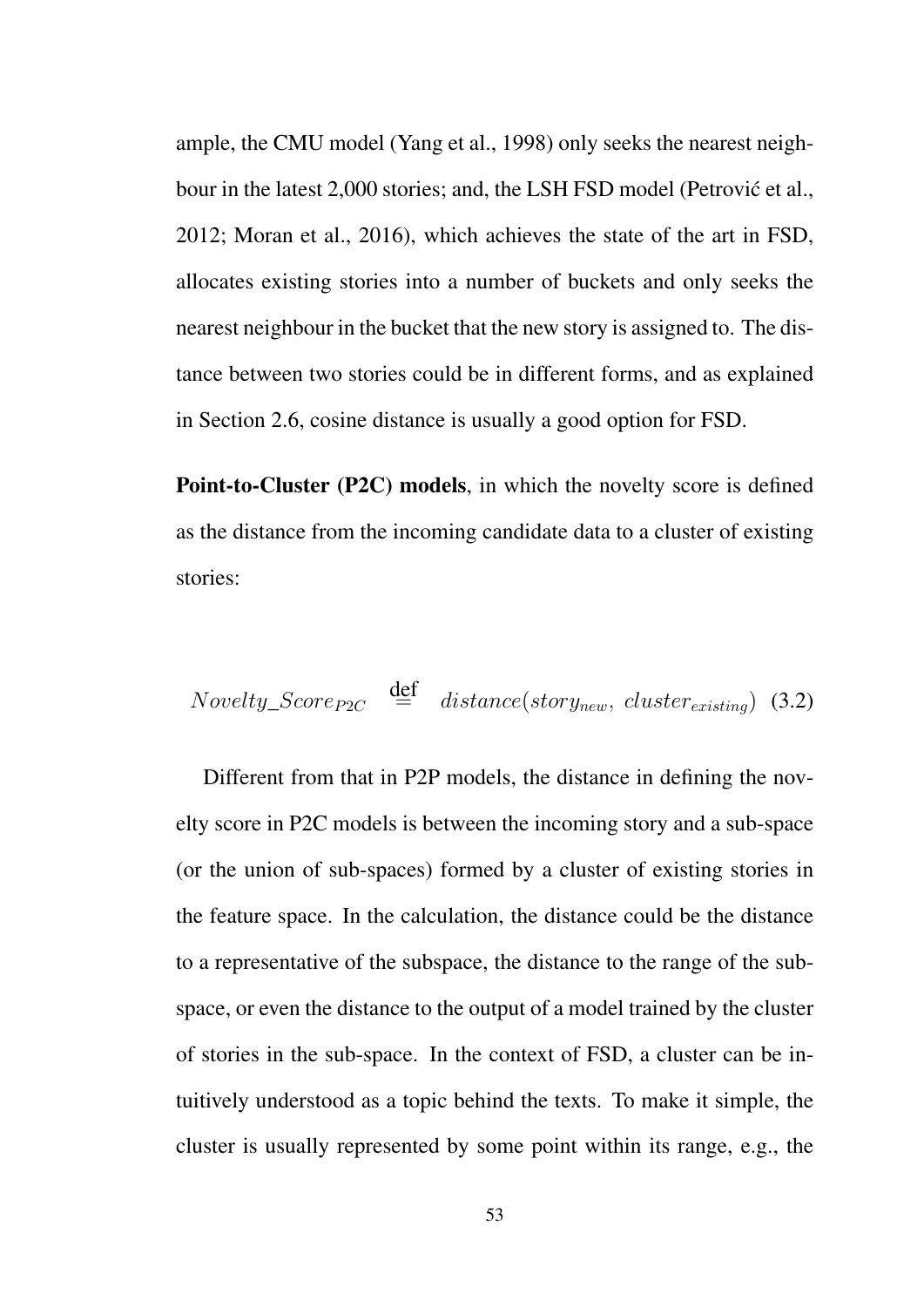ample, the CMU model (Yang et al., 1998) only seeks the nearest neighbour in the latest 2,000 stories; and, the LSH FSD model (Petrović et al., 2012; Moran et al., 2016), which achieves the state of the art in FSD, allocates existing stories into a number of buckets and only seeks the nearest neighbour in the bucket that the new story is assigned to. The distance between two stories could be in different forms, and as explained in Section 2.6, cosine distance is usually a good option for FSD.

**Point-to-Cluster (P2C) models**, in which the novelty score is defined as the distance from the incoming candidate data to a cluster of existing stories:

$$Novelty\_Score_{P2C} \stackrel{\text{def}}{=} distance(story_{new},\ cluster_{existing}) \quad (3.2)$$

Different from that in P2P models, the distance in defining the novelty score in P2C models is between the incoming story and a sub-space (or the union of sub-spaces) formed by a cluster of existing stories in the feature space. In the calculation, the distance could be the distance to a representative of the subspace, the distance to the range of the sub-space, or even the distance to the output of a model trained by the cluster of stories in the sub-space. In the context of FSD, a cluster can be intuitively understood as a topic behind the texts. To make it simple, the cluster is usually represented by some point within its range, e.g., the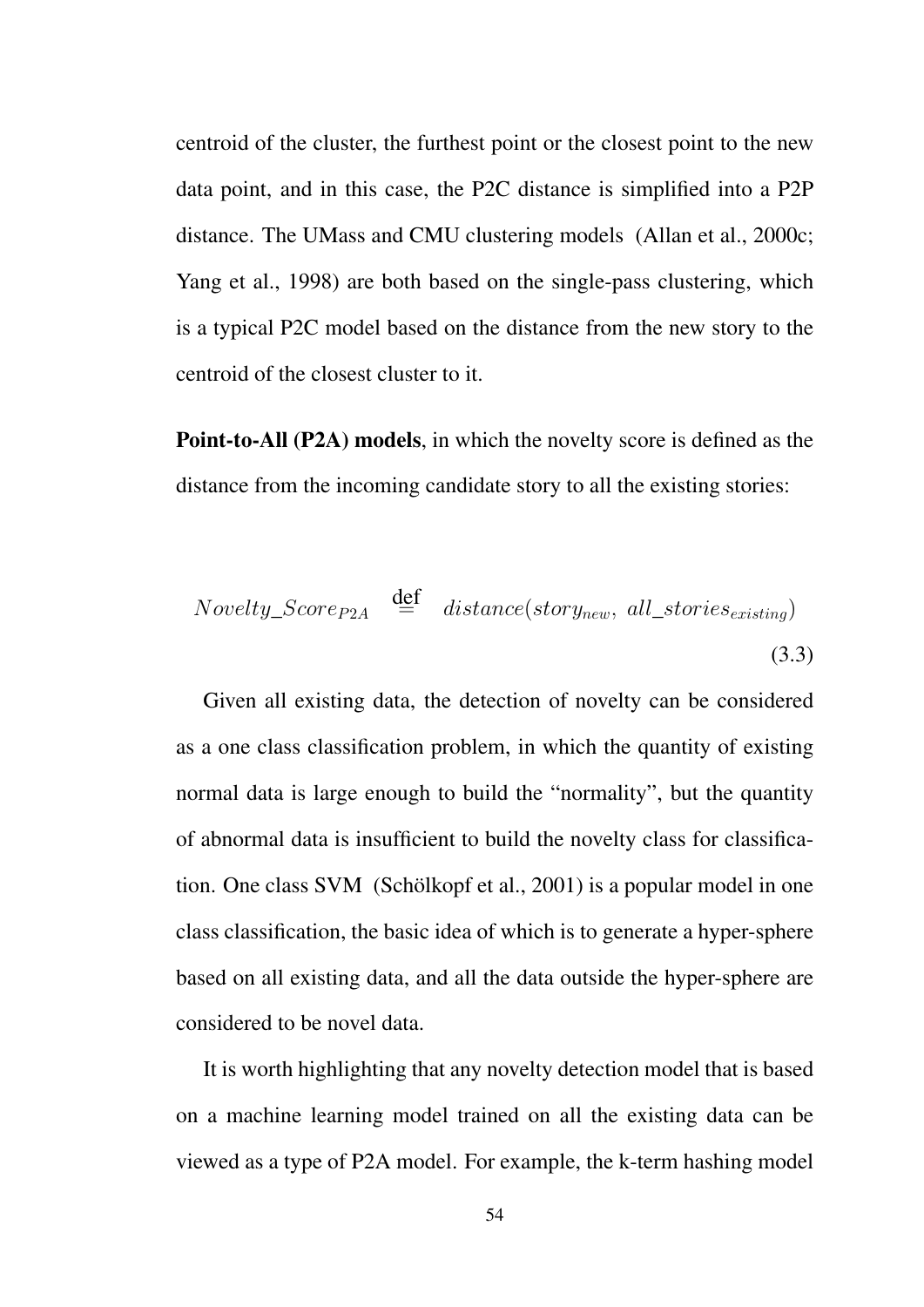centroid of the cluster, the furthest point or the closest point to the new data point, and in this case, the P2C distance is simplified into a P2P distance. The UMass and CMU clustering models (Allan et al., 2000c; Yang et al., 1998) are both based on the single-pass clustering, which is a typical P2C model based on the distance from the new story to the centroid of the closest cluster to it.

**Point-to-All (P2A) models**, in which the novelty score is defined as the distance from the incoming candidate story to all the existing stories:

$$Novelty\_Score_{P2A} \stackrel{\text{def}}{=} distance(story_{new},\ all\_stories_{existing}) \tag{3.3}$$

Given all existing data, the detection of novelty can be considered as a one class classification problem, in which the quantity of existing normal data is large enough to build the "normality", but the quantity of abnormal data is insufficient to build the novelty class for classification. One class SVM (Schölkopf et al., 2001) is a popular model in one class classification, the basic idea of which is to generate a hyper-sphere based on all existing data, and all the data outside the hyper-sphere are considered to be novel data.

It is worth highlighting that any novelty detection model that is based on a machine learning model trained on all the existing data can be viewed as a type of P2A model. For example, the k-term hashing model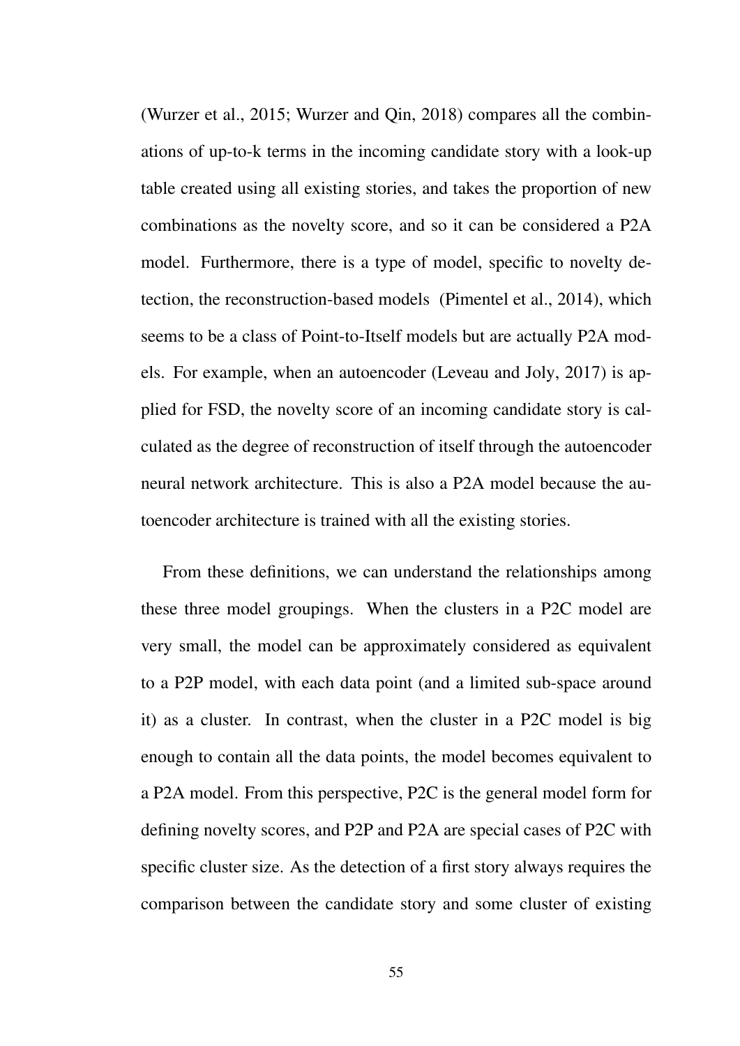(Wurzer et al., 2015; Wurzer and Qin, 2018) compares all the combinations of up-to-k terms in the incoming candidate story with a look-up table created using all existing stories, and takes the proportion of new combinations as the novelty score, and so it can be considered a P2A model. Furthermore, there is a type of model, specific to novelty detection, the reconstruction-based models (Pimentel et al., 2014), which seems to be a class of Point-to-Itself models but are actually P2A models. For example, when an autoencoder (Leveau and Joly, 2017) is applied for FSD, the novelty score of an incoming candidate story is calculated as the degree of reconstruction of itself through the autoencoder neural network architecture. This is also a P2A model because the autoencoder architecture is trained with all the existing stories.

From these definitions, we can understand the relationships among these three model groupings. When the clusters in a P2C model are very small, the model can be approximately considered as equivalent to a P2P model, with each data point (and a limited sub-space around it) as a cluster. In contrast, when the cluster in a P2C model is big enough to contain all the data points, the model becomes equivalent to a P2A model. From this perspective, P2C is the general model form for defining novelty scores, and P2P and P2A are special cases of P2C with specific cluster size. As the detection of a first story always requires the comparison between the candidate story and some cluster of existing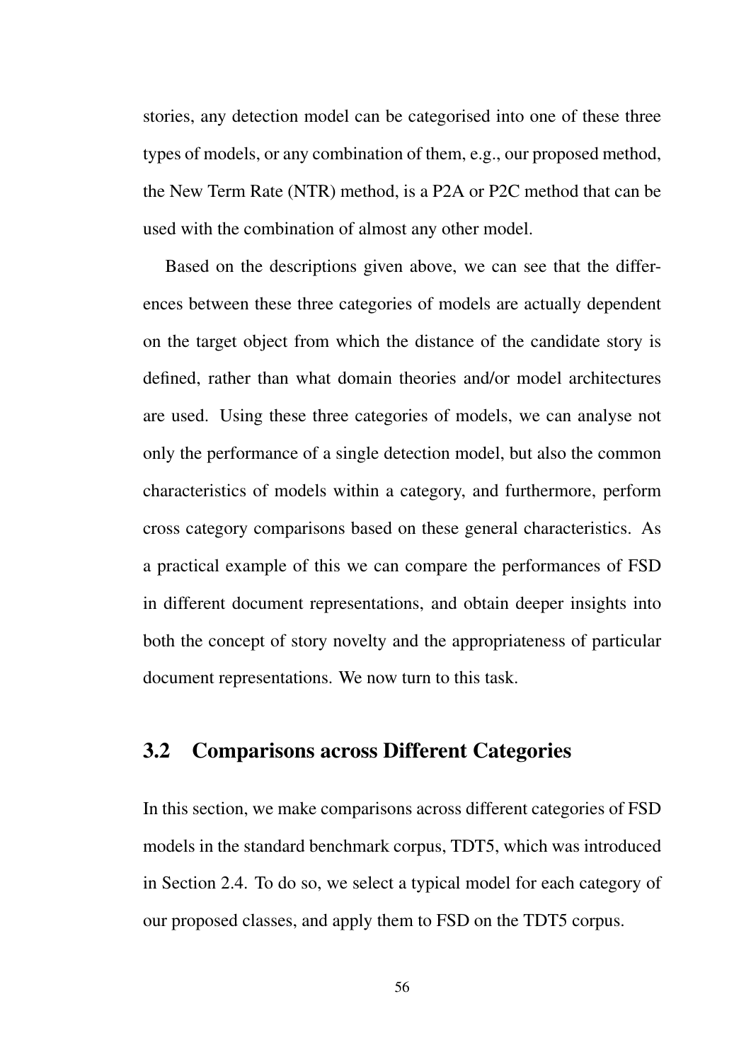stories, any detection model can be categorised into one of these three types of models, or any combination of them, e.g., our proposed method, the New Term Rate (NTR) method, is a P2A or P2C method that can be used with the combination of almost any other model.

Based on the descriptions given above, we can see that the differences between these three categories of models are actually dependent on the target object from which the distance of the candidate story is defined, rather than what domain theories and/or model architectures are used. Using these three categories of models, we can analyse not only the performance of a single detection model, but also the common characteristics of models within a category, and furthermore, perform cross category comparisons based on these general characteristics. As a practical example of this we can compare the performances of FSD in different document representations, and obtain deeper insights into both the concept of story novelty and the appropriateness of particular document representations. We now turn to this task.

## 3.2 Comparisons across Different Categories

In this section, we make comparisons across different categories of FSD models in the standard benchmark corpus, TDT5, which was introduced in Section 2.4. To do so, we select a typical model for each category of our proposed classes, and apply them to FSD on the TDT5 corpus.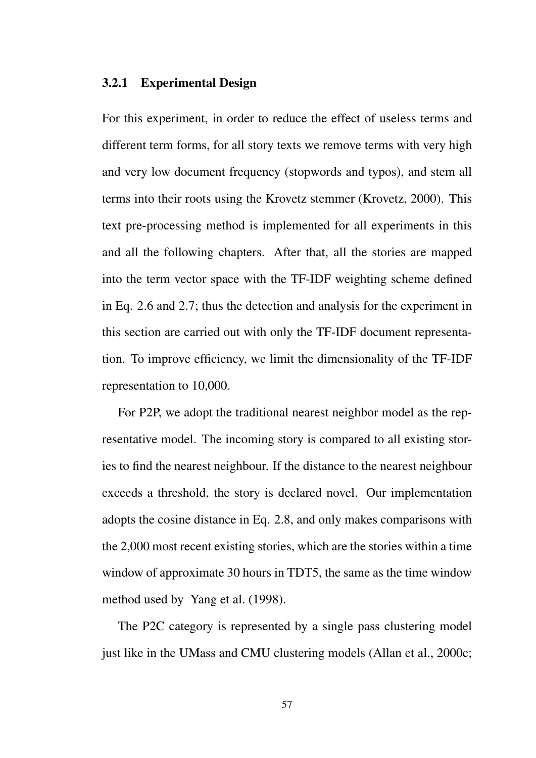### 3.2.1 Experimental Design

For this experiment, in order to reduce the effect of useless terms and different term forms, for all story texts we remove terms with very high and very low document frequency (stopwords and typos), and stem all terms into their roots using the Krovetz stemmer (Krovetz, 2000). This text pre-processing method is implemented for all experiments in this and all the following chapters. After that, all the stories are mapped into the term vector space with the TF-IDF weighting scheme defined in Eq. 2.6 and 2.7; thus the detection and analysis for the experiment in this section are carried out with only the TF-IDF document representation. To improve efficiency, we limit the dimensionality of the TF-IDF representation to 10,000.

For P2P, we adopt the traditional nearest neighbor model as the representative model. The incoming story is compared to all existing stories to find the nearest neighbour. If the distance to the nearest neighbour exceeds a threshold, the story is declared novel. Our implementation adopts the cosine distance in Eq. 2.8, and only makes comparisons with the 2,000 most recent existing stories, which are the stories within a time window of approximate 30 hours in TDT5, the same as the time window method used by Yang et al. (1998).

The P2C category is represented by a single pass clustering model just like in the UMass and CMU clustering models (Allan et al., 2000c;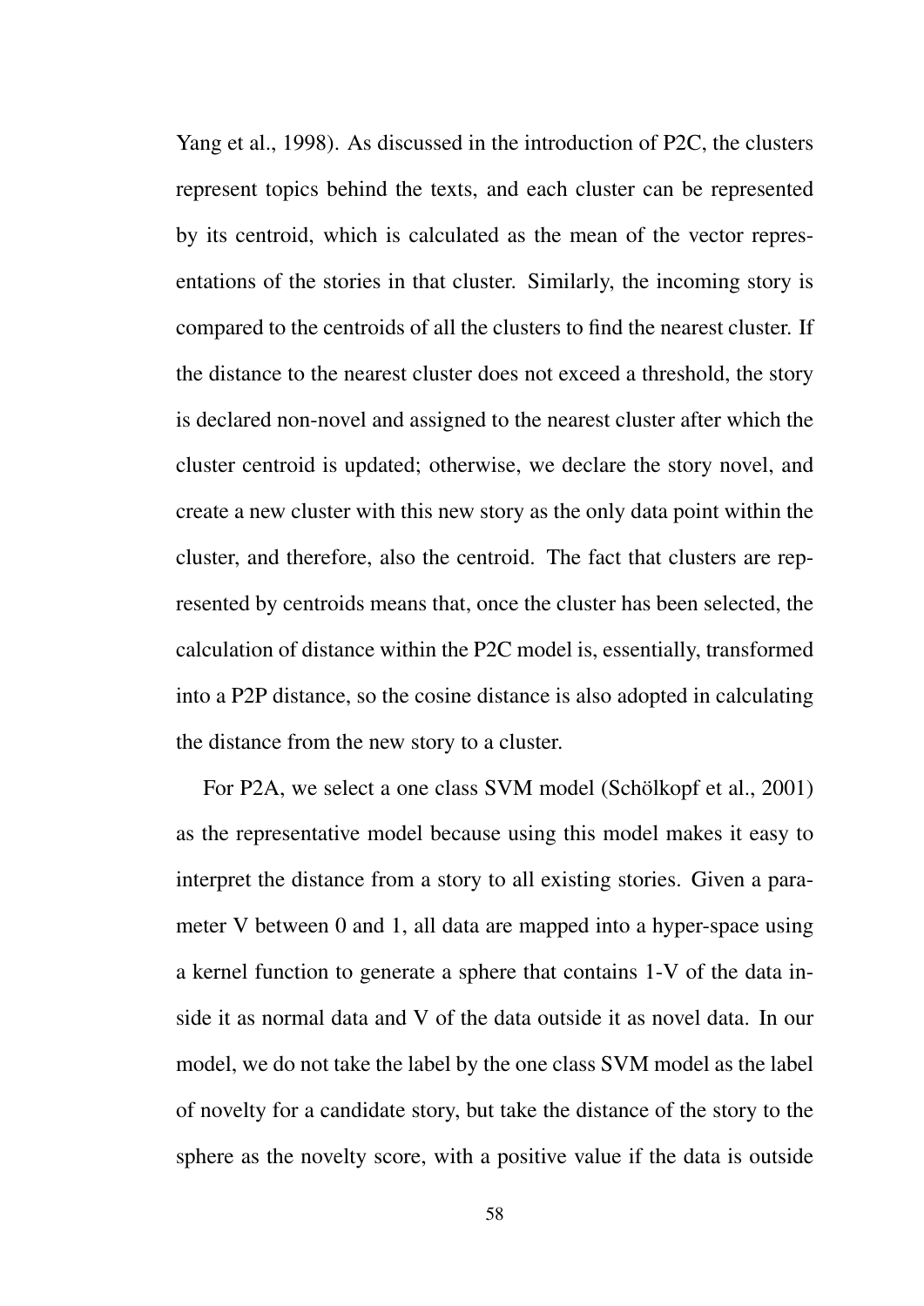Yang et al., 1998). As discussed in the introduction of P2C, the clusters represent topics behind the texts, and each cluster can be represented by its centroid, which is calculated as the mean of the vector representations of the stories in that cluster. Similarly, the incoming story is compared to the centroids of all the clusters to find the nearest cluster. If the distance to the nearest cluster does not exceed a threshold, the story is declared non-novel and assigned to the nearest cluster after which the cluster centroid is updated; otherwise, we declare the story novel, and create a new cluster with this new story as the only data point within the cluster, and therefore, also the centroid. The fact that clusters are represented by centroids means that, once the cluster has been selected, the calculation of distance within the P2C model is, essentially, transformed into a P2P distance, so the cosine distance is also adopted in calculating the distance from the new story to a cluster.

For P2A, we select a one class SVM model (Schölkopf et al., 2001) as the representative model because using this model makes it easy to interpret the distance from a story to all existing stories. Given a parameter V between 0 and 1, all data are mapped into a hyper-space using a kernel function to generate a sphere that contains 1-V of the data inside it as normal data and V of the data outside it as novel data. In our model, we do not take the label by the one class SVM model as the label of novelty for a candidate story, but take the distance of the story to the sphere as the novelty score, with a positive value if the data is outside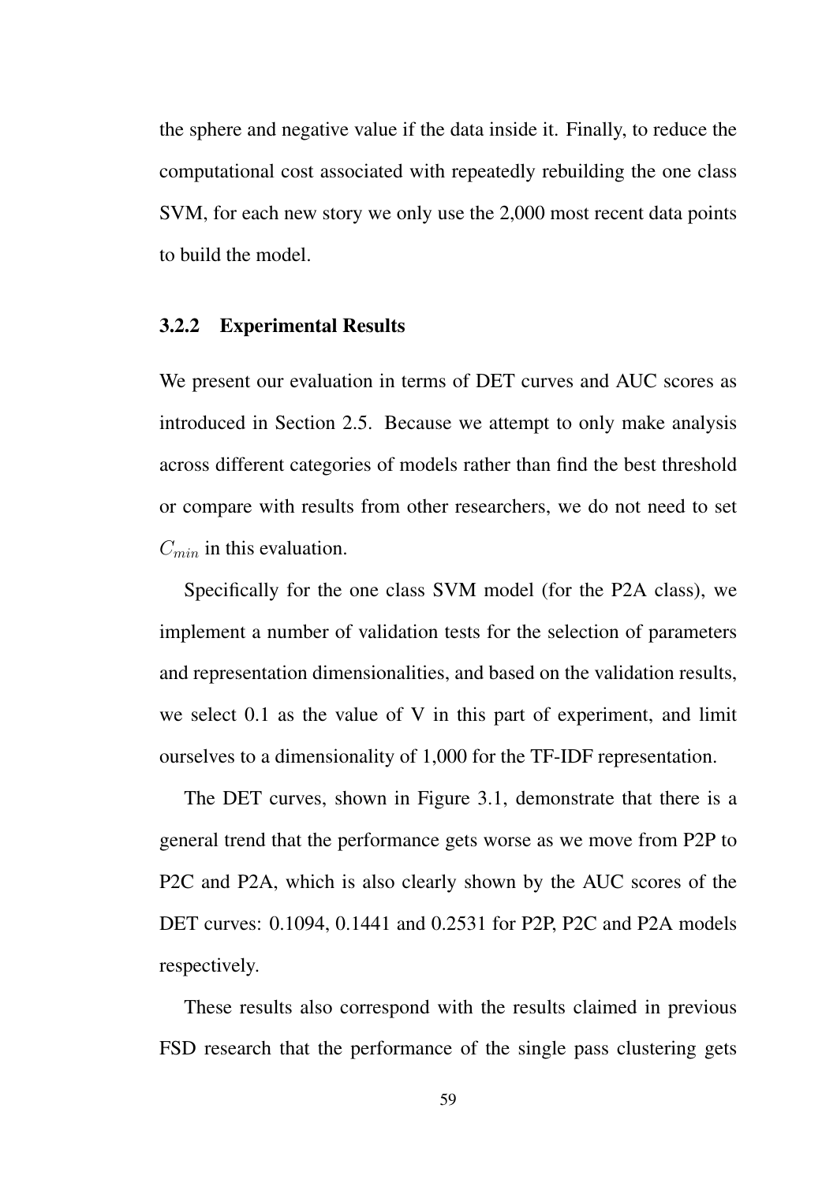the sphere and negative value if the data inside it. Finally, to reduce the computational cost associated with repeatedly rebuilding the one class SVM, for each new story we only use the 2,000 most recent data points to build the model.

### 3.2.2 Experimental Results

We present our evaluation in terms of DET curves and AUC scores as introduced in Section 2.5. Because we attempt to only make analysis across different categories of models rather than find the best threshold or compare with results from other researchers, we do not need to set $C_{min}$ in this evaluation.

Specifically for the one class SVM model (for the P2A class), we implement a number of validation tests for the selection of parameters and representation dimensionalities, and based on the validation results, we select 0.1 as the value of V in this part of experiment, and limit ourselves to a dimensionality of 1,000 for the TF-IDF representation.

The DET curves, shown in Figure 3.1, demonstrate that there is a general trend that the performance gets worse as we move from P2P to P2C and P2A, which is also clearly shown by the AUC scores of the DET curves: 0.1094, 0.1441 and 0.2531 for P2P, P2C and P2A models respectively.

These results also correspond with the results claimed in previous FSD research that the performance of the single pass clustering gets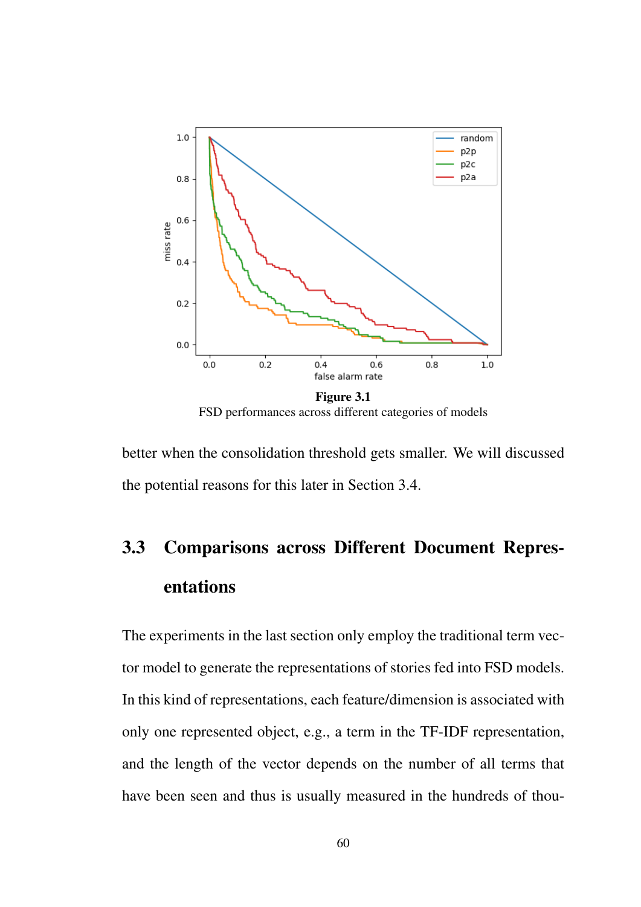**Figure 3.1**
FSD performances across different categories of models

better when the consolidation threshold gets smaller. We will discussed the potential reasons for this later in Section 3.4.

## 3.3 Comparisons across Different Document Representations

The experiments in the last section only employ the traditional term vector model to generate the representations of stories fed into FSD models. In this kind of representations, each feature/dimension is associated with only one represented object, e.g., a term in the TF-IDF representation, and the length of the vector depends on the number of all terms that have been seen and thus is usually measured in the hundreds of thou-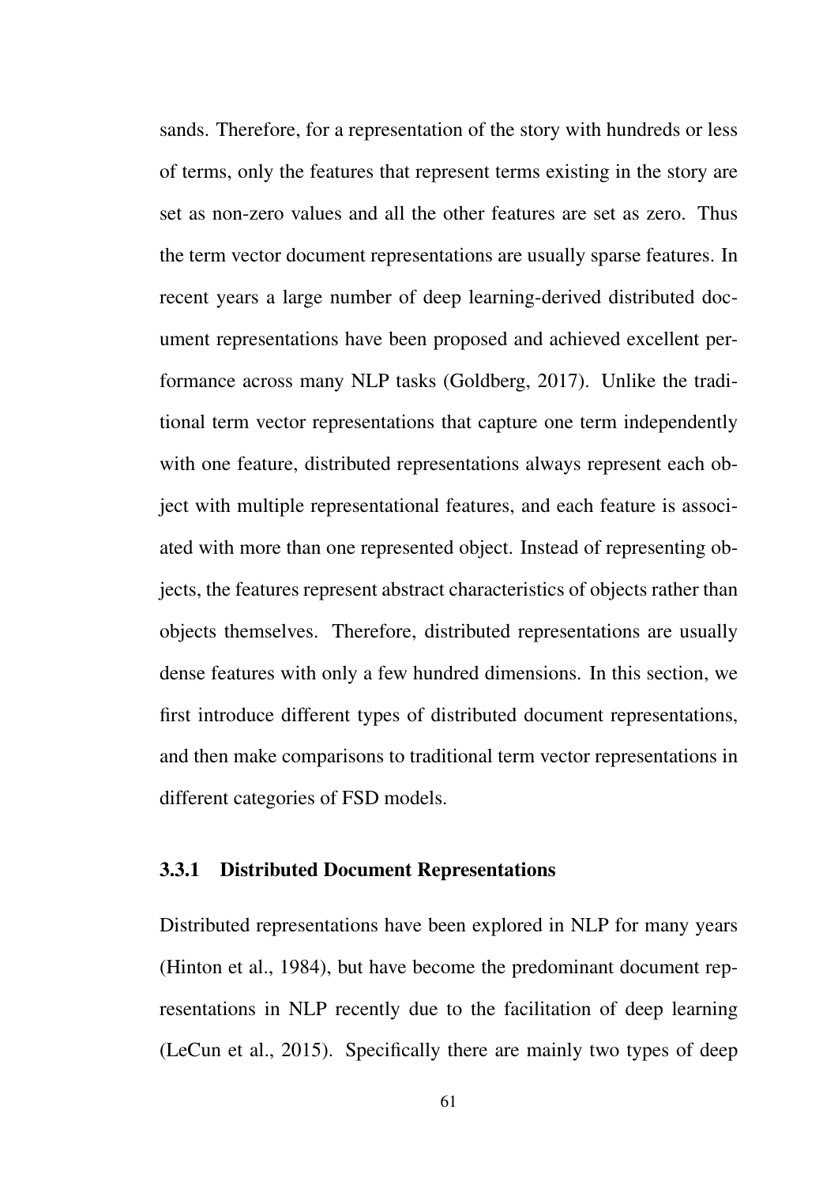sands. Therefore, for a representation of the story with hundreds or less of terms, only the features that represent terms existing in the story are set as non-zero values and all the other features are set as zero. Thus the term vector document representations are usually sparse features. In recent years a large number of deep learning-derived distributed document representations have been proposed and achieved excellent performance across many NLP tasks (Goldberg, 2017). Unlike the traditional term vector representations that capture one term independently with one feature, distributed representations always represent each object with multiple representational features, and each feature is associated with more than one represented object. Instead of representing objects, the features represent abstract characteristics of objects rather than objects themselves. Therefore, distributed representations are usually dense features with only a few hundred dimensions. In this section, we first introduce different types of distributed document representations, and then make comparisons to traditional term vector representations in different categories of FSD models.

### 3.3.1 Distributed Document Representations

Distributed representations have been explored in NLP for many years (Hinton et al., 1984), but have become the predominant document representations in NLP recently due to the facilitation of deep learning (LeCun et al., 2015). Specifically there are mainly two types of deep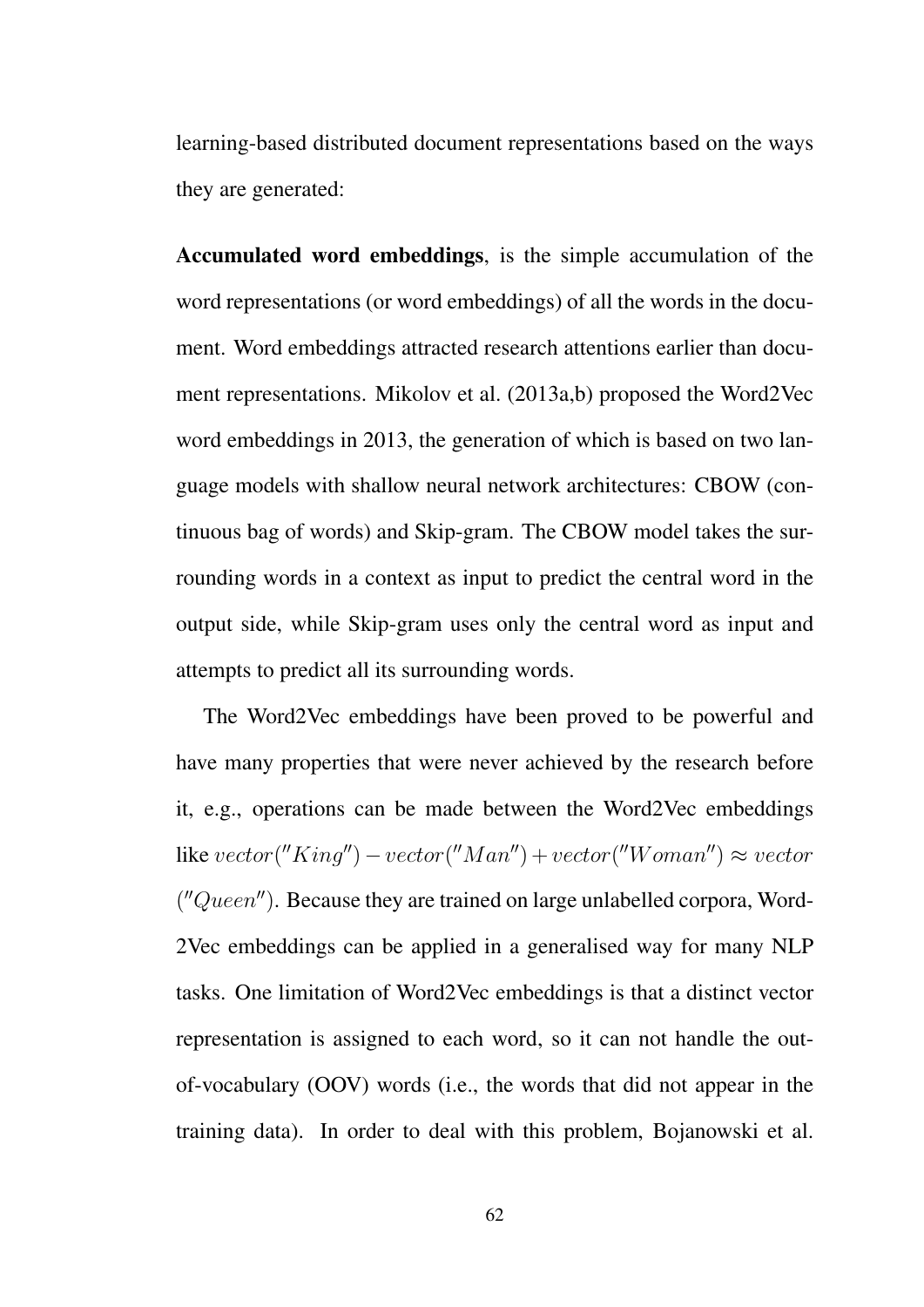learning-based distributed document representations based on the ways they are generated:

**Accumulated word embeddings**, is the simple accumulation of the word representations (or word embeddings) of all the words in the document. Word embeddings attracted research attentions earlier than document representations. Mikolov et al. (2013a,b) proposed the Word2Vec word embeddings in 2013, the generation of which is based on two language models with shallow neural network architectures: CBOW (continuous bag of words) and Skip-gram. The CBOW model takes the surrounding words in a context as input to predict the central word in the output side, while Skip-gram uses only the central word as input and attempts to predict all its surrounding words.

The Word2Vec embeddings have been proved to be powerful and have many properties that were never achieved by the research before it, e.g., operations can be made between the Word2Vec embeddings like $vector(''King'') - vector(''Man'') + vector(''Woman'') \approx vector$ $(''Queen'')$. Because they are trained on large unlabelled corpora, Word-2Vec embeddings can be applied in a generalised way for many NLP tasks. One limitation of Word2Vec embeddings is that a distinct vector representation is assigned to each word, so it can not handle the out-of-vocabulary (OOV) words (i.e., the words that did not appear in the training data). In order to deal with this problem, Bojanowski et al.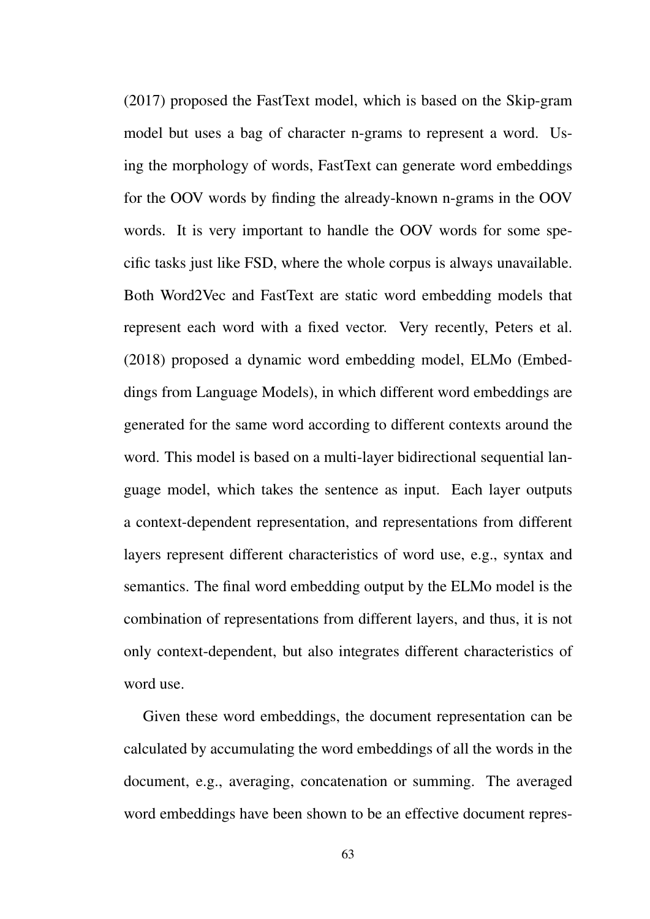(2017) proposed the FastText model, which is based on the Skip-gram model but uses a bag of character n-grams to represent a word. Using the morphology of words, FastText can generate word embeddings for the OOV words by finding the already-known n-grams in the OOV words. It is very important to handle the OOV words for some specific tasks just like FSD, where the whole corpus is always unavailable. Both Word2Vec and FastText are static word embedding models that represent each word with a fixed vector. Very recently, Peters et al. (2018) proposed a dynamic word embedding model, ELMo (Embeddings from Language Models), in which different word embeddings are generated for the same word according to different contexts around the word. This model is based on a multi-layer bidirectional sequential language model, which takes the sentence as input. Each layer outputs a context-dependent representation, and representations from different layers represent different characteristics of word use, e.g., syntax and semantics. The final word embedding output by the ELMo model is the combination of representations from different layers, and thus, it is not only context-dependent, but also integrates different characteristics of word use.

Given these word embeddings, the document representation can be calculated by accumulating the word embeddings of all the words in the document, e.g., averaging, concatenation or summing. The averaged word embeddings have been shown to be an effective document repres-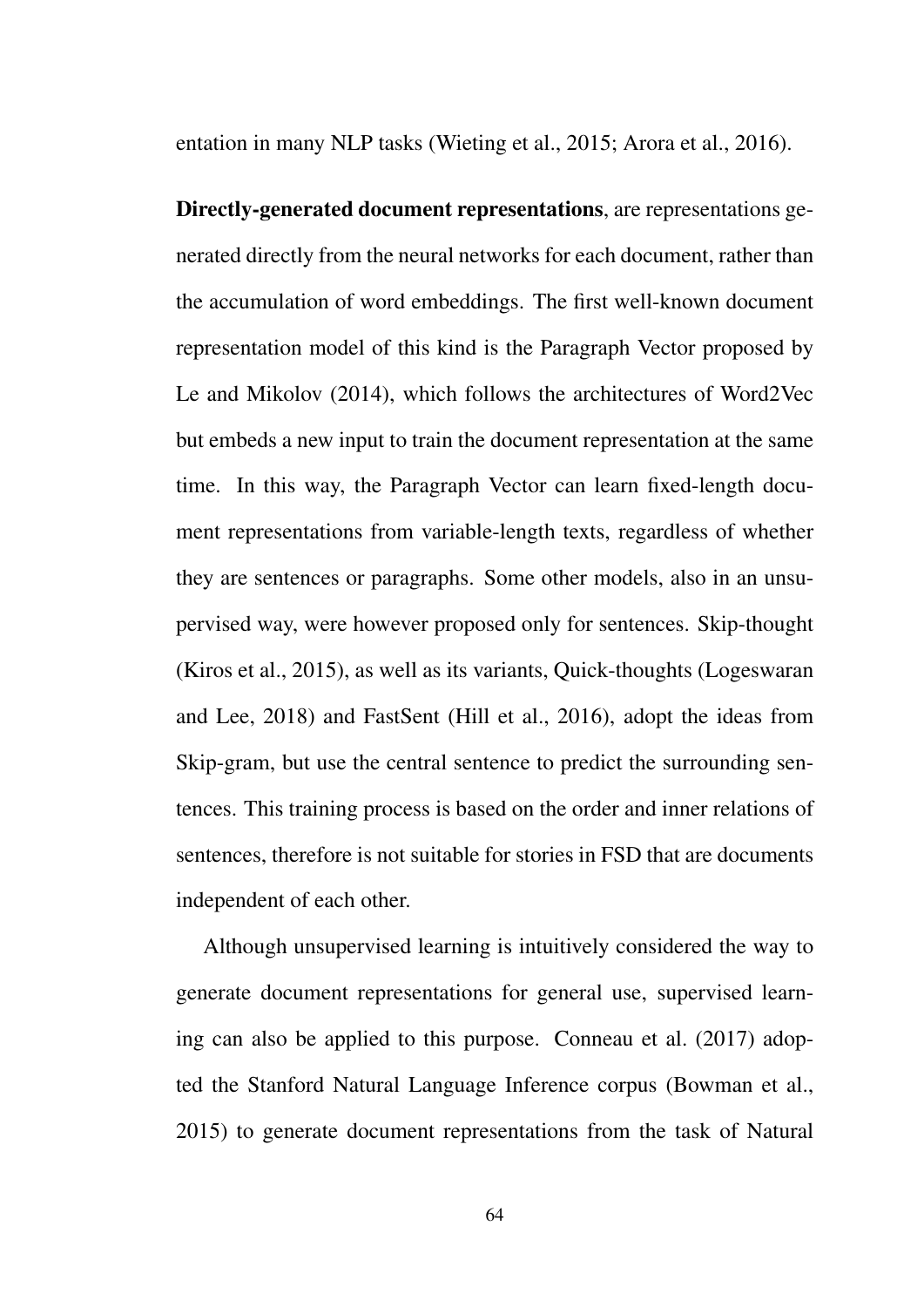entation in many NLP tasks (Wieting et al., 2015; Arora et al., 2016).

**Directly-generated document representations**, are representations generated directly from the neural networks for each document, rather than the accumulation of word embeddings. The first well-known document representation model of this kind is the Paragraph Vector proposed by Le and Mikolov (2014), which follows the architectures of Word2Vec but embeds a new input to train the document representation at the same time. In this way, the Paragraph Vector can learn fixed-length document representations from variable-length texts, regardless of whether they are sentences or paragraphs. Some other models, also in an unsupervised way, were however proposed only for sentences. Skip-thought (Kiros et al., 2015), as well as its variants, Quick-thoughts (Logeswaran and Lee, 2018) and FastSent (Hill et al., 2016), adopt the ideas from Skip-gram, but use the central sentence to predict the surrounding sentences. This training process is based on the order and inner relations of sentences, therefore is not suitable for stories in FSD that are documents independent of each other.

Although unsupervised learning is intuitively considered the way to generate document representations for general use, supervised learning can also be applied to this purpose. Conneau et al. (2017) adopted the Stanford Natural Language Inference corpus (Bowman et al., 2015) to generate document representations from the task of Natural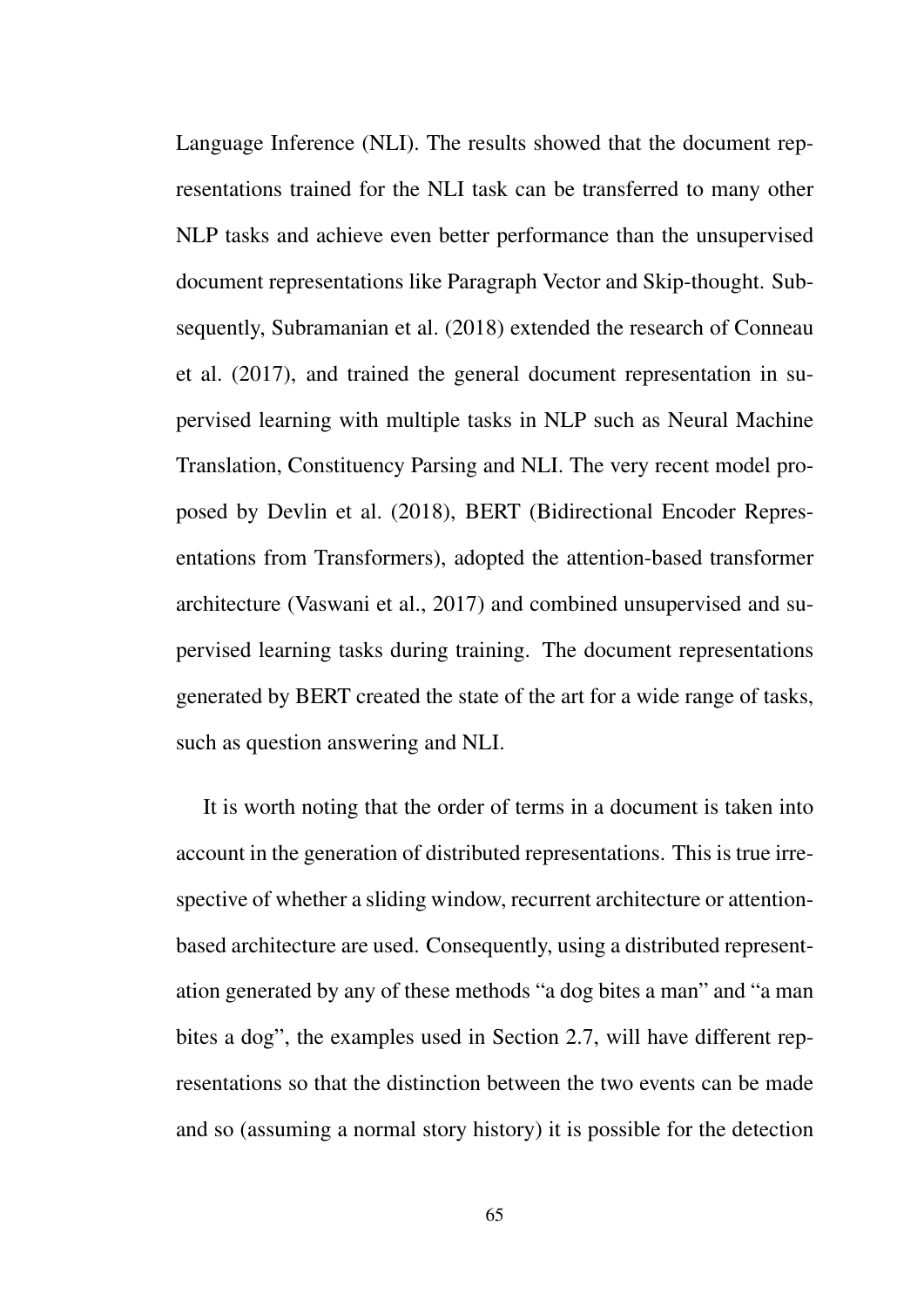Language Inference (NLI). The results showed that the document representations trained for the NLI task can be transferred to many other NLP tasks and achieve even better performance than the unsupervised document representations like Paragraph Vector and Skip-thought. Subsequently, Subramanian et al. (2018) extended the research of Conneau et al. (2017), and trained the general document representation in supervised learning with multiple tasks in NLP such as Neural Machine Translation, Constituency Parsing and NLI. The very recent model proposed by Devlin et al. (2018), BERT (Bidirectional Encoder Representations from Transformers), adopted the attention-based transformer architecture (Vaswani et al., 2017) and combined unsupervised and supervised learning tasks during training. The document representations generated by BERT created the state of the art for a wide range of tasks, such as question answering and NLI.

It is worth noting that the order of terms in a document is taken into account in the generation of distributed representations. This is true irrespective of whether a sliding window, recurrent architecture or attention-based architecture are used. Consequently, using a distributed representation generated by any of these methods "a dog bites a man" and "a man bites a dog", the examples used in Section 2.7, will have different representations so that the distinction between the two events can be made and so (assuming a normal story history) it is possible for the detection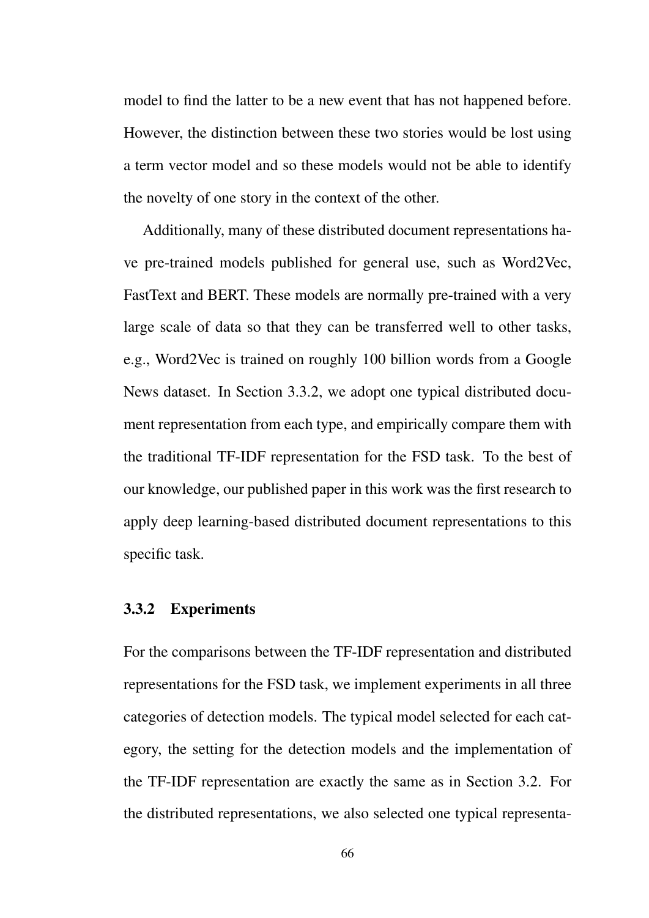model to find the latter to be a new event that has not happened before. However, the distinction between these two stories would be lost using a term vector model and so these models would not be able to identify the novelty of one story in the context of the other.

Additionally, many of these distributed document representations have pre-trained models published for general use, such as Word2Vec, FastText and BERT. These models are normally pre-trained with a very large scale of data so that they can be transferred well to other tasks, e.g., Word2Vec is trained on roughly 100 billion words from a Google News dataset. In Section 3.3.2, we adopt one typical distributed document representation from each type, and empirically compare them with the traditional TF-IDF representation for the FSD task. To the best of our knowledge, our published paper in this work was the first research to apply deep learning-based distributed document representations to this specific task.

### 3.3.2 Experiments

For the comparisons between the TF-IDF representation and distributed representations for the FSD task, we implement experiments in all three categories of detection models. The typical model selected for each category, the setting for the detection models and the implementation of the TF-IDF representation are exactly the same as in Section 3.2. For the distributed representations, we also selected one typical representa-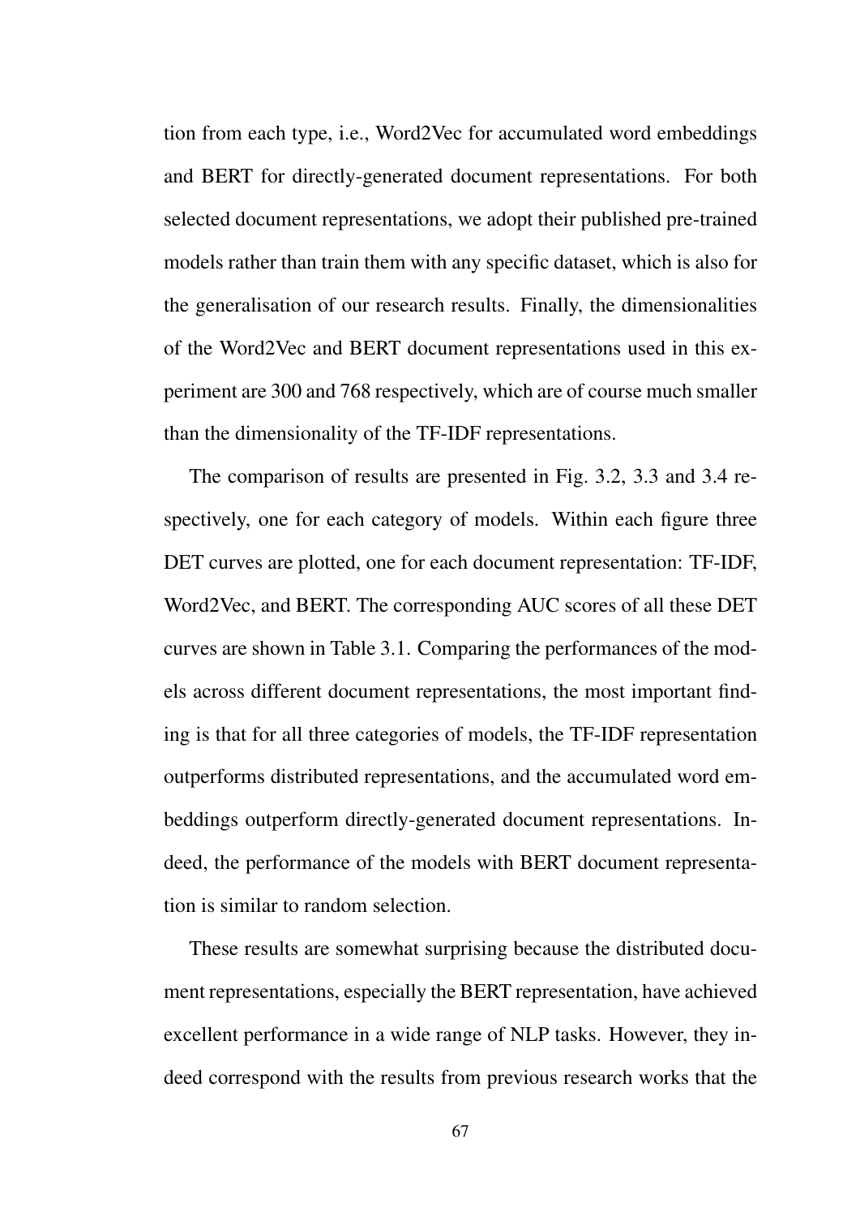tion from each type, i.e., Word2Vec for accumulated word embeddings and BERT for directly-generated document representations. For both selected document representations, we adopt their published pre-trained models rather than train them with any specific dataset, which is also for the generalisation of our research results. Finally, the dimensionalities of the Word2Vec and BERT document representations used in this experiment are 300 and 768 respectively, which are of course much smaller than the dimensionality of the TF-IDF representations.

The comparison of results are presented in Fig. 3.2, 3.3 and 3.4 respectively, one for each category of models. Within each figure three DET curves are plotted, one for each document representation: TF-IDF, Word2Vec, and BERT. The corresponding AUC scores of all these DET curves are shown in Table 3.1. Comparing the performances of the models across different document representations, the most important finding is that for all three categories of models, the TF-IDF representation outperforms distributed representations, and the accumulated word embeddings outperform directly-generated document representations. Indeed, the performance of the models with BERT document representation is similar to random selection.

These results are somewhat surprising because the distributed document representations, especially the BERT representation, have achieved excellent performance in a wide range of NLP tasks. However, they indeed correspond with the results from previous research works that the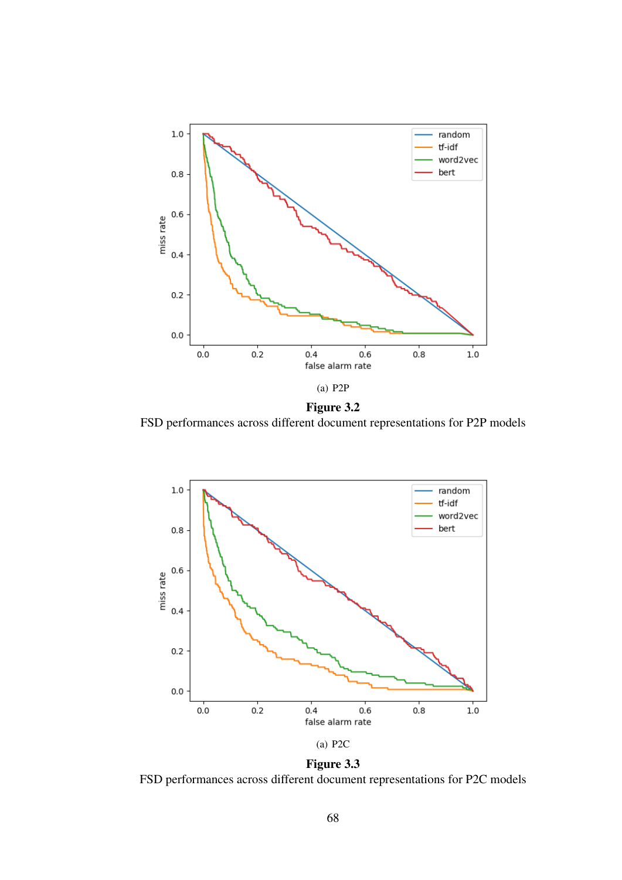(a) P2P

**Figure 3.2**

FSD performances across different document representations for P2P models

(a) P2C

**Figure 3.3**

FSD performances across different document representations for P2C models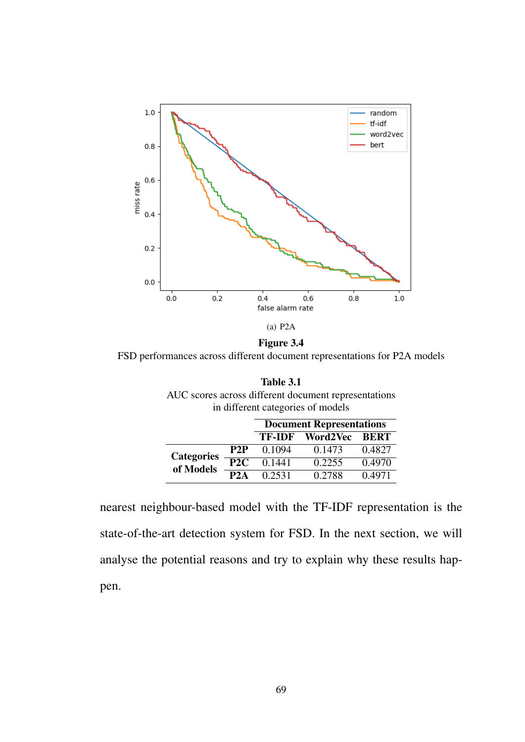(a) P2A

**Figure 3.4**

FSD performances across different document representations for P2A models

**Table 3.1**

AUC scores across different document representations in different categories of models

| | | Document Representations | | |
|---|---|---|---|---|
| | | **TF-IDF** | **Word2Vec** | **BERT** |
| **Categories of Models** | **P2P** | 0.1094 | 0.1473 | 0.4827 |
| | **P2C** | 0.1441 | 0.2255 | 0.4970 |
| | **P2A** | 0.2531 | 0.2788 | 0.4971 |

nearest neighbour-based model with the TF-IDF representation is the state-of-the-art detection system for FSD. In the next section, we will analyse the potential reasons and try to explain why these results happen.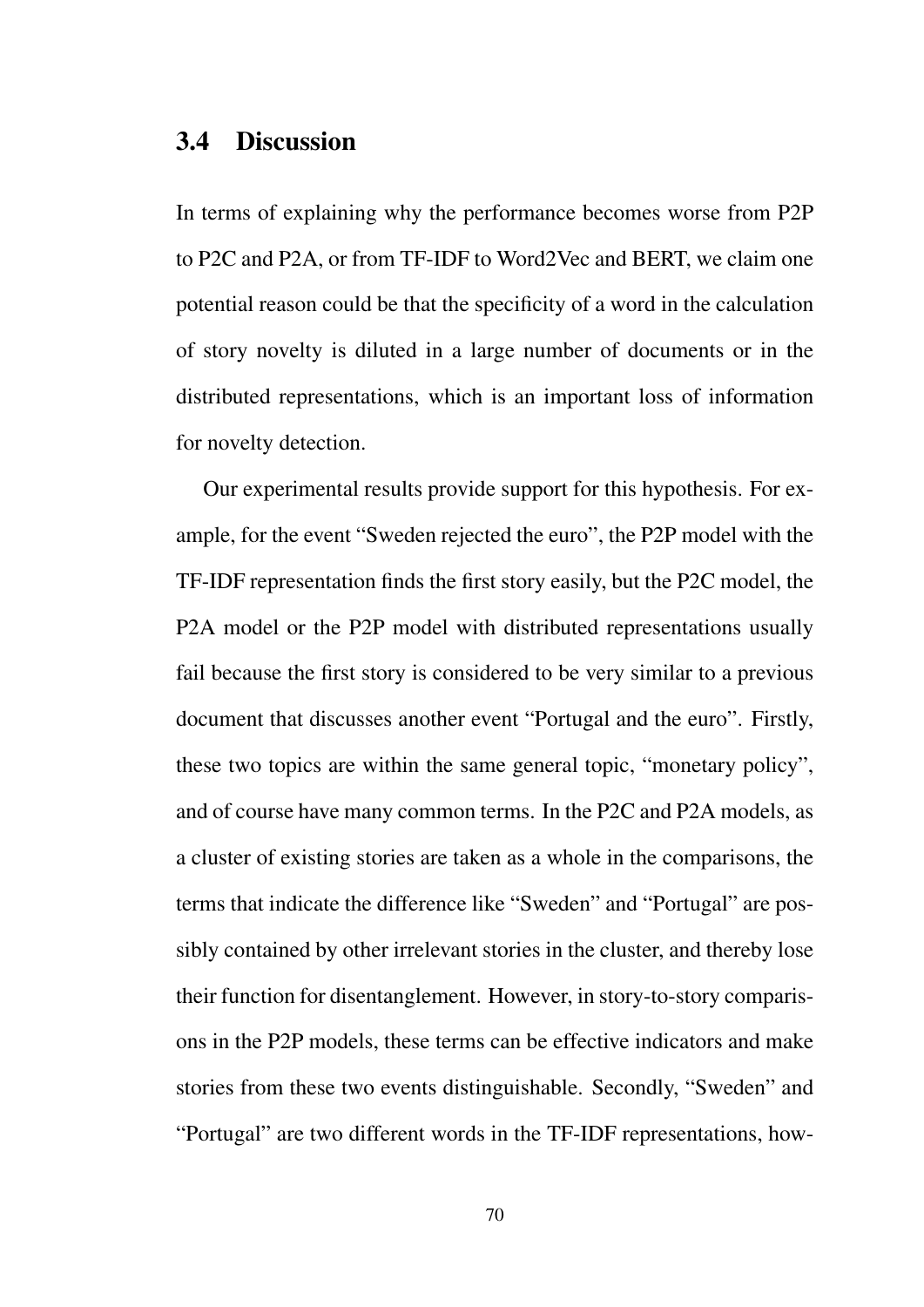## 3.4 Discussion

In terms of explaining why the performance becomes worse from P2P to P2C and P2A, or from TF-IDF to Word2Vec and BERT, we claim one potential reason could be that the specificity of a word in the calculation of story novelty is diluted in a large number of documents or in the distributed representations, which is an important loss of information for novelty detection.

Our experimental results provide support for this hypothesis. For example, for the event "Sweden rejected the euro", the P2P model with the TF-IDF representation finds the first story easily, but the P2C model, the P2A model or the P2P model with distributed representations usually fail because the first story is considered to be very similar to a previous document that discusses another event "Portugal and the euro". Firstly, these two topics are within the same general topic, "monetary policy", and of course have many common terms. In the P2C and P2A models, as a cluster of existing stories are taken as a whole in the comparisons, the terms that indicate the difference like "Sweden" and "Portugal" are possibly contained by other irrelevant stories in the cluster, and thereby lose their function for disentanglement. However, in story-to-story comparisons in the P2P models, these terms can be effective indicators and make stories from these two events distinguishable. Secondly, "Sweden" and "Portugal" are two different words in the TF-IDF representations, how-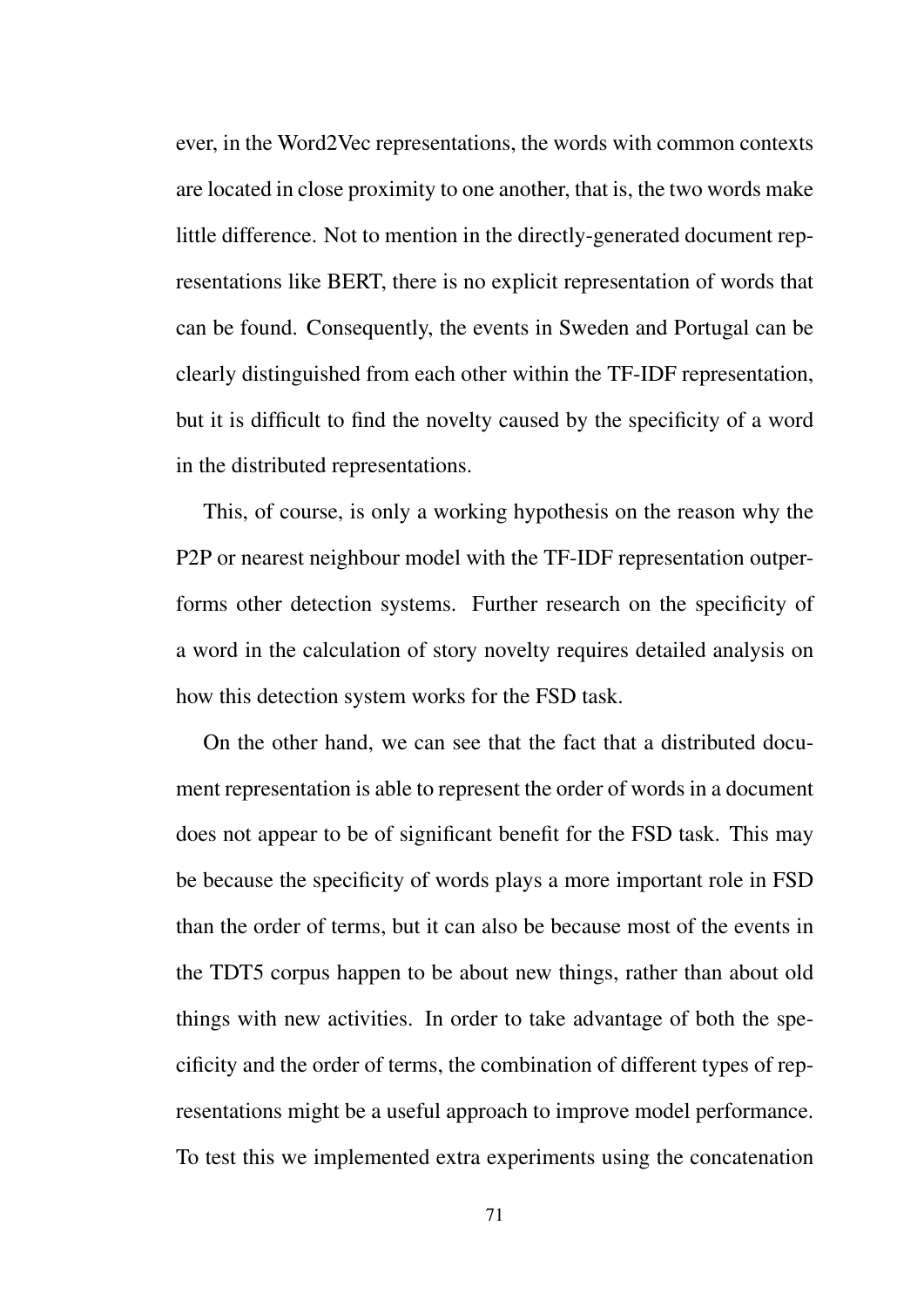ever, in the Word2Vec representations, the words with common contexts are located in close proximity to one another, that is, the two words make little difference. Not to mention in the directly-generated document representations like BERT, there is no explicit representation of words that can be found. Consequently, the events in Sweden and Portugal can be clearly distinguished from each other within the TF-IDF representation, but it is difficult to find the novelty caused by the specificity of a word in the distributed representations.

This, of course, is only a working hypothesis on the reason why the P2P or nearest neighbour model with the TF-IDF representation outperforms other detection systems. Further research on the specificity of a word in the calculation of story novelty requires detailed analysis on how this detection system works for the FSD task.

On the other hand, we can see that the fact that a distributed document representation is able to represent the order of words in a document does not appear to be of significant benefit for the FSD task. This may be because the specificity of words plays a more important role in FSD than the order of terms, but it can also be because most of the events in the TDT5 corpus happen to be about new things, rather than about old things with new activities. In order to take advantage of both the specificity and the order of terms, the combination of different types of representations might be a useful approach to improve model performance. To test this we implemented extra experiments using the concatenation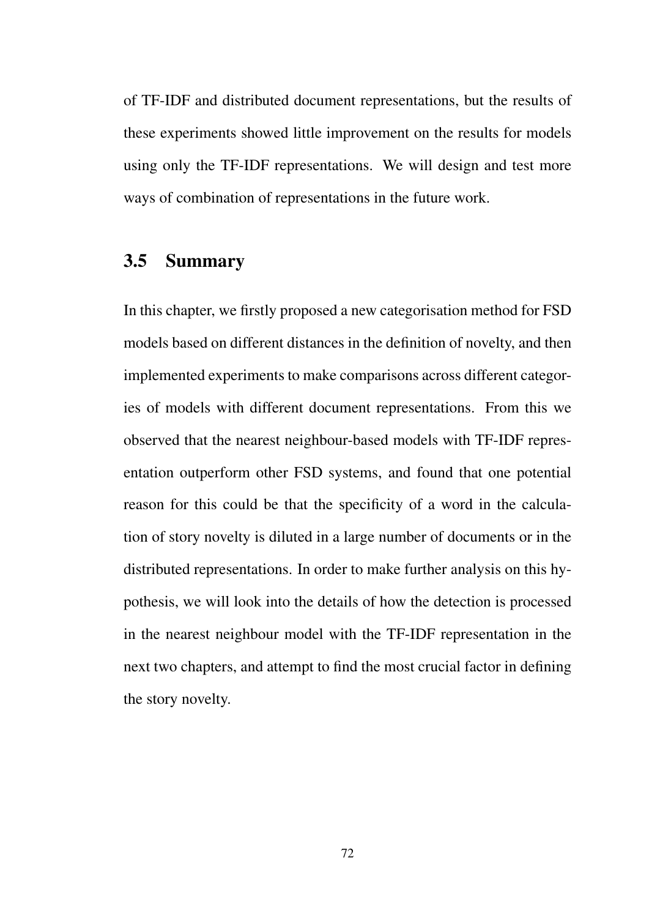of TF-IDF and distributed document representations, but the results of these experiments showed little improvement on the results for models using only the TF-IDF representations. We will design and test more ways of combination of representations in the future work.

## 3.5 Summary

In this chapter, we firstly proposed a new categorisation method for FSD models based on different distances in the definition of novelty, and then implemented experiments to make comparisons across different categories of models with different document representations. From this we observed that the nearest neighbour-based models with TF-IDF representation outperform other FSD systems, and found that one potential reason for this could be that the specificity of a word in the calculation of story novelty is diluted in a large number of documents or in the distributed representations. In order to make further analysis on this hypothesis, we will look into the details of how the detection is processed in the nearest neighbour model with the TF-IDF representation in the next two chapters, and attempt to find the most crucial factor in defining the story novelty.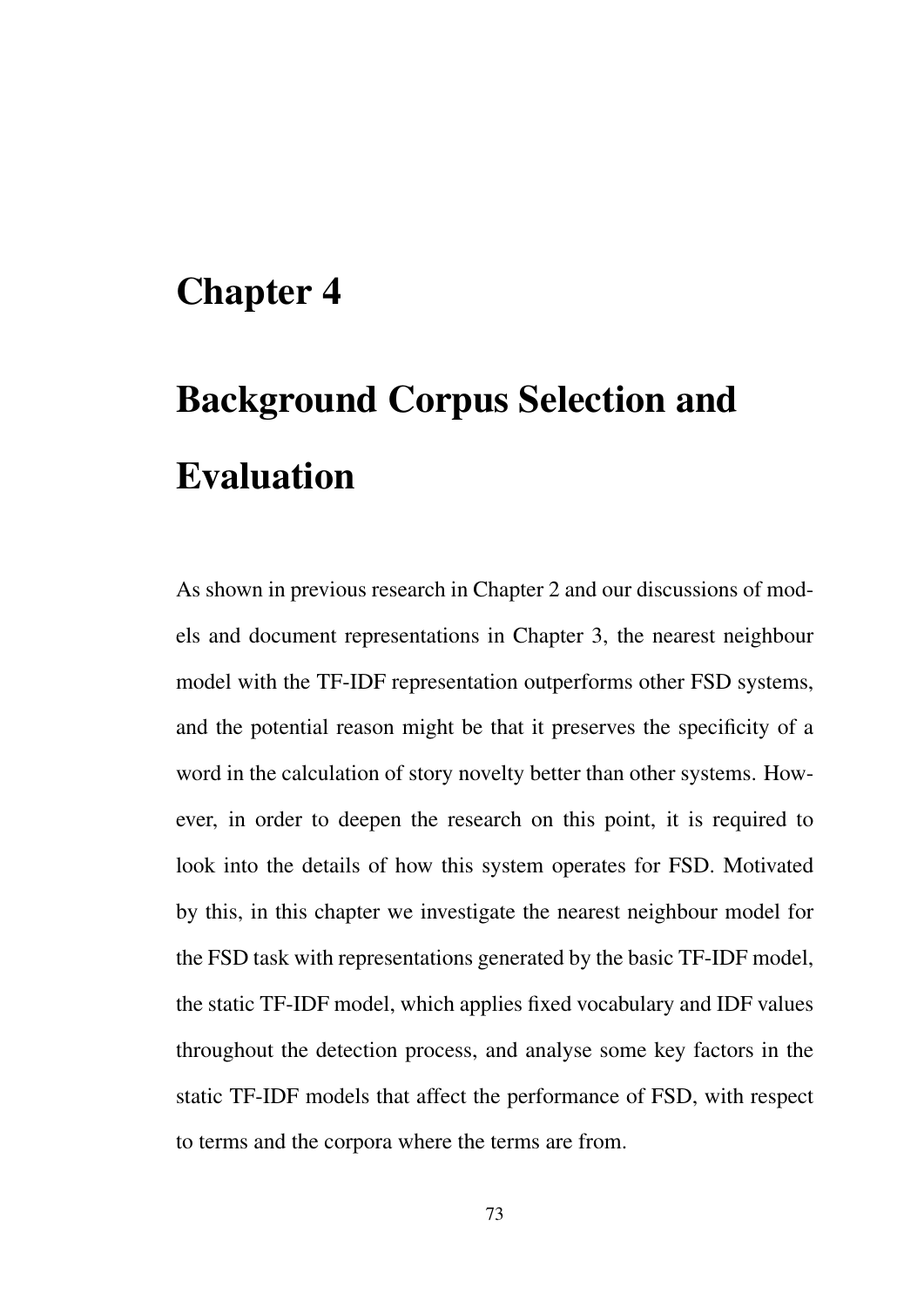# Chapter 4

# Background Corpus Selection and Evaluation

As shown in previous research in Chapter 2 and our discussions of models and document representations in Chapter 3, the nearest neighbour model with the TF-IDF representation outperforms other FSD systems, and the potential reason might be that it preserves the specificity of a word in the calculation of story novelty better than other systems. However, in order to deepen the research on this point, it is required to look into the details of how this system operates for FSD. Motivated by this, in this chapter we investigate the nearest neighbour model for the FSD task with representations generated by the basic TF-IDF model, the static TF-IDF model, which applies fixed vocabulary and IDF values throughout the detection process, and analyse some key factors in the static TF-IDF models that affect the performance of FSD, with respect to terms and the corpora where the terms are from.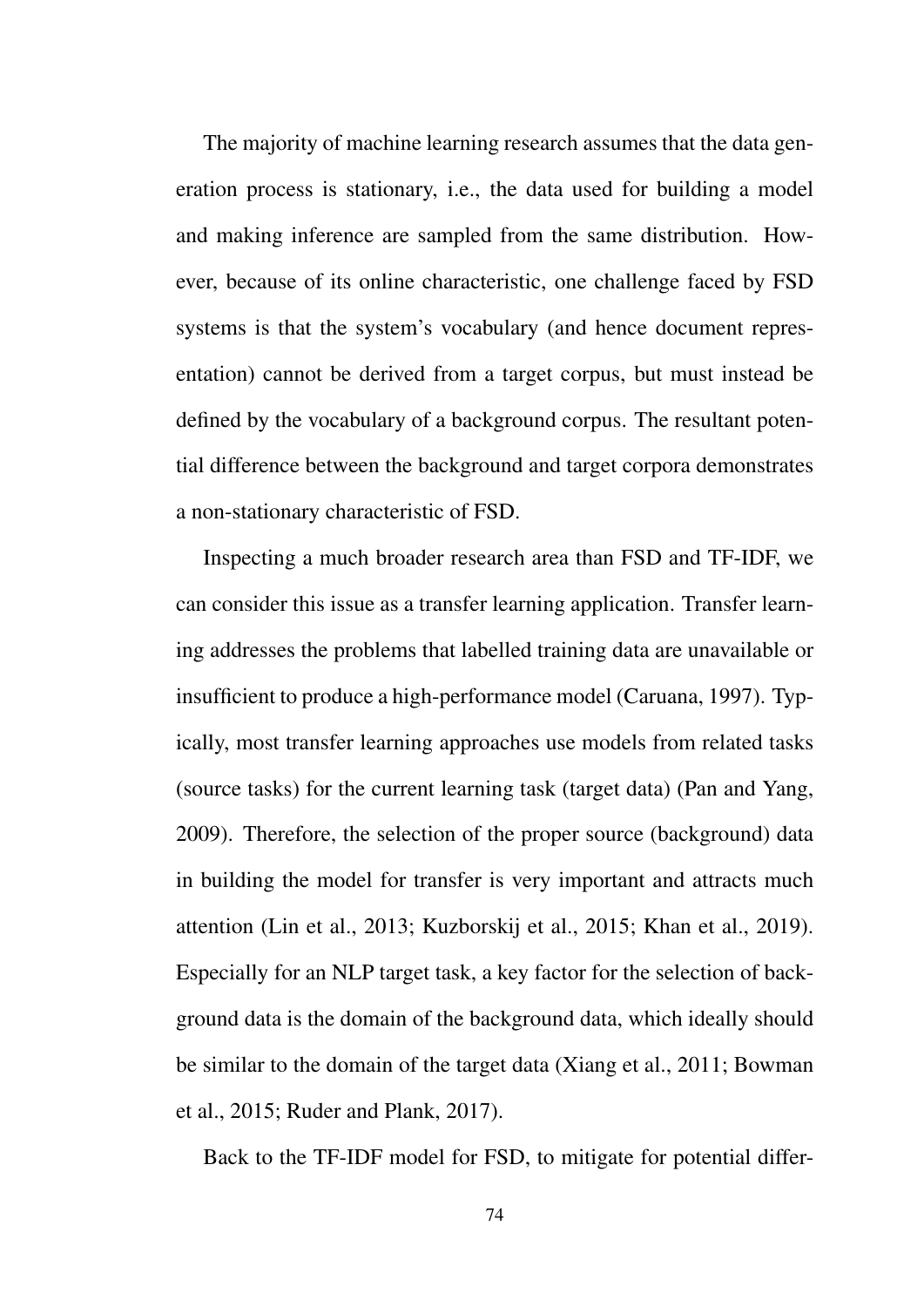The majority of machine learning research assumes that the data generation process is stationary, i.e., the data used for building a model and making inference are sampled from the same distribution. However, because of its online characteristic, one challenge faced by FSD systems is that the system's vocabulary (and hence document representation) cannot be derived from a target corpus, but must instead be defined by the vocabulary of a background corpus. The resultant potential difference between the background and target corpora demonstrates a non-stationary characteristic of FSD.

Inspecting a much broader research area than FSD and TF-IDF, we can consider this issue as a transfer learning application. Transfer learning addresses the problems that labelled training data are unavailable or insufficient to produce a high-performance model (Caruana, 1997). Typically, most transfer learning approaches use models from related tasks (source tasks) for the current learning task (target data) (Pan and Yang, 2009). Therefore, the selection of the proper source (background) data in building the model for transfer is very important and attracts much attention (Lin et al., 2013; Kuzborskij et al., 2015; Khan et al., 2019). Especially for an NLP target task, a key factor for the selection of background data is the domain of the background data, which ideally should be similar to the domain of the target data (Xiang et al., 2011; Bowman et al., 2015; Ruder and Plank, 2017).

Back to the TF-IDF model for FSD, to mitigate for potential differ-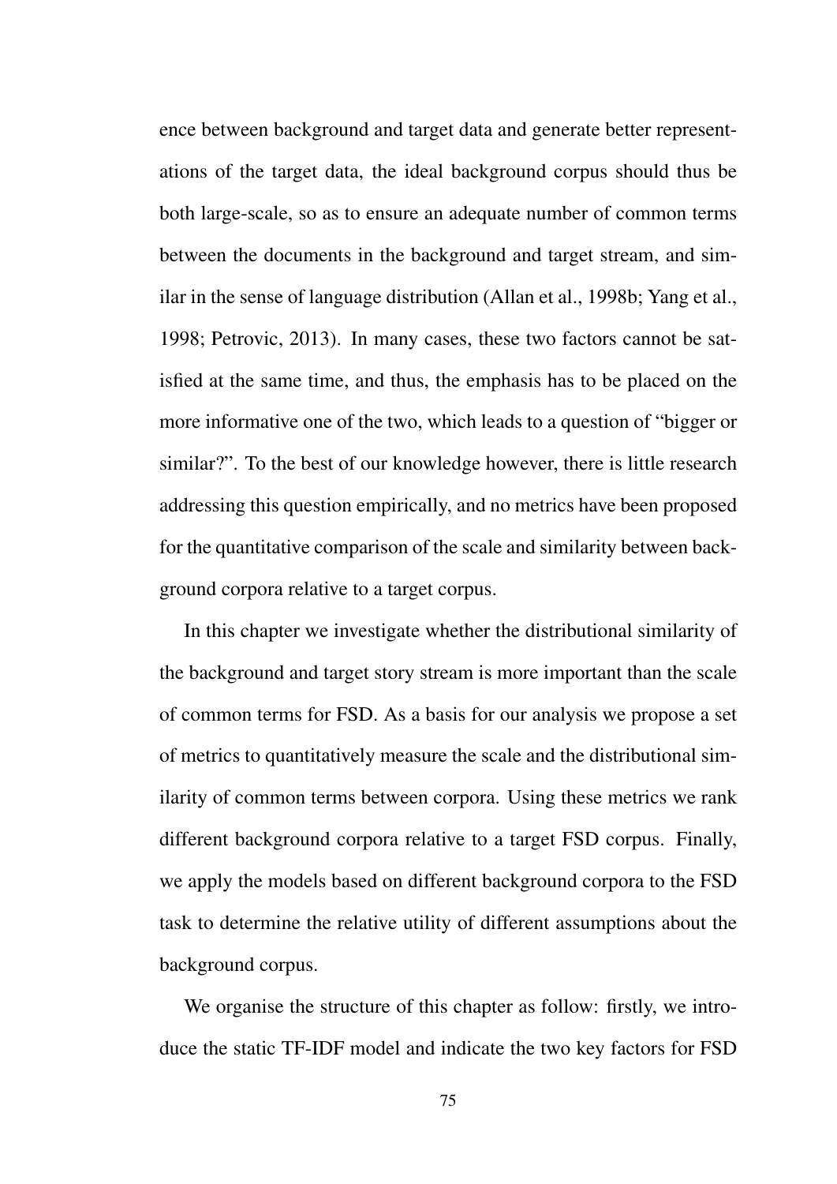ence between background and target data and generate better representations of the target data, the ideal background corpus should thus be both large-scale, so as to ensure an adequate number of common terms between the documents in the background and target stream, and similar in the sense of language distribution (Allan et al., 1998b; Yang et al., 1998; Petrovic, 2013). In many cases, these two factors cannot be satisfied at the same time, and thus, the emphasis has to be placed on the more informative one of the two, which leads to a question of "bigger or similar?". To the best of our knowledge however, there is little research addressing this question empirically, and no metrics have been proposed for the quantitative comparison of the scale and similarity between background corpora relative to a target corpus.

In this chapter we investigate whether the distributional similarity of the background and target story stream is more important than the scale of common terms for FSD. As a basis for our analysis we propose a set of metrics to quantitatively measure the scale and the distributional similarity of common terms between corpora. Using these metrics we rank different background corpora relative to a target FSD corpus. Finally, we apply the models based on different background corpora to the FSD task to determine the relative utility of different assumptions about the background corpus.

We organise the structure of this chapter as follow: firstly, we introduce the static TF-IDF model and indicate the two key factors for FSD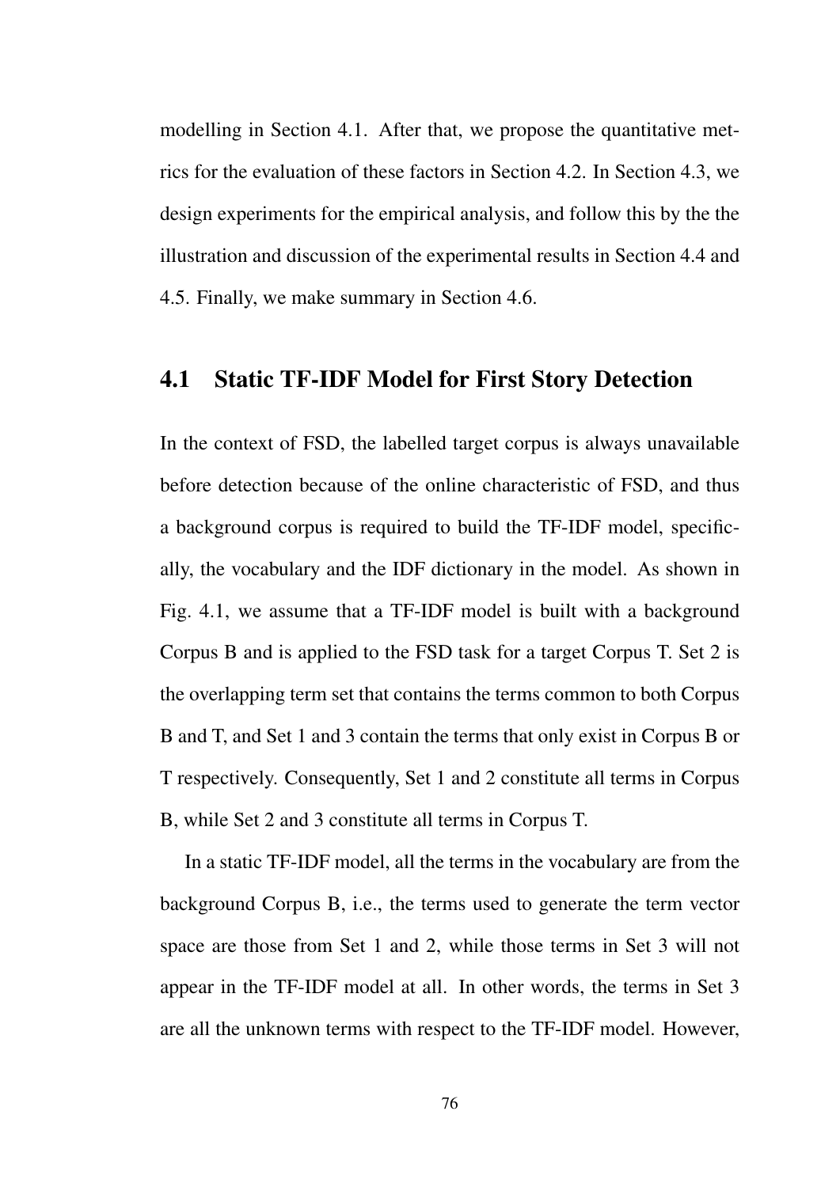modelling in Section 4.1. After that, we propose the quantitative metrics for the evaluation of these factors in Section 4.2. In Section 4.3, we design experiments for the empirical analysis, and follow this by the the illustration and discussion of the experimental results in Section 4.4 and 4.5. Finally, we make summary in Section 4.6.

## 4.1 Static TF-IDF Model for First Story Detection

In the context of FSD, the labelled target corpus is always unavailable before detection because of the online characteristic of FSD, and thus a background corpus is required to build the TF-IDF model, specifically, the vocabulary and the IDF dictionary in the model. As shown in Fig. 4.1, we assume that a TF-IDF model is built with a background Corpus B and is applied to the FSD task for a target Corpus T. Set 2 is the overlapping term set that contains the terms common to both Corpus B and T, and Set 1 and 3 contain the terms that only exist in Corpus B or T respectively. Consequently, Set 1 and 2 constitute all terms in Corpus B, while Set 2 and 3 constitute all terms in Corpus T.

In a static TF-IDF model, all the terms in the vocabulary are from the background Corpus B, i.e., the terms used to generate the term vector space are those from Set 1 and 2, while those terms in Set 3 will not appear in the TF-IDF model at all. In other words, the terms in Set 3 are all the unknown terms with respect to the TF-IDF model. However,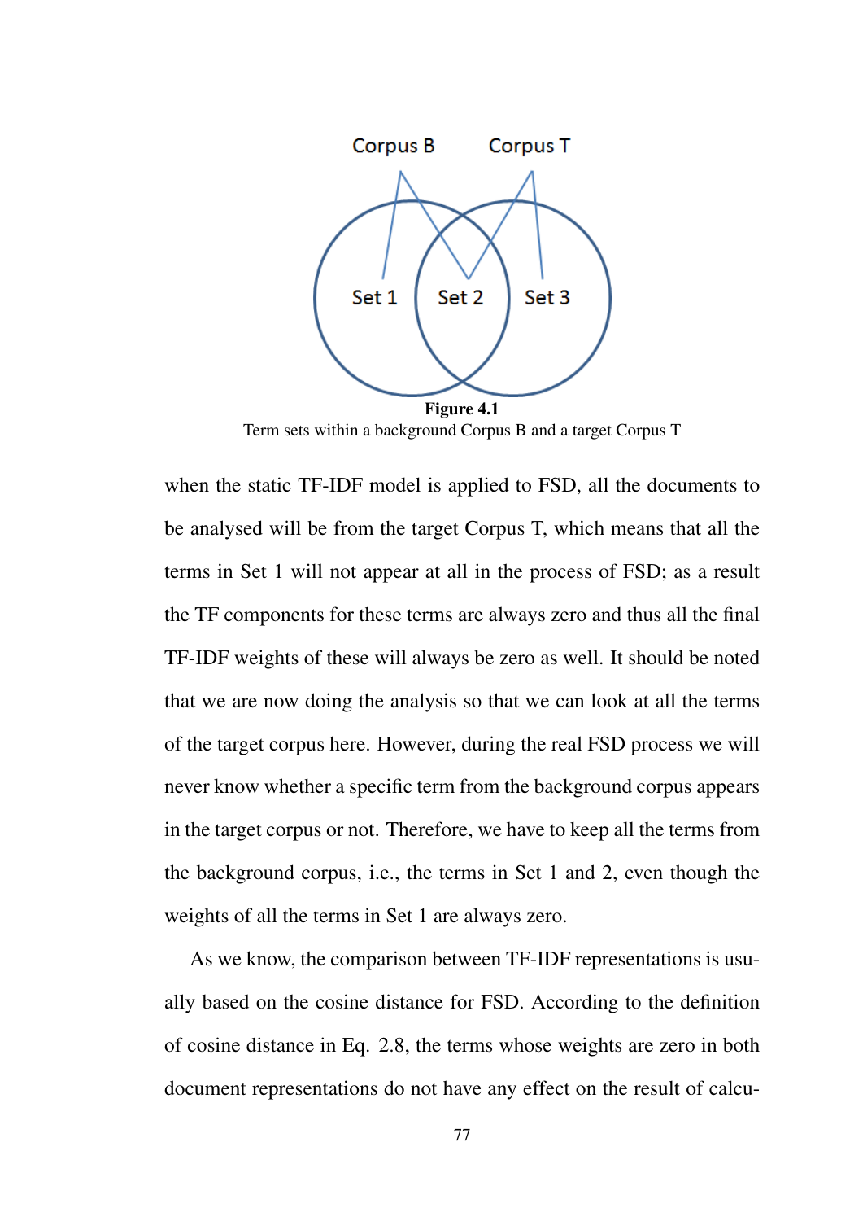**Figure 4.1**
Term sets within a background Corpus B and a target Corpus T

when the static TF-IDF model is applied to FSD, all the documents to be analysed will be from the target Corpus T, which means that all the terms in Set 1 will not appear at all in the process of FSD; as a result the TF components for these terms are always zero and thus all the final TF-IDF weights of these will always be zero as well. It should be noted that we are now doing the analysis so that we can look at all the terms of the target corpus here. However, during the real FSD process we will never know whether a specific term from the background corpus appears in the target corpus or not. Therefore, we have to keep all the terms from the background corpus, i.e., the terms in Set 1 and 2, even though the weights of all the terms in Set 1 are always zero.

As we know, the comparison between TF-IDF representations is usually based on the cosine distance for FSD. According to the definition of cosine distance in Eq. 2.8, the terms whose weights are zero in both document representations do not have any effect on the result of calcu-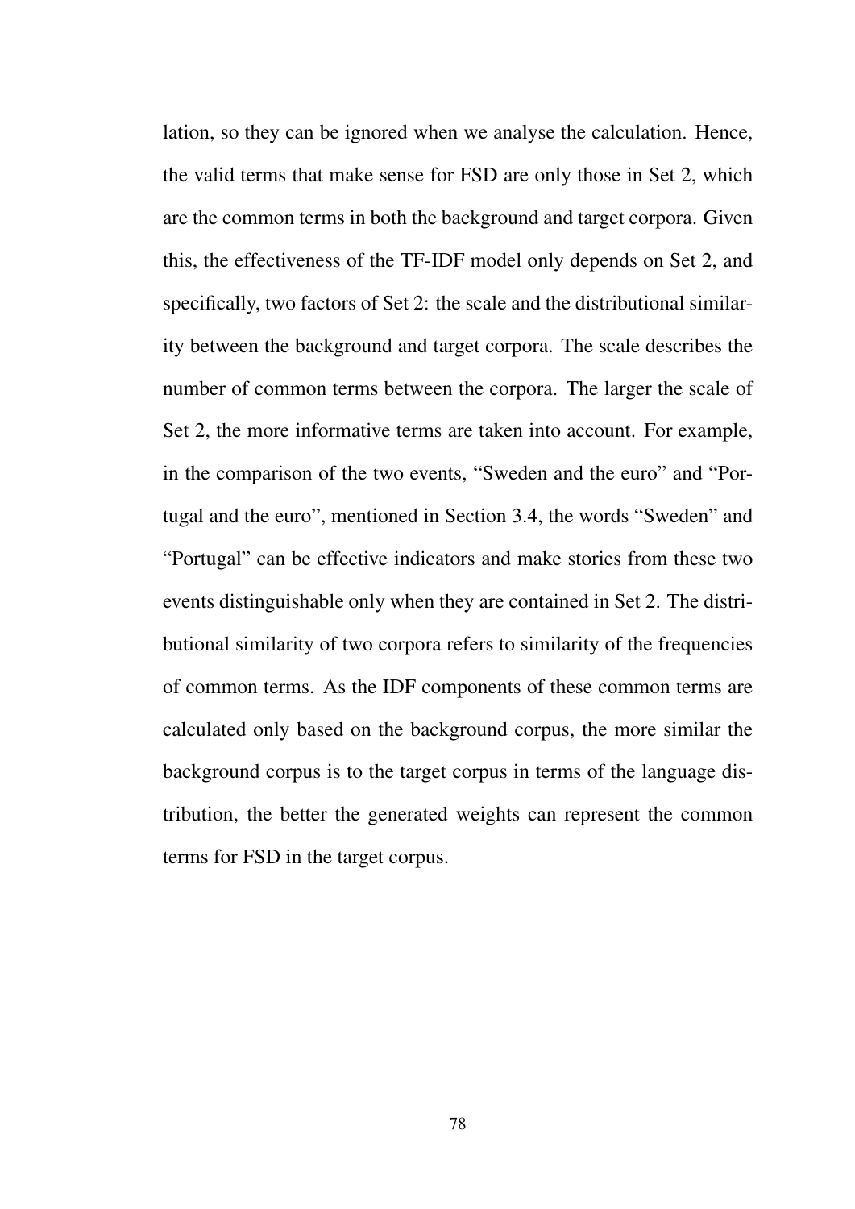lation, so they can be ignored when we analyse the calculation. Hence, the valid terms that make sense for FSD are only those in Set 2, which are the common terms in both the background and target corpora. Given this, the effectiveness of the TF-IDF model only depends on Set 2, and specifically, two factors of Set 2: the scale and the distributional similarity between the background and target corpora. The scale describes the number of common terms between the corpora. The larger the scale of Set 2, the more informative terms are taken into account. For example, in the comparison of the two events, "Sweden and the euro" and "Portugal and the euro", mentioned in Section 3.4, the words "Sweden" and "Portugal" can be effective indicators and make stories from these two events distinguishable only when they are contained in Set 2. The distributional similarity of two corpora refers to similarity of the frequencies of common terms. As the IDF components of these common terms are calculated only based on the background corpus, the more similar the background corpus is to the target corpus in terms of the language distribution, the better the generated weights can represent the common terms for FSD in the target corpus.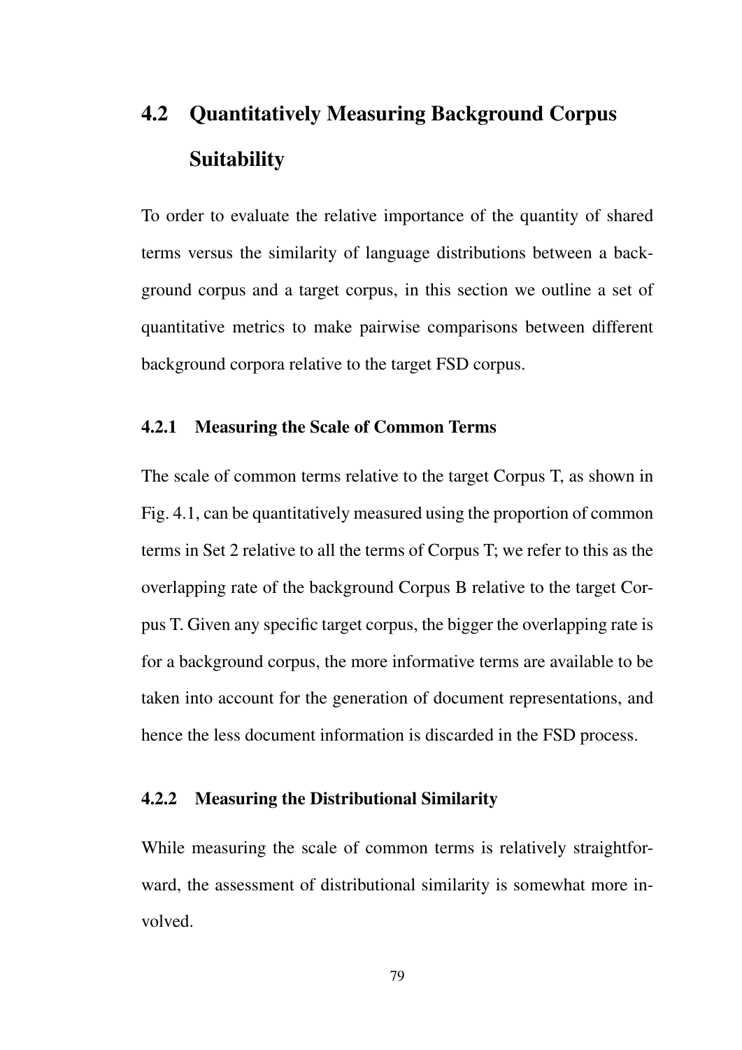## 4.2 Quantitatively Measuring Background Corpus Suitability

To order to evaluate the relative importance of the quantity of shared terms versus the similarity of language distributions between a background corpus and a target corpus, in this section we outline a set of quantitative metrics to make pairwise comparisons between different background corpora relative to the target FSD corpus.

### 4.2.1 Measuring the Scale of Common Terms

The scale of common terms relative to the target Corpus T, as shown in Fig. 4.1, can be quantitatively measured using the proportion of common terms in Set 2 relative to all the terms of Corpus T; we refer to this as the overlapping rate of the background Corpus B relative to the target Corpus T. Given any specific target corpus, the bigger the overlapping rate is for a background corpus, the more informative terms are available to be taken into account for the generation of document representations, and hence the less document information is discarded in the FSD process.

### 4.2.2 Measuring the Distributional Similarity

While measuring the scale of common terms is relatively straightforward, the assessment of distributional similarity is somewhat more involved.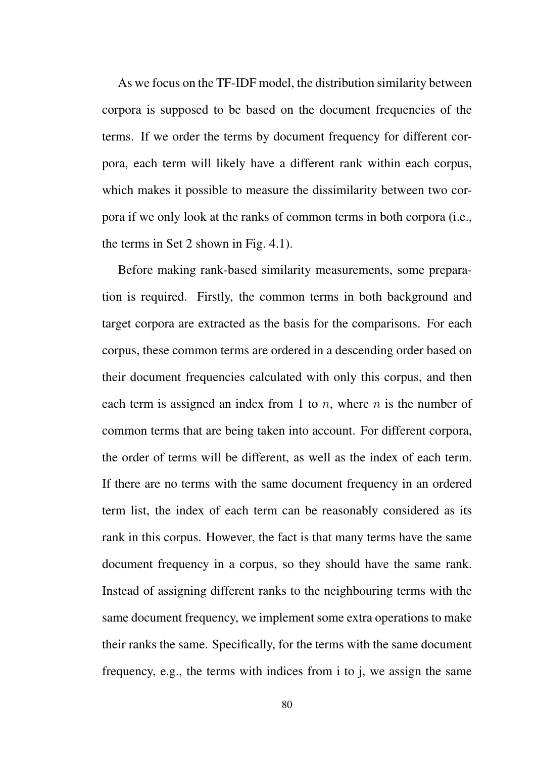As we focus on the TF-IDF model, the distribution similarity between corpora is supposed to be based on the document frequencies of the terms. If we order the terms by document frequency for different corpora, each term will likely have a different rank within each corpus, which makes it possible to measure the dissimilarity between two corpora if we only look at the ranks of common terms in both corpora (i.e., the terms in Set 2 shown in Fig. 4.1).

Before making rank-based similarity measurements, some preparation is required. Firstly, the common terms in both background and target corpora are extracted as the basis for the comparisons. For each corpus, these common terms are ordered in a descending order based on their document frequencies calculated with only this corpus, and then each term is assigned an index from 1 to $n$, where $n$ is the number of common terms that are being taken into account. For different corpora, the order of terms will be different, as well as the index of each term. If there are no terms with the same document frequency in an ordered term list, the index of each term can be reasonably considered as its rank in this corpus. However, the fact is that many terms have the same document frequency in a corpus, so they should have the same rank. Instead of assigning different ranks to the neighbouring terms with the same document frequency, we implement some extra operations to make their ranks the same. Specifically, for the terms with the same document frequency, e.g., the terms with indices from i to j, we assign the same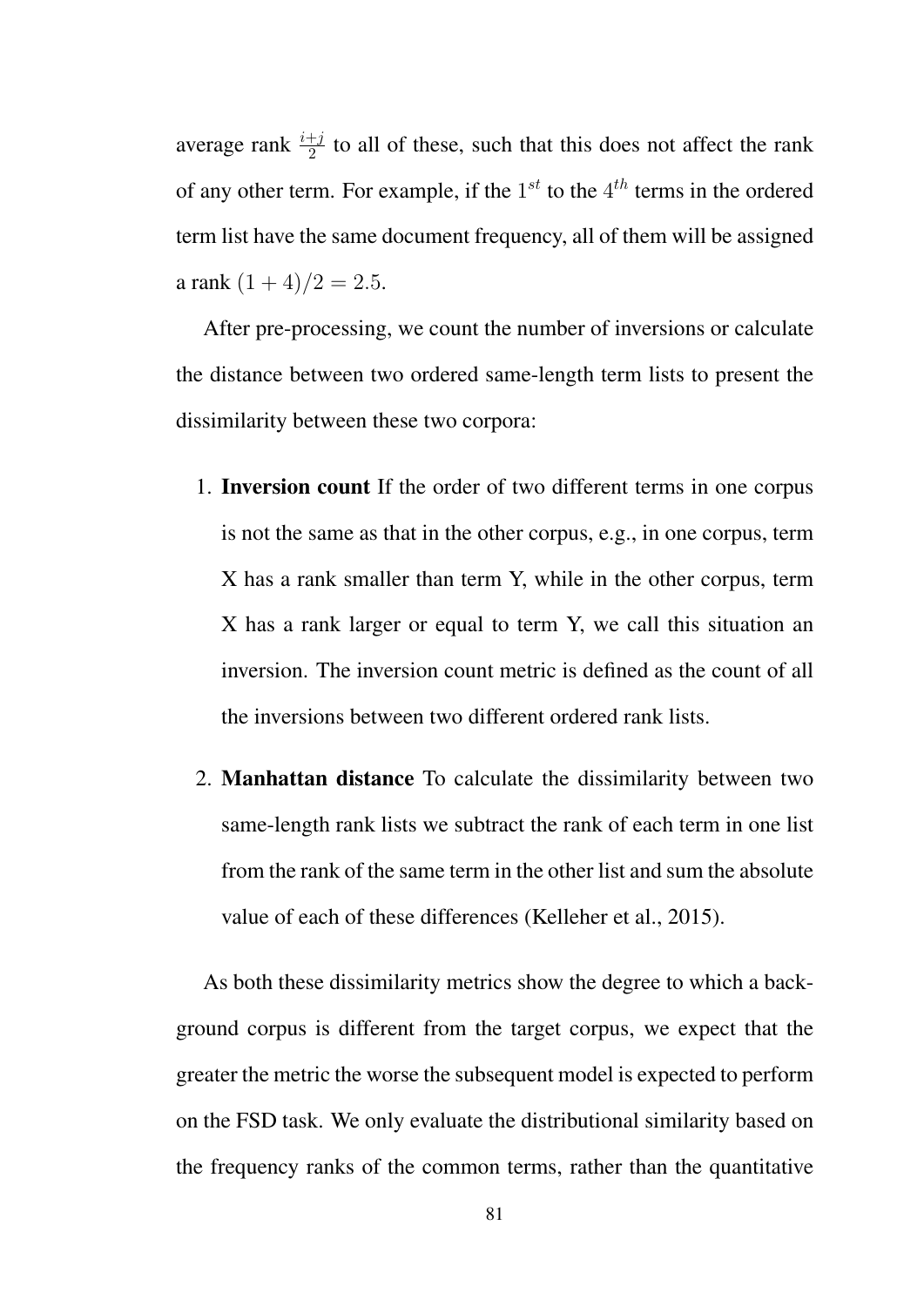average rank $\frac{i+j}{2}$ to all of these, such that this does not affect the rank of any other term. For example, if the $1^{st}$ to the $4^{th}$ terms in the ordered term list have the same document frequency, all of them will be assigned a rank $(1 + 4)/2 = 2.5$.

After pre-processing, we count the number of inversions or calculate the distance between two ordered same-length term lists to present the dissimilarity between these two corpora:

1. **Inversion count** If the order of two different terms in one corpus is not the same as that in the other corpus, e.g., in one corpus, term X has a rank smaller than term Y, while in the other corpus, term X has a rank larger or equal to term Y, we call this situation an inversion. The inversion count metric is defined as the count of all the inversions between two different ordered rank lists.

2. **Manhattan distance** To calculate the dissimilarity between two same-length rank lists we subtract the rank of each term in one list from the rank of the same term in the other list and sum the absolute value of each of these differences (Kelleher et al., 2015).

As both these dissimilarity metrics show the degree to which a background corpus is different from the target corpus, we expect that the greater the metric the worse the subsequent model is expected to perform on the FSD task. We only evaluate the distributional similarity based on the frequency ranks of the common terms, rather than the quantitative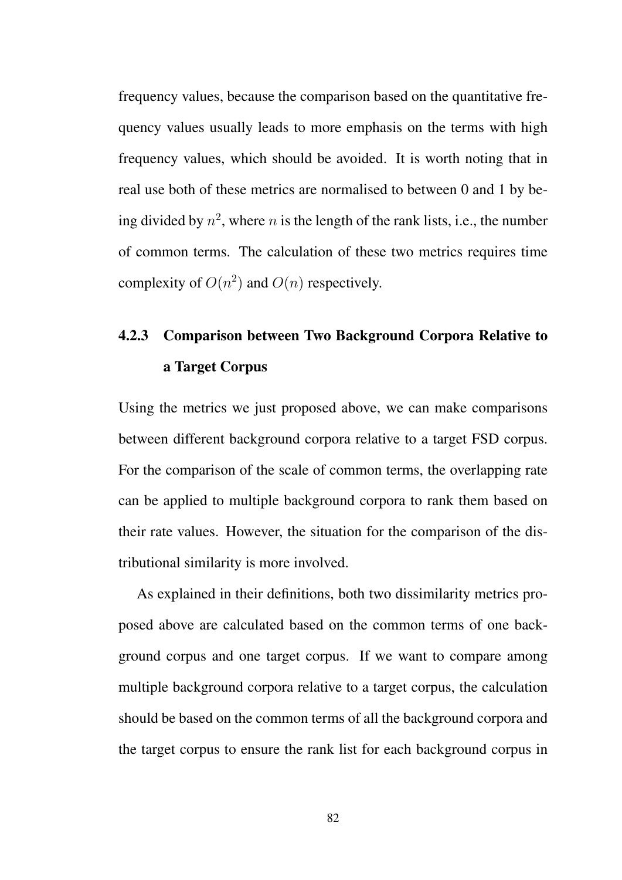frequency values, because the comparison based on the quantitative frequency values usually leads to more emphasis on the terms with high frequency values, which should be avoided. It is worth noting that in real use both of these metrics are normalised to between 0 and 1 by being divided by $n^2$, where $n$ is the length of the rank lists, i.e., the number of common terms. The calculation of these two metrics requires time complexity of $O(n^2)$ and $O(n)$ respectively.

### 4.2.3 Comparison between Two Background Corpora Relative to a Target Corpus

Using the metrics we just proposed above, we can make comparisons between different background corpora relative to a target FSD corpus. For the comparison of the scale of common terms, the overlapping rate can be applied to multiple background corpora to rank them based on their rate values. However, the situation for the comparison of the distributional similarity is more involved.

As explained in their definitions, both two dissimilarity metrics proposed above are calculated based on the common terms of one background corpus and one target corpus. If we want to compare among multiple background corpora relative to a target corpus, the calculation should be based on the common terms of all the background corpora and the target corpus to ensure the rank list for each background corpus in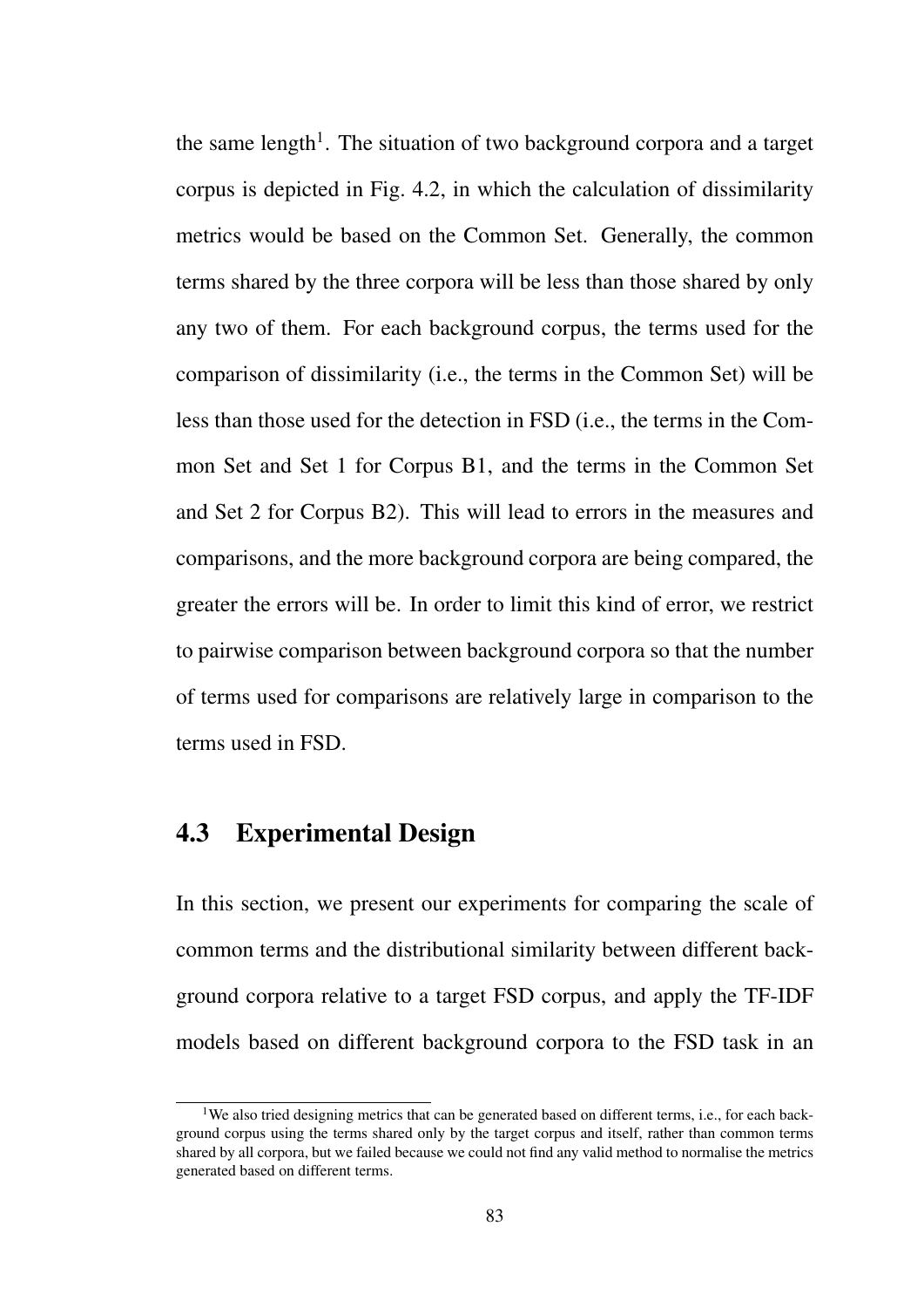the same length[1]. The situation of two background corpora and a target corpus is depicted in Fig. 4.2, in which the calculation of dissimilarity metrics would be based on the Common Set. Generally, the common terms shared by the three corpora will be less than those shared by only any two of them. For each background corpus, the terms used for the comparison of dissimilarity (i.e., the terms in the Common Set) will be less than those used for the detection in FSD (i.e., the terms in the Common Set and Set 1 for Corpus B1, and the terms in the Common Set and Set 2 for Corpus B2). This will lead to errors in the measures and comparisons, and the more background corpora are being compared, the greater the errors will be. In order to limit this kind of error, we restrict to pairwise comparison between background corpora so that the number of terms used for comparisons are relatively large in comparison to the terms used in FSD.

## 4.3 Experimental Design

In this section, we present our experiments for comparing the scale of common terms and the distributional similarity between different background corpora relative to a target FSD corpus, and apply the TF-IDF models based on different background corpora to the FSD task in an

[1] We also tried designing metrics that can be generated based on different terms, i.e., for each background corpus using the terms shared only by the target corpus and itself, rather than common terms shared by all corpora, but we failed because we could not find any valid method to normalise the metrics generated based on different terms.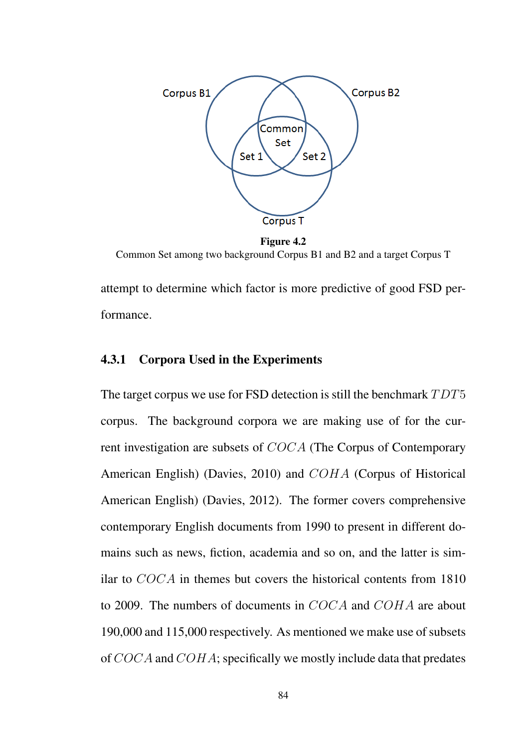**Figure 4.2**
Common Set among two background Corpus B1 and B2 and a target Corpus T

attempt to determine which factor is more predictive of good FSD performance.

### 4.3.1 Corpora Used in the Experiments

The target corpus we use for FSD detection is still the benchmark $TDT5$ corpus. The background corpora we are making use of for the current investigation are subsets of $COCA$ (The Corpus of Contemporary American English) (Davies, 2010) and $COHA$ (Corpus of Historical American English) (Davies, 2012). The former covers comprehensive contemporary English documents from 1990 to present in different domains such as news, fiction, academia and so on, and the latter is similar to $COCA$ in themes but covers the historical contents from 1810 to 2009. The numbers of documents in $COCA$ and $COHA$ are about 190,000 and 115,000 respectively. As mentioned we make use of subsets of $COCA$ and $COHA$; specifically we mostly include data that predates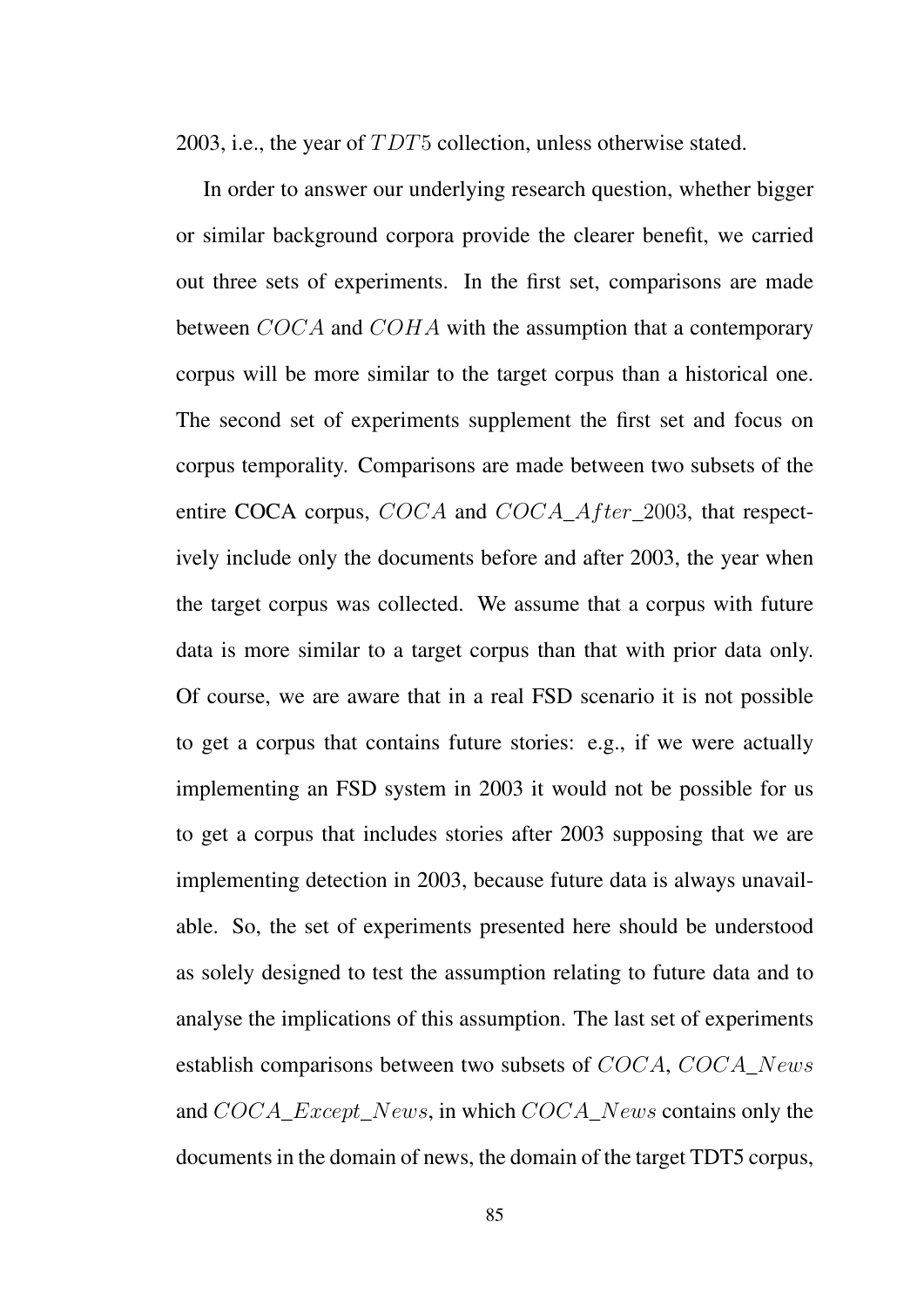2003, i.e., the year of $TDT5$ collection, unless otherwise stated.

In order to answer our underlying research question, whether bigger or similar background corpora provide the clearer benefit, we carried out three sets of experiments. In the first set, comparisons are made between $COCA$ and $COHA$ with the assumption that a contemporary corpus will be more similar to the target corpus than a historical one. The second set of experiments supplement the first set and focus on corpus temporality. Comparisons are made between two subsets of the entire COCA corpus, $COCA$ and $COCA\_After\_2003$, that respectively include only the documents before and after 2003, the year when the target corpus was collected. We assume that a corpus with future data is more similar to a target corpus than that with prior data only. Of course, we are aware that in a real FSD scenario it is not possible to get a corpus that contains future stories: e.g., if we were actually implementing an FSD system in 2003 it would not be possible for us to get a corpus that includes stories after 2003 supposing that we are implementing detection in 2003, because future data is always unavailable. So, the set of experiments presented here should be understood as solely designed to test the assumption relating to future data and to analyse the implications of this assumption. The last set of experiments establish comparisons between two subsets of $COCA$, $COCA\_News$ and $COCA\_Except\_News$, in which $COCA\_News$ contains only the documents in the domain of news, the domain of the target TDT5 corpus,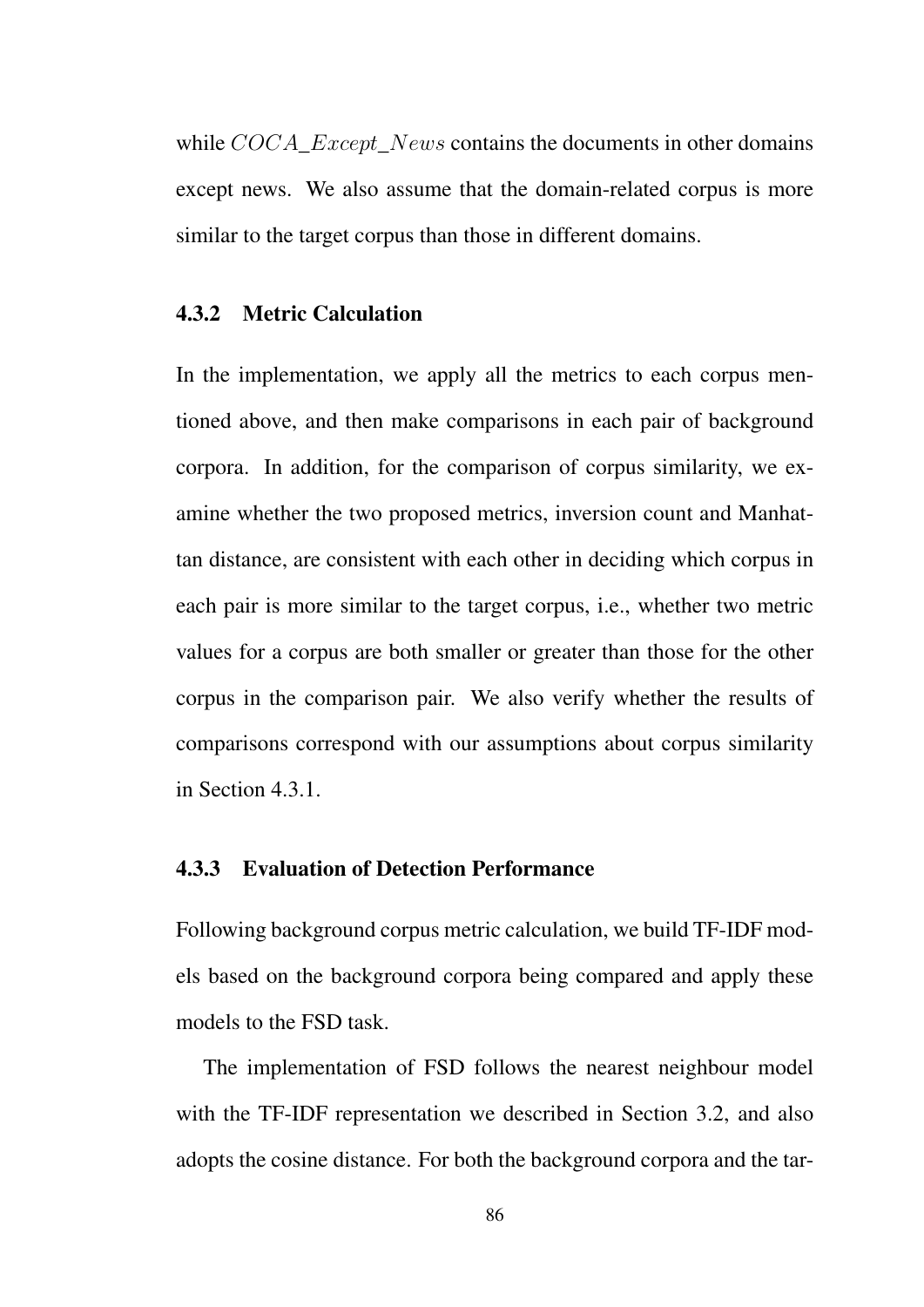while $COCA\_Except\_News$ contains the documents in other domains except news. We also assume that the domain-related corpus is more similar to the target corpus than those in different domains.

### 4.3.2 Metric Calculation

In the implementation, we apply all the metrics to each corpus mentioned above, and then make comparisons in each pair of background corpora. In addition, for the comparison of corpus similarity, we examine whether the two proposed metrics, inversion count and Manhattan distance, are consistent with each other in deciding which corpus in each pair is more similar to the target corpus, i.e., whether two metric values for a corpus are both smaller or greater than those for the other corpus in the comparison pair. We also verify whether the results of comparisons correspond with our assumptions about corpus similarity in Section 4.3.1.

### 4.3.3 Evaluation of Detection Performance

Following background corpus metric calculation, we build TF-IDF models based on the background corpora being compared and apply these models to the FSD task.

The implementation of FSD follows the nearest neighbour model with the TF-IDF representation we described in Section 3.2, and also adopts the cosine distance. For both the background corpora and the tar-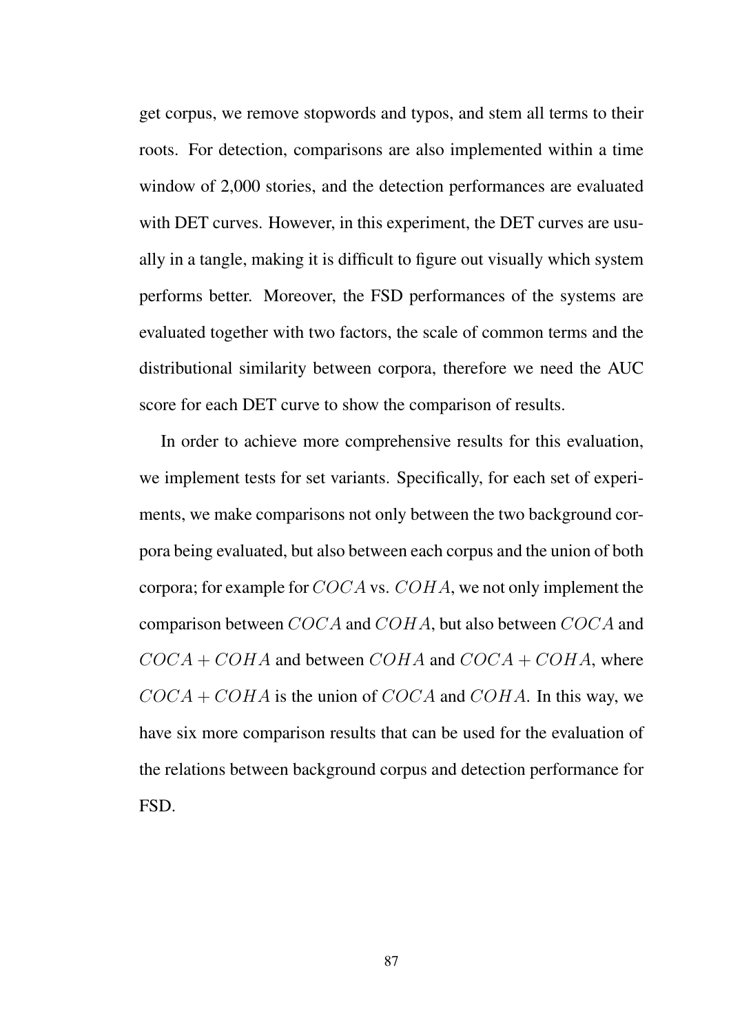get corpus, we remove stopwords and typos, and stem all terms to their roots. For detection, comparisons are also implemented within a time window of 2,000 stories, and the detection performances are evaluated with DET curves. However, in this experiment, the DET curves are usually in a tangle, making it is difficult to figure out visually which system performs better. Moreover, the FSD performances of the systems are evaluated together with two factors, the scale of common terms and the distributional similarity between corpora, therefore we need the AUC score for each DET curve to show the comparison of results.

In order to achieve more comprehensive results for this evaluation, we implement tests for set variants. Specifically, for each set of experiments, we make comparisons not only between the two background corpora being evaluated, but also between each corpus and the union of both corpora; for example for $COCA$ vs. $COHA$, we not only implement the comparison between $COCA$ and $COHA$, but also between $COCA$ and $COCA + COHA$ and between $COHA$ and $COCA + COHA$, where $COCA + COHA$ is the union of $COCA$ and $COHA$. In this way, we have six more comparison results that can be used for the evaluation of the relations between background corpus and detection performance for FSD.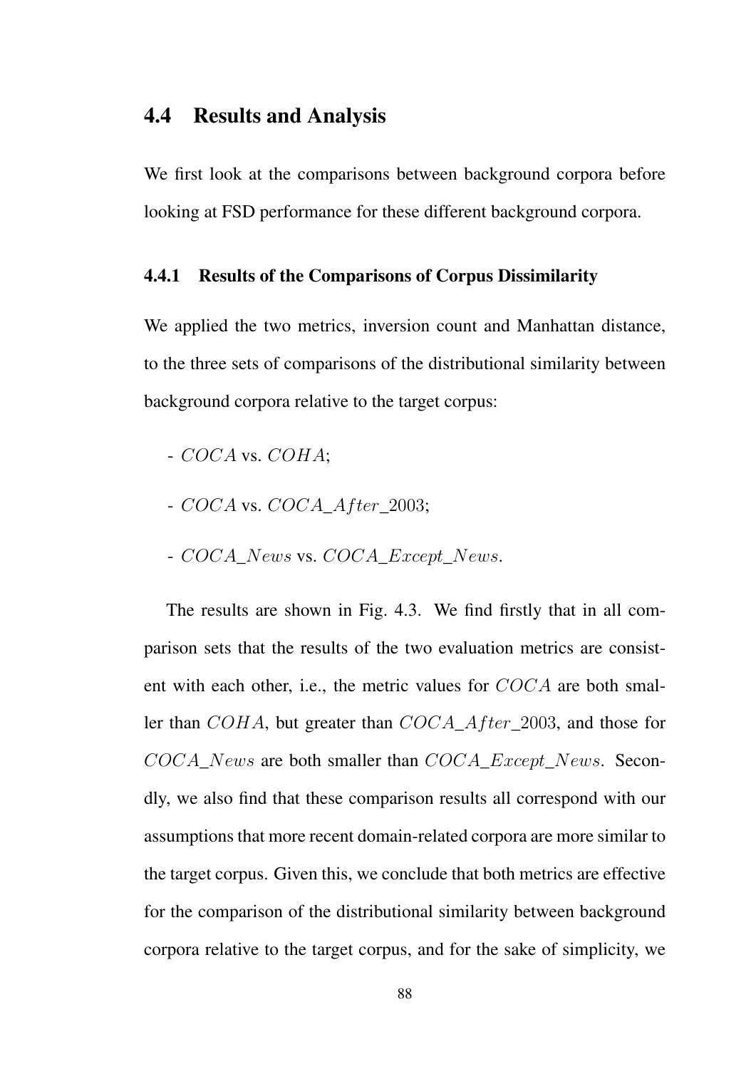## 4.4 Results and Analysis

We first look at the comparisons between background corpora before looking at FSD performance for these different background corpora.

### 4.4.1 Results of the Comparisons of Corpus Dissimilarity

We applied the two metrics, inversion count and Manhattan distance, to the three sets of comparisons of the distributional similarity between background corpora relative to the target corpus:

- $COCA$ vs. $COHA$;
- $COCA$ vs. $COCA\_After\_2003$;
- $COCA\_News$ vs. $COCA\_Except\_News$.

The results are shown in Fig. 4.3. We find firstly that in all comparison sets that the results of the two evaluation metrics are consistent with each other, i.e., the metric values for $COCA$ are both smaller than $COHA$, but greater than $COCA\_After\_2003$, and those for $COCA\_News$ are both smaller than $COCA\_Except\_News$. Secondly, we also find that these comparison results all correspond with our assumptions that more recent domain-related corpora are more similar to the target corpus. Given this, we conclude that both metrics are effective for the comparison of the distributional similarity between background corpora relative to the target corpus, and for the sake of simplicity, we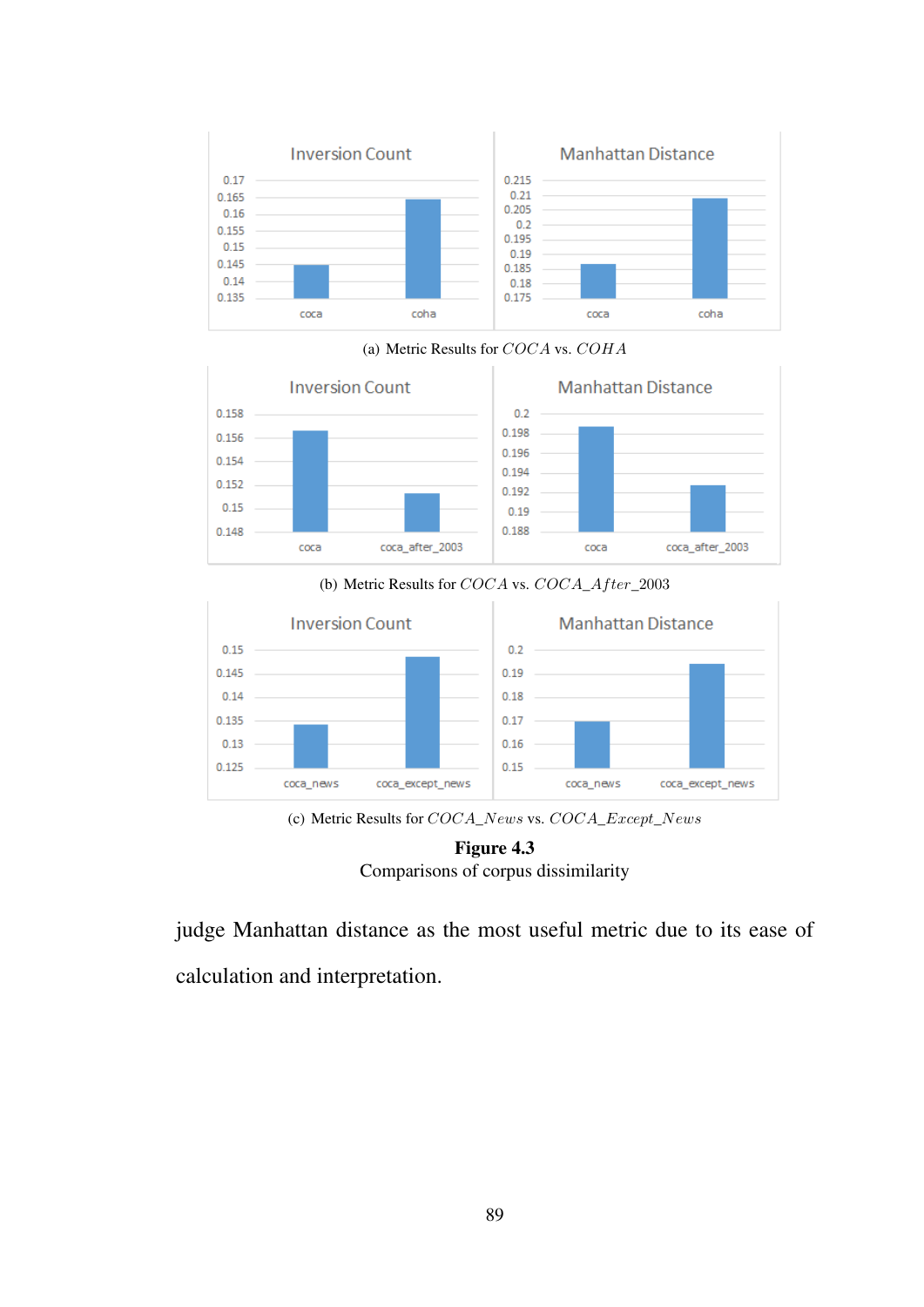(a) Metric Results for $COCA$ vs. $COHA$

(b) Metric Results for $COCA$ vs. $COCA\_After\_2003$

(c) Metric Results for $COCA\_News$ vs. $COCA\_Except\_News$

**Figure 4.3**
Comparisons of corpus dissimilarity

judge Manhattan distance as the most useful metric due to its ease of calculation and interpretation.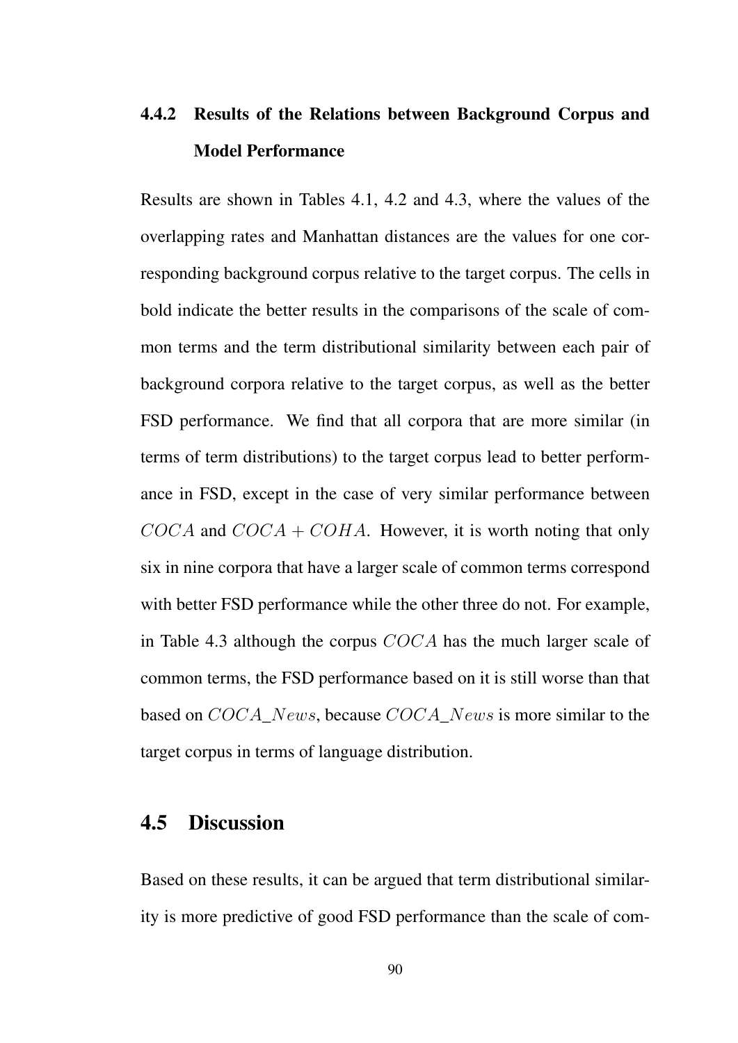### 4.4.2 Results of the Relations between Background Corpus and Model Performance

Results are shown in Tables 4.1, 4.2 and 4.3, where the values of the overlapping rates and Manhattan distances are the values for one corresponding background corpus relative to the target corpus. The cells in bold indicate the better results in the comparisons of the scale of common terms and the term distributional similarity between each pair of background corpora relative to the target corpus, as well as the better FSD performance. We find that all corpora that are more similar (in terms of term distributions) to the target corpus lead to better performance in FSD, except in the case of very similar performance between $COCA$ and $COCA + COHA$. However, it is worth noting that only six in nine corpora that have a larger scale of common terms correspond with better FSD performance while the other three do not. For example, in Table 4.3 although the corpus $COCA$ has the much larger scale of common terms, the FSD performance based on it is still worse than that based on $COCA\_News$, because $COCA\_News$ is more similar to the target corpus in terms of language distribution.

## 4.5 Discussion

Based on these results, it can be argued that term distributional similarity is more predictive of good FSD performance than the scale of com-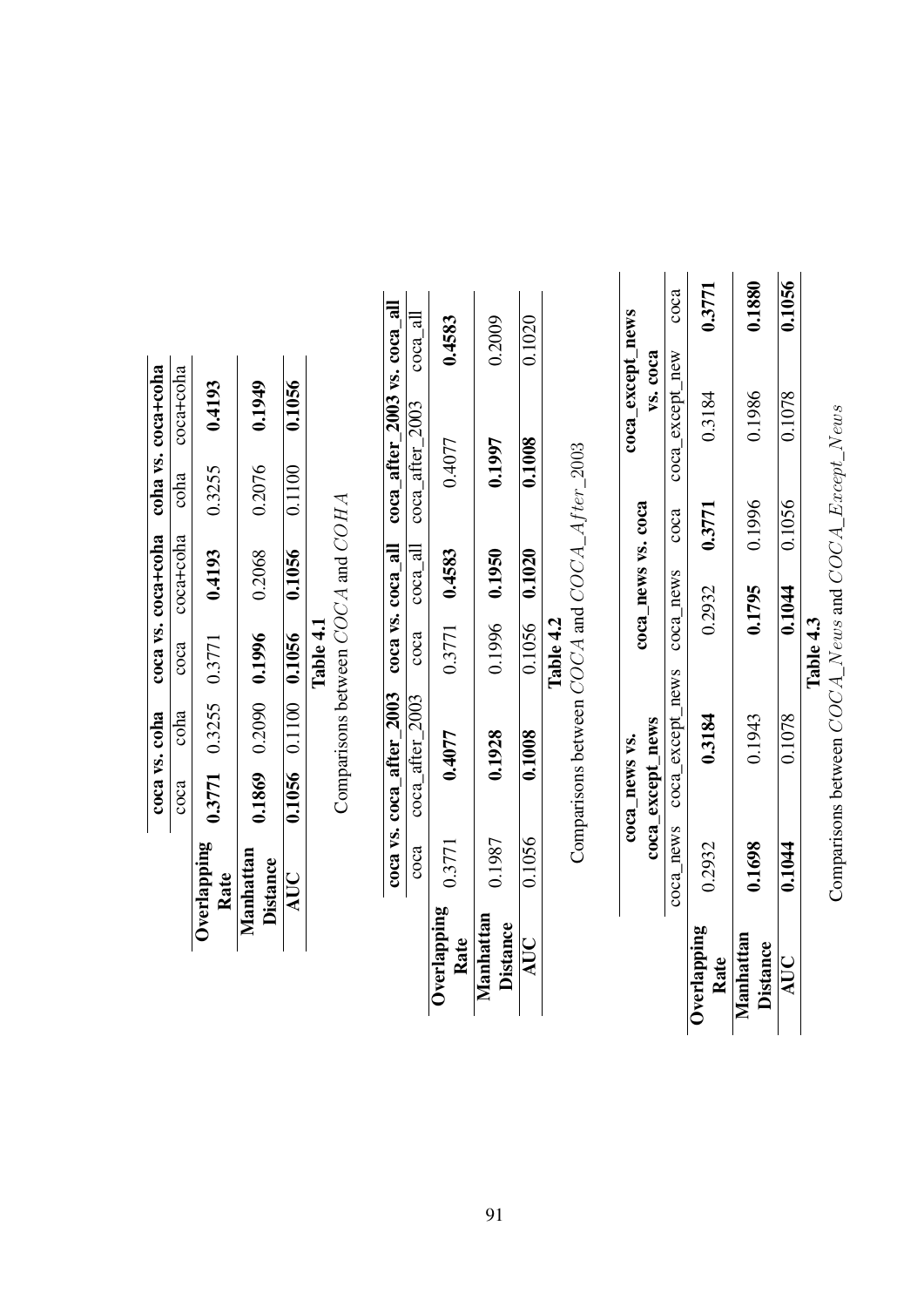| | coca vs. coha | | coca vs. coca+coha | | coha vs. coca+coha | |
|---|---|---|---|---|---|---|
| | coca | coha | coca | coca+coha | coha | coca+coha |
| **Overlapping Rate** | **0.3771** | 0.3255 | 0.3771 | **0.4193** | 0.3255 | **0.4193** |
| **Manhattan Distance** | **0.1869** | 0.2090 | **0.1996** | 0.2068 | 0.2076 | **0.1949** |
| **AUC** | **0.1056** | 0.1100 | **0.1056** | **0.1056** | 0.1100 | **0.1056** |

**Table 4.1**

Comparisons between *COCA* and *COHA*

| | coca vs. coca_after_2003 | | coca vs. coca_all | | coca_after_2003 vs. coca_all | |
|---|---|---|---|---|---|---|
| | coca | coca_after_2003 | coca | coca_all | coca_after_2003 | coca_all |
| **Overlapping Rate** | 0.3771 | **0.4077** | 0.3771 | **0.4583** | 0.4077 | **0.4583** |
| **Manhattan Distance** | 0.1987 | **0.1928** | 0.1996 | **0.1950** | **0.1997** | 0.2009 |
| **AUC** | 0.1056 | **0.1008** | 0.1056 | **0.1020** | **0.1008** | 0.1020 |

**Table 4.2**

Comparisons between *COCA* and *COCA_After_2003*

| | coca_news vs. coca_except_news | | coca_news vs. coca | | coca_except_news vs. coca | |
|---|---|---|---|---|---|---|
| | coca_news | coca_except_news | coca_news | coca | coca_except_new | coca |
| **Overlapping Rate** | 0.2932 | **0.3184** | 0.2932 | **0.3771** | 0.3184 | **0.3771** |
| **Manhattan Distance** | **0.1698** | 0.1943 | **0.1795** | 0.1996 | 0.1986 | **0.1880** |
| **AUC** | **0.1044** | 0.1078 | **0.1044** | 0.1056 | 0.1078 | **0.1056** |

**Table 4.3**

Comparisons between *COCA_News* and *COCA_Except_News*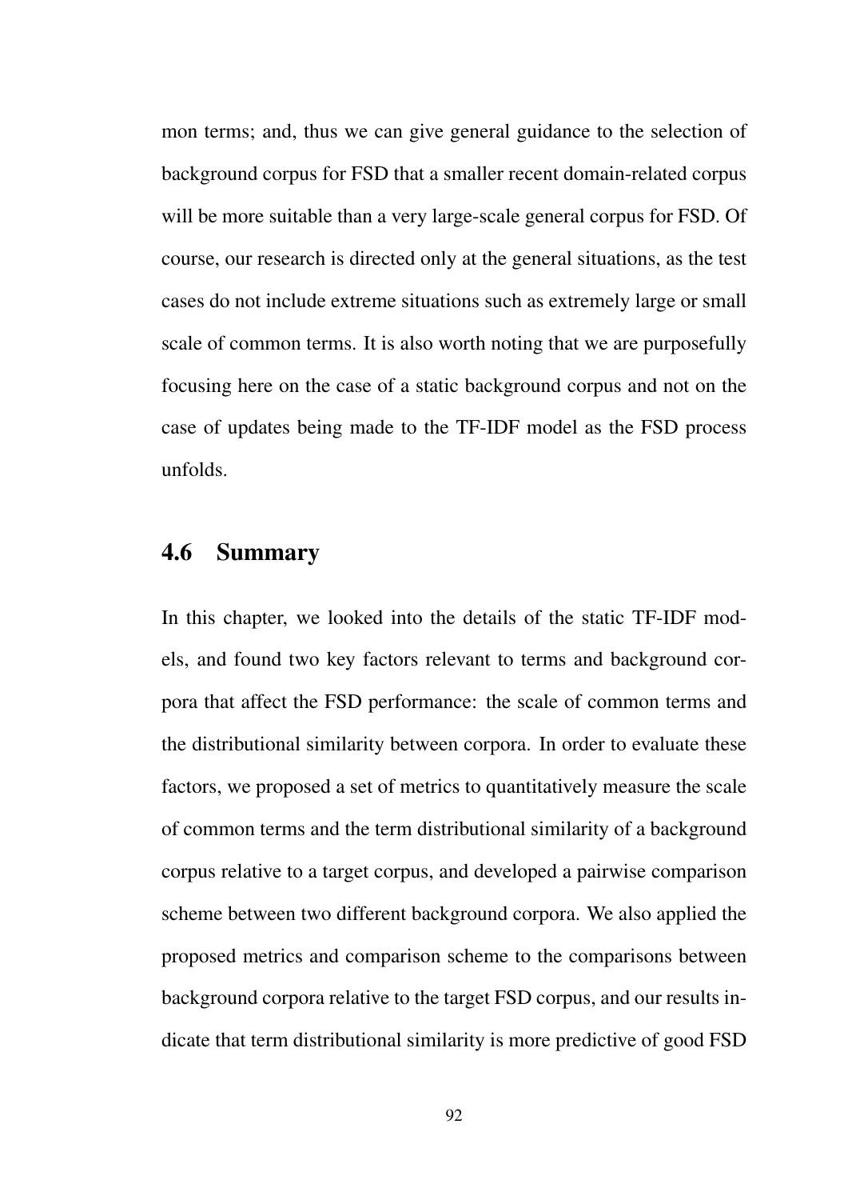mon terms; and, thus we can give general guidance to the selection of background corpus for FSD that a smaller recent domain-related corpus will be more suitable than a very large-scale general corpus for FSD. Of course, our research is directed only at the general situations, as the test cases do not include extreme situations such as extremely large or small scale of common terms. It is also worth noting that we are purposefully focusing here on the case of a static background corpus and not on the case of updates being made to the TF-IDF model as the FSD process unfolds.

## 4.6 Summary

In this chapter, we looked into the details of the static TF-IDF models, and found two key factors relevant to terms and background corpora that affect the FSD performance: the scale of common terms and the distributional similarity between corpora. In order to evaluate these factors, we proposed a set of metrics to quantitatively measure the scale of common terms and the term distributional similarity of a background corpus relative to a target corpus, and developed a pairwise comparison scheme between two different background corpora. We also applied the proposed metrics and comparison scheme to the comparisons between background corpora relative to the target FSD corpus, and our results indicate that term distributional similarity is more predictive of good FSD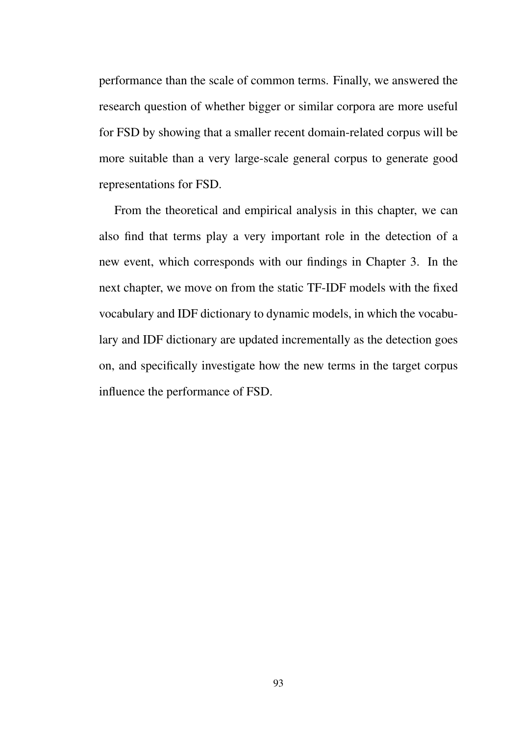performance than the scale of common terms. Finally, we answered the research question of whether bigger or similar corpora are more useful for FSD by showing that a smaller recent domain-related corpus will be more suitable than a very large-scale general corpus to generate good representations for FSD.

From the theoretical and empirical analysis in this chapter, we can also find that terms play a very important role in the detection of a new event, which corresponds with our findings in Chapter 3. In the next chapter, we move on from the static TF-IDF models with the fixed vocabulary and IDF dictionary to dynamic models, in which the vocabulary and IDF dictionary are updated incrementally as the detection goes on, and specifically investigate how the new terms in the target corpus influence the performance of FSD.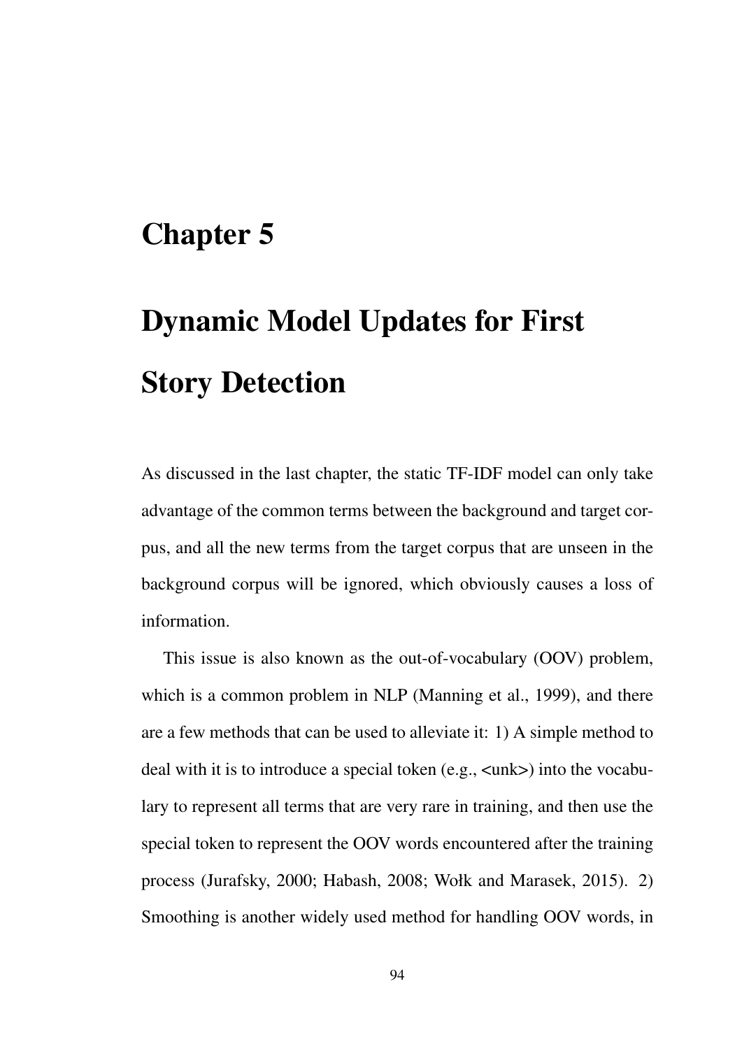# Chapter 5

# Dynamic Model Updates for First Story Detection

As discussed in the last chapter, the static TF-IDF model can only take advantage of the common terms between the background and target corpus, and all the new terms from the target corpus that are unseen in the background corpus will be ignored, which obviously causes a loss of information.

This issue is also known as the out-of-vocabulary (OOV) problem, which is a common problem in NLP (Manning et al., 1999), and there are a few methods that can be used to alleviate it: 1) A simple method to deal with it is to introduce a special token (e.g., <unk>) into the vocabulary to represent all terms that are very rare in training, and then use the special token to represent the OOV words encountered after the training process (Jurafsky, 2000; Habash, 2008; Wołk and Marasek, 2015). 2) Smoothing is another widely used method for handling OOV words, in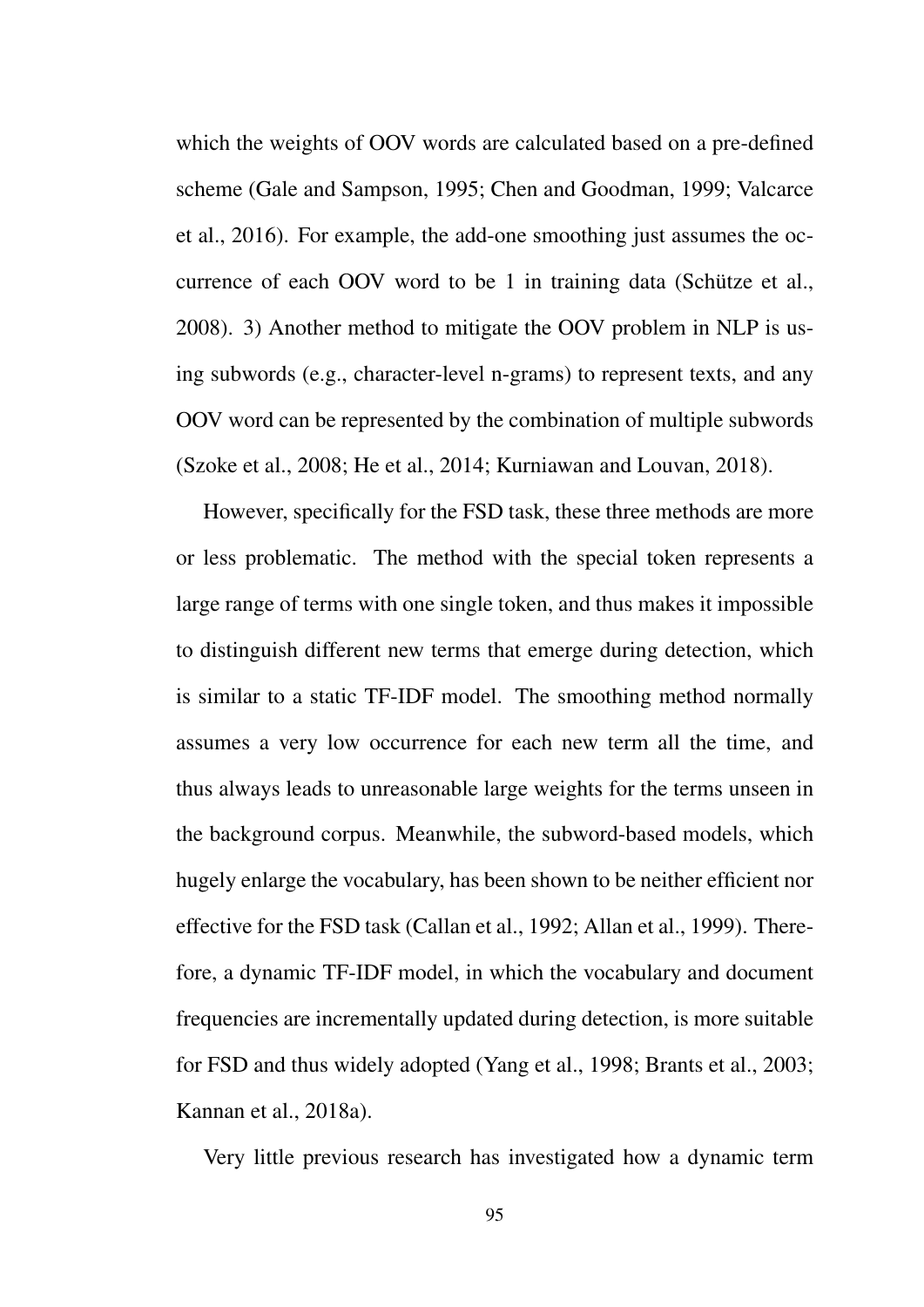which the weights of OOV words are calculated based on a pre-defined scheme (Gale and Sampson, 1995; Chen and Goodman, 1999; Valcarce et al., 2016). For example, the add-one smoothing just assumes the occurrence of each OOV word to be 1 in training data (Schütze et al., 2008). 3) Another method to mitigate the OOV problem in NLP is using subwords (e.g., character-level n-grams) to represent texts, and any OOV word can be represented by the combination of multiple subwords (Szoke et al., 2008; He et al., 2014; Kurniawan and Louvan, 2018).

However, specifically for the FSD task, these three methods are more or less problematic. The method with the special token represents a large range of terms with one single token, and thus makes it impossible to distinguish different new terms that emerge during detection, which is similar to a static TF-IDF model. The smoothing method normally assumes a very low occurrence for each new term all the time, and thus always leads to unreasonable large weights for the terms unseen in the background corpus. Meanwhile, the subword-based models, which hugely enlarge the vocabulary, has been shown to be neither efficient nor effective for the FSD task (Callan et al., 1992; Allan et al., 1999). Therefore, a dynamic TF-IDF model, in which the vocabulary and document frequencies are incrementally updated during detection, is more suitable for FSD and thus widely adopted (Yang et al., 1998; Brants et al., 2003; Kannan et al., 2018a).

Very little previous research has investigated how a dynamic term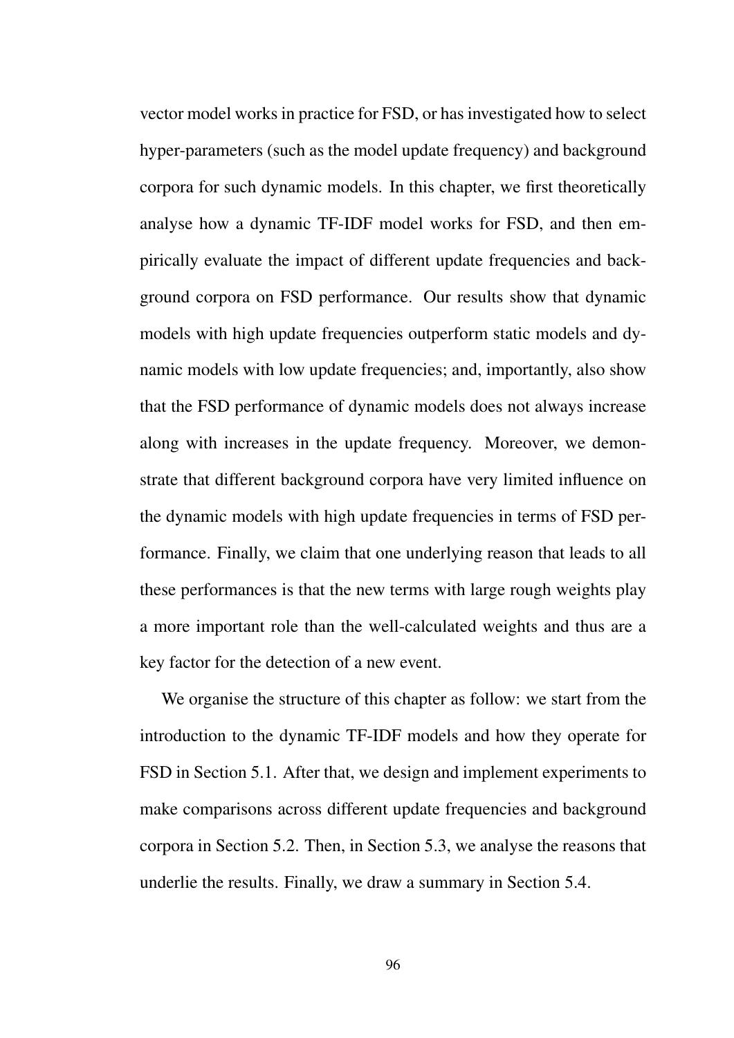vector model works in practice for FSD, or has investigated how to select hyper-parameters (such as the model update frequency) and background corpora for such dynamic models. In this chapter, we first theoretically analyse how a dynamic TF-IDF model works for FSD, and then empirically evaluate the impact of different update frequencies and background corpora on FSD performance. Our results show that dynamic models with high update frequencies outperform static models and dynamic models with low update frequencies; and, importantly, also show that the FSD performance of dynamic models does not always increase along with increases in the update frequency. Moreover, we demonstrate that different background corpora have very limited influence on the dynamic models with high update frequencies in terms of FSD performance. Finally, we claim that one underlying reason that leads to all these performances is that the new terms with large rough weights play a more important role than the well-calculated weights and thus are a key factor for the detection of a new event.

We organise the structure of this chapter as follow: we start from the introduction to the dynamic TF-IDF models and how they operate for FSD in Section 5.1. After that, we design and implement experiments to make comparisons across different update frequencies and background corpora in Section 5.2. Then, in Section 5.3, we analyse the reasons that underlie the results. Finally, we draw a summary in Section 5.4.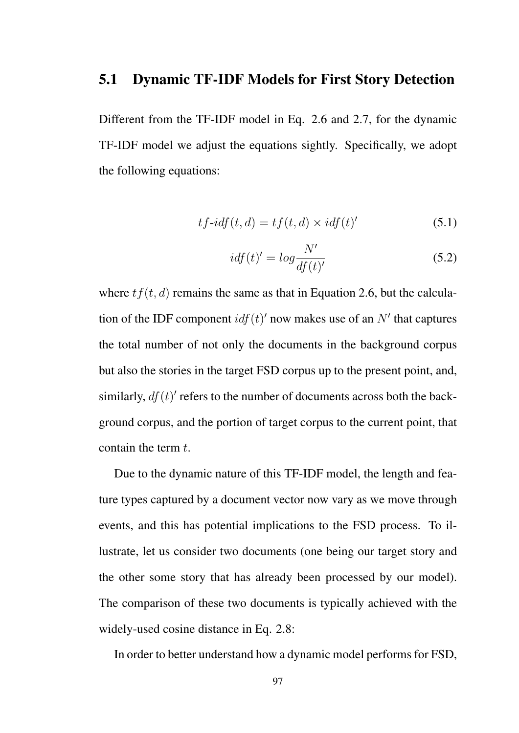## 5.1 Dynamic TF-IDF Models for First Story Detection

Different from the TF-IDF model in Eq. 2.6 and 2.7, for the dynamic TF-IDF model we adjust the equations sightly. Specifically, we adopt the following equations:

$$tf\text{-}idf(t,d) = tf(t,d) \times idf(t)' \tag{5.1}$$

$$idf(t)' = log\frac{N'}{df(t)'} \tag{5.2}$$

where $tf(t,d)$ remains the same as that in Equation 2.6, but the calculation of the IDF component $idf(t)'$ now makes use of an $N'$ that captures the total number of not only the documents in the background corpus but also the stories in the target FSD corpus up to the present point, and, similarly, $df(t)'$ refers to the number of documents across both the background corpus, and the portion of target corpus to the current point, that contain the term $t$.

Due to the dynamic nature of this TF-IDF model, the length and feature types captured by a document vector now vary as we move through events, and this has potential implications to the FSD process. To illustrate, let us consider two documents (one being our target story and the other some story that has already been processed by our model). The comparison of these two documents is typically achieved with the widely-used cosine distance in Eq. 2.8:

In order to better understand how a dynamic model performs for FSD,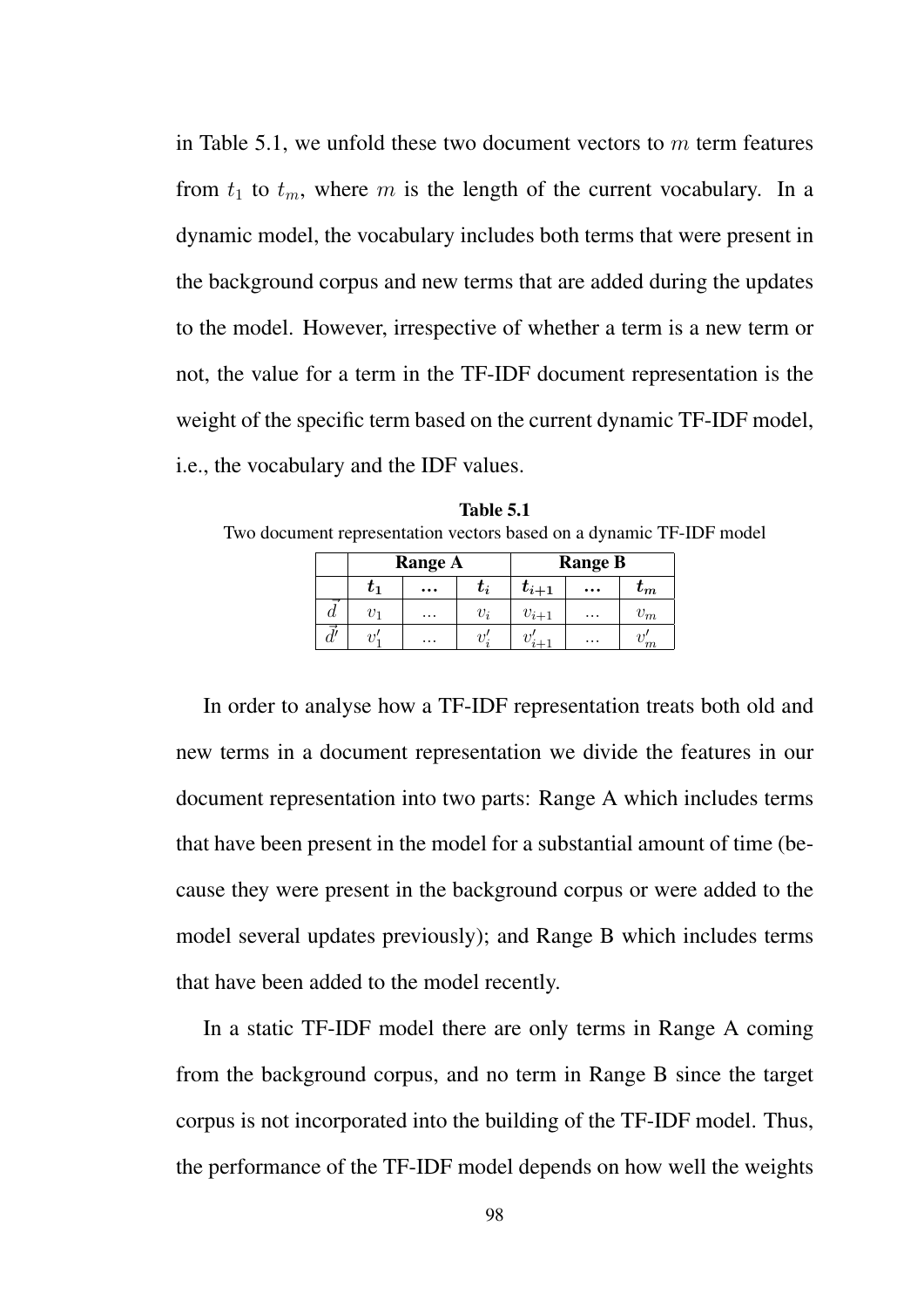in Table 5.1, we unfold these two document vectors to $m$ term features from $t_1$ to $t_m$, where $m$ is the length of the current vocabulary. In a dynamic model, the vocabulary includes both terms that were present in the background corpus and new terms that are added during the updates to the model. However, irrespective of whether a term is a new term or not, the value for a term in the TF-IDF document representation is the weight of the specific term based on the current dynamic TF-IDF model, i.e., the vocabulary and the IDF values.

**Table 5.1**
Two document representation vectors based on a dynamic TF-IDF model

| | **Range A** | | | **Range B** | | |
|---|---|---|---|---|---|---|
| | $\boldsymbol{t_1}$ | **...** | $\boldsymbol{t_i}$ | $\boldsymbol{t_{i+1}}$ | **...** | $\boldsymbol{t_m}$ |
| $\vec{d}$ | $v_1$ | ... | $v_i$ | $v_{i+1}$ | ... | $v_m$ |
| $\vec{d'}$ | $v'_1$ | ... | $v'_i$ | $v'_{i+1}$ | ... | $v'_m$ |

In order to analyse how a TF-IDF representation treats both old and new terms in a document representation we divide the features in our document representation into two parts: Range A which includes terms that have been present in the model for a substantial amount of time (because they were present in the background corpus or were added to the model several updates previously); and Range B which includes terms that have been added to the model recently.

In a static TF-IDF model there are only terms in Range A coming from the background corpus, and no term in Range B since the target corpus is not incorporated into the building of the TF-IDF model. Thus, the performance of the TF-IDF model depends on how well the weights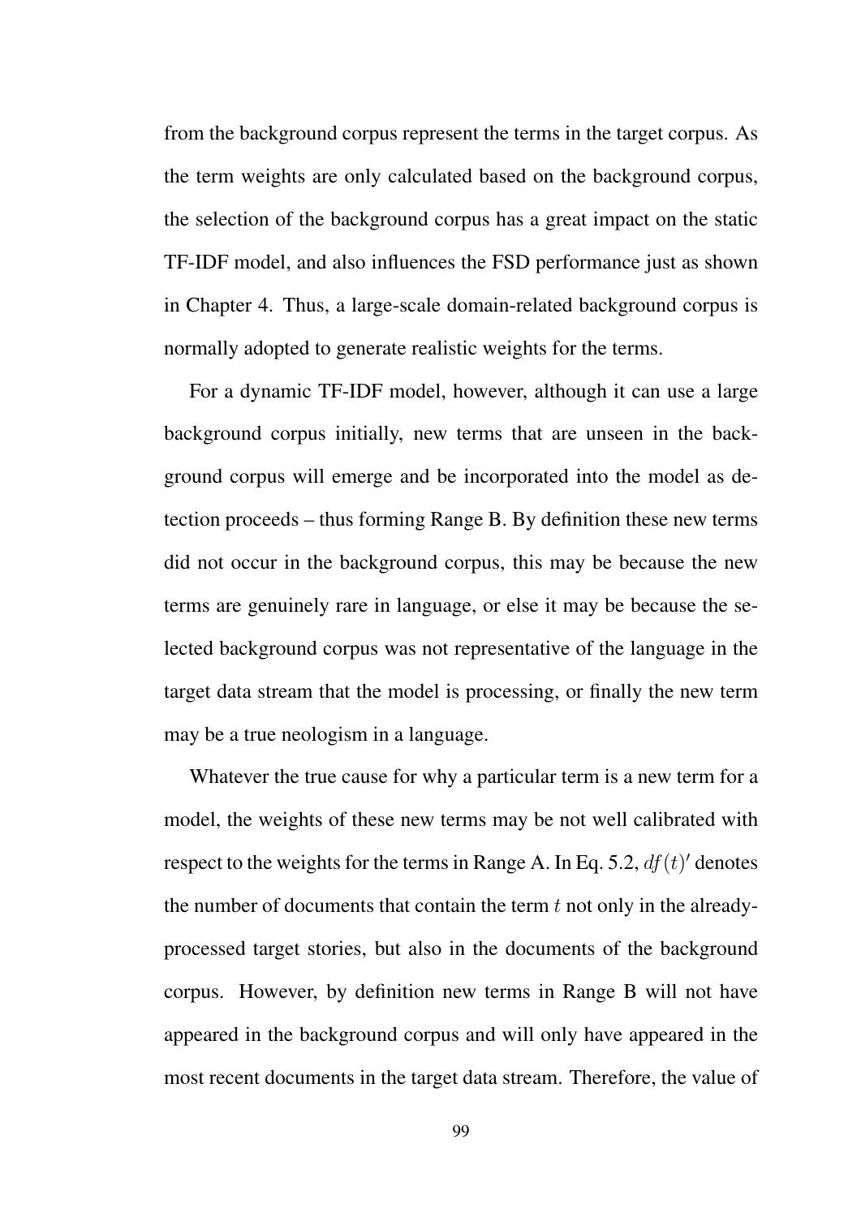from the background corpus represent the terms in the target corpus. As the term weights are only calculated based on the background corpus, the selection of the background corpus has a great impact on the static TF-IDF model, and also influences the FSD performance just as shown in Chapter 4. Thus, a large-scale domain-related background corpus is normally adopted to generate realistic weights for the terms.

For a dynamic TF-IDF model, however, although it can use a large background corpus initially, new terms that are unseen in the background corpus will emerge and be incorporated into the model as detection proceeds – thus forming Range B. By definition these new terms did not occur in the background corpus, this may be because the new terms are genuinely rare in language, or else it may be because the selected background corpus was not representative of the language in the target data stream that the model is processing, or finally the new term may be a true neologism in a language.

Whatever the true cause for why a particular term is a new term for a model, the weights of these new terms may be not well calibrated with respect to the weights for the terms in Range A. In Eq. 5.2, $df(t)'$ denotes the number of documents that contain the term $t$ not only in the already-processed target stories, but also in the documents of the background corpus. However, by definition new terms in Range B will not have appeared in the background corpus and will only have appeared in the most recent documents in the target data stream. Therefore, the value of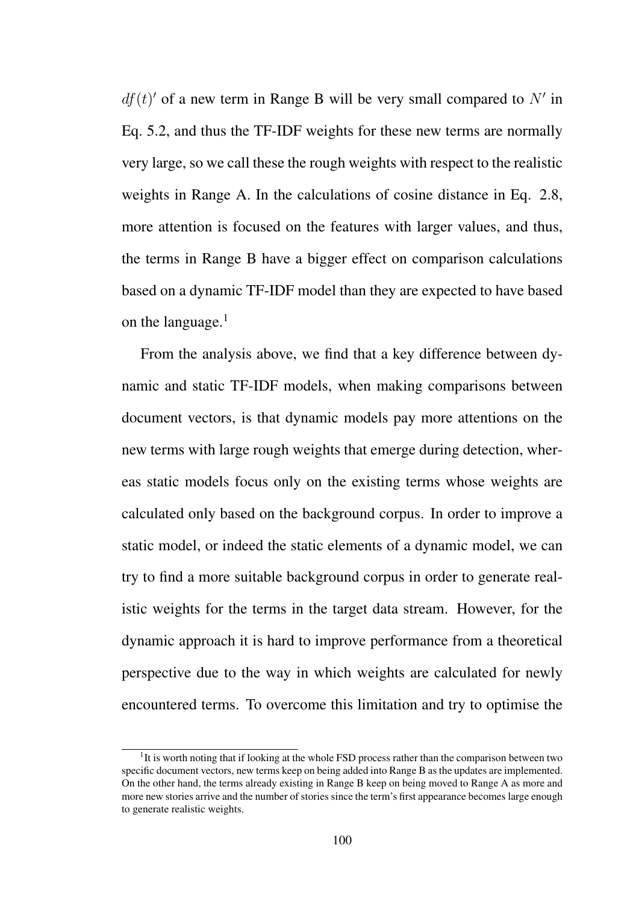$df(t)'$ of a new term in Range B will be very small compared to $N'$ in Eq. 5.2, and thus the TF-IDF weights for these new terms are normally very large, so we call these the rough weights with respect to the realistic weights in Range A. In the calculations of cosine distance in Eq. 2.8, more attention is focused on the features with larger values, and thus, the terms in Range B have a bigger effect on comparison calculations based on a dynamic TF-IDF model than they are expected to have based on the language.[1]

From the analysis above, we find that a key difference between dynamic and static TF-IDF models, when making comparisons between document vectors, is that dynamic models pay more attentions on the new terms with large rough weights that emerge during detection, whereas static models focus only on the existing terms whose weights are calculated only based on the background corpus. In order to improve a static model, or indeed the static elements of a dynamic model, we can try to find a more suitable background corpus in order to generate realistic weights for the terms in the target data stream. However, for the dynamic approach it is hard to improve performance from a theoretical perspective due to the way in which weights are calculated for newly encountered terms. To overcome this limitation and try to optimise the

[1] It is worth noting that if looking at the whole FSD process rather than the comparison between two specific document vectors, new terms keep on being added into Range B as the updates are implemented. On the other hand, the terms already existing in Range B keep on being moved to Range A as more and more new stories arrive and the number of stories since the term's first appearance becomes large enough to generate realistic weights.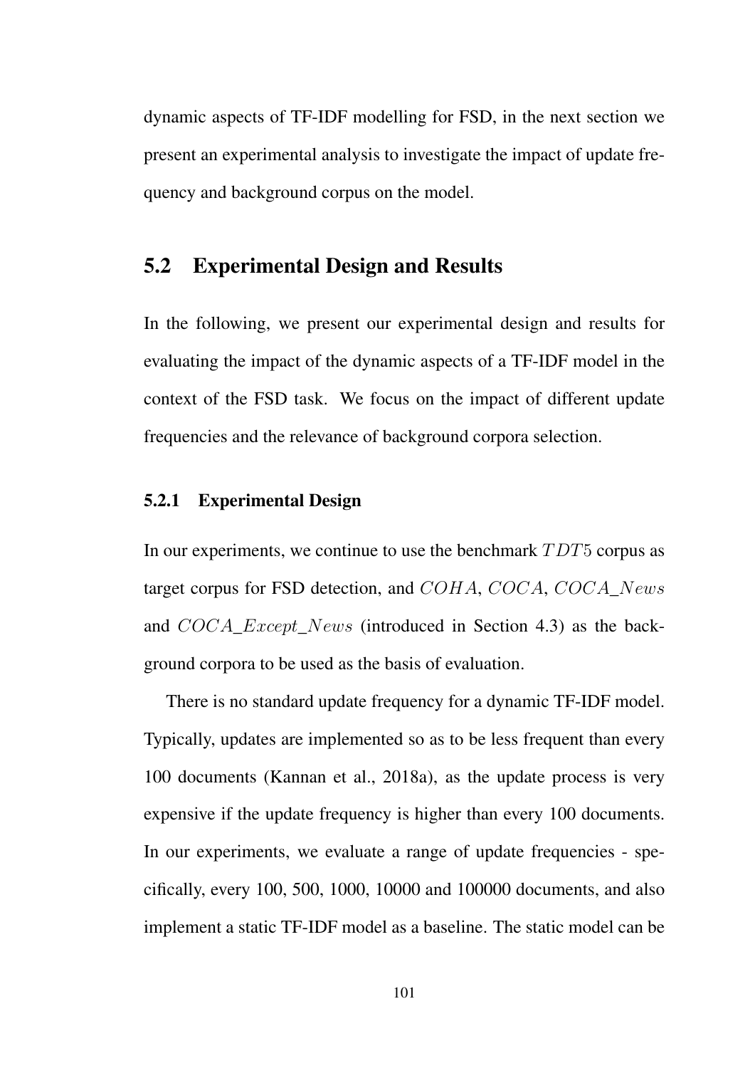dynamic aspects of TF-IDF modelling for FSD, in the next section we present an experimental analysis to investigate the impact of update frequency and background corpus on the model.

## 5.2 Experimental Design and Results

In the following, we present our experimental design and results for evaluating the impact of the dynamic aspects of a TF-IDF model in the context of the FSD task. We focus on the impact of different update frequencies and the relevance of background corpora selection.

### 5.2.1 Experimental Design

In our experiments, we continue to use the benchmark $TDT5$ corpus as target corpus for FSD detection, and $COHA$, $COCA$, $COCA\_News$ and $COCA\_Except\_News$ (introduced in Section 4.3) as the background corpora to be used as the basis of evaluation.

There is no standard update frequency for a dynamic TF-IDF model. Typically, updates are implemented so as to be less frequent than every 100 documents (Kannan et al., 2018a), as the update process is very expensive if the update frequency is higher than every 100 documents. In our experiments, we evaluate a range of update frequencies - specifically, every 100, 500, 1000, 10000 and 100000 documents, and also implement a static TF-IDF model as a baseline. The static model can be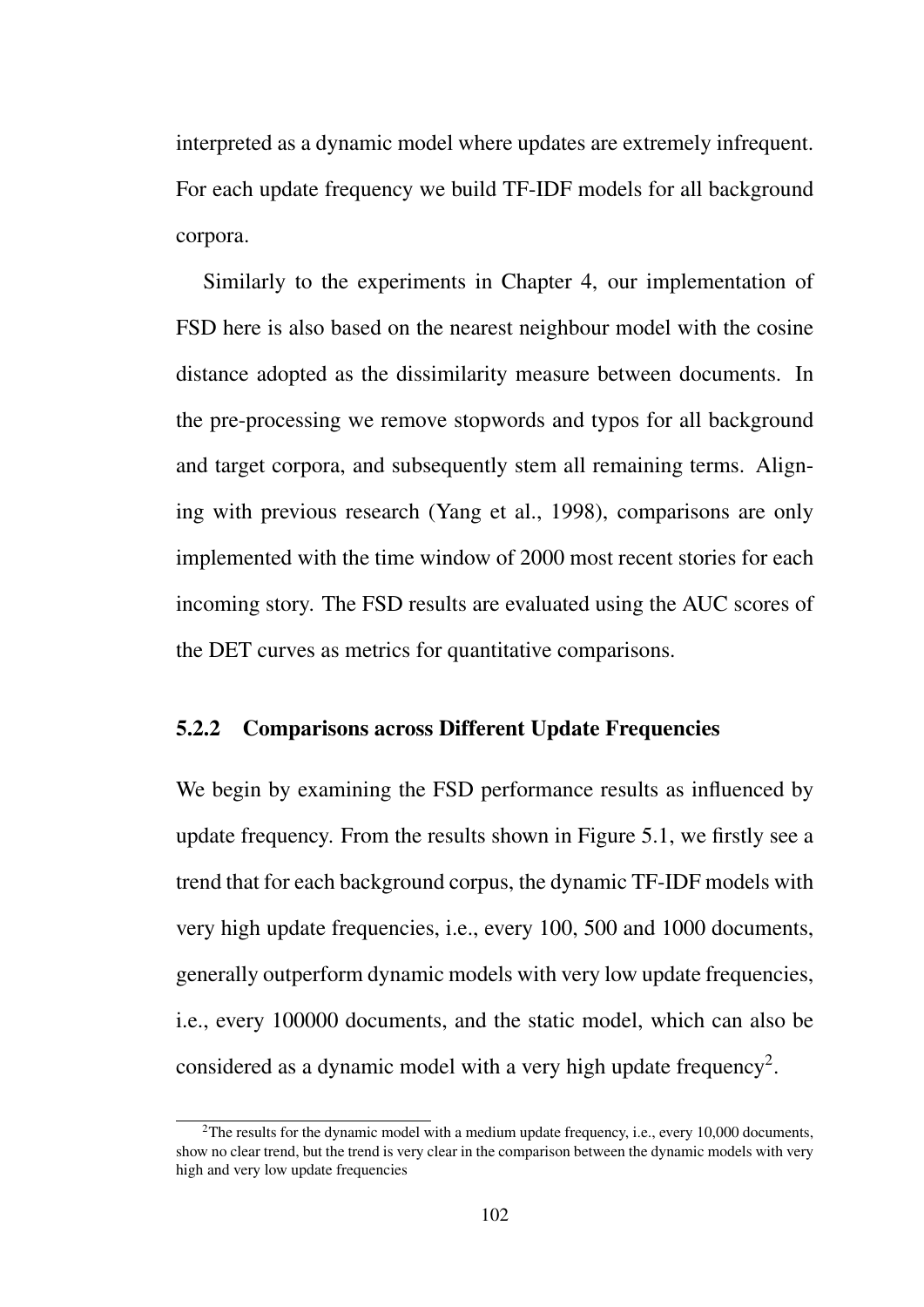interpreted as a dynamic model where updates are extremely infrequent. For each update frequency we build TF-IDF models for all background corpora.

Similarly to the experiments in Chapter 4, our implementation of FSD here is also based on the nearest neighbour model with the cosine distance adopted as the dissimilarity measure between documents. In the pre-processing we remove stopwords and typos for all background and target corpora, and subsequently stem all remaining terms. Aligning with previous research (Yang et al., 1998), comparisons are only implemented with the time window of 2000 most recent stories for each incoming story. The FSD results are evaluated using the AUC scores of the DET curves as metrics for quantitative comparisons.

### 5.2.2 Comparisons across Different Update Frequencies

We begin by examining the FSD performance results as influenced by update frequency. From the results shown in Figure 5.1, we firstly see a trend that for each background corpus, the dynamic TF-IDF models with very high update frequencies, i.e., every 100, 500 and 1000 documents, generally outperform dynamic models with very low update frequencies, i.e., every 100000 documents, and the static model, which can also be considered as a dynamic model with a very high update frequency[2].

---

[2]The results for the dynamic model with a medium update frequency, i.e., every 10,000 documents, show no clear trend, but the trend is very clear in the comparison between the dynamic models with very high and very low update frequencies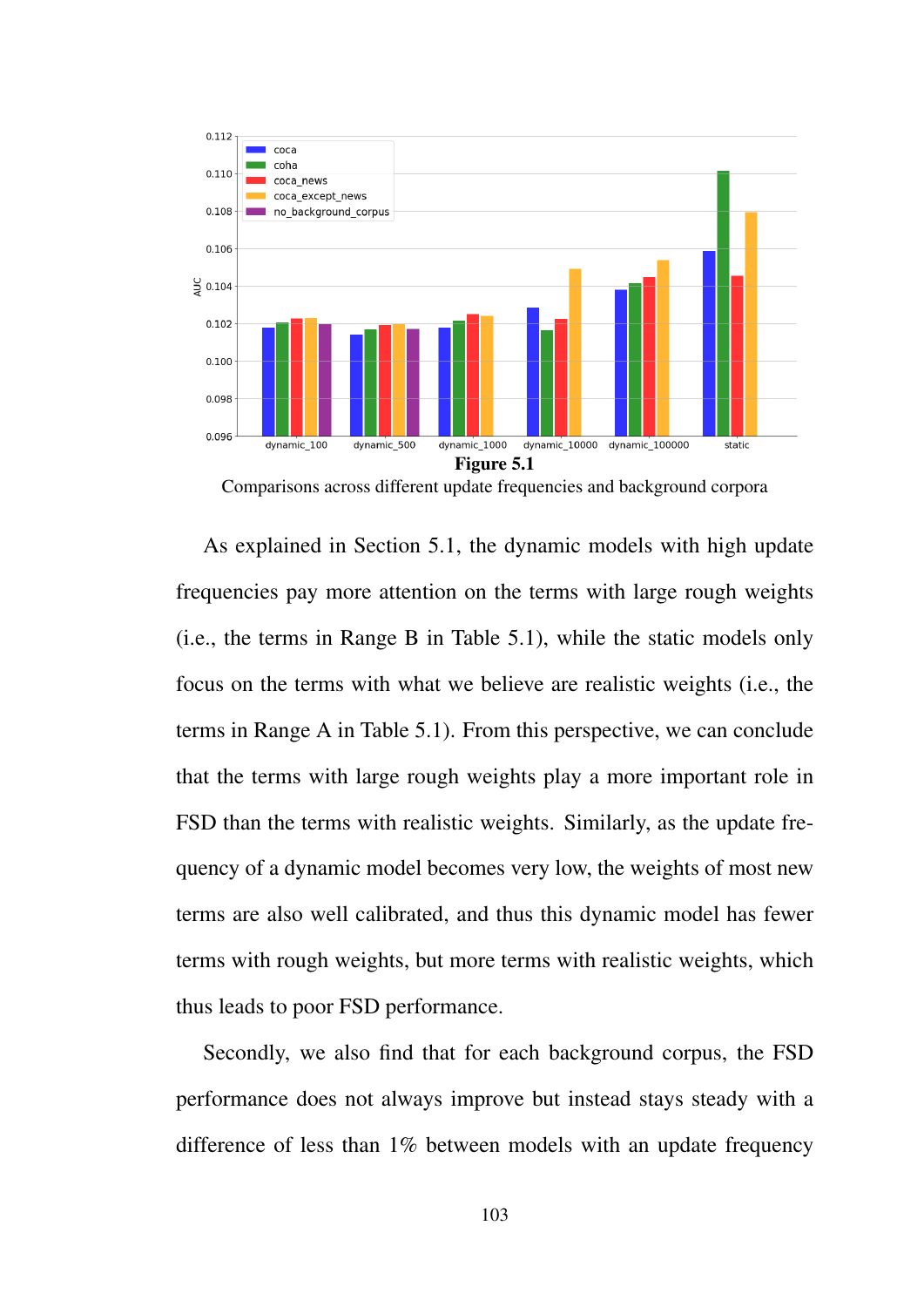**Figure 5.1**

Comparisons across different update frequencies and background corpora

As explained in Section 5.1, the dynamic models with high update frequencies pay more attention on the terms with large rough weights (i.e., the terms in Range B in Table 5.1), while the static models only focus on the terms with what we believe are realistic weights (i.e., the terms in Range A in Table 5.1). From this perspective, we can conclude that the terms with large rough weights play a more important role in FSD than the terms with realistic weights. Similarly, as the update frequency of a dynamic model becomes very low, the weights of most new terms are also well calibrated, and thus this dynamic model has fewer terms with rough weights, but more terms with realistic weights, which thus leads to poor FSD performance.

Secondly, we also find that for each background corpus, the FSD performance does not always improve but instead stays steady with a difference of less than 1% between models with an update frequency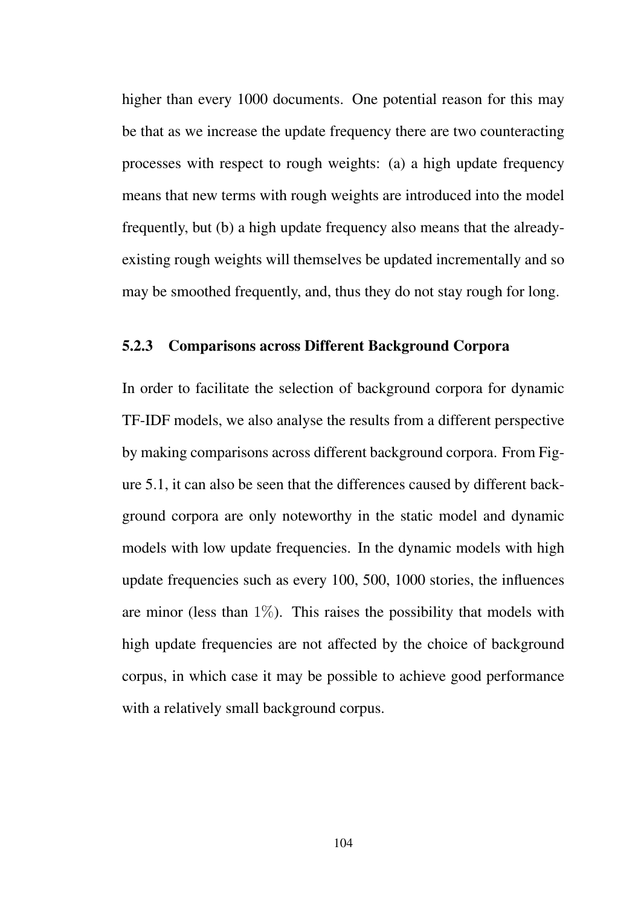higher than every 1000 documents. One potential reason for this may be that as we increase the update frequency there are two counteracting processes with respect to rough weights: (a) a high update frequency means that new terms with rough weights are introduced into the model frequently, but (b) a high update frequency also means that the already-existing rough weights will themselves be updated incrementally and so may be smoothed frequently, and, thus they do not stay rough for long.

### 5.2.3 Comparisons across Different Background Corpora

In order to facilitate the selection of background corpora for dynamic TF-IDF models, we also analyse the results from a different perspective by making comparisons across different background corpora. From Figure 5.1, it can also be seen that the differences caused by different background corpora are only noteworthy in the static model and dynamic models with low update frequencies. In the dynamic models with high update frequencies such as every 100, 500, 1000 stories, the influences are minor (less than $1\%$). This raises the possibility that models with high update frequencies are not affected by the choice of background corpus, in which case it may be possible to achieve good performance with a relatively small background corpus.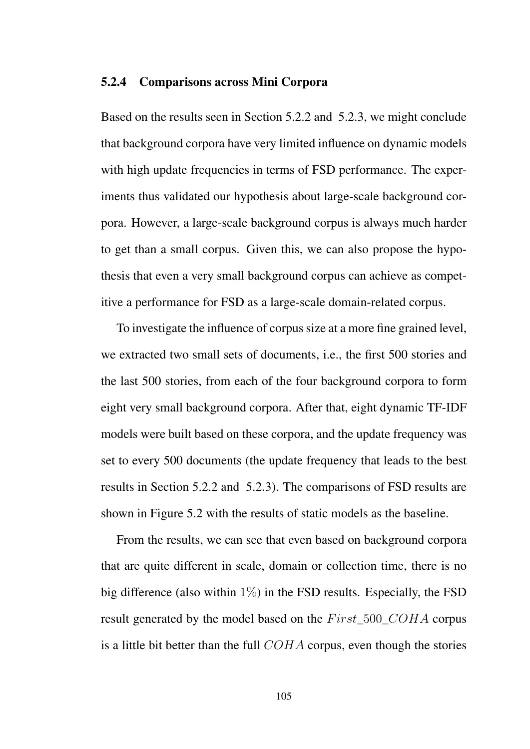### 5.2.4 Comparisons across Mini Corpora

Based on the results seen in Section 5.2.2 and 5.2.3, we might conclude that background corpora have very limited influence on dynamic models with high update frequencies in terms of FSD performance. The experiments thus validated our hypothesis about large-scale background corpora. However, a large-scale background corpus is always much harder to get than a small corpus. Given this, we can also propose the hypothesis that even a very small background corpus can achieve as competitive a performance for FSD as a large-scale domain-related corpus.

To investigate the influence of corpus size at a more fine grained level, we extracted two small sets of documents, i.e., the first 500 stories and the last 500 stories, from each of the four background corpora to form eight very small background corpora. After that, eight dynamic TF-IDF models were built based on these corpora, and the update frequency was set to every 500 documents (the update frequency that leads to the best results in Section 5.2.2 and 5.2.3). The comparisons of FSD results are shown in Figure 5.2 with the results of static models as the baseline.

From the results, we can see that even based on background corpora that are quite different in scale, domain or collection time, there is no big difference (also within $1\%$) in the FSD results. Especially, the FSD result generated by the model based on the $First\_500\_COHA$ corpus is a little bit better than the full $COHA$ corpus, even though the stories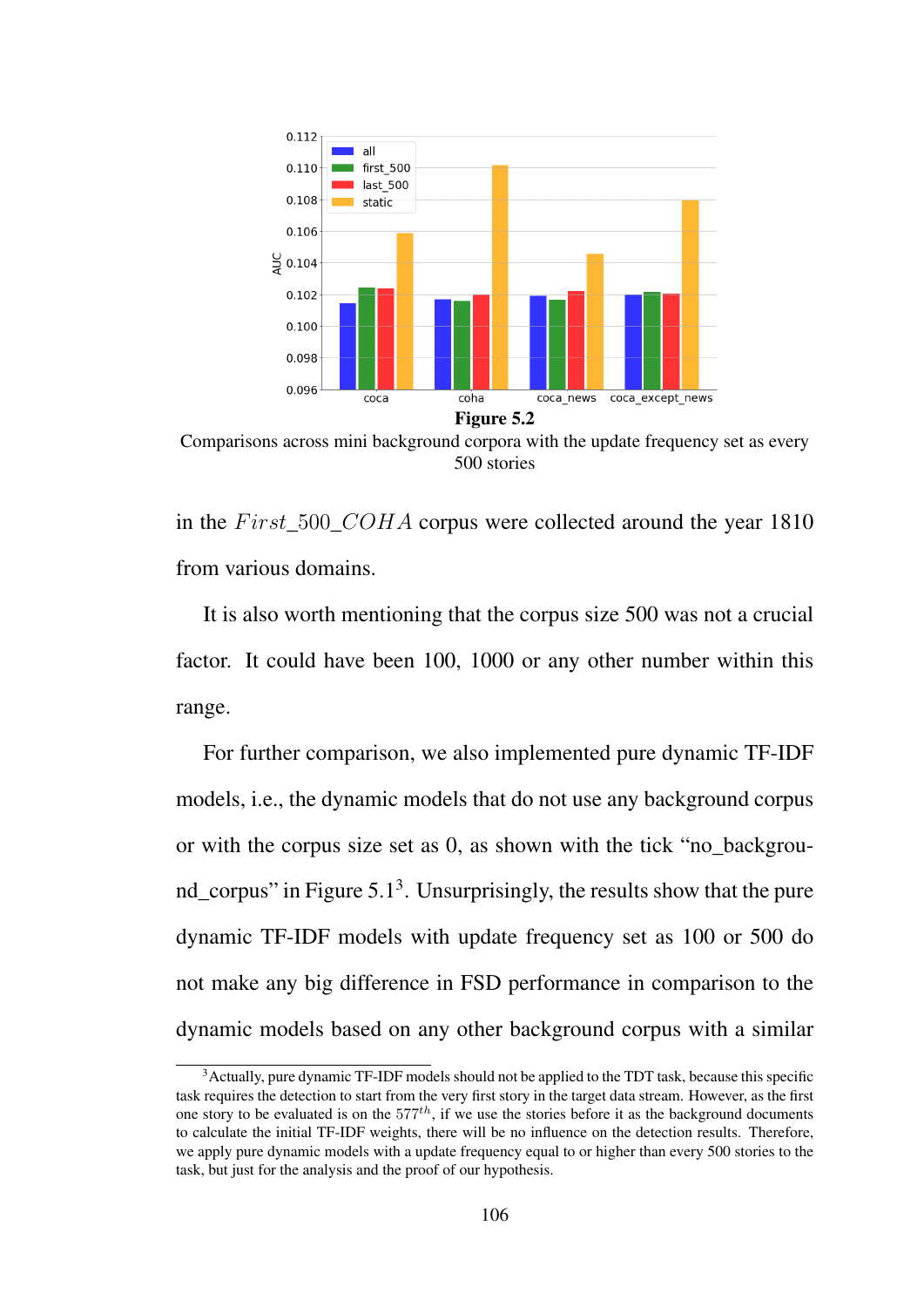**Figure 5.2**

Comparisons across mini background corpora with the update frequency set as every 500 stories

in the $First\_500\_COHA$ corpus were collected around the year 1810 from various domains.

It is also worth mentioning that the corpus size 500 was not a crucial factor. It could have been 100, 1000 or any other number within this range.

For further comparison, we also implemented pure dynamic TF-IDF models, i.e., the dynamic models that do not use any background corpus or with the corpus size set as 0, as shown with the tick "no_background_corpus" in Figure 5.1[3]. Unsurprisingly, the results show that the pure dynamic TF-IDF models with update frequency set as 100 or 500 do not make any big difference in FSD performance in comparison to the dynamic models based on any other background corpus with a similar

[3] Actually, pure dynamic TF-IDF models should not be applied to the TDT task, because this specific task requires the detection to start from the very first story in the target data stream. However, as the first one story to be evaluated is on the $577^{th}$, if we use the stories before it as the background documents to calculate the initial TF-IDF weights, there will be no influence on the detection results. Therefore, we apply pure dynamic models with a update frequency equal to or higher than every 500 stories to the task, but just for the analysis and the proof of our hypothesis.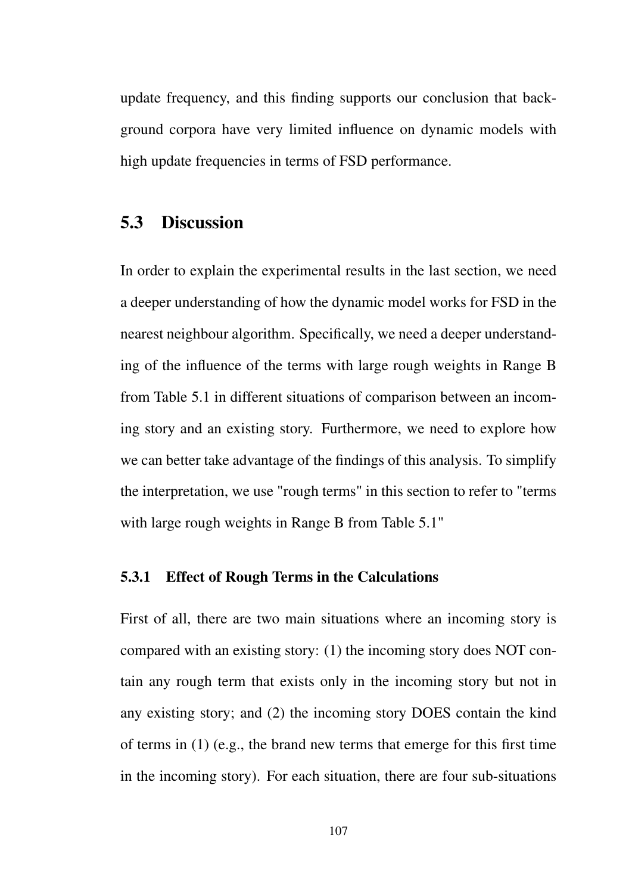update frequency, and this finding supports our conclusion that background corpora have very limited influence on dynamic models with high update frequencies in terms of FSD performance.

## 5.3 Discussion

In order to explain the experimental results in the last section, we need a deeper understanding of how the dynamic model works for FSD in the nearest neighbour algorithm. Specifically, we need a deeper understanding of the influence of the terms with large rough weights in Range B from Table 5.1 in different situations of comparison between an incoming story and an existing story. Furthermore, we need to explore how we can better take advantage of the findings of this analysis. To simplify the interpretation, we use "rough terms" in this section to refer to "terms with large rough weights in Range B from Table 5.1"

### 5.3.1 Effect of Rough Terms in the Calculations

First of all, there are two main situations where an incoming story is compared with an existing story: (1) the incoming story does NOT contain any rough term that exists only in the incoming story but not in any existing story; and (2) the incoming story DOES contain the kind of terms in (1) (e.g., the brand new terms that emerge for this first time in the incoming story). For each situation, there are four sub-situations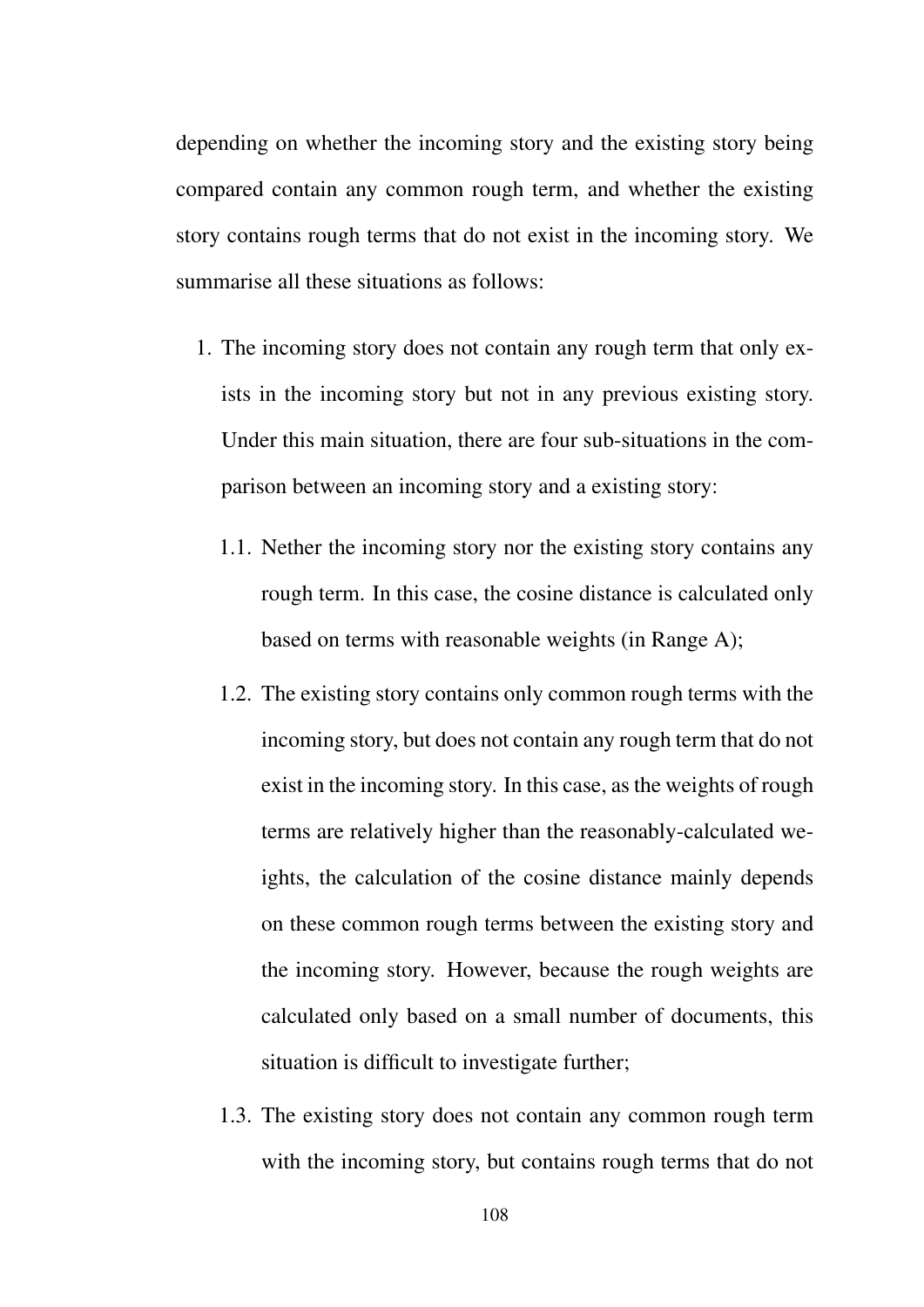depending on whether the incoming story and the existing story being compared contain any common rough term, and whether the existing story contains rough terms that do not exist in the incoming story. We summarise all these situations as follows:

1. The incoming story does not contain any rough term that only exists in the incoming story but not in any previous existing story. Under this main situation, there are four sub-situations in the comparison between an incoming story and a existing story:

   1.1. Nether the incoming story nor the existing story contains any rough term. In this case, the cosine distance is calculated only based on terms with reasonable weights (in Range A);

   1.2. The existing story contains only common rough terms with the incoming story, but does not contain any rough term that do not exist in the incoming story. In this case, as the weights of rough terms are relatively higher than the reasonably-calculated weights, the calculation of the cosine distance mainly depends on these common rough terms between the existing story and the incoming story. However, because the rough weights are calculated only based on a small number of documents, this situation is difficult to investigate further;

   1.3. The existing story does not contain any common rough term with the incoming story, but contains rough terms that do not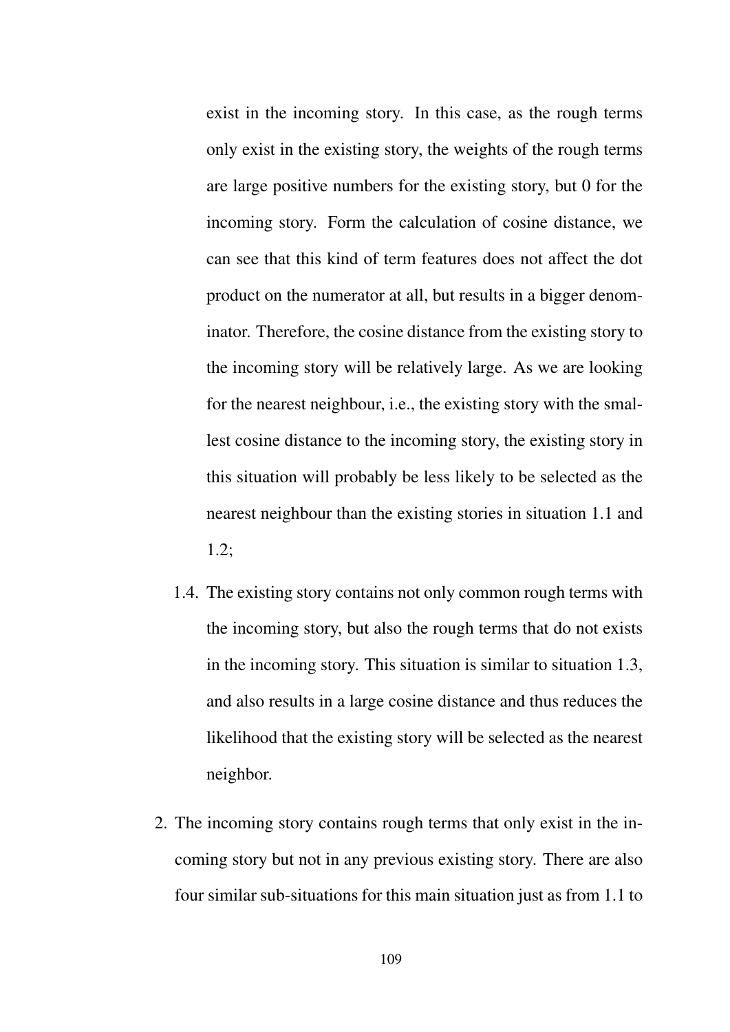exist in the incoming story. In this case, as the rough terms only exist in the existing story, the weights of the rough terms are large positive numbers for the existing story, but 0 for the incoming story. Form the calculation of cosine distance, we can see that this kind of term features does not affect the dot product on the numerator at all, but results in a bigger denominator. Therefore, the cosine distance from the existing story to the incoming story will be relatively large. As we are looking for the nearest neighbour, i.e., the existing story with the smallest cosine distance to the incoming story, the existing story in this situation will probably be less likely to be selected as the nearest neighbour than the existing stories in situation 1.1 and 1.2;

1.4. The existing story contains not only common rough terms with the incoming story, but also the rough terms that do not exists in the incoming story. This situation is similar to situation 1.3, and also results in a large cosine distance and thus reduces the likelihood that the existing story will be selected as the nearest neighbor.

2. The incoming story contains rough terms that only exist in the incoming story but not in any previous existing story. There are also four similar sub-situations for this main situation just as from 1.1 to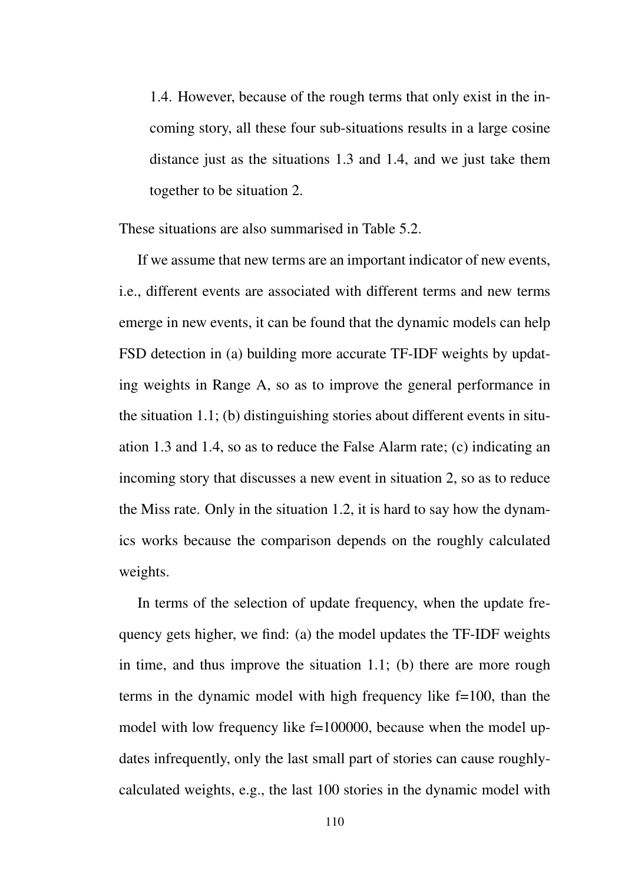1.4. However, because of the rough terms that only exist in the incoming story, all these four sub-situations results in a large cosine distance just as the situations 1.3 and 1.4, and we just take them together to be situation 2.

These situations are also summarised in Table 5.2.

If we assume that new terms are an important indicator of new events, i.e., different events are associated with different terms and new terms emerge in new events, it can be found that the dynamic models can help FSD detection in (a) building more accurate TF-IDF weights by updating weights in Range A, so as to improve the general performance in the situation 1.1; (b) distinguishing stories about different events in situation 1.3 and 1.4, so as to reduce the False Alarm rate; (c) indicating an incoming story that discusses a new event in situation 2, so as to reduce the Miss rate. Only in the situation 1.2, it is hard to say how the dynamics works because the comparison depends on the roughly calculated weights.

In terms of the selection of update frequency, when the update frequency gets higher, we find: (a) the model updates the TF-IDF weights in time, and thus improve the situation 1.1; (b) there are more rough terms in the dynamic model with high frequency like f=100, than the model with low frequency like f=100000, because when the model updates infrequently, only the last small part of stories can cause roughly-calculated weights, e.g., the last 100 stories in the dynamic model with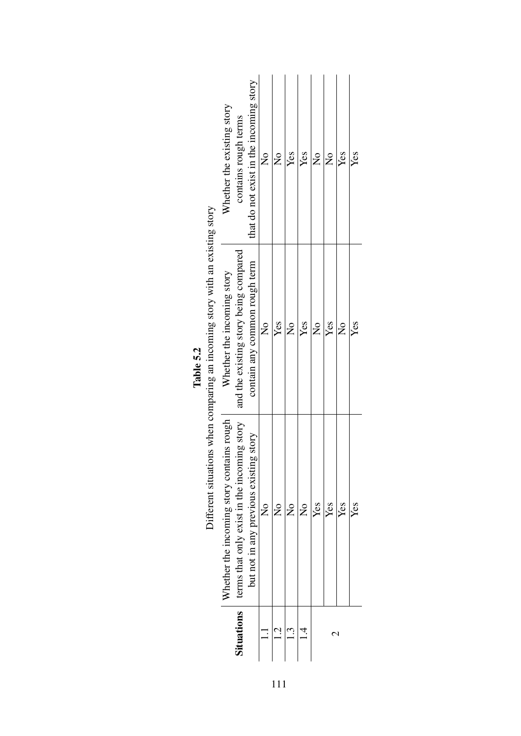**Table 5.2**

Different situations when comparing an incoming story with an existing story

| Situations | Whether the incoming story contains rough terms that only exist in the incoming story but not in any previous existing story | Whether the incoming story and the existing story being compared contain any common rough term | Whether the existing story contains rough terms that do not exist in the incoming story |
|---|---|---|---|
| 1.1 | No | No | No |
| 1.2 | No | Yes | No |
| 1.3 | No | No | Yes |
| 1.4 | No | Yes | Yes |
| 2 | Yes | No | No |
| | Yes | Yes | No |
| | Yes | No | Yes |
| | Yes | Yes | Yes |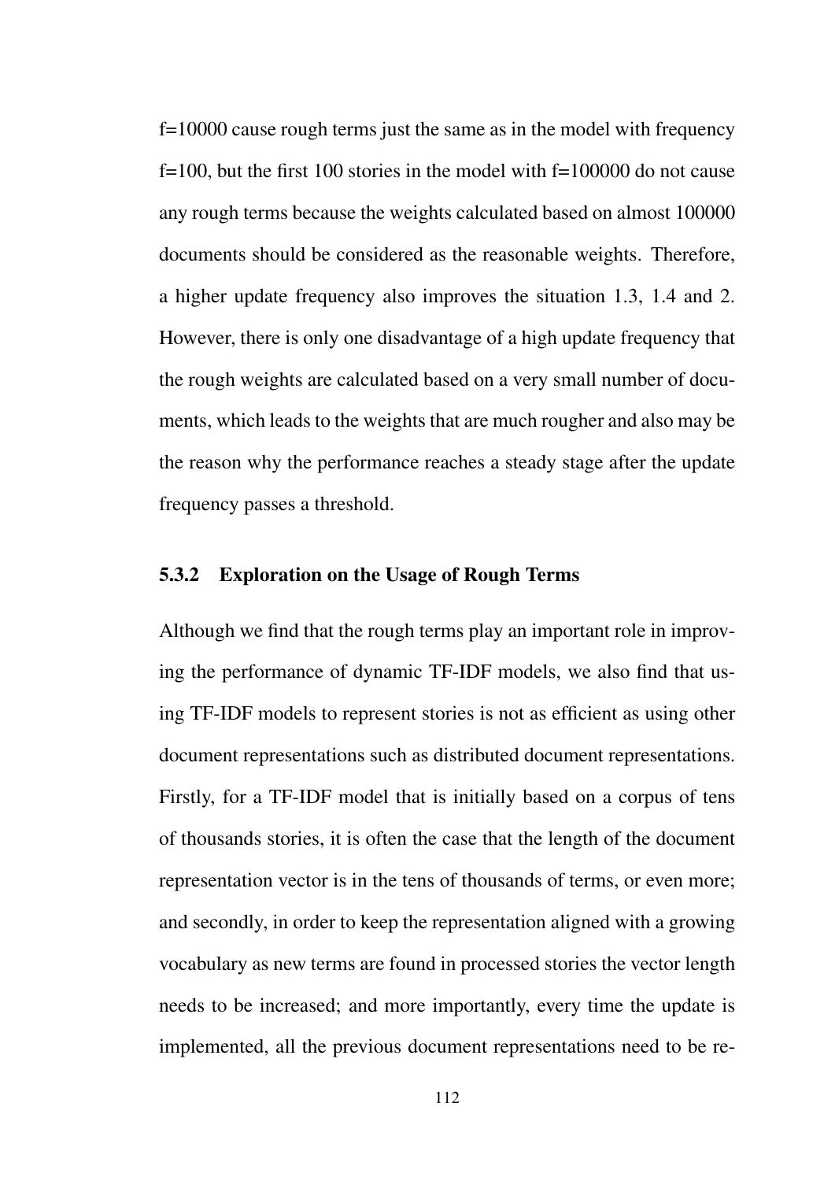f=10000 cause rough terms just the same as in the model with frequency f=100, but the first 100 stories in the model with f=100000 do not cause any rough terms because the weights calculated based on almost 100000 documents should be considered as the reasonable weights. Therefore, a higher update frequency also improves the situation 1.3, 1.4 and 2. However, there is only one disadvantage of a high update frequency that the rough weights are calculated based on a very small number of documents, which leads to the weights that are much rougher and also may be the reason why the performance reaches a steady stage after the update frequency passes a threshold.

### 5.3.2 Exploration on the Usage of Rough Terms

Although we find that the rough terms play an important role in improving the performance of dynamic TF-IDF models, we also find that using TF-IDF models to represent stories is not as efficient as using other document representations such as distributed document representations. Firstly, for a TF-IDF model that is initially based on a corpus of tens of thousands stories, it is often the case that the length of the document representation vector is in the tens of thousands of terms, or even more; and secondly, in order to keep the representation aligned with a growing vocabulary as new terms are found in processed stories the vector length needs to be increased; and more importantly, every time the update is implemented, all the previous document representations need to be re-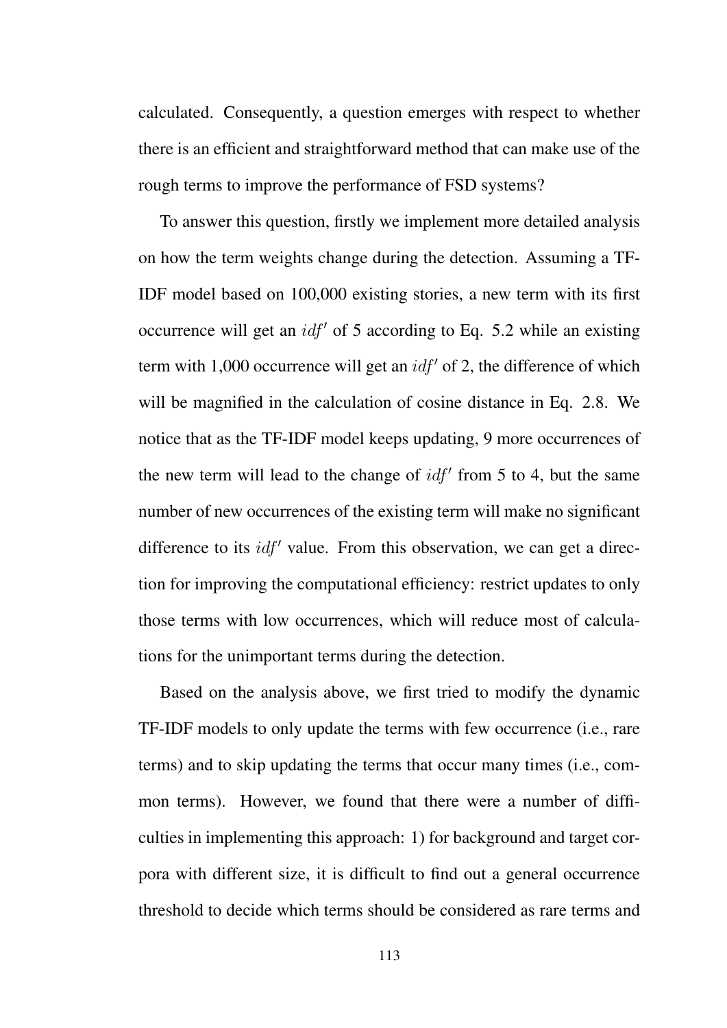calculated. Consequently, a question emerges with respect to whether there is an efficient and straightforward method that can make use of the rough terms to improve the performance of FSD systems?

To answer this question, firstly we implement more detailed analysis on how the term weights change during the detection. Assuming a TF-IDF model based on 100,000 existing stories, a new term with its first occurrence will get an $idf'$ of 5 according to Eq. 5.2 while an existing term with 1,000 occurrence will get an $idf'$ of 2, the difference of which will be magnified in the calculation of cosine distance in Eq. 2.8. We notice that as the TF-IDF model keeps updating, 9 more occurrences of the new term will lead to the change of $idf'$ from 5 to 4, but the same number of new occurrences of the existing term will make no significant difference to its $idf'$ value. From this observation, we can get a direction for improving the computational efficiency: restrict updates to only those terms with low occurrences, which will reduce most of calculations for the unimportant terms during the detection.

Based on the analysis above, we first tried to modify the dynamic TF-IDF models to only update the terms with few occurrence (i.e., rare terms) and to skip updating the terms that occur many times (i.e., common terms). However, we found that there were a number of difficulties in implementing this approach: 1) for background and target corpora with different size, it is difficult to find out a general occurrence threshold to decide which terms should be considered as rare terms and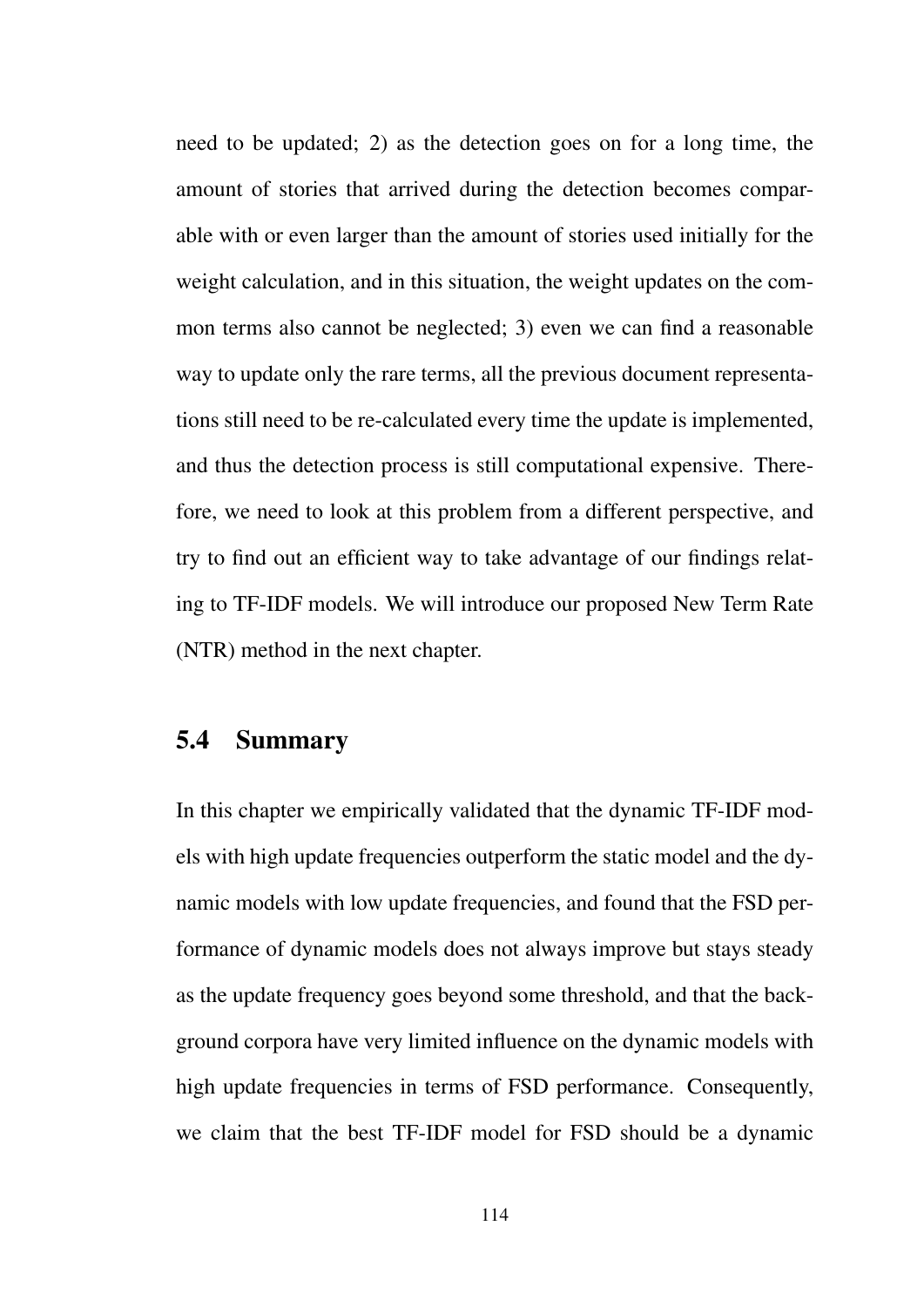need to be updated; 2) as the detection goes on for a long time, the amount of stories that arrived during the detection becomes comparable with or even larger than the amount of stories used initially for the weight calculation, and in this situation, the weight updates on the common terms also cannot be neglected; 3) even we can find a reasonable way to update only the rare terms, all the previous document representations still need to be re-calculated every time the update is implemented, and thus the detection process is still computational expensive. Therefore, we need to look at this problem from a different perspective, and try to find out an efficient way to take advantage of our findings relating to TF-IDF models. We will introduce our proposed New Term Rate (NTR) method in the next chapter.

## 5.4 Summary

In this chapter we empirically validated that the dynamic TF-IDF models with high update frequencies outperform the static model and the dynamic models with low update frequencies, and found that the FSD performance of dynamic models does not always improve but stays steady as the update frequency goes beyond some threshold, and that the background corpora have very limited influence on the dynamic models with high update frequencies in terms of FSD performance. Consequently, we claim that the best TF-IDF model for FSD should be a dynamic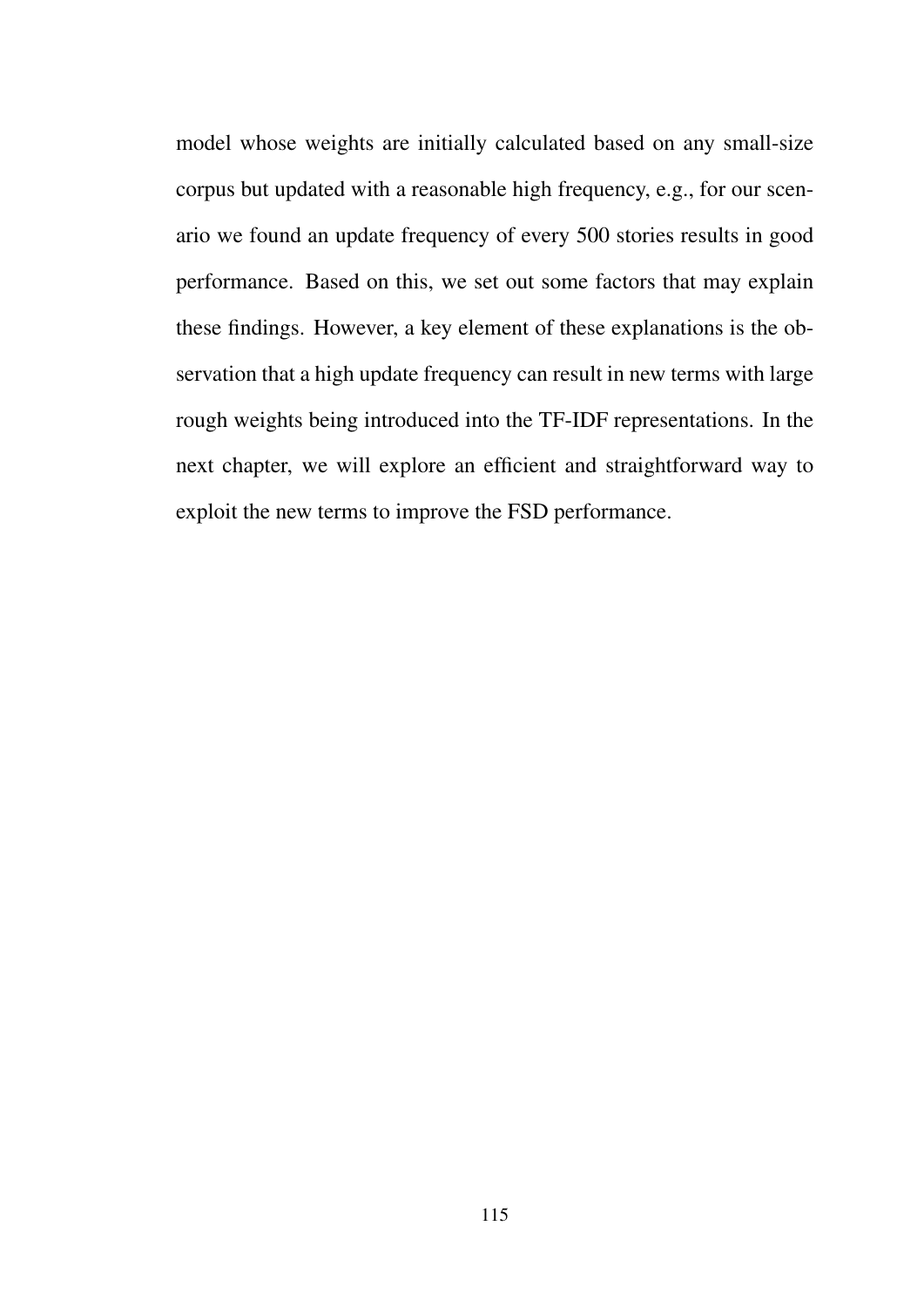model whose weights are initially calculated based on any small-size corpus but updated with a reasonable high frequency, e.g., for our scenario we found an update frequency of every 500 stories results in good performance. Based on this, we set out some factors that may explain these findings. However, a key element of these explanations is the observation that a high update frequency can result in new terms with large rough weights being introduced into the TF-IDF representations. In the next chapter, we will explore an efficient and straightforward way to exploit the new terms to improve the FSD performance.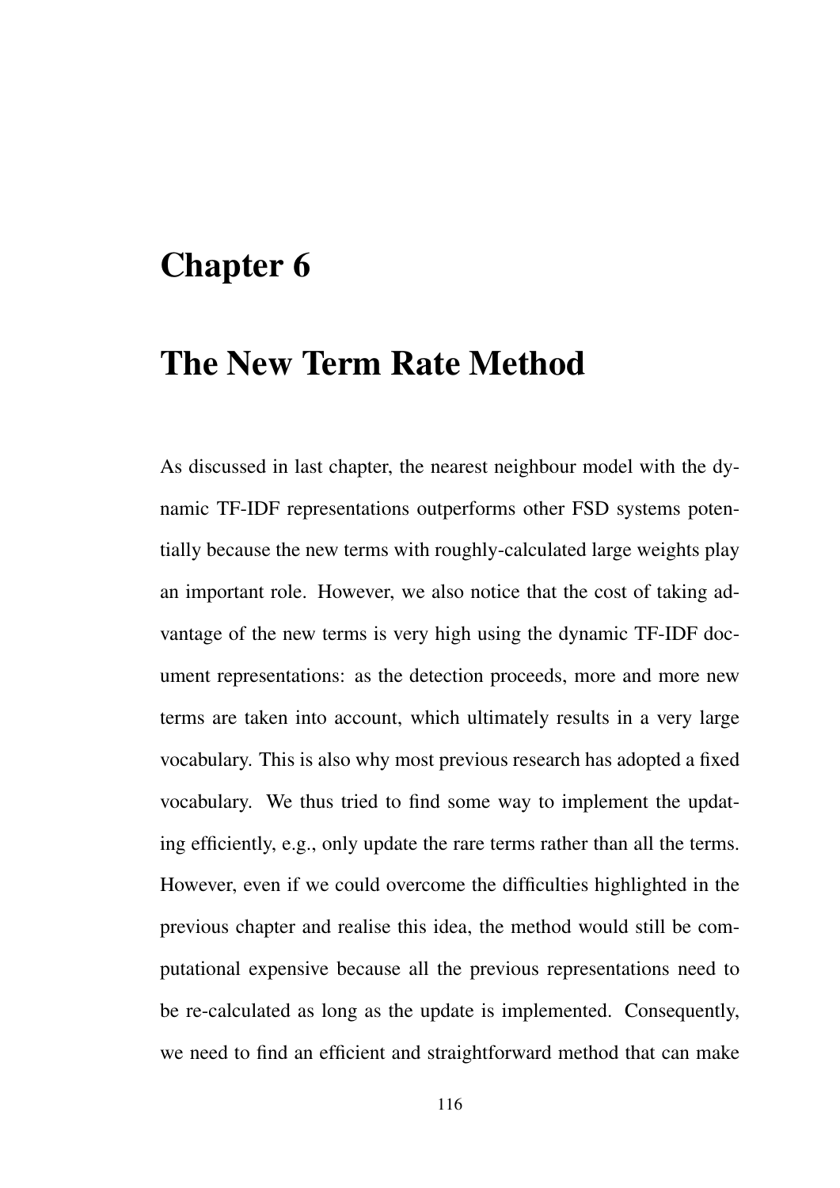# Chapter 6

# The New Term Rate Method

As discussed in last chapter, the nearest neighbour model with the dynamic TF-IDF representations outperforms other FSD systems potentially because the new terms with roughly-calculated large weights play an important role. However, we also notice that the cost of taking advantage of the new terms is very high using the dynamic TF-IDF document representations: as the detection proceeds, more and more new terms are taken into account, which ultimately results in a very large vocabulary. This is also why most previous research has adopted a fixed vocabulary. We thus tried to find some way to implement the updating efficiently, e.g., only update the rare terms rather than all the terms. However, even if we could overcome the difficulties highlighted in the previous chapter and realise this idea, the method would still be computational expensive because all the previous representations need to be re-calculated as long as the update is implemented. Consequently, we need to find an efficient and straightforward method that can make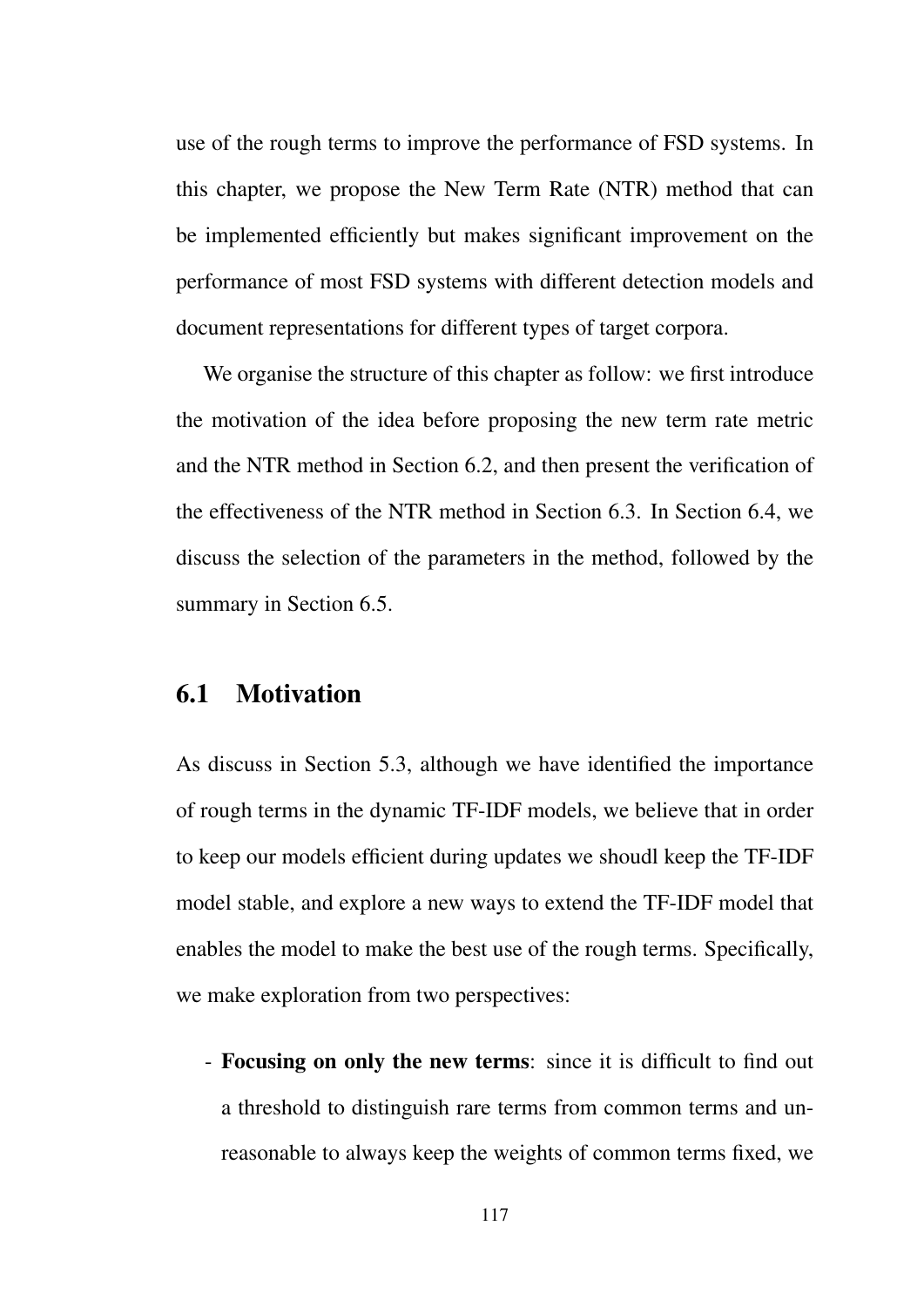use of the rough terms to improve the performance of FSD systems. In this chapter, we propose the New Term Rate (NTR) method that can be implemented efficiently but makes significant improvement on the performance of most FSD systems with different detection models and document representations for different types of target corpora.

We organise the structure of this chapter as follow: we first introduce the motivation of the idea before proposing the new term rate metric and the NTR method in Section 6.2, and then present the verification of the effectiveness of the NTR method in Section 6.3. In Section 6.4, we discuss the selection of the parameters in the method, followed by the summary in Section 6.5.

## 6.1 Motivation

As discuss in Section 5.3, although we have identified the importance of rough terms in the dynamic TF-IDF models, we believe that in order to keep our models efficient during updates we shoudl keep the TF-IDF model stable, and explore a new ways to extend the TF-IDF model that enables the model to make the best use of the rough terms. Specifically, we make exploration from two perspectives:

- **Focusing on only the new terms**: since it is difficult to find out a threshold to distinguish rare terms from common terms and unreasonable to always keep the weights of common terms fixed, we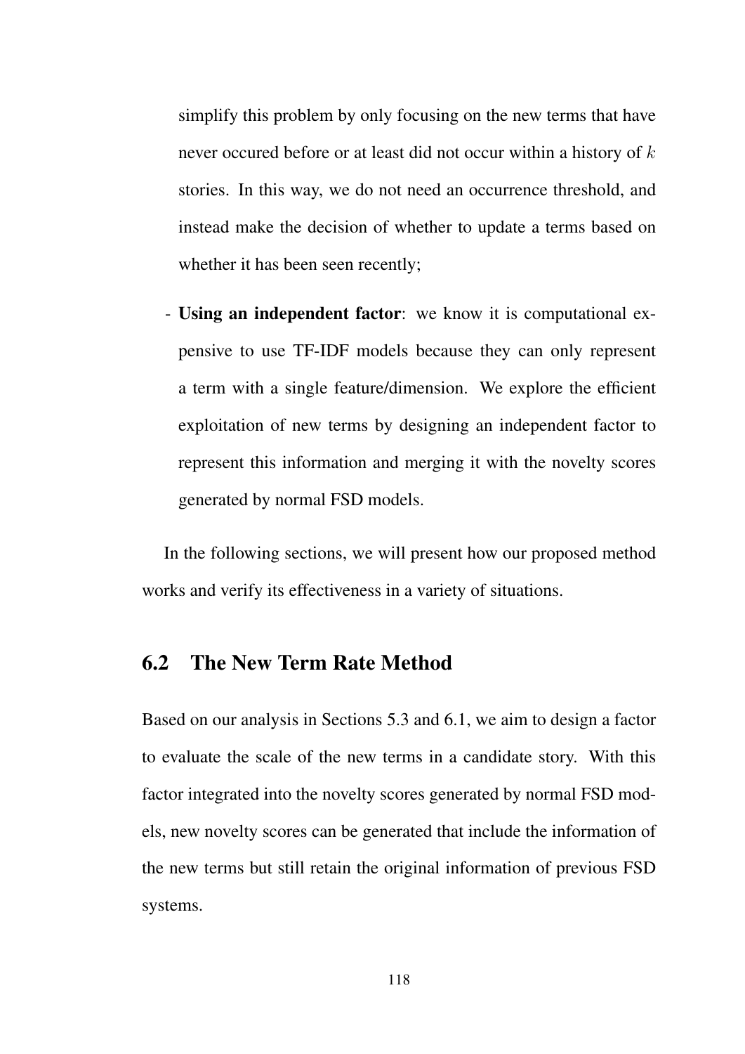simplify this problem by only focusing on the new terms that have never occured before or at least did not occur within a history of $k$ stories. In this way, we do not need an occurrence threshold, and instead make the decision of whether to update a terms based on whether it has been seen recently;

- **Using an independent factor**: we know it is computational expensive to use TF-IDF models because they can only represent a term with a single feature/dimension. We explore the efficient exploitation of new terms by designing an independent factor to represent this information and merging it with the novelty scores generated by normal FSD models.

In the following sections, we will present how our proposed method works and verify its effectiveness in a variety of situations.

## 6.2 The New Term Rate Method

Based on our analysis in Sections 5.3 and 6.1, we aim to design a factor to evaluate the scale of the new terms in a candidate story. With this factor integrated into the novelty scores generated by normal FSD models, new novelty scores can be generated that include the information of the new terms but still retain the original information of previous FSD systems.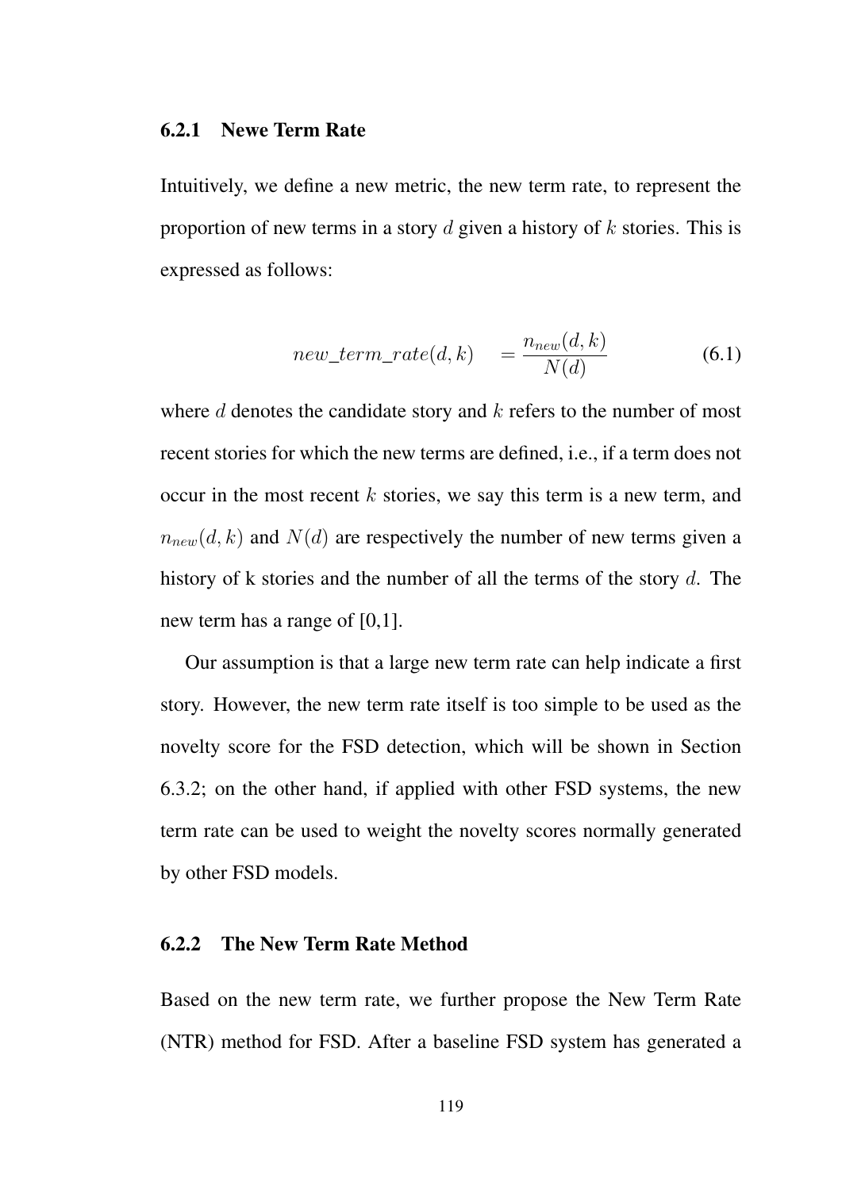### 6.2.1 Newe Term Rate

Intuitively, we define a new metric, the new term rate, to represent the proportion of new terms in a story $d$ given a history of $k$ stories. This is expressed as follows:

$$new\_term\_rate(d,k) \quad = \frac{n_{new}(d,k)}{N(d)} \tag{6.1}$$

where $d$ denotes the candidate story and $k$ refers to the number of most recent stories for which the new terms are defined, i.e., if a term does not occur in the most recent $k$ stories, we say this term is a new term, and $n_{new}(d,k)$ and $N(d)$ are respectively the number of new terms given a history of k stories and the number of all the terms of the story $d$. The new term has a range of [0,1].

Our assumption is that a large new term rate can help indicate a first story. However, the new term rate itself is too simple to be used as the novelty score for the FSD detection, which will be shown in Section 6.3.2; on the other hand, if applied with other FSD systems, the new term rate can be used to weight the novelty scores normally generated by other FSD models.

### 6.2.2 The New Term Rate Method

Based on the new term rate, we further propose the New Term Rate (NTR) method for FSD. After a baseline FSD system has generated a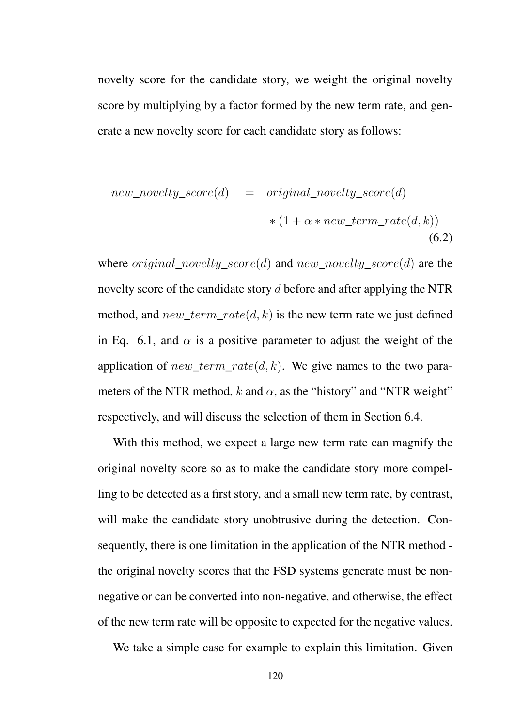novelty score for the candidate story, we weight the original novelty score by multiplying by a factor formed by the new term rate, and generate a new novelty score for each candidate story as follows:

$$
\begin{aligned}
new\_novelty\_score(d) \quad &= \quad original\_novelty\_score(d) \\
&\quad * (1 + \alpha * new\_term\_rate(d, k))
\end{aligned}
\tag{6.2}
$$

where $original\_novelty\_score(d)$ and $new\_novelty\_score(d)$ are the novelty score of the candidate story $d$ before and after applying the NTR method, and $new\_term\_rate(d, k)$ is the new term rate we just defined in Eq. 6.1, and $\alpha$ is a positive parameter to adjust the weight of the application of $new\_term\_rate(d, k)$. We give names to the two parameters of the NTR method, $k$ and $\alpha$, as the "history" and "NTR weight" respectively, and will discuss the selection of them in Section 6.4.

With this method, we expect a large new term rate can magnify the original novelty score so as to make the candidate story more compelling to be detected as a first story, and a small new term rate, by contrast, will make the candidate story unobtrusive during the detection. Consequently, there is one limitation in the application of the NTR method - the original novelty scores that the FSD systems generate must be non-negative or can be converted into non-negative, and otherwise, the effect of the new term rate will be opposite to expected for the negative values.

We take a simple case for example to explain this limitation. Given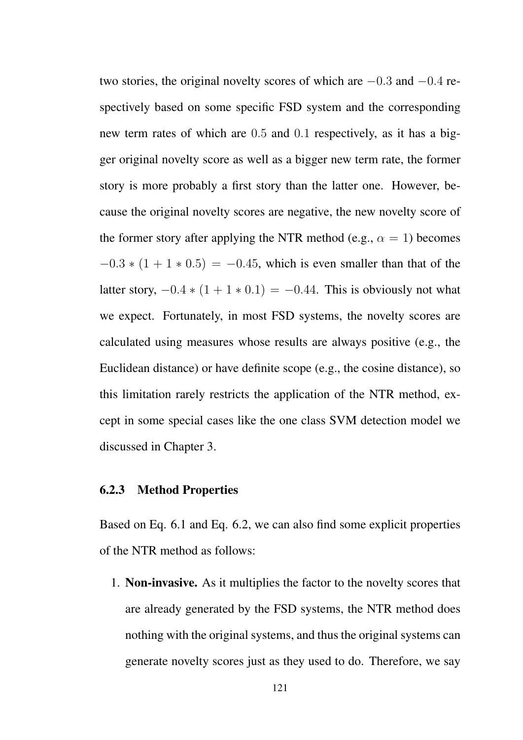two stories, the original novelty scores of which are $-0.3$ and $-0.4$ respectively based on some specific FSD system and the corresponding new term rates of which are $0.5$ and $0.1$ respectively, as it has a bigger original novelty score as well as a bigger new term rate, the former story is more probably a first story than the latter one. However, because the original novelty scores are negative, the new novelty score of the former story after applying the NTR method (e.g., $\alpha = 1$) becomes $-0.3 * (1 + 1 * 0.5) = -0.45$, which is even smaller than that of the latter story, $-0.4 * (1 + 1 * 0.1) = -0.44$. This is obviously not what we expect. Fortunately, in most FSD systems, the novelty scores are calculated using measures whose results are always positive (e.g., the Euclidean distance) or have definite scope (e.g., the cosine distance), so this limitation rarely restricts the application of the NTR method, except in some special cases like the one class SVM detection model we discussed in Chapter 3.

### 6.2.3 Method Properties

Based on Eq. 6.1 and Eq. 6.2, we can also find some explicit properties of the NTR method as follows:

1. **Non-invasive.** As it multiplies the factor to the novelty scores that are already generated by the FSD systems, the NTR method does nothing with the original systems, and thus the original systems can generate novelty scores just as they used to do. Therefore, we say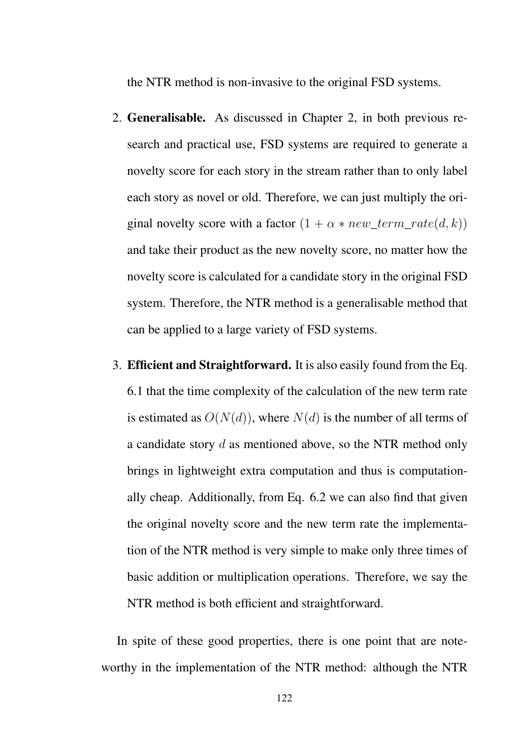the NTR method is non-invasive to the original FSD systems.

2. **Generalisable.** As discussed in Chapter 2, in both previous research and practical use, FSD systems are required to generate a novelty score for each story in the stream rather than to only label each story as novel or old. Therefore, we can just multiply the original novelty score with a factor $(1 + \alpha * new\_term\_rate(d, k))$ and take their product as the new novelty score, no matter how the novelty score is calculated for a candidate story in the original FSD system. Therefore, the NTR method is a generalisable method that can be applied to a large variety of FSD systems.

3. **Efficient and Straightforward.** It is also easily found from the Eq. 6.1 that the time complexity of the calculation of the new term rate is estimated as $O(N(d))$, where $N(d)$ is the number of all terms of a candidate story $d$ as mentioned above, so the NTR method only brings in lightweight extra computation and thus is computationally cheap. Additionally, from Eq. 6.2 we can also find that given the original novelty score and the new term rate the implementation of the NTR method is very simple to make only three times of basic addition or multiplication operations. Therefore, we say the NTR method is both efficient and straightforward.

In spite of these good properties, there is one point that are noteworthy in the implementation of the NTR method: although the NTR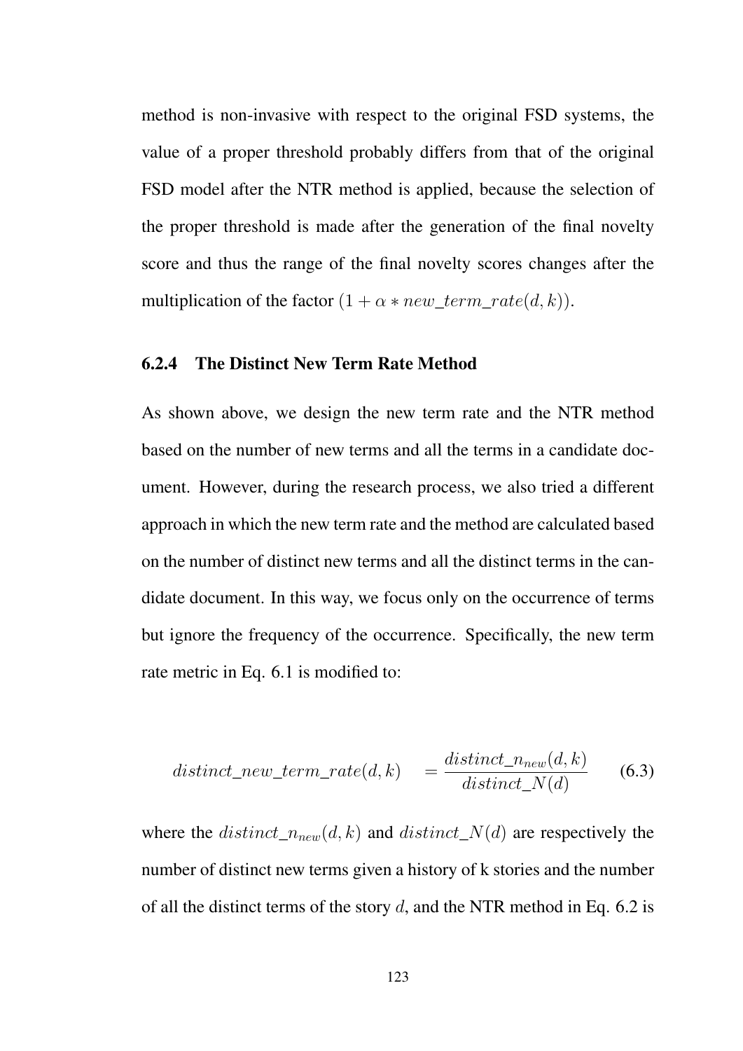method is non-invasive with respect to the original FSD systems, the value of a proper threshold probably differs from that of the original FSD model after the NTR method is applied, because the selection of the proper threshold is made after the generation of the final novelty score and thus the range of the final novelty scores changes after the multiplication of the factor $(1 + \alpha * new\_term\_rate(d, k))$.

### 6.2.4 The Distinct New Term Rate Method

As shown above, we design the new term rate and the NTR method based on the number of new terms and all the terms in a candidate document. However, during the research process, we also tried a different approach in which the new term rate and the method are calculated based on the number of distinct new terms and all the distinct terms in the candidate document. In this way, we focus only on the occurrence of terms but ignore the frequency of the occurrence. Specifically, the new term rate metric in Eq. 6.1 is modified to:

$$distinct\_new\_term\_rate(d, k) \quad = \frac{distinct\_n_{new}(d, k)}{distinct\_N(d)} \qquad (6.3)$$

where the $distinct\_n_{new}(d, k)$ and $distinct\_N(d)$ are respectively the number of distinct new terms given a history of k stories and the number of all the distinct terms of the story $d$, and the NTR method in Eq. 6.2 is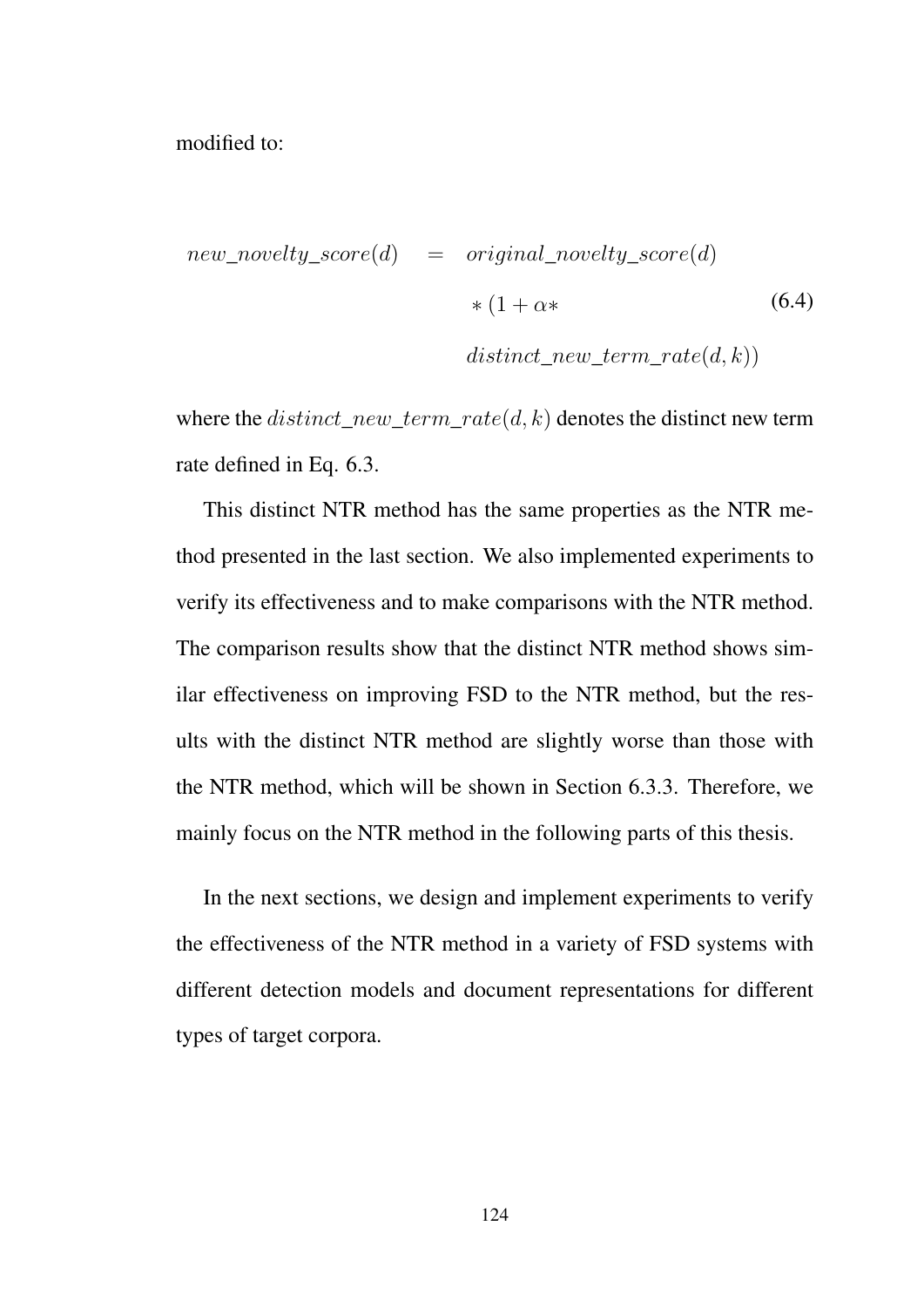modified to:

$$
\begin{aligned}
new\_novelty\_score(d) \quad = \quad & original\_novelty\_score(d) \\
& * (1 + \alpha * \\
& distinct\_new\_term\_rate(d, k))
\end{aligned}
\tag{6.4}
$$

where the $distinct\_new\_term\_rate(d, k)$ denotes the distinct new term rate defined in Eq. 6.3.

This distinct NTR method has the same properties as the NTR method presented in the last section. We also implemented experiments to verify its effectiveness and to make comparisons with the NTR method. The comparison results show that the distinct NTR method shows similar effectiveness on improving FSD to the NTR method, but the results with the distinct NTR method are slightly worse than those with the NTR method, which will be shown in Section 6.3.3. Therefore, we mainly focus on the NTR method in the following parts of this thesis.

In the next sections, we design and implement experiments to verify the effectiveness of the NTR method in a variety of FSD systems with different detection models and document representations for different types of target corpora.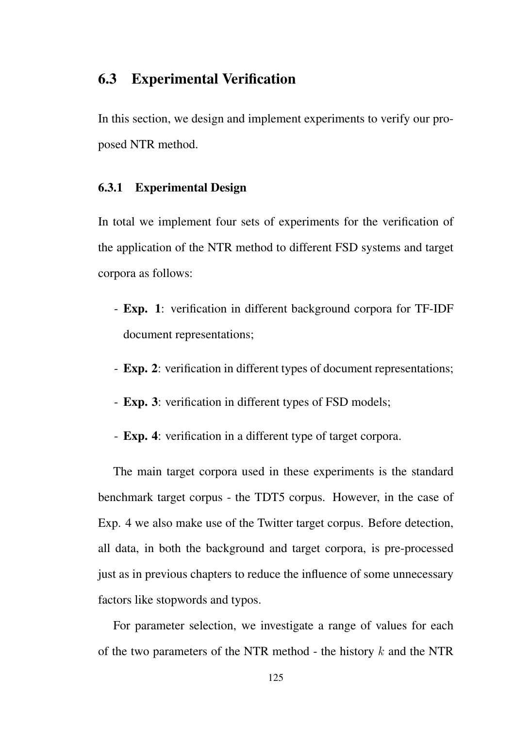## 6.3 Experimental Verification

In this section, we design and implement experiments to verify our proposed NTR method.

### 6.3.1 Experimental Design

In total we implement four sets of experiments for the verification of the application of the NTR method to different FSD systems and target corpora as follows:

- **Exp. 1**: verification in different background corpora for TF-IDF document representations;
- **Exp. 2**: verification in different types of document representations;
- **Exp. 3**: verification in different types of FSD models;
- **Exp. 4**: verification in a different type of target corpora.

The main target corpora used in these experiments is the standard benchmark target corpus - the TDT5 corpus. However, in the case of Exp. 4 we also make use of the Twitter target corpus. Before detection, all data, in both the background and target corpora, is pre-processed just as in previous chapters to reduce the influence of some unnecessary factors like stopwords and typos.

For parameter selection, we investigate a range of values for each of the two parameters of the NTR method - the history $k$ and the NTR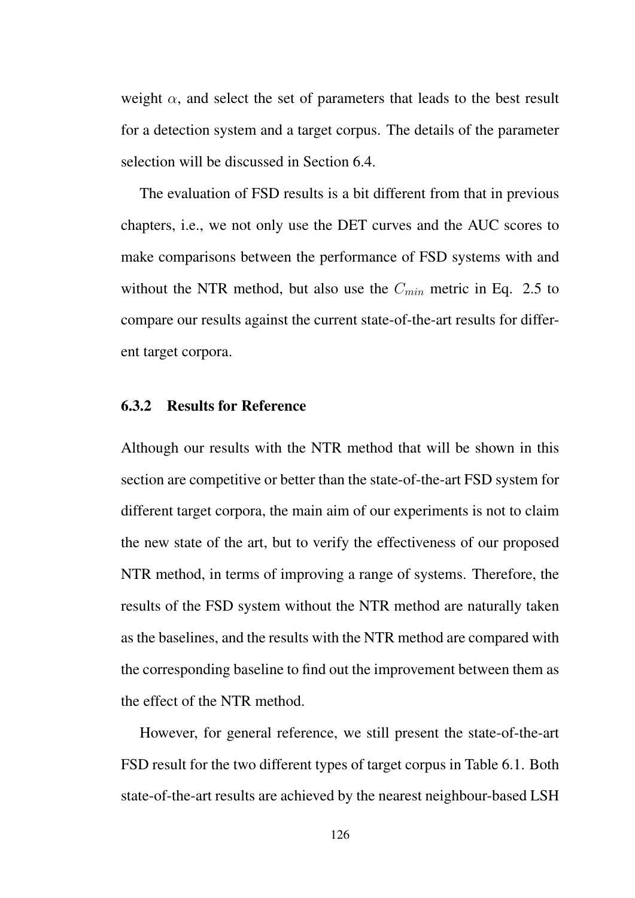weight $\alpha$, and select the set of parameters that leads to the best result for a detection system and a target corpus. The details of the parameter selection will be discussed in Section 6.4.

The evaluation of FSD results is a bit different from that in previous chapters, i.e., we not only use the DET curves and the AUC scores to make comparisons between the performance of FSD systems with and without the NTR method, but also use the $C_{min}$ metric in Eq. 2.5 to compare our results against the current state-of-the-art results for different target corpora.

### 6.3.2 Results for Reference

Although our results with the NTR method that will be shown in this section are competitive or better than the state-of-the-art FSD system for different target corpora, the main aim of our experiments is not to claim the new state of the art, but to verify the effectiveness of our proposed NTR method, in terms of improving a range of systems. Therefore, the results of the FSD system without the NTR method are naturally taken as the baselines, and the results with the NTR method are compared with the corresponding baseline to find out the improvement between them as the effect of the NTR method.

However, for general reference, we still present the state-of-the-art FSD result for the two different types of target corpus in Table 6.1. Both state-of-the-art results are achieved by the nearest neighbour-based LSH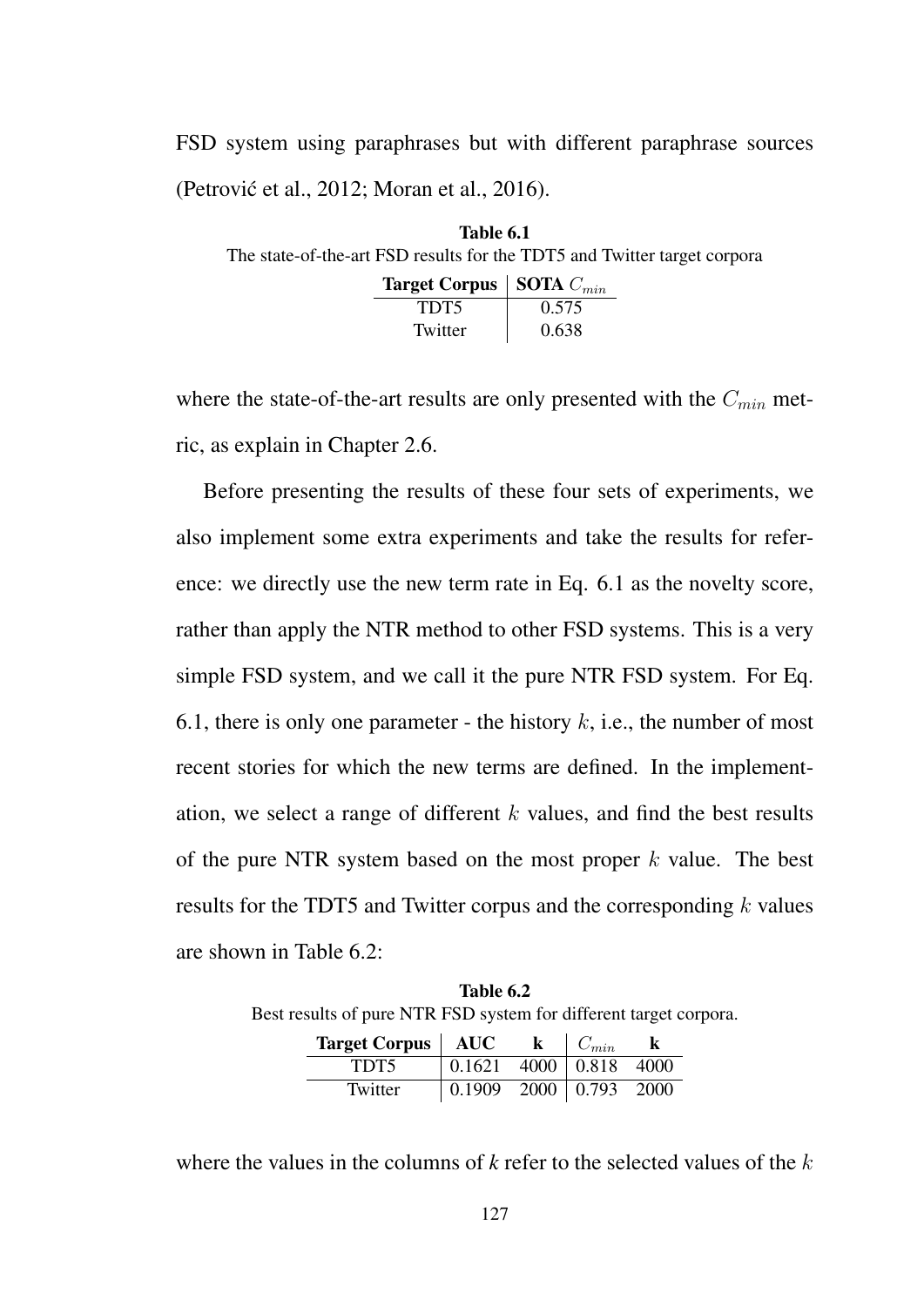FSD system using paraphrases but with different paraphrase sources (Petrović et al., 2012; Moran et al., 2016).

**Table 6.1**
The state-of-the-art FSD results for the TDT5 and Twitter target corpora

| **Target Corpus** | **SOTA** $C_{min}$ |
|---|---|
| TDT5 | 0.575 |
| Twitter | 0.638 |

where the state-of-the-art results are only presented with the $C_{min}$ metric, as explain in Chapter 2.6.

Before presenting the results of these four sets of experiments, we also implement some extra experiments and take the results for reference: we directly use the new term rate in Eq. 6.1 as the novelty score, rather than apply the NTR method to other FSD systems. This is a very simple FSD system, and we call it the pure NTR FSD system. For Eq. 6.1, there is only one parameter - the history $k$, i.e., the number of most recent stories for which the new terms are defined. In the implementation, we select a range of different $k$ values, and find the best results of the pure NTR system based on the most proper $k$ value. The best results for the TDT5 and Twitter corpus and the corresponding $k$ values are shown in Table 6.2:

**Table 6.2**
Best results of pure NTR FSD system for different target corpora.

| **Target Corpus** | **AUC** | **k** | $C_{min}$ | **k** |
|---|---|---|---|---|
| TDT5 | 0.1621 | 4000 | 0.818 | 4000 |
| Twitter | 0.1909 | 2000 | 0.793 | 2000 |

where the values in the columns of *k* refer to the selected values of the $k$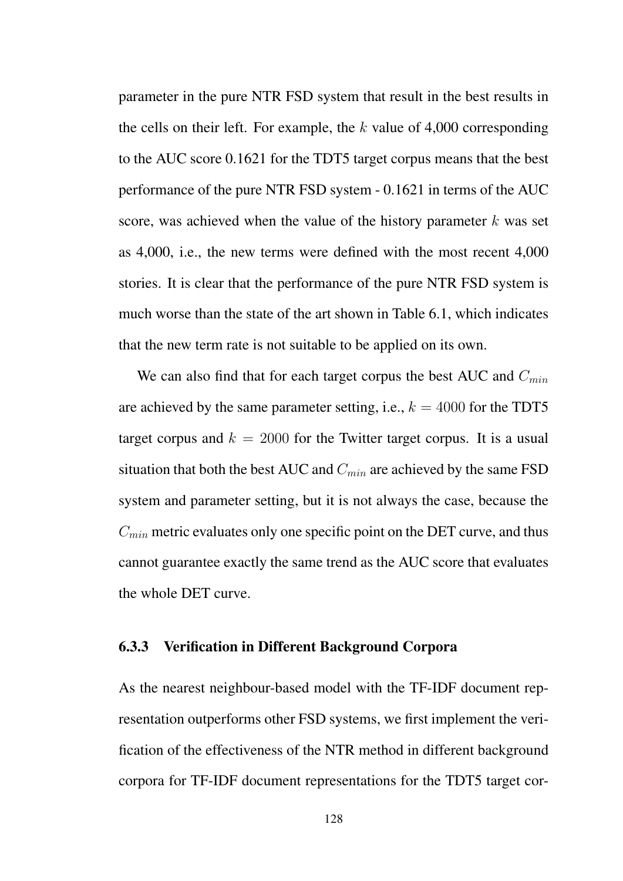parameter in the pure NTR FSD system that result in the best results in the cells on their left. For example, the $k$ value of 4,000 corresponding to the AUC score 0.1621 for the TDT5 target corpus means that the best performance of the pure NTR FSD system - 0.1621 in terms of the AUC score, was achieved when the value of the history parameter $k$ was set as 4,000, i.e., the new terms were defined with the most recent 4,000 stories. It is clear that the performance of the pure NTR FSD system is much worse than the state of the art shown in Table 6.1, which indicates that the new term rate is not suitable to be applied on its own.

We can also find that for each target corpus the best AUC and $C_{min}$ are achieved by the same parameter setting, i.e., $k = 4000$ for the TDT5 target corpus and $k = 2000$ for the Twitter target corpus. It is a usual situation that both the best AUC and $C_{min}$ are achieved by the same FSD system and parameter setting, but it is not always the case, because the $C_{min}$ metric evaluates only one specific point on the DET curve, and thus cannot guarantee exactly the same trend as the AUC score that evaluates the whole DET curve.

### 6.3.3 Verification in Different Background Corpora

As the nearest neighbour-based model with the TF-IDF document representation outperforms other FSD systems, we first implement the verification of the effectiveness of the NTR method in different background corpora for TF-IDF document representations for the TDT5 target cor-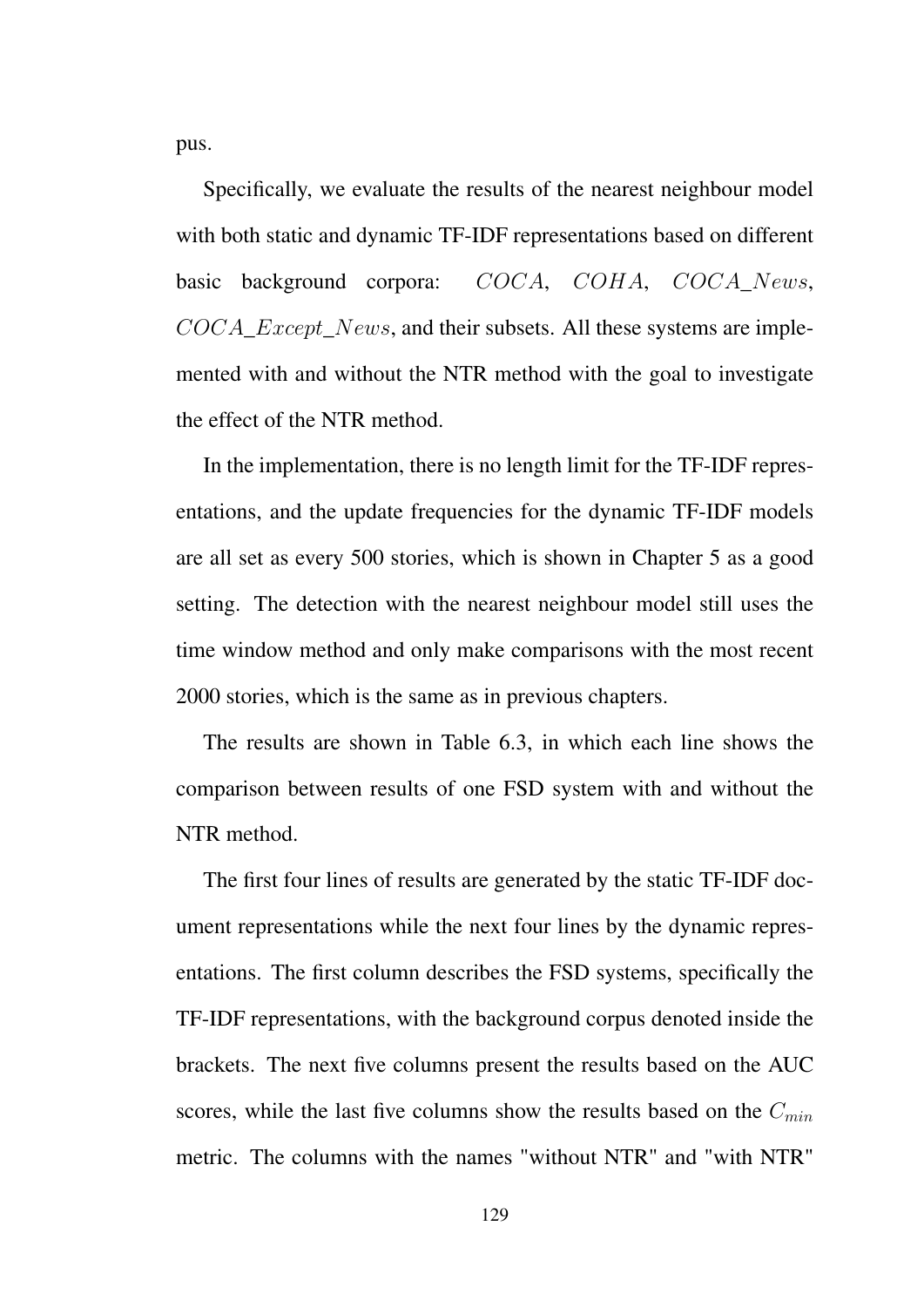pus.

Specifically, we evaluate the results of the nearest neighbour model with both static and dynamic TF-IDF representations based on different basic background corpora: $COCA$, $COHA$, $COCA\_News$, $COCA\_Except\_News$, and their subsets. All these systems are implemented with and without the NTR method with the goal to investigate the effect of the NTR method.

In the implementation, there is no length limit for the TF-IDF representations, and the update frequencies for the dynamic TF-IDF models are all set as every 500 stories, which is shown in Chapter 5 as a good setting. The detection with the nearest neighbour model still uses the time window method and only make comparisons with the most recent 2000 stories, which is the same as in previous chapters.

The results are shown in Table 6.3, in which each line shows the comparison between results of one FSD system with and without the NTR method.

The first four lines of results are generated by the static TF-IDF document representations while the next four lines by the dynamic representations. The first column describes the FSD systems, specifically the TF-IDF representations, with the background corpus denoted inside the brackets. The next five columns present the results based on the AUC scores, while the last five columns show the results based on the $C_{min}$ metric. The columns with the names "without NTR" and "with NTR"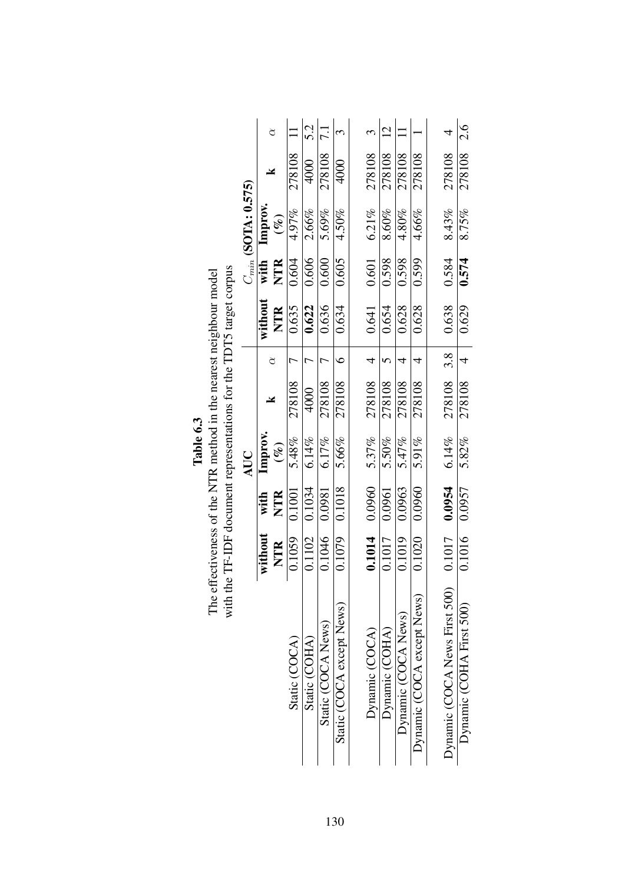**Table 6.3**

The effectiveness of the NTR method in the nearest neighbour model with the TF-IDF document representations for the TDT5 target corpus

| | AUC | | | | | $C_{min}$ **(SOTA: 0.575)** | | | | |
|---|---|---|---|---|---|---|---|---|---|---|
| | **without NTR** | **with NTR** | **Improv. (%)** | **k** | $\alpha$ | **without NTR** | **with NTR** | **Improv. (%)** | **k** | $\alpha$ |
| Static (COCA) | 0.1059 | 0.1001 | 5.48% | 278108 | 7 | 0.635 | 0.604 | 4.97% | 278108 | 11 |
| Static (COHA) | 0.1102 | 0.1034 | 6.14% | 4000 | 7 | **0.622** | 0.606 | 2.66% | 4000 | 5.2 |
| Static (COCA News) | 0.1046 | 0.0981 | 6.17% | 278108 | 7 | 0.636 | 0.600 | 5.69% | 278108 | 7.1 |
| Static (COCA except News) | 0.1079 | 0.1018 | 5.66% | 278108 | 6 | 0.634 | 0.605 | 4.50% | 4000 | 3 |
| Dynamic (COCA) | **0.1014** | 0.0960 | 5.37% | 278108 | 4 | 0.641 | 0.601 | 6.21% | 278108 | 3 |
| Dynamic (COHA) | 0.1017 | 0.0961 | 5.50% | 278108 | 5 | 0.654 | 0.598 | 8.60% | 278108 | 12 |
| Dynamic (COCA News) | 0.1019 | 0.0963 | 5.47% | 278108 | 4 | 0.628 | 0.598 | 4.80% | 278108 | 11 |
| Dynamic (COCA except News) | 0.1020 | 0.0960 | 5.91% | 278108 | 4 | 0.628 | 0.599 | 4.66% | 278108 | 1 |
| Dynamic (COCA News First 500) | 0.1017 | **0.0954** | 6.14% | 278108 | 3.8 | 0.638 | 0.584 | 8.43% | 278108 | 4 |
| Dynamic (COHA First 500) | 0.1016 | 0.0957 | 5.82% | 278108 | 4 | 0.629 | **0.574** | 8.75% | 278108 | 2.6 |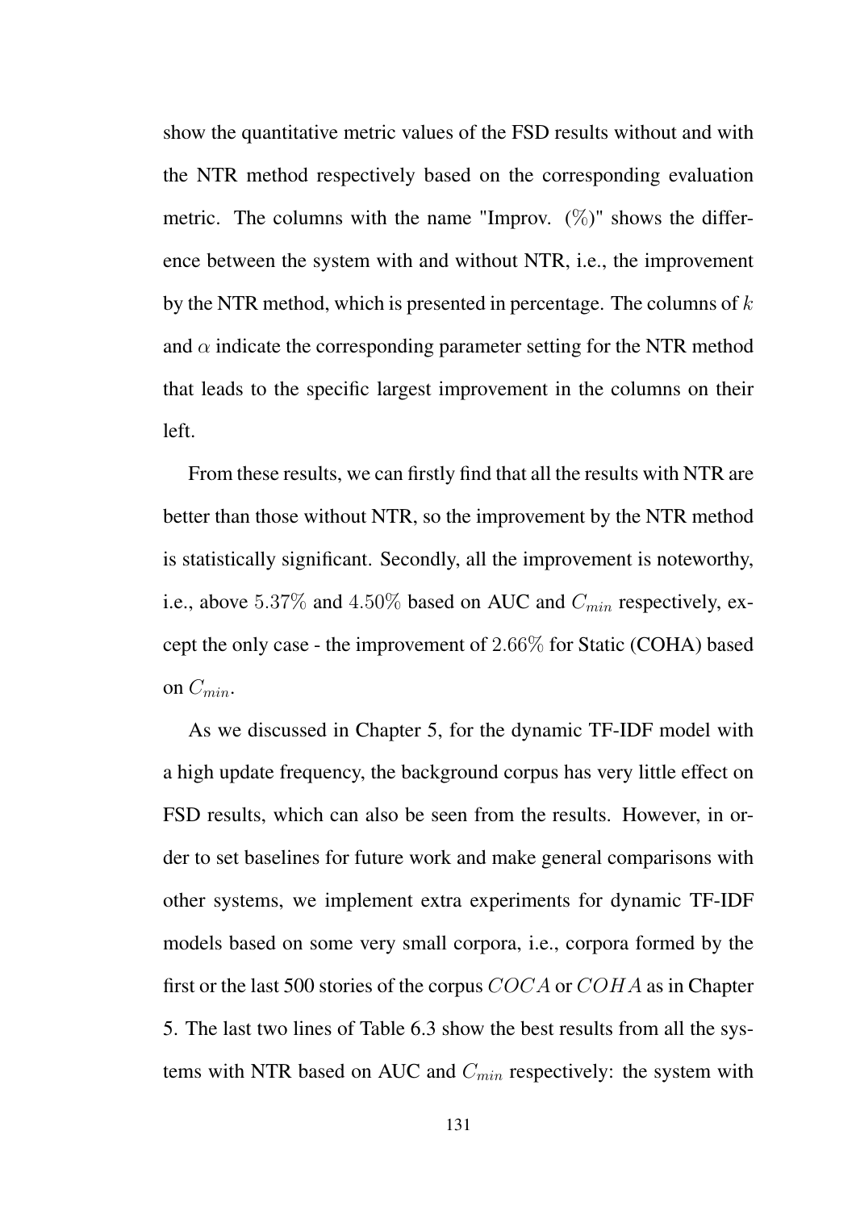show the quantitative metric values of the FSD results without and with the NTR method respectively based on the corresponding evaluation metric. The columns with the name "Improv. (%)" shows the difference between the system with and without NTR, i.e., the improvement by the NTR method, which is presented in percentage. The columns of $k$ and $\alpha$ indicate the corresponding parameter setting for the NTR method that leads to the specific largest improvement in the columns on their left.

From these results, we can firstly find that all the results with NTR are better than those without NTR, so the improvement by the NTR method is statistically significant. Secondly, all the improvement is noteworthy, i.e., above $5.37\%$ and $4.50\%$ based on AUC and $C_{min}$ respectively, except the only case - the improvement of $2.66\%$ for Static (COHA) based on $C_{min}$.

As we discussed in Chapter 5, for the dynamic TF-IDF model with a high update frequency, the background corpus has very little effect on FSD results, which can also be seen from the results. However, in order to set baselines for future work and make general comparisons with other systems, we implement extra experiments for dynamic TF-IDF models based on some very small corpora, i.e., corpora formed by the first or the last 500 stories of the corpus $COCA$ or $COHA$ as in Chapter 5. The last two lines of Table 6.3 show the best results from all the systems with NTR based on AUC and $C_{min}$ respectively: the system with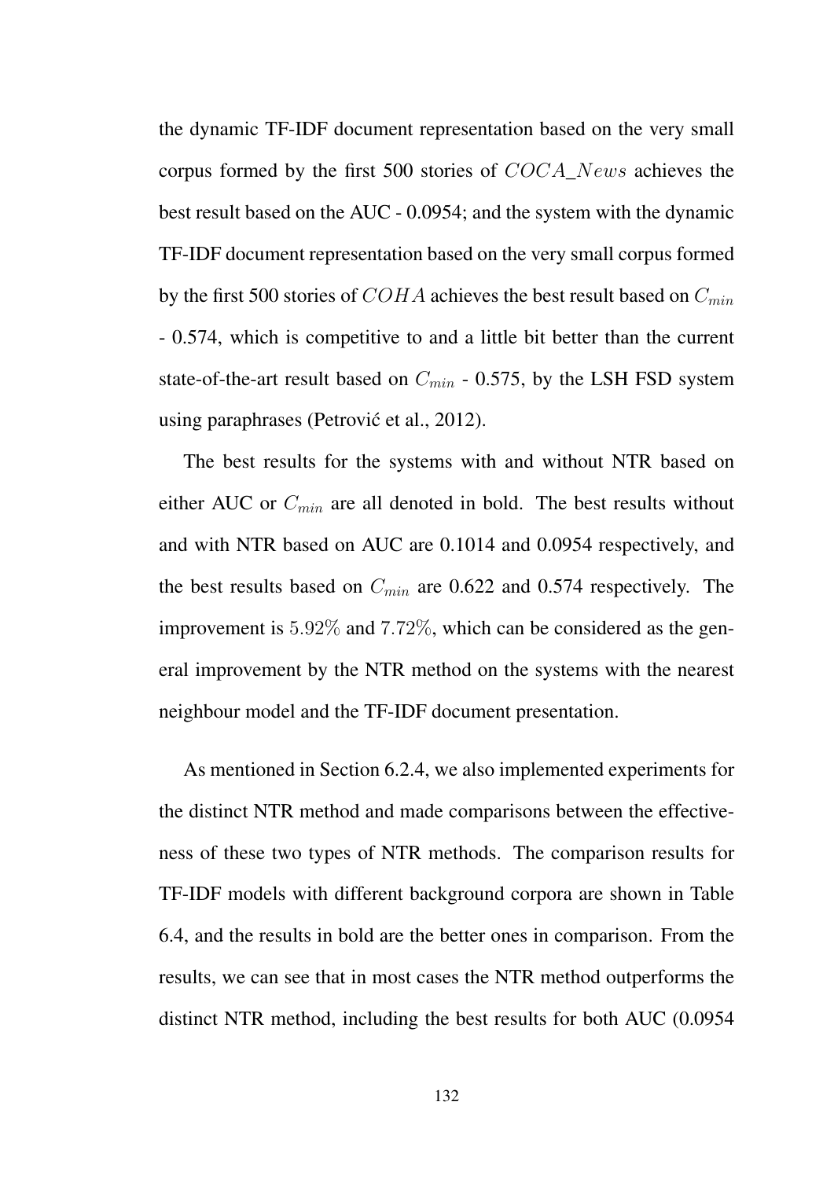the dynamic TF-IDF document representation based on the very small corpus formed by the first 500 stories of $COCA\_News$ achieves the best result based on the AUC - 0.0954; and the system with the dynamic TF-IDF document representation based on the very small corpus formed by the first 500 stories of $COHA$ achieves the best result based on $C_{min}$ - 0.574, which is competitive to and a little bit better than the current state-of-the-art result based on $C_{min}$ - 0.575, by the LSH FSD system using paraphrases (Petrović et al., 2012).

The best results for the systems with and without NTR based on either AUC or $C_{min}$ are all denoted in bold. The best results without and with NTR based on AUC are 0.1014 and 0.0954 respectively, and the best results based on $C_{min}$ are 0.622 and 0.574 respectively. The improvement is $5.92\%$ and $7.72\%$, which can be considered as the general improvement by the NTR method on the systems with the nearest neighbour model and the TF-IDF document presentation.

As mentioned in Section 6.2.4, we also implemented experiments for the distinct NTR method and made comparisons between the effectiveness of these two types of NTR methods. The comparison results for TF-IDF models with different background corpora are shown in Table 6.4, and the results in bold are the better ones in comparison. From the results, we can see that in most cases the NTR method outperforms the distinct NTR method, including the best results for both AUC (0.0954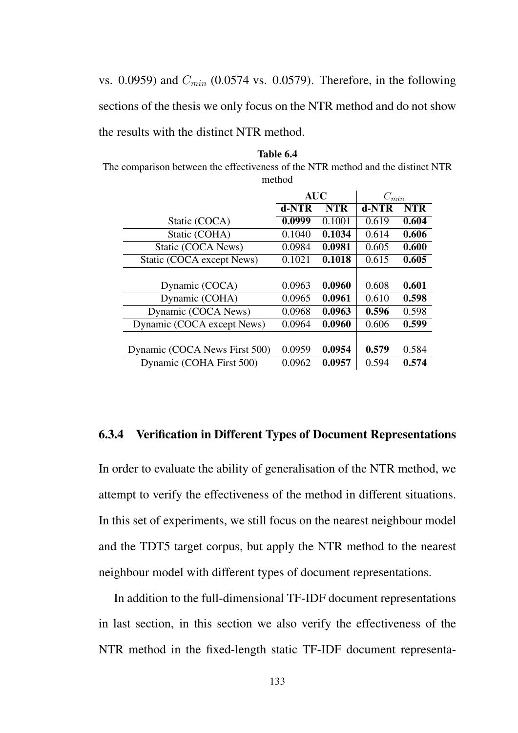vs. 0.0959) and $C_{min}$ (0.0574 vs. 0.0579). Therefore, in the following sections of the thesis we only focus on the NTR method and do not show the results with the distinct NTR method.

**Table 6.4**
The comparison between the effectiveness of the NTR method and the distinct NTR method

| | AUC | | $C_{min}$ | |
|---|---|---|---|---|
| | **d-NTR** | **NTR** | **d-NTR** | **NTR** |
| Static (COCA) | **0.0999** | 0.1001 | 0.619 | **0.604** |
| Static (COHA) | 0.1040 | **0.1034** | 0.614 | **0.606** |
| Static (COCA News) | 0.0984 | **0.0981** | 0.605 | **0.600** |
| Static (COCA except News) | 0.1021 | **0.1018** | 0.615 | **0.605** |
| Dynamic (COCA) | 0.0963 | **0.0960** | 0.608 | **0.601** |
| Dynamic (COHA) | 0.0965 | **0.0961** | 0.610 | **0.598** |
| Dynamic (COCA News) | 0.0968 | **0.0963** | **0.596** | 0.598 |
| Dynamic (COCA except News) | 0.0964 | **0.0960** | 0.606 | **0.599** |
| Dynamic (COCA News First 500) | 0.0959 | **0.0954** | **0.579** | 0.584 |
| Dynamic (COHA First 500) | 0.0962 | **0.0957** | 0.594 | **0.574** |

### 6.3.4 Verification in Different Types of Document Representations

In order to evaluate the ability of generalisation of the NTR method, we attempt to verify the effectiveness of the method in different situations. In this set of experiments, we still focus on the nearest neighbour model and the TDT5 target corpus, but apply the NTR method to the nearest neighbour model with different types of document representations.

In addition to the full-dimensional TF-IDF document representations in last section, in this section we also verify the effectiveness of the NTR method in the fixed-length static TF-IDF document representa-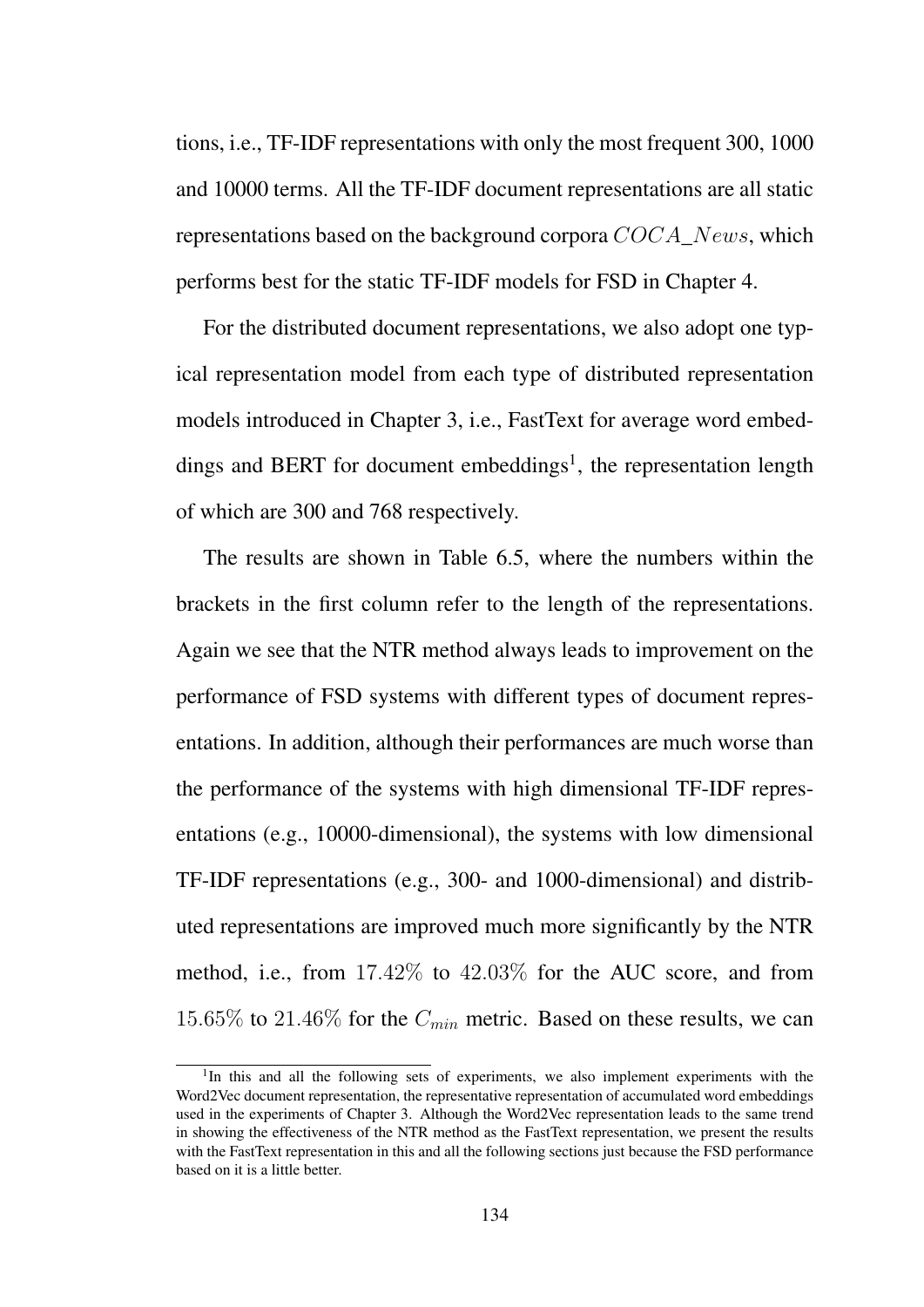tions, i.e., TF-IDF representations with only the most frequent 300, 1000 and 10000 terms. All the TF-IDF document representations are all static representations based on the background corpora $COCA\_News$, which performs best for the static TF-IDF models for FSD in Chapter 4.

For the distributed document representations, we also adopt one typical representation model from each type of distributed representation models introduced in Chapter 3, i.e., FastText for average word embeddings and BERT for document embeddings[1], the representation length of which are 300 and 768 respectively.

The results are shown in Table 6.5, where the numbers within the brackets in the first column refer to the length of the representations. Again we see that the NTR method always leads to improvement on the performance of FSD systems with different types of document representations. In addition, although their performances are much worse than the performance of the systems with high dimensional TF-IDF representations (e.g., 10000-dimensional), the systems with low dimensional TF-IDF representations (e.g., 300- and 1000-dimensional) and distributed representations are improved much more significantly by the NTR method, i.e., from $17.42\%$ to $42.03\%$ for the AUC score, and from $15.65\%$ to $21.46\%$ for the $C_{min}$ metric. Based on these results, we can

[1] In this and all the following sets of experiments, we also implement experiments with the Word2Vec document representation, the representative representation of accumulated word embeddings used in the experiments of Chapter 3. Although the Word2Vec representation leads to the same trend in showing the effectiveness of the NTR method as the FastText representation, we present the results with the FastText representation in this and all the following sections just because the FSD performance based on it is a little better.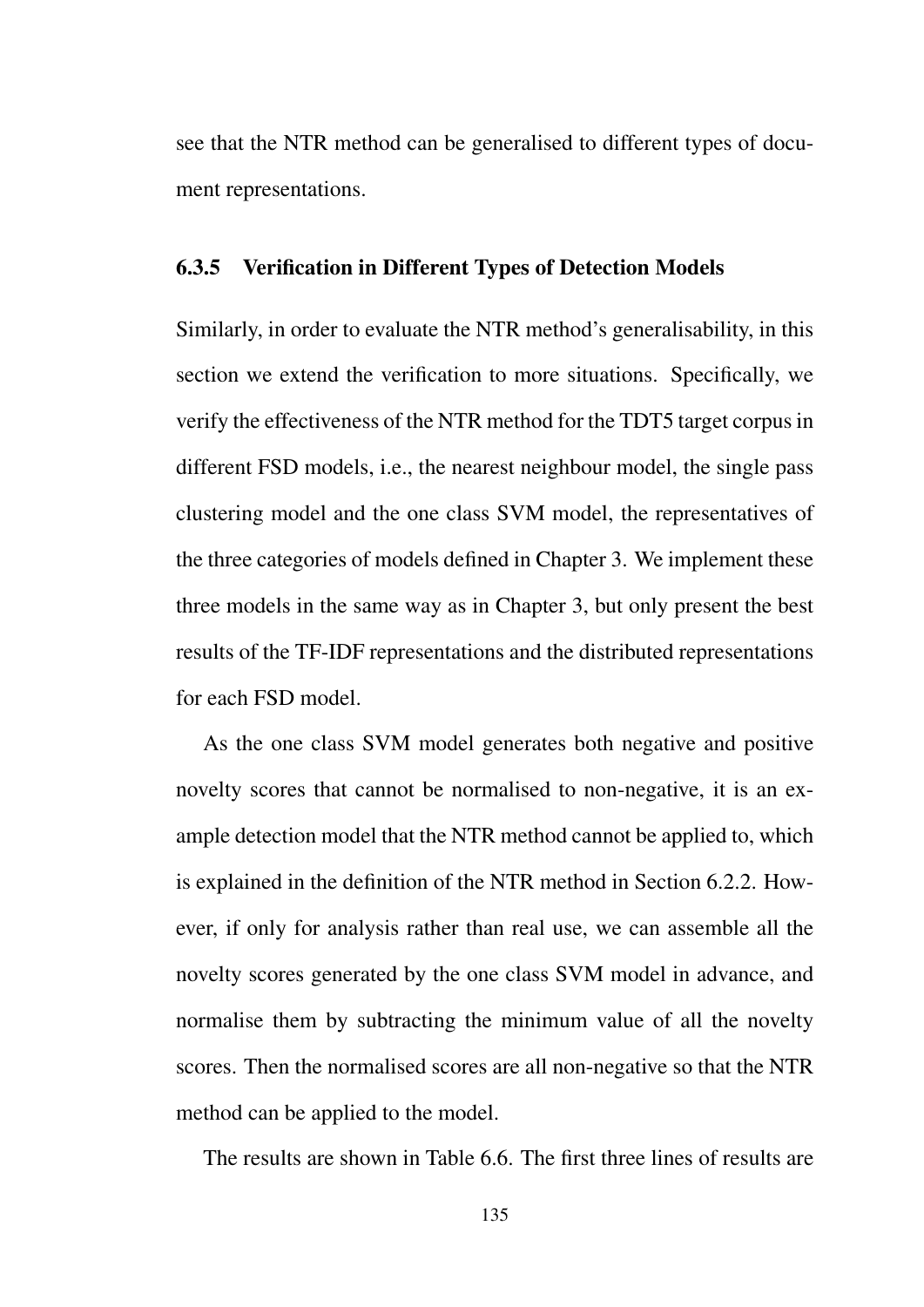see that the NTR method can be generalised to different types of document representations.

### 6.3.5 Verification in Different Types of Detection Models

Similarly, in order to evaluate the NTR method's generalisability, in this section we extend the verification to more situations. Specifically, we verify the effectiveness of the NTR method for the TDT5 target corpus in different FSD models, i.e., the nearest neighbour model, the single pass clustering model and the one class SVM model, the representatives of the three categories of models defined in Chapter 3. We implement these three models in the same way as in Chapter 3, but only present the best results of the TF-IDF representations and the distributed representations for each FSD model.

As the one class SVM model generates both negative and positive novelty scores that cannot be normalised to non-negative, it is an example detection model that the NTR method cannot be applied to, which is explained in the definition of the NTR method in Section 6.2.2. However, if only for analysis rather than real use, we can assemble all the novelty scores generated by the one class SVM model in advance, and normalise them by subtracting the minimum value of all the novelty scores. Then the normalised scores are all non-negative so that the NTR method can be applied to the model.

The results are shown in Table 6.6. The first three lines of results are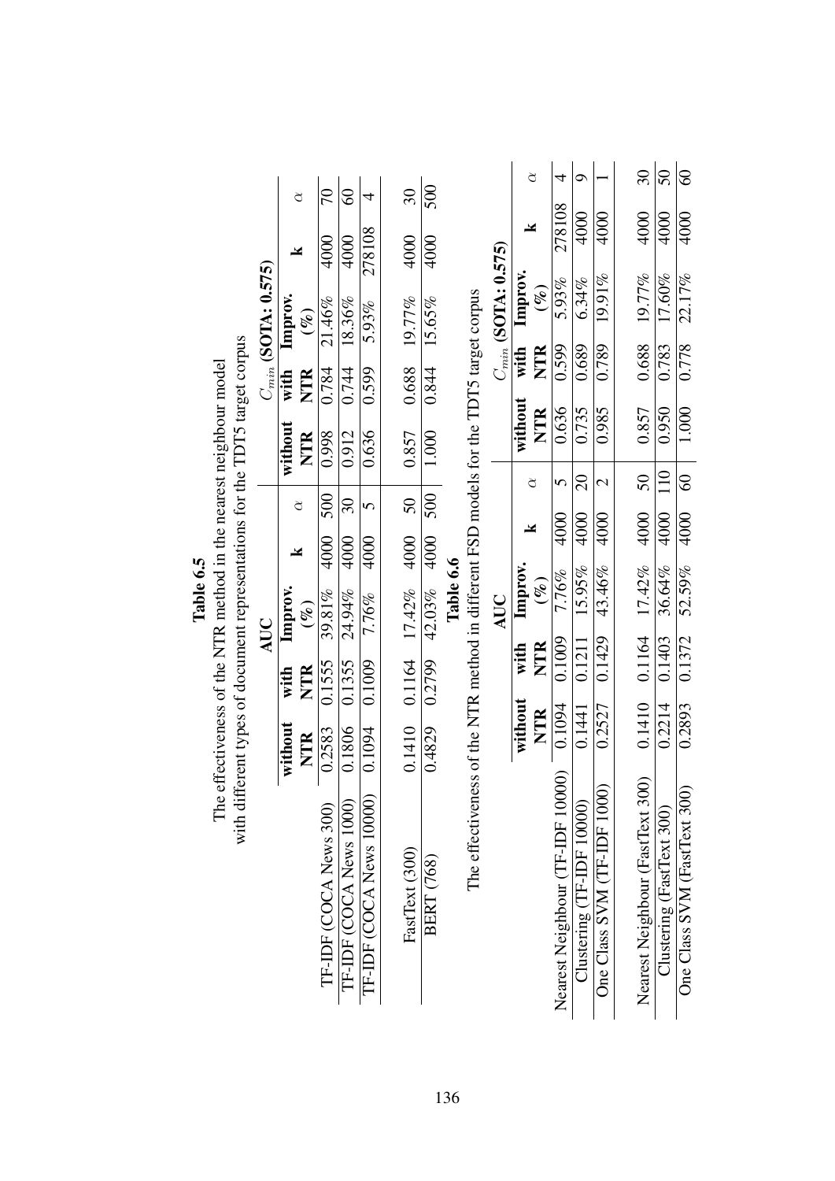**Table 6.5**

The effectiveness of the NTR method in the nearest neighbour model with different types of document representations for the TDT5 target corpus

| | AUC | | | | | $C_{min}$ (SOTA: 0.575) | | | | |
|---|---|---|---|---|---|---|---|---|---|---|
| | without NTR | with NTR | Improv. (%) | k | $\alpha$ | without NTR | with NTR | Improv. (%) | k | $\alpha$ |
| TF-IDF (COCA News 300) | 0.2583 | 0.1555 | 39.81% | 4000 | 500 | 0.998 | 0.784 | 21.46% | 4000 | 70 |
| TF-IDF (COCA News 1000) | 0.1806 | 0.1355 | 24.94% | 4000 | 30 | 0.912 | 0.744 | 18.36% | 4000 | 60 |
| TF-IDF (COCA News 10000) | 0.1094 | 0.1009 | 7.76% | 4000 | 5 | 0.636 | 0.599 | 5.93% | 278108 | 4 |
| FastText (300) | 0.1410 | 0.1164 | 17.42% | 4000 | 50 | 0.857 | 0.688 | 19.77% | 4000 | 30 |
| BERT (768) | 0.4829 | 0.2799 | 42.03% | 4000 | 500 | 1.000 | 0.844 | 15.65% | 4000 | 500 |

**Table 6.6**

The effectiveness of the NTR method in different FSD models for the TDT5 target corpus

| | AUC | | | | | $C_{min}$ (SOTA: 0.575) | | | | |
|---|---|---|---|---|---|---|---|---|---|---|
| | without NTR | with NTR | Improv. (%) | k | $\alpha$ | without NTR | with NTR | Improv. (%) | k | $\alpha$ |
| Nearest Neighbour (TF-IDF 10000) | 0.1094 | 0.1009 | 7.76% | 4000 | 5 | 0.636 | 0.599 | 5.93% | 278108 | 4 |
| Clustering (TF-IDF 10000) | 0.1441 | 0.1211 | 15.95% | 4000 | 20 | 0.735 | 0.689 | 6.34% | 4000 | 9 |
| One Class SVM (TF-IDF 1000) | 0.2527 | 0.1429 | 43.46% | 4000 | 2 | 0.985 | 0.789 | 19.91% | 4000 | 1 |
| Nearest Neighbour (FastText 300) | 0.1410 | 0.1164 | 17.42% | 4000 | 50 | 0.857 | 0.688 | 19.77% | 4000 | 30 |
| Clustering (FastText 300) | 0.2214 | 0.1403 | 36.64% | 4000 | 110 | 0.950 | 0.783 | 17.60% | 4000 | 50 |
| One Class SVM (FastText 300) | 0.2893 | 0.1372 | 52.59% | 4000 | 60 | 1.000 | 0.778 | 22.17% | 4000 | 60 |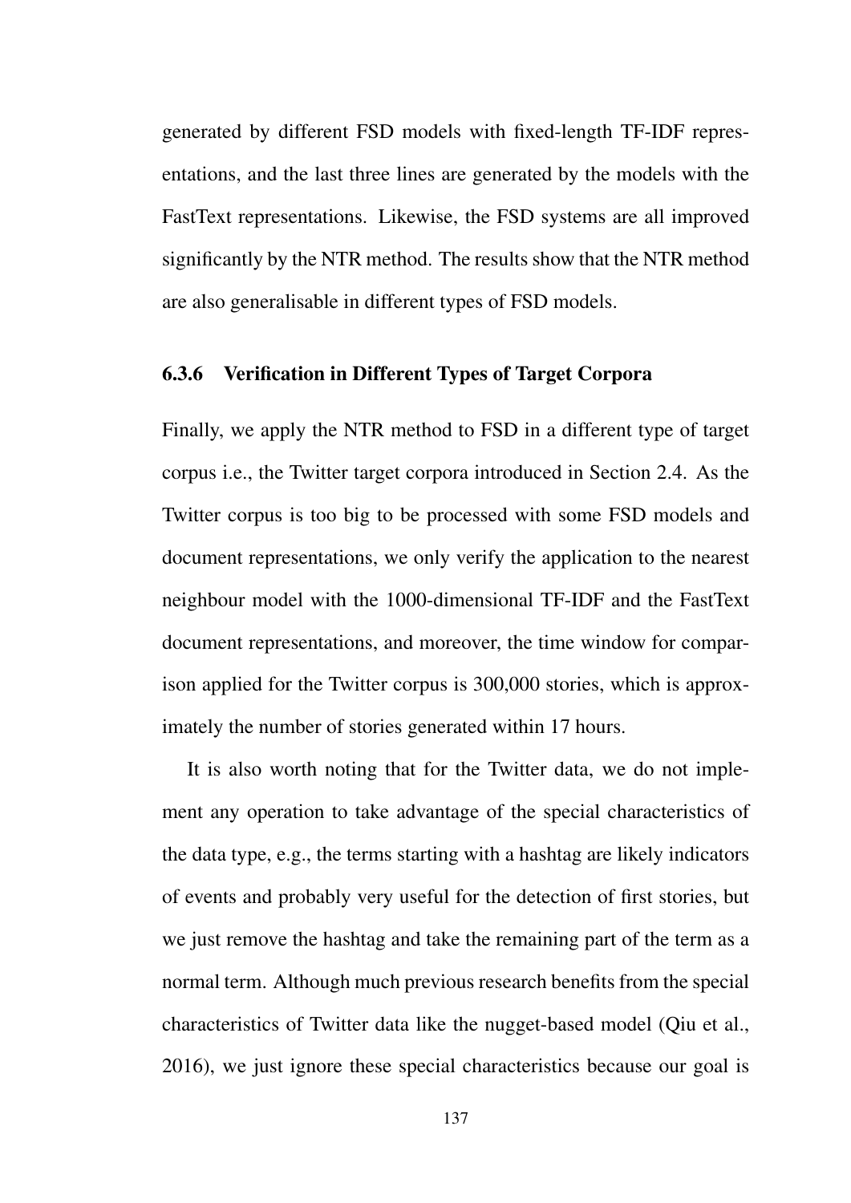generated by different FSD models with fixed-length TF-IDF representations, and the last three lines are generated by the models with the FastText representations. Likewise, the FSD systems are all improved significantly by the NTR method. The results show that the NTR method are also generalisable in different types of FSD models.

### 6.3.6 Verification in Different Types of Target Corpora

Finally, we apply the NTR method to FSD in a different type of target corpus i.e., the Twitter target corpora introduced in Section 2.4. As the Twitter corpus is too big to be processed with some FSD models and document representations, we only verify the application to the nearest neighbour model with the 1000-dimensional TF-IDF and the FastText document representations, and moreover, the time window for comparison applied for the Twitter corpus is 300,000 stories, which is approximately the number of stories generated within 17 hours.

It is also worth noting that for the Twitter data, we do not implement any operation to take advantage of the special characteristics of the data type, e.g., the terms starting with a hashtag are likely indicators of events and probably very useful for the detection of first stories, but we just remove the hashtag and take the remaining part of the term as a normal term. Although much previous research benefits from the special characteristics of Twitter data like the nugget-based model (Qiu et al., 2016), we just ignore these special characteristics because our goal is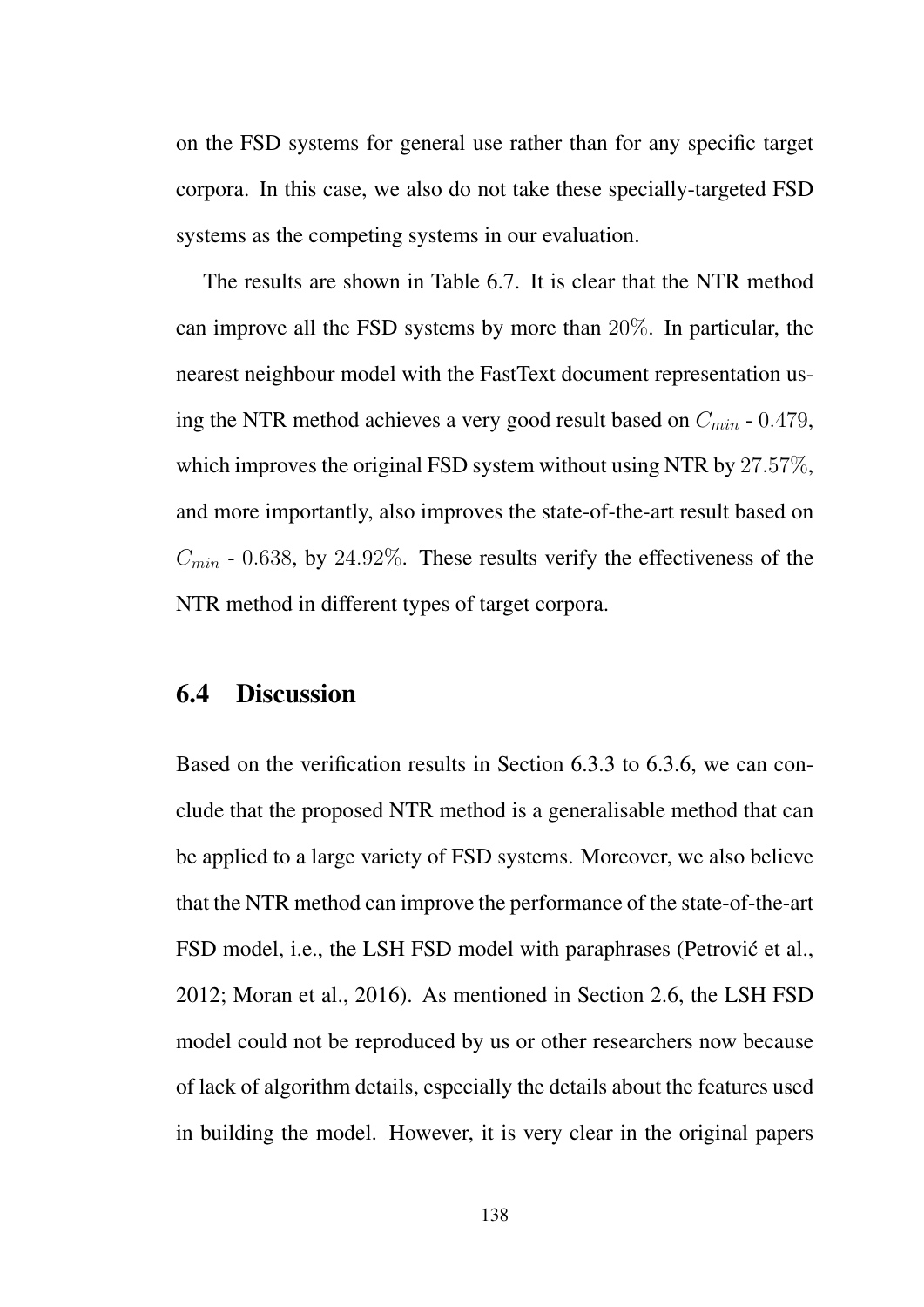on the FSD systems for general use rather than for any specific target corpora. In this case, we also do not take these specially-targeted FSD systems as the competing systems in our evaluation.

The results are shown in Table 6.7. It is clear that the NTR method can improve all the FSD systems by more than $20\%$. In particular, the nearest neighbour model with the FastText document representation using the NTR method achieves a very good result based on $C_{min}$ - $0.479$, which improves the original FSD system without using NTR by $27.57\%$, and more importantly, also improves the state-of-the-art result based on $C_{min}$ - $0.638$, by $24.92\%$. These results verify the effectiveness of the NTR method in different types of target corpora.

## 6.4 Discussion

Based on the verification results in Section 6.3.3 to 6.3.6, we can conclude that the proposed NTR method is a generalisable method that can be applied to a large variety of FSD systems. Moreover, we also believe that the NTR method can improve the performance of the state-of-the-art FSD model, i.e., the LSH FSD model with paraphrases (Petrović et al., 2012; Moran et al., 2016). As mentioned in Section 2.6, the LSH FSD model could not be reproduced by us or other researchers now because of lack of algorithm details, especially the details about the features used in building the model. However, it is very clear in the original papers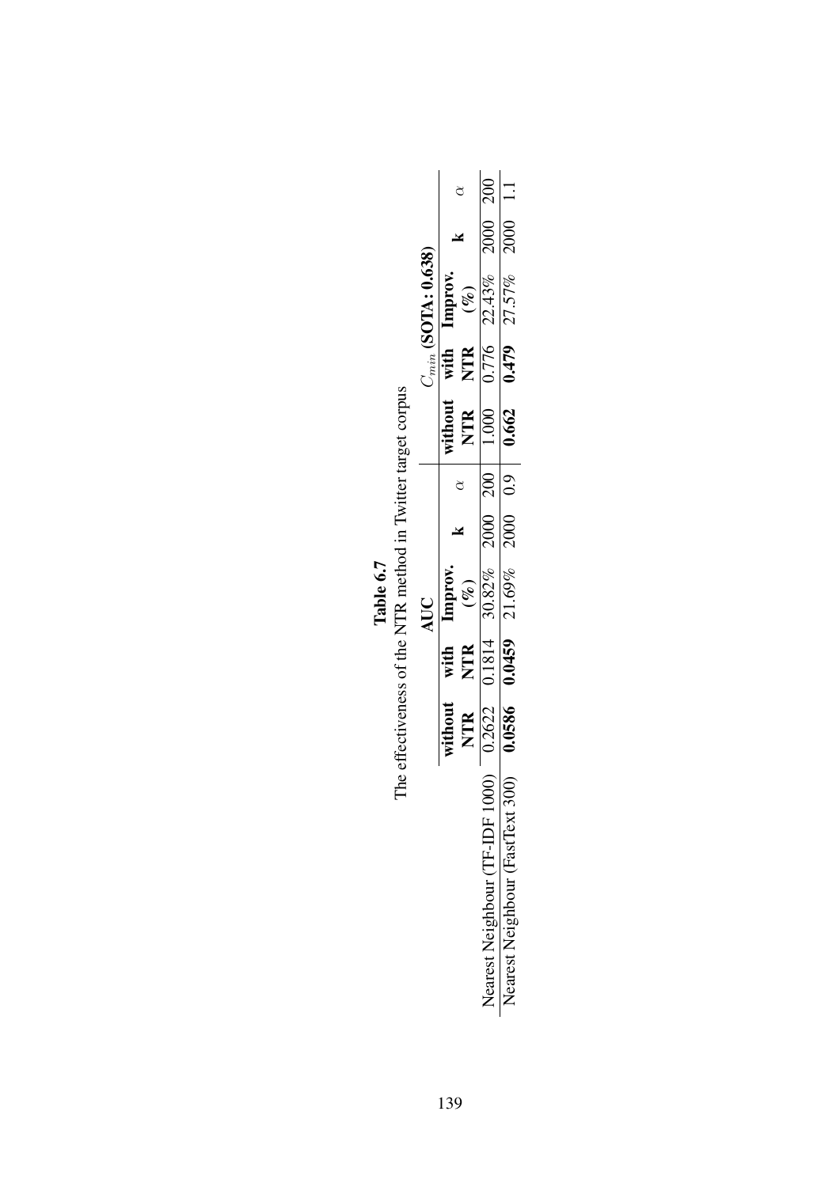**Table 6.7**
The effectiveness of the NTR method in Twitter target corpus

| | AUC | | | | | $C_{min}$ **(SOTA: 0.638)** | | | | |
|---|---|---|---|---|---|---|---|---|---|---|
| | **without NTR** | **with NTR** | **Improv. (%)** | **k** | $\alpha$ | **without NTR** | **with NTR** | **Improv. (%)** | **k** | $\alpha$ |
| Nearest Neighbour (TF-IDF 1000) | 0.2622 | 0.1814 | 30.82% | 2000 | 200 | 1.000 | 0.776 | 22.43% | 2000 | 200 |
| Nearest Neighbour (FastText 300) | **0.0586** | **0.0459** | 21.69% | 2000 | 0.9 | **0.662** | **0.479** | 27.57% | 2000 | 1.1 |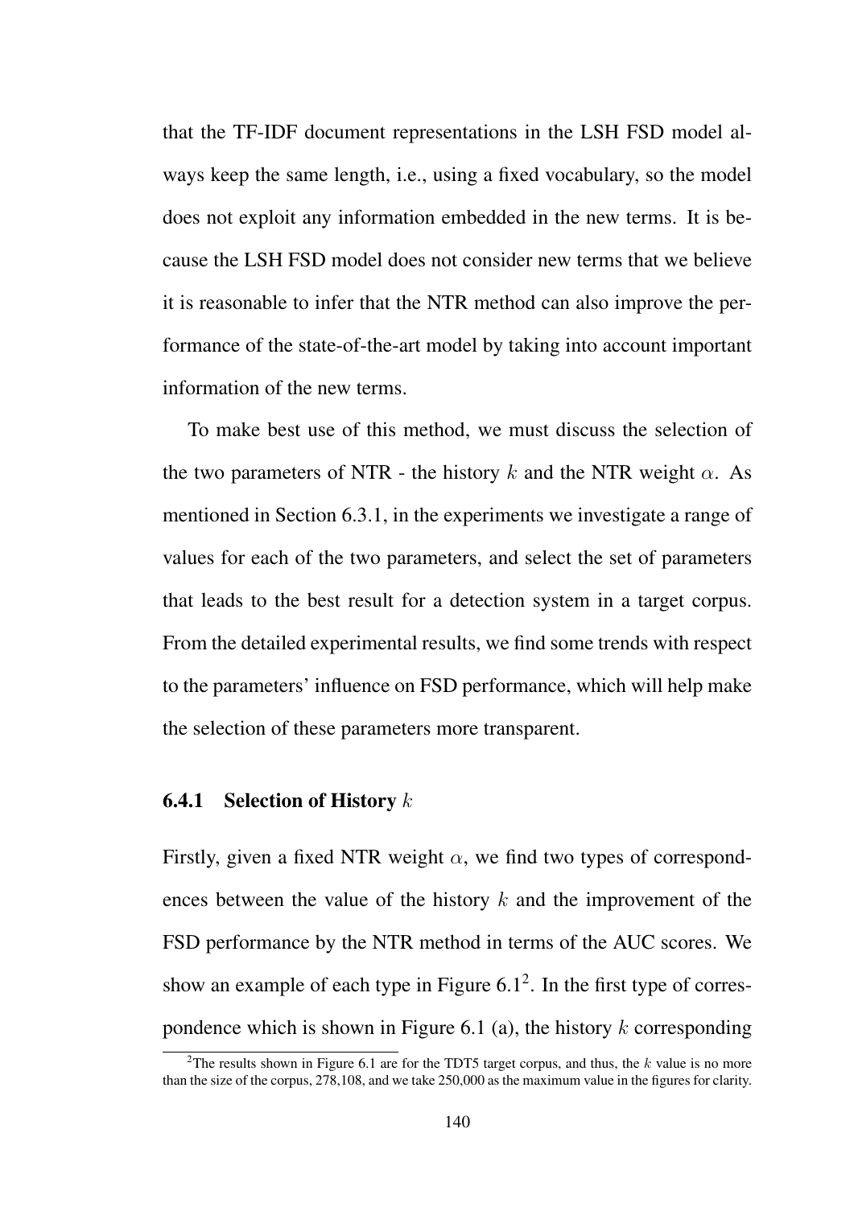that the TF-IDF document representations in the LSH FSD model always keep the same length, i.e., using a fixed vocabulary, so the model does not exploit any information embedded in the new terms. It is because the LSH FSD model does not consider new terms that we believe it is reasonable to infer that the NTR method can also improve the performance of the state-of-the-art model by taking into account important information of the new terms.

To make best use of this method, we must discuss the selection of the two parameters of NTR - the history $k$ and the NTR weight $\alpha$. As mentioned in Section 6.3.1, in the experiments we investigate a range of values for each of the two parameters, and select the set of parameters that leads to the best result for a detection system in a target corpus. From the detailed experimental results, we find some trends with respect to the parameters' influence on FSD performance, which will help make the selection of these parameters more transparent.

### 6.4.1 Selection of History $k$

Firstly, given a fixed NTR weight $\alpha$, we find two types of correspondences between the value of the history $k$ and the improvement of the FSD performance by the NTR method in terms of the AUC scores. We show an example of each type in Figure 6.1[2]. In the first type of correspondence which is shown in Figure 6.1 (a), the history $k$ corresponding

[2] The results shown in Figure 6.1 are for the TDT5 target corpus, and thus, the $k$ value is no more than the size of the corpus, 278,108, and we take 250,000 as the maximum value in the figures for clarity.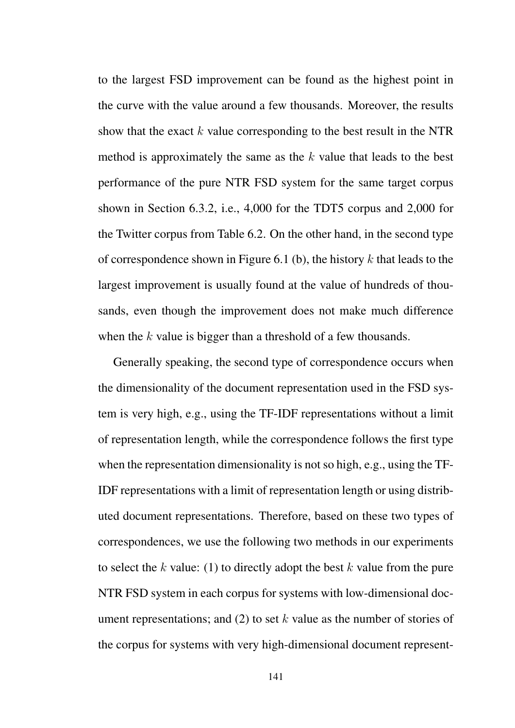to the largest FSD improvement can be found as the highest point in the curve with the value around a few thousands. Moreover, the results show that the exact $k$ value corresponding to the best result in the NTR method is approximately the same as the $k$ value that leads to the best performance of the pure NTR FSD system for the same target corpus shown in Section 6.3.2, i.e., 4,000 for the TDT5 corpus and 2,000 for the Twitter corpus from Table 6.2. On the other hand, in the second type of correspondence shown in Figure 6.1 (b), the history $k$ that leads to the largest improvement is usually found at the value of hundreds of thousands, even though the improvement does not make much difference when the $k$ value is bigger than a threshold of a few thousands.

Generally speaking, the second type of correspondence occurs when the dimensionality of the document representation used in the FSD system is very high, e.g., using the TF-IDF representations without a limit of representation length, while the correspondence follows the first type when the representation dimensionality is not so high, e.g., using the TF-IDF representations with a limit of representation length or using distributed document representations. Therefore, based on these two types of correspondences, we use the following two methods in our experiments to select the $k$ value: (1) to directly adopt the best $k$ value from the pure NTR FSD system in each corpus for systems with low-dimensional document representations; and (2) to set $k$ value as the number of stories of the corpus for systems with very high-dimensional document represent-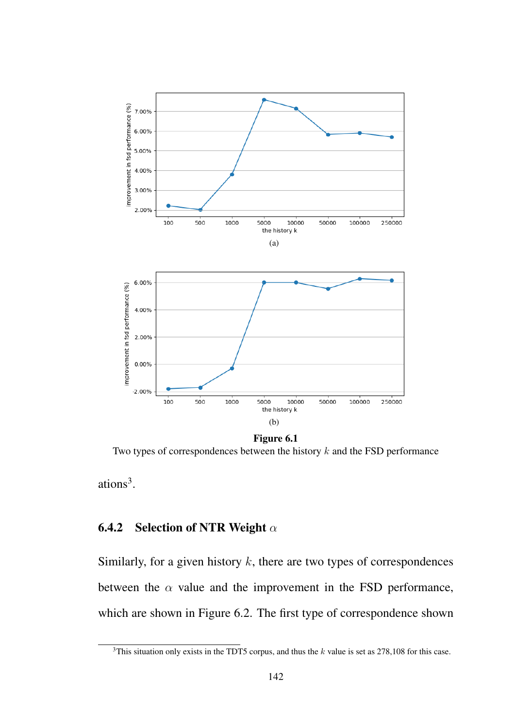(a)

(b)

**Figure 6.1**
Two types of correspondences between the history $k$ and the FSD performance

ations[3].

### 6.4.2 Selection of NTR Weight $\alpha$

Similarly, for a given history $k$, there are two types of correspondences between the $\alpha$ value and the improvement in the FSD performance, which are shown in Figure 6.2. The first type of correspondence shown

[3]This situation only exists in the TDT5 corpus, and thus the $k$ value is set as 278,108 for this case.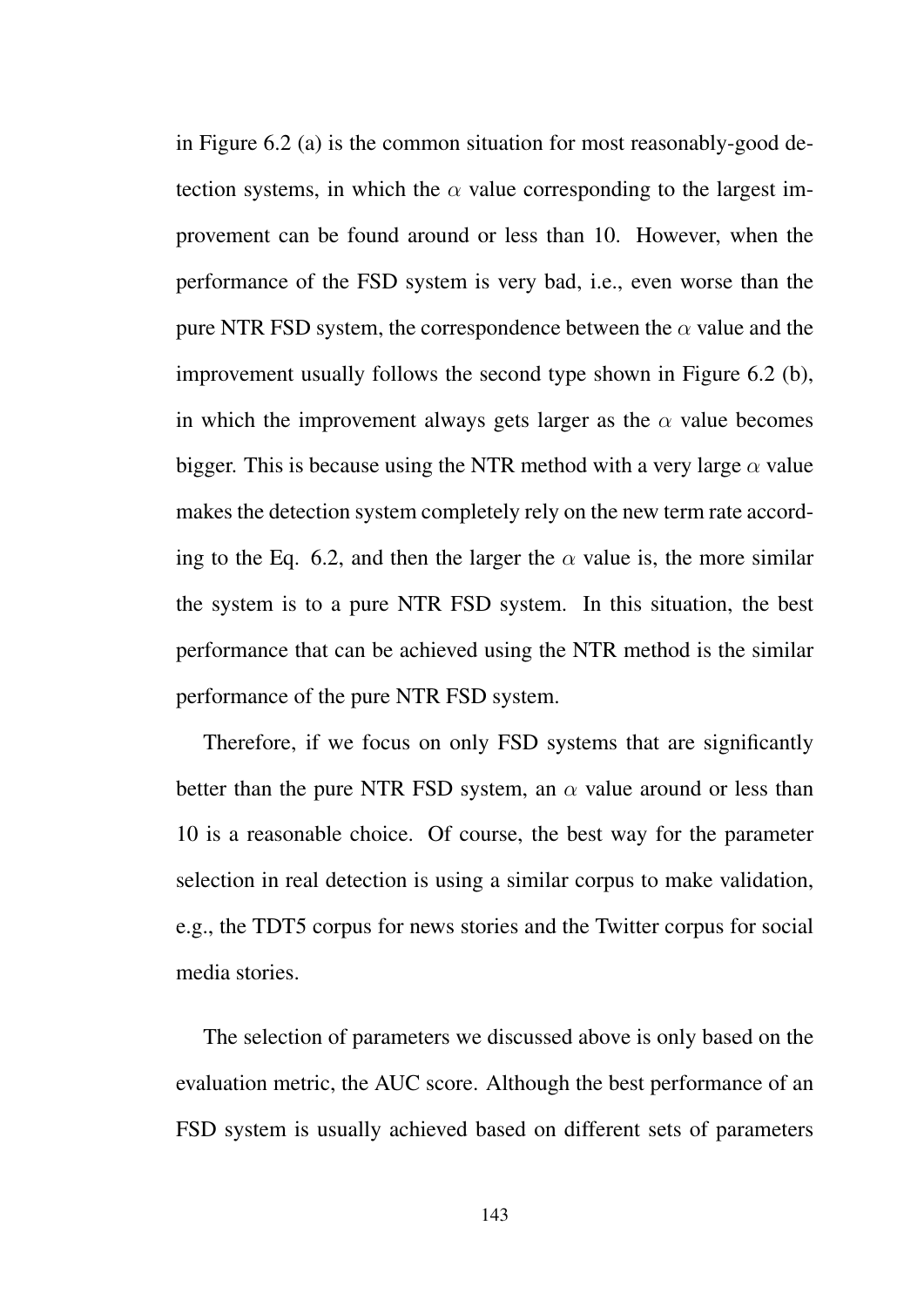in Figure 6.2 (a) is the common situation for most reasonably-good detection systems, in which the $\alpha$ value corresponding to the largest improvement can be found around or less than 10. However, when the performance of the FSD system is very bad, i.e., even worse than the pure NTR FSD system, the correspondence between the $\alpha$ value and the improvement usually follows the second type shown in Figure 6.2 (b), in which the improvement always gets larger as the $\alpha$ value becomes bigger. This is because using the NTR method with a very large $\alpha$ value makes the detection system completely rely on the new term rate according to the Eq. 6.2, and then the larger the $\alpha$ value is, the more similar the system is to a pure NTR FSD system. In this situation, the best performance that can be achieved using the NTR method is the similar performance of the pure NTR FSD system.

Therefore, if we focus on only FSD systems that are significantly better than the pure NTR FSD system, an $\alpha$ value around or less than 10 is a reasonable choice. Of course, the best way for the parameter selection in real detection is using a similar corpus to make validation, e.g., the TDT5 corpus for news stories and the Twitter corpus for social media stories.

The selection of parameters we discussed above is only based on the evaluation metric, the AUC score. Although the best performance of an FSD system is usually achieved based on different sets of parameters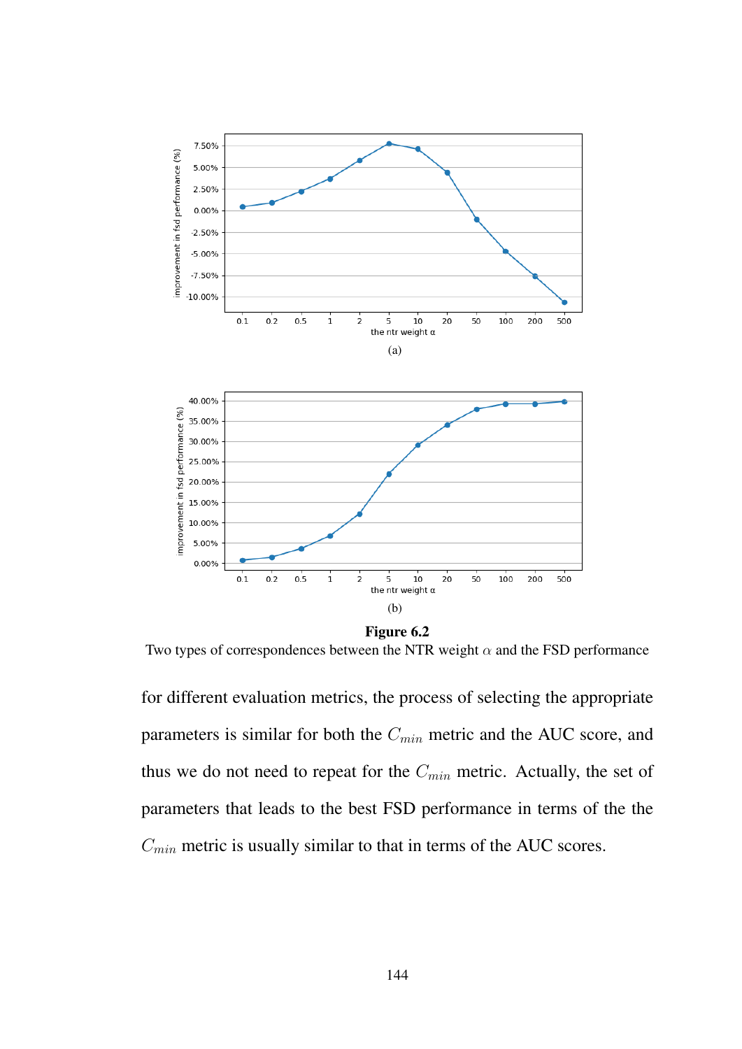**Figure 6.2**

Two types of correspondences between the NTR weight $\alpha$ and the FSD performance

for different evaluation metrics, the process of selecting the appropriate parameters is similar for both the $C_{min}$ metric and the AUC score, and thus we do not need to repeat for the $C_{min}$ metric. Actually, the set of parameters that leads to the best FSD performance in terms of the the $C_{min}$ metric is usually similar to that in terms of the AUC scores.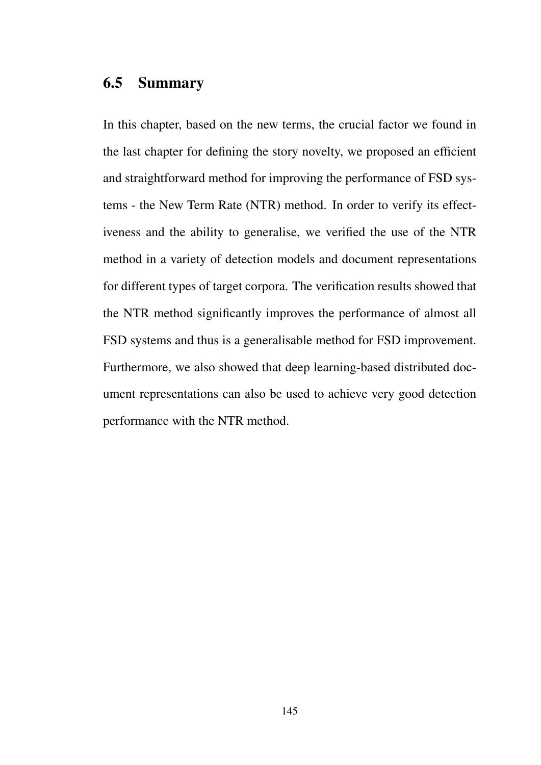## 6.5 Summary

In this chapter, based on the new terms, the crucial factor we found in the last chapter for defining the story novelty, we proposed an efficient and straightforward method for improving the performance of FSD systems - the New Term Rate (NTR) method. In order to verify its effectiveness and the ability to generalise, we verified the use of the NTR method in a variety of detection models and document representations for different types of target corpora. The verification results showed that the NTR method significantly improves the performance of almost all FSD systems and thus is a generalisable method for FSD improvement. Furthermore, we also showed that deep learning-based distributed document representations can also be used to achieve very good detection performance with the NTR method.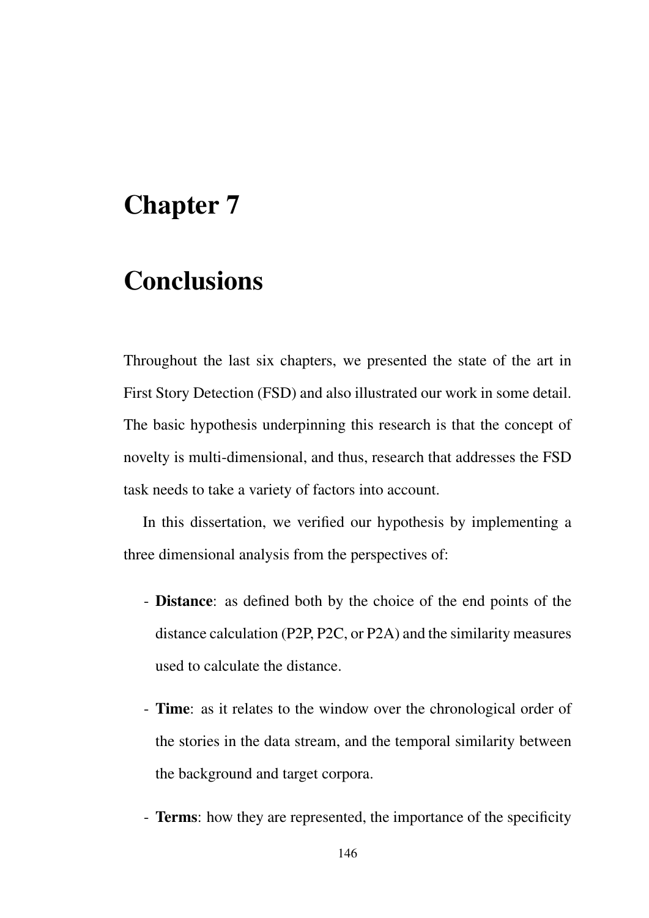# Chapter 7

# Conclusions

Throughout the last six chapters, we presented the state of the art in First Story Detection (FSD) and also illustrated our work in some detail. The basic hypothesis underpinning this research is that the concept of novelty is multi-dimensional, and thus, research that addresses the FSD task needs to take a variety of factors into account.

In this dissertation, we verified our hypothesis by implementing a three dimensional analysis from the perspectives of:

- **Distance**: as defined both by the choice of the end points of the distance calculation (P2P, P2C, or P2A) and the similarity measures used to calculate the distance.
- **Time**: as it relates to the window over the chronological order of the stories in the data stream, and the temporal similarity between the background and target corpora.
- **Terms**: how they are represented, the importance of the specificity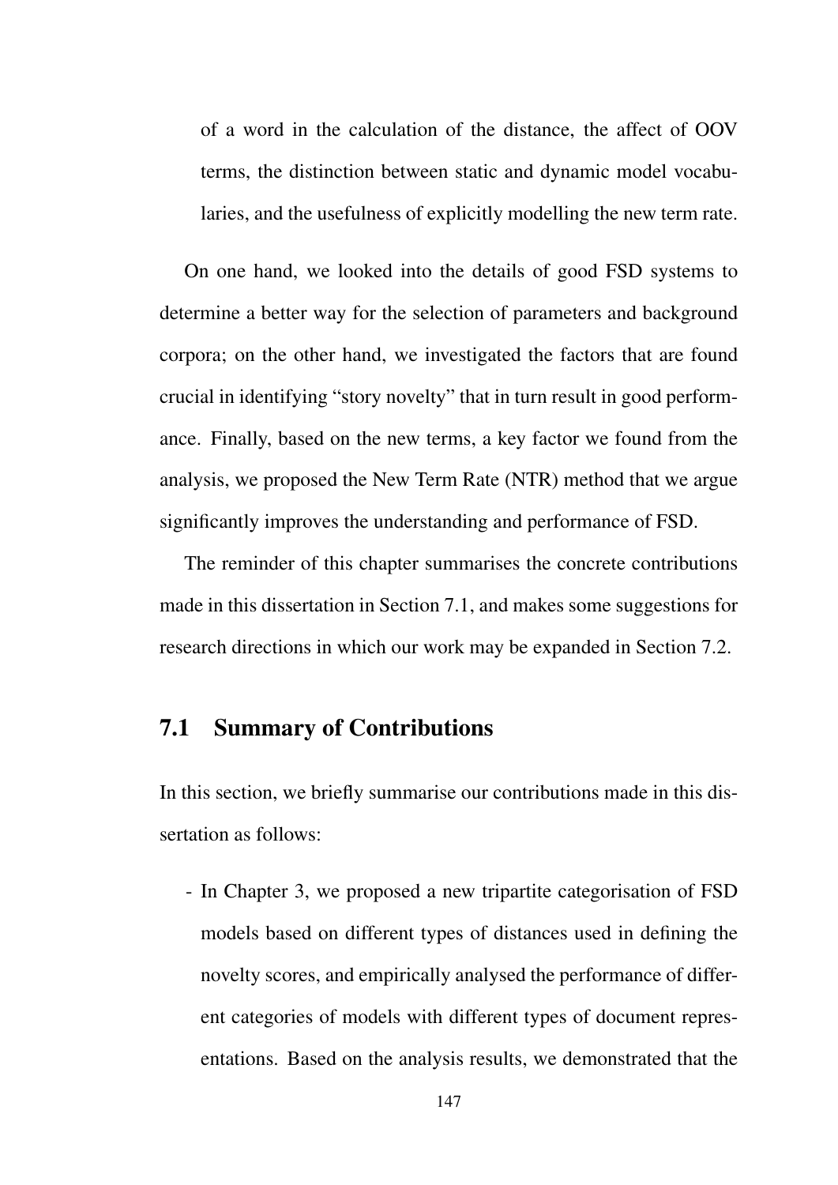of a word in the calculation of the distance, the affect of OOV terms, the distinction between static and dynamic model vocabularies, and the usefulness of explicitly modelling the new term rate.

On one hand, we looked into the details of good FSD systems to determine a better way for the selection of parameters and background corpora; on the other hand, we investigated the factors that are found crucial in identifying "story novelty" that in turn result in good performance. Finally, based on the new terms, a key factor we found from the analysis, we proposed the New Term Rate (NTR) method that we argue significantly improves the understanding and performance of FSD.

The reminder of this chapter summarises the concrete contributions made in this dissertation in Section 7.1, and makes some suggestions for research directions in which our work may be expanded in Section 7.2.

## 7.1 Summary of Contributions

In this section, we briefly summarise our contributions made in this dissertation as follows:

- In Chapter 3, we proposed a new tripartite categorisation of FSD models based on different types of distances used in defining the novelty scores, and empirically analysed the performance of different categories of models with different types of document representations. Based on the analysis results, we demonstrated that the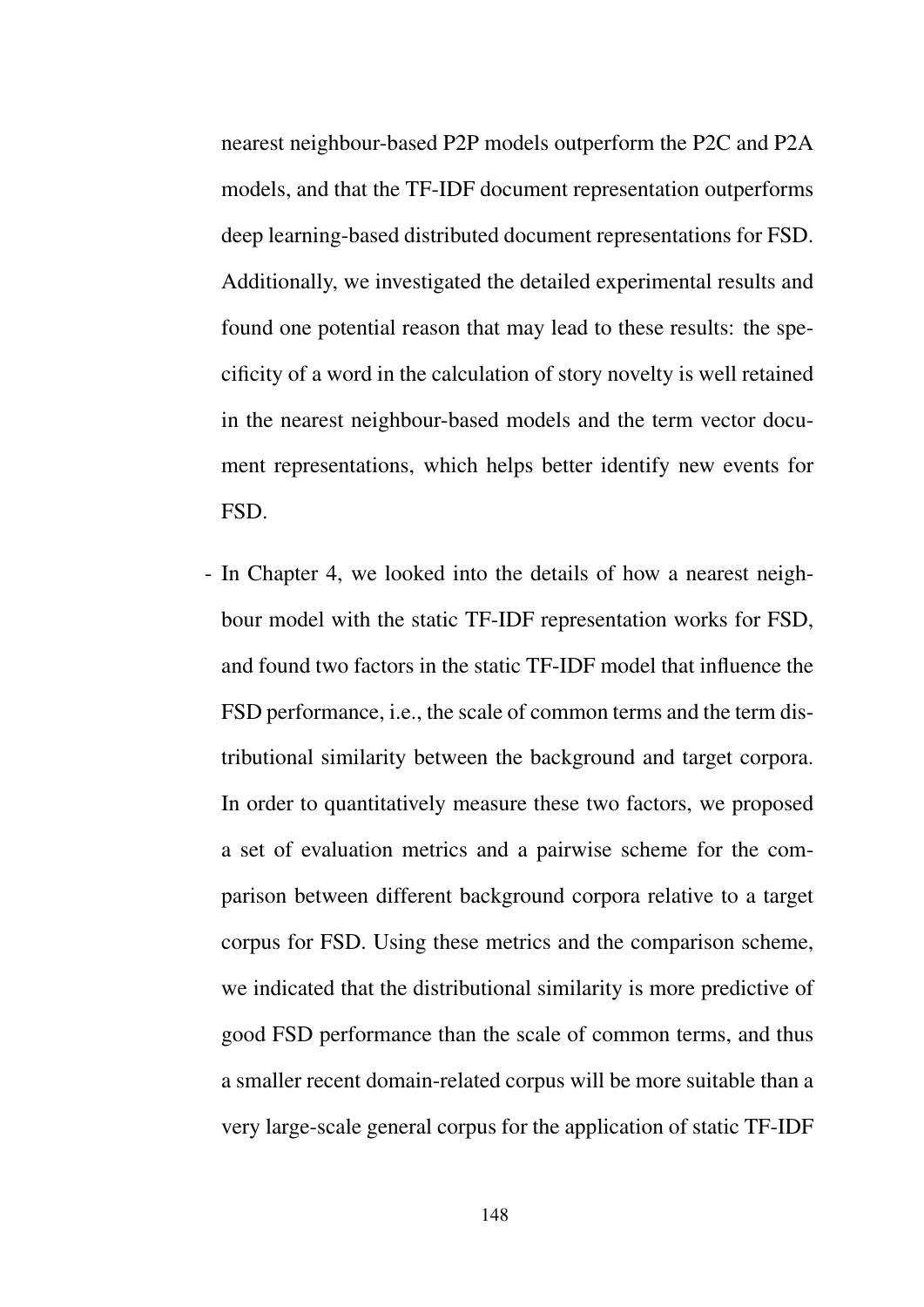nearest neighbour-based P2P models outperform the P2C and P2A models, and that the TF-IDF document representation outperforms deep learning-based distributed document representations for FSD. Additionally, we investigated the detailed experimental results and found one potential reason that may lead to these results: the specificity of a word in the calculation of story novelty is well retained in the nearest neighbour-based models and the term vector document representations, which helps better identify new events for FSD.

- In Chapter 4, we looked into the details of how a nearest neighbour model with the static TF-IDF representation works for FSD, and found two factors in the static TF-IDF model that influence the FSD performance, i.e., the scale of common terms and the term distributional similarity between the background and target corpora. In order to quantitatively measure these two factors, we proposed a set of evaluation metrics and a pairwise scheme for the comparison between different background corpora relative to a target corpus for FSD. Using these metrics and the comparison scheme, we indicated that the distributional similarity is more predictive of good FSD performance than the scale of common terms, and thus a smaller recent domain-related corpus will be more suitable than a very large-scale general corpus for the application of static TF-IDF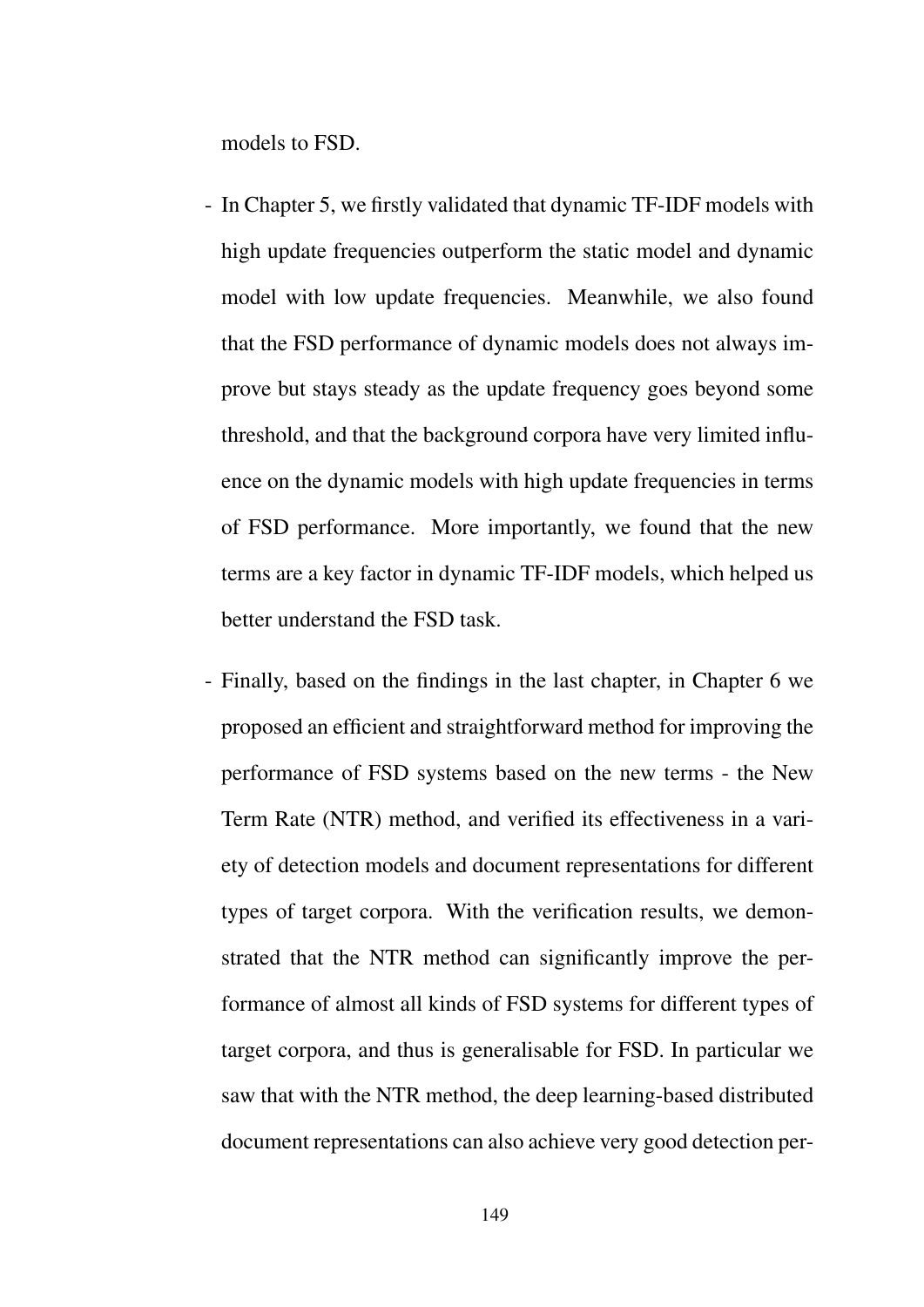models to FSD.

- In Chapter 5, we firstly validated that dynamic TF-IDF models with high update frequencies outperform the static model and dynamic model with low update frequencies. Meanwhile, we also found that the FSD performance of dynamic models does not always improve but stays steady as the update frequency goes beyond some threshold, and that the background corpora have very limited influence on the dynamic models with high update frequencies in terms of FSD performance. More importantly, we found that the new terms are a key factor in dynamic TF-IDF models, which helped us better understand the FSD task.

- Finally, based on the findings in the last chapter, in Chapter 6 we proposed an efficient and straightforward method for improving the performance of FSD systems based on the new terms - the New Term Rate (NTR) method, and verified its effectiveness in a variety of detection models and document representations for different types of target corpora. With the verification results, we demonstrated that the NTR method can significantly improve the performance of almost all kinds of FSD systems for different types of target corpora, and thus is generalisable for FSD. In particular we saw that with the NTR method, the deep learning-based distributed document representations can also achieve very good detection per-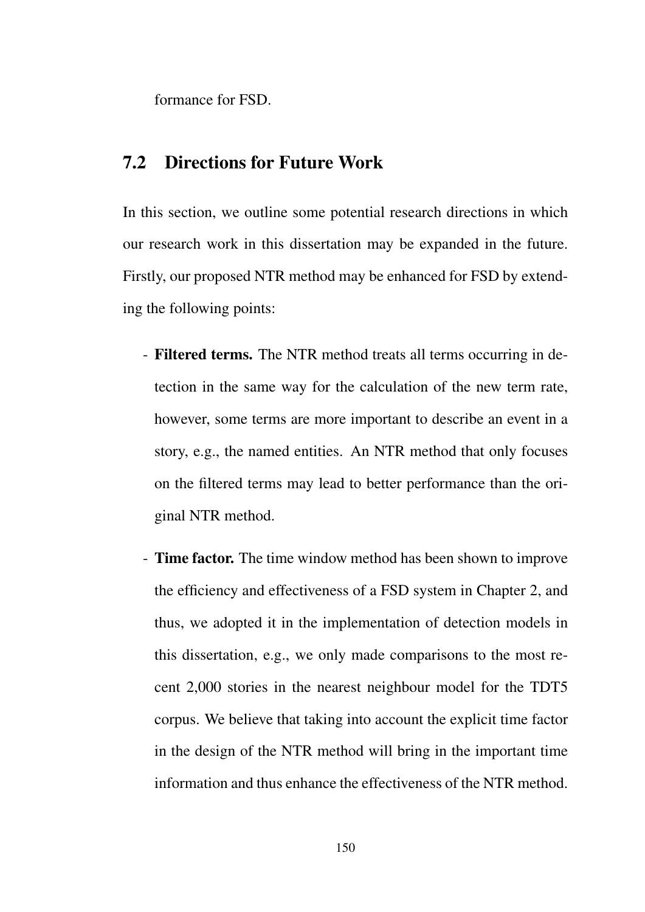formance for FSD.

## 7.2 Directions for Future Work

In this section, we outline some potential research directions in which our research work in this dissertation may be expanded in the future. Firstly, our proposed NTR method may be enhanced for FSD by extending the following points:

- **Filtered terms.** The NTR method treats all terms occurring in detection in the same way for the calculation of the new term rate, however, some terms are more important to describe an event in a story, e.g., the named entities. An NTR method that only focuses on the filtered terms may lead to better performance than the original NTR method.
- **Time factor.** The time window method has been shown to improve the efficiency and effectiveness of a FSD system in Chapter 2, and thus, we adopted it in the implementation of detection models in this dissertation, e.g., we only made comparisons to the most recent 2,000 stories in the nearest neighbour model for the TDT5 corpus. We believe that taking into account the explicit time factor in the design of the NTR method will bring in the important time information and thus enhance the effectiveness of the NTR method.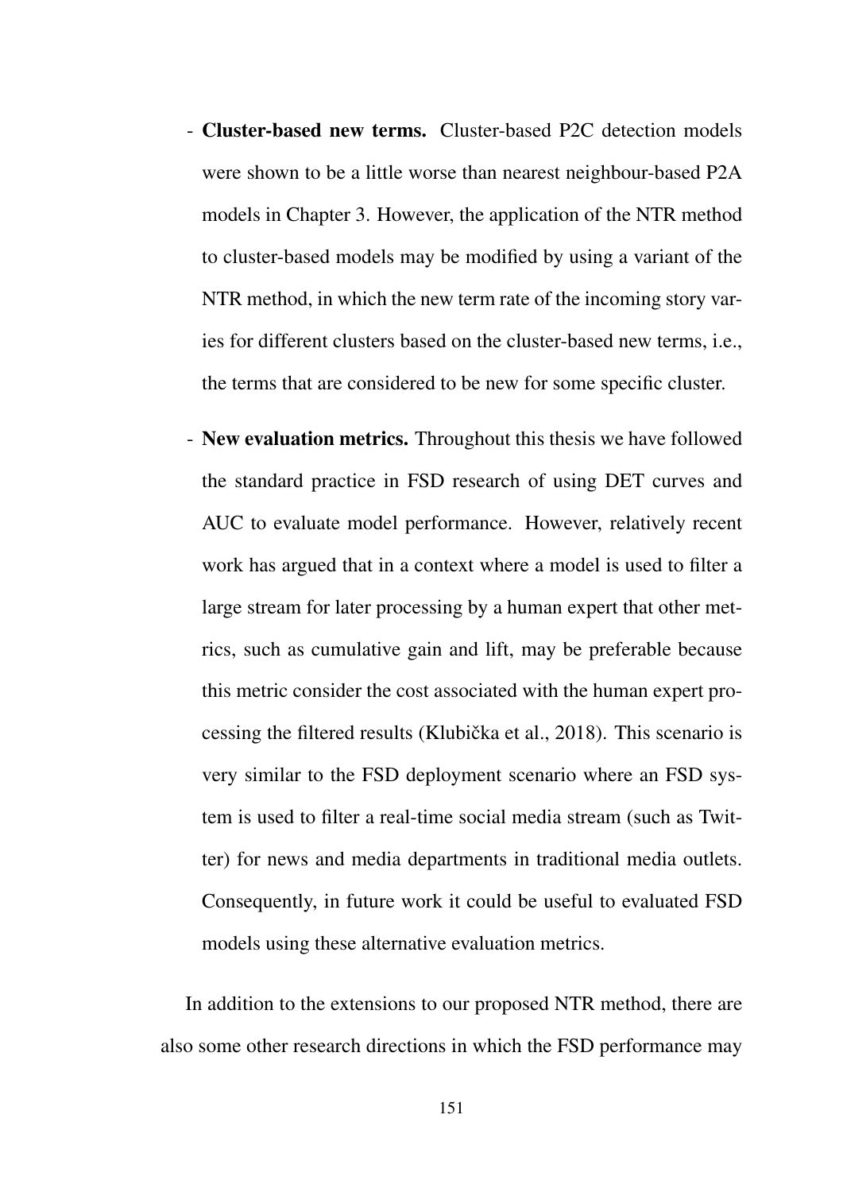- **Cluster-based new terms.** Cluster-based P2C detection models were shown to be a little worse than nearest neighbour-based P2A models in Chapter 3. However, the application of the NTR method to cluster-based models may be modified by using a variant of the NTR method, in which the new term rate of the incoming story varies for different clusters based on the cluster-based new terms, i.e., the terms that are considered to be new for some specific cluster.

- **New evaluation metrics.** Throughout this thesis we have followed the standard practice in FSD research of using DET curves and AUC to evaluate model performance. However, relatively recent work has argued that in a context where a model is used to filter a large stream for later processing by a human expert that other metrics, such as cumulative gain and lift, may be preferable because this metric consider the cost associated with the human expert processing the filtered results (Klubička et al., 2018). This scenario is very similar to the FSD deployment scenario where an FSD system is used to filter a real-time social media stream (such as Twitter) for news and media departments in traditional media outlets. Consequently, in future work it could be useful to evaluated FSD models using these alternative evaluation metrics.

In addition to the extensions to our proposed NTR method, there are also some other research directions in which the FSD performance may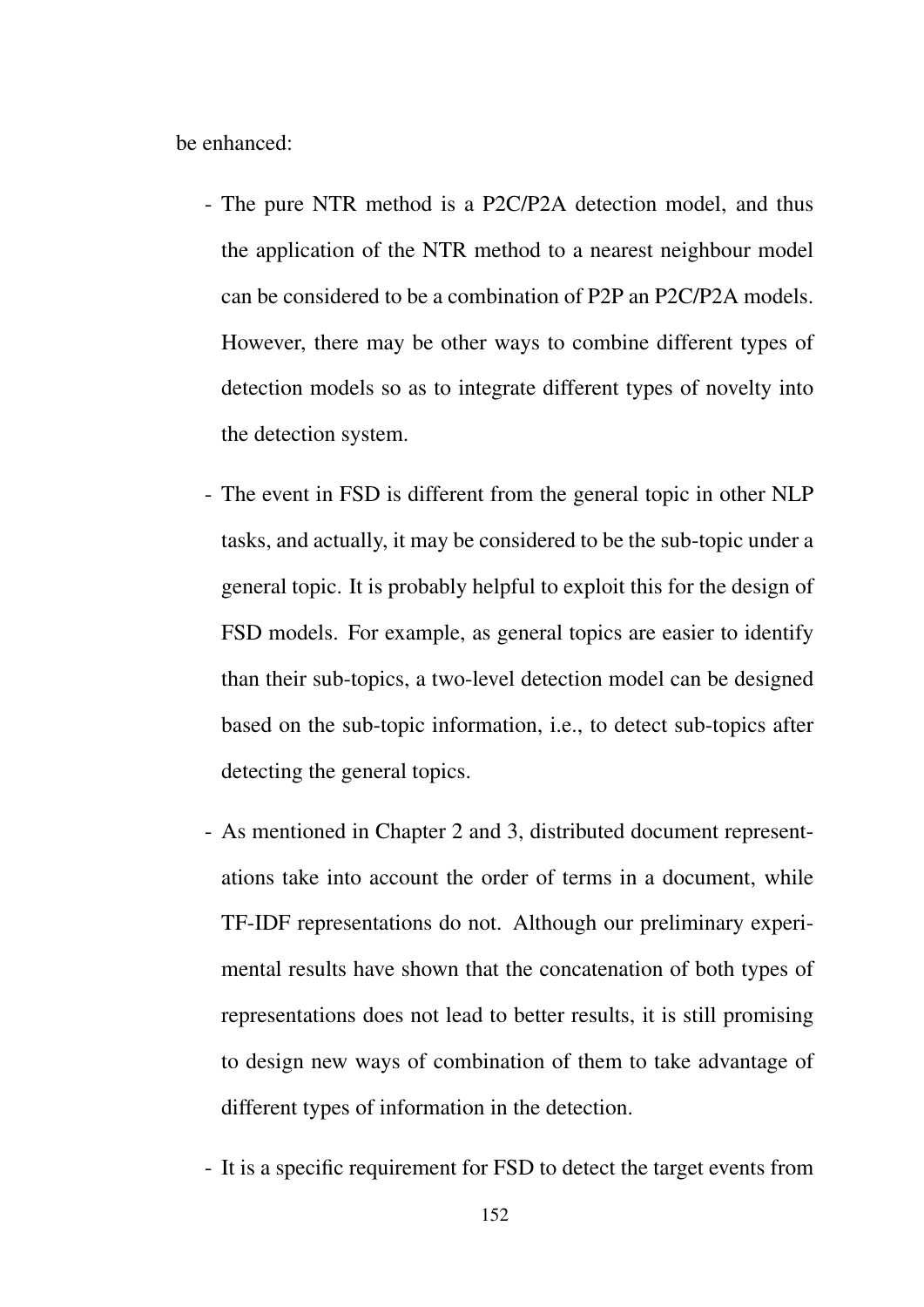be enhanced:

- The pure NTR method is a P2C/P2A detection model, and thus the application of the NTR method to a nearest neighbour model can be considered to be a combination of P2P an P2C/P2A models. However, there may be other ways to combine different types of detection models so as to integrate different types of novelty into the detection system.
- The event in FSD is different from the general topic in other NLP tasks, and actually, it may be considered to be the sub-topic under a general topic. It is probably helpful to exploit this for the design of FSD models. For example, as general topics are easier to identify than their sub-topics, a two-level detection model can be designed based on the sub-topic information, i.e., to detect sub-topics after detecting the general topics.
- As mentioned in Chapter 2 and 3, distributed document representations take into account the order of terms in a document, while TF-IDF representations do not. Although our preliminary experimental results have shown that the concatenation of both types of representations does not lead to better results, it is still promising to design new ways of combination of them to take advantage of different types of information in the detection.
- It is a specific requirement for FSD to detect the target events from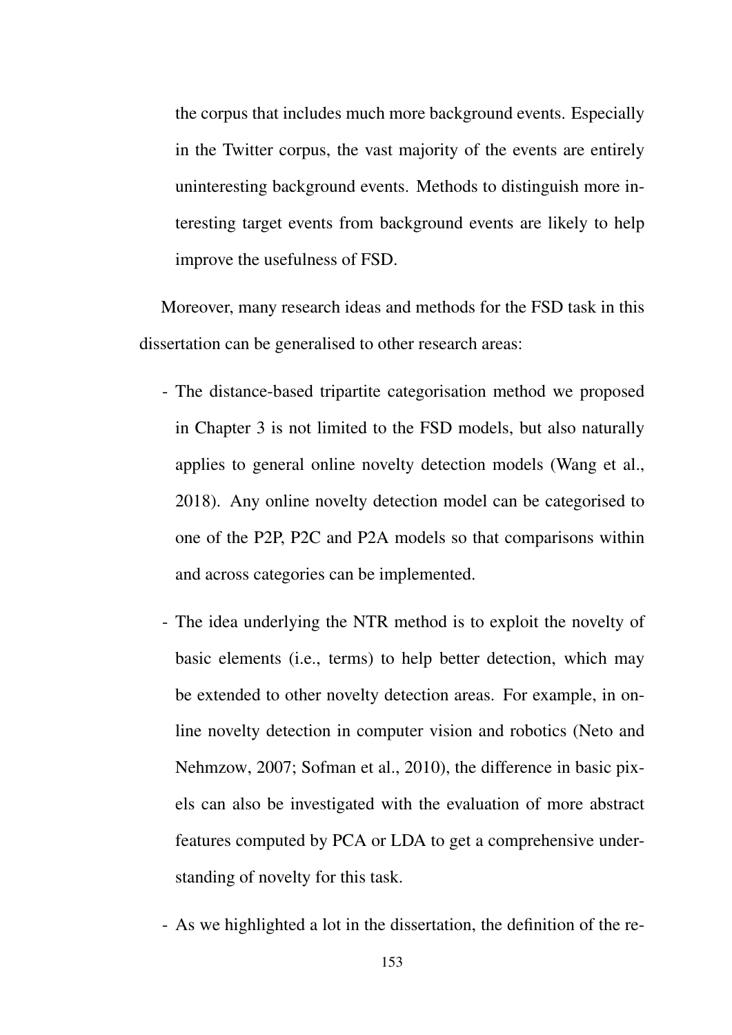the corpus that includes much more background events. Especially in the Twitter corpus, the vast majority of the events are entirely uninteresting background events. Methods to distinguish more interesting target events from background events are likely to help improve the usefulness of FSD.

Moreover, many research ideas and methods for the FSD task in this dissertation can be generalised to other research areas:

- The distance-based tripartite categorisation method we proposed in Chapter 3 is not limited to the FSD models, but also naturally applies to general online novelty detection models (Wang et al., 2018). Any online novelty detection model can be categorised to one of the P2P, P2C and P2A models so that comparisons within and across categories can be implemented.
- The idea underlying the NTR method is to exploit the novelty of basic elements (i.e., terms) to help better detection, which may be extended to other novelty detection areas. For example, in online novelty detection in computer vision and robotics (Neto and Nehmzow, 2007; Sofman et al., 2010), the difference in basic pixels can also be investigated with the evaluation of more abstract features computed by PCA or LDA to get a comprehensive understanding of novelty for this task.
- As we highlighted a lot in the dissertation, the definition of the re-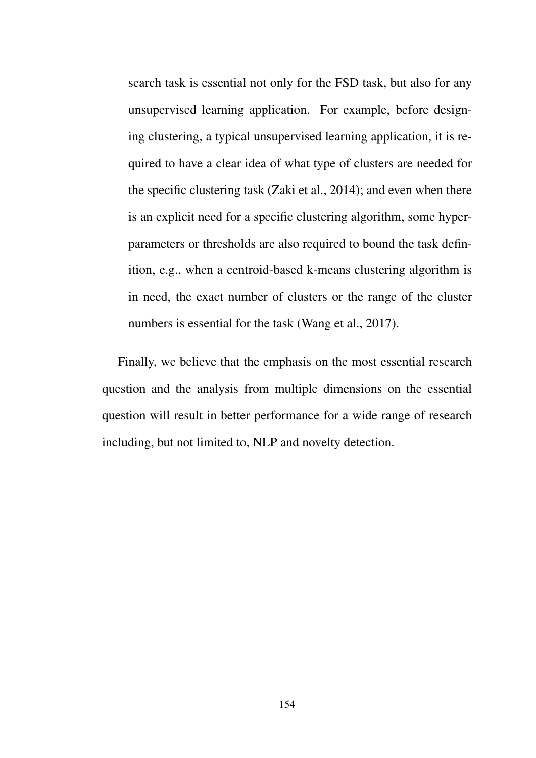search task is essential not only for the FSD task, but also for any unsupervised learning application. For example, before designing clustering, a typical unsupervised learning application, it is required to have a clear idea of what type of clusters are needed for the specific clustering task (Zaki et al., 2014); and even when there is an explicit need for a specific clustering algorithm, some hyper-parameters or thresholds are also required to bound the task definition, e.g., when a centroid-based k-means clustering algorithm is in need, the exact number of clusters or the range of the cluster numbers is essential for the task (Wang et al., 2017).

Finally, we believe that the emphasis on the most essential research question and the analysis from multiple dimensions on the essential question will result in better performance for a wide range of research including, but not limited to, NLP and novelty detection.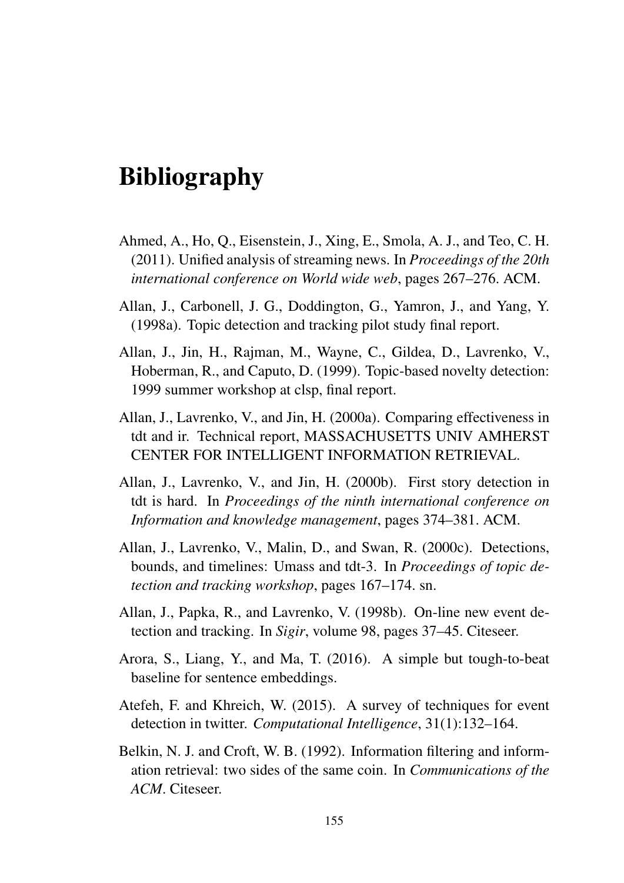# Bibliography

Ahmed, A., Ho, Q., Eisenstein, J., Xing, E., Smola, A. J., and Teo, C. H. (2011). Unified analysis of streaming news. In *Proceedings of the 20th international conference on World wide web*, pages 267–276. ACM.

Allan, J., Carbonell, J. G., Doddington, G., Yamron, J., and Yang, Y. (1998a). Topic detection and tracking pilot study final report.

Allan, J., Jin, H., Rajman, M., Wayne, C., Gildea, D., Lavrenko, V., Hoberman, R., and Caputo, D. (1999). Topic-based novelty detection: 1999 summer workshop at clsp, final report.

Allan, J., Lavrenko, V., and Jin, H. (2000a). Comparing effectiveness in tdt and ir. Technical report, MASSACHUSETTS UNIV AMHERST CENTER FOR INTELLIGENT INFORMATION RETRIEVAL.

Allan, J., Lavrenko, V., and Jin, H. (2000b). First story detection in tdt is hard. In *Proceedings of the ninth international conference on Information and knowledge management*, pages 374–381. ACM.

Allan, J., Lavrenko, V., Malin, D., and Swan, R. (2000c). Detections, bounds, and timelines: Umass and tdt-3. In *Proceedings of topic detection and tracking workshop*, pages 167–174. sn.

Allan, J., Papka, R., and Lavrenko, V. (1998b). On-line new event detection and tracking. In *Sigir*, volume 98, pages 37–45. Citeseer.

Arora, S., Liang, Y., and Ma, T. (2016). A simple but tough-to-beat baseline for sentence embeddings.

Atefeh, F. and Khreich, W. (2015). A survey of techniques for event detection in twitter. *Computational Intelligence*, 31(1):132–164.

Belkin, N. J. and Croft, W. B. (1992). Information filtering and information retrieval: two sides of the same coin. In *Communications of the ACM*. Citeseer.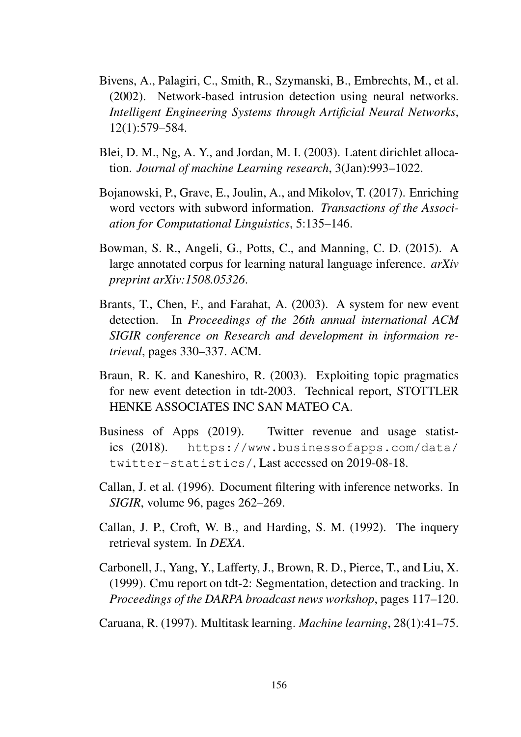Bivens, A., Palagiri, C., Smith, R., Szymanski, B., Embrechts, M., et al. (2002). Network-based intrusion detection using neural networks. *Intelligent Engineering Systems through Artificial Neural Networks*, 12(1):579–584.

Blei, D. M., Ng, A. Y., and Jordan, M. I. (2003). Latent dirichlet allocation. *Journal of machine Learning research*, 3(Jan):993–1022.

Bojanowski, P., Grave, E., Joulin, A., and Mikolov, T. (2017). Enriching word vectors with subword information. *Transactions of the Association for Computational Linguistics*, 5:135–146.

Bowman, S. R., Angeli, G., Potts, C., and Manning, C. D. (2015). A large annotated corpus for learning natural language inference. *arXiv preprint arXiv:1508.05326*.

Brants, T., Chen, F., and Farahat, A. (2003). A system for new event detection. In *Proceedings of the 26th annual international ACM SIGIR conference on Research and development in informaion retrieval*, pages 330–337. ACM.

Braun, R. K. and Kaneshiro, R. (2003). Exploiting topic pragmatics for new event detection in tdt-2003. Technical report, STOTTLER HENKE ASSOCIATES INC SAN MATEO CA.

Business of Apps (2019). Twitter revenue and usage statistics (2018). `https://www.businessofapps.com/data/twitter-statistics/`, Last accessed on 2019-08-18.

Callan, J. et al. (1996). Document filtering with inference networks. In *SIGIR*, volume 96, pages 262–269.

Callan, J. P., Croft, W. B., and Harding, S. M. (1992). The inquery retrieval system. In *DEXA*.

Carbonell, J., Yang, Y., Lafferty, J., Brown, R. D., Pierce, T., and Liu, X. (1999). Cmu report on tdt-2: Segmentation, detection and tracking. In *Proceedings of the DARPA broadcast news workshop*, pages 117–120.

Caruana, R. (1997). Multitask learning. *Machine learning*, 28(1):41–75.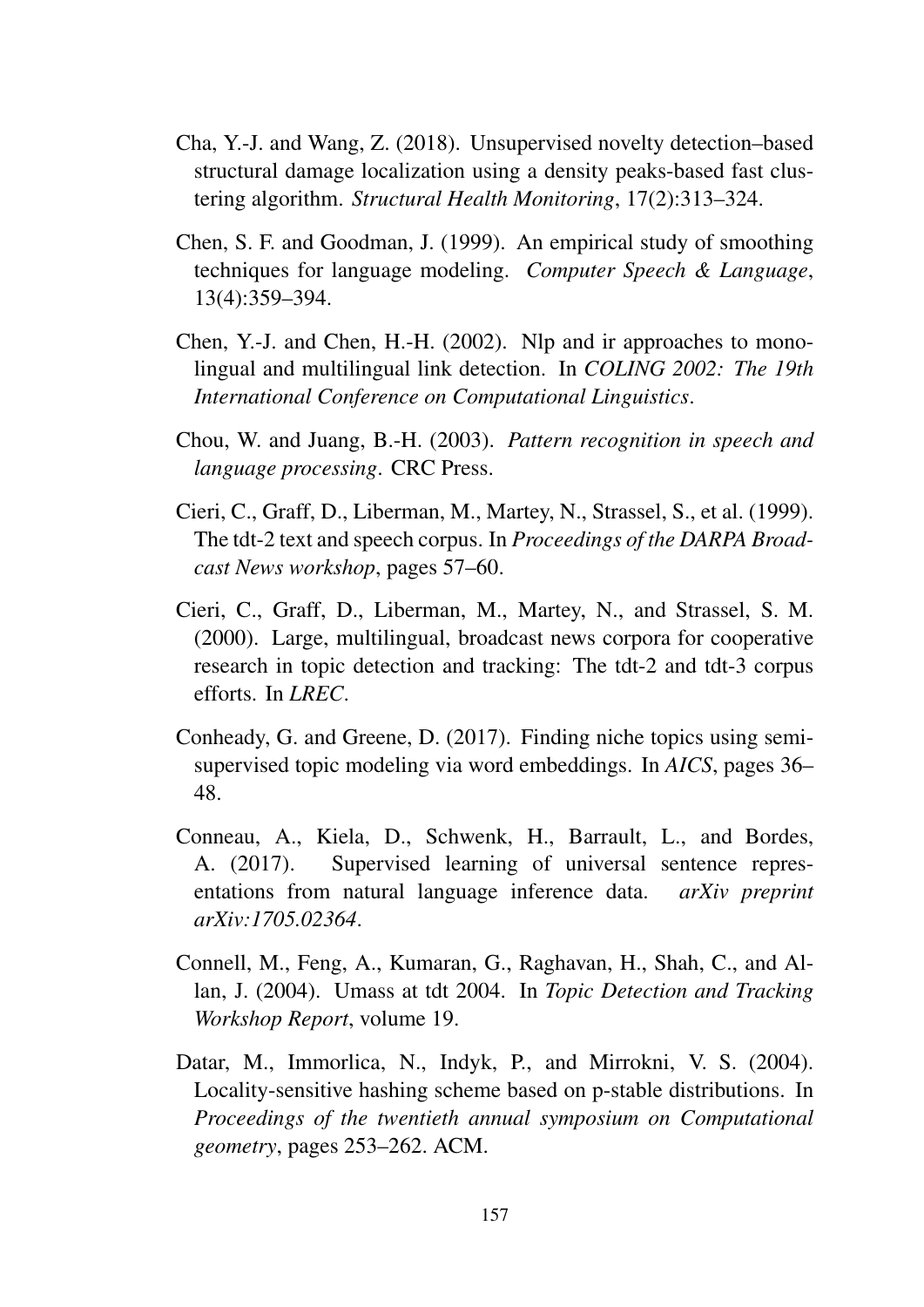Cha, Y.-J. and Wang, Z. (2018). Unsupervised novelty detection–based structural damage localization using a density peaks-based fast clustering algorithm. *Structural Health Monitoring*, 17(2):313–324.

Chen, S. F. and Goodman, J. (1999). An empirical study of smoothing techniques for language modeling. *Computer Speech & Language*, 13(4):359–394.

Chen, Y.-J. and Chen, H.-H. (2002). Nlp and ir approaches to monolingual and multilingual link detection. In *COLING 2002: The 19th International Conference on Computational Linguistics*.

Chou, W. and Juang, B.-H. (2003). *Pattern recognition in speech and language processing*. CRC Press.

Cieri, C., Graff, D., Liberman, M., Martey, N., Strassel, S., et al. (1999). The tdt-2 text and speech corpus. In *Proceedings of the DARPA Broadcast News workshop*, pages 57–60.

Cieri, C., Graff, D., Liberman, M., Martey, N., and Strassel, S. M. (2000). Large, multilingual, broadcast news corpora for cooperative research in topic detection and tracking: The tdt-2 and tdt-3 corpus efforts. In *LREC*.

Conheady, G. and Greene, D. (2017). Finding niche topics using semi-supervised topic modeling via word embeddings. In *AICS*, pages 36–48.

Conneau, A., Kiela, D., Schwenk, H., Barrault, L., and Bordes, A. (2017). Supervised learning of universal sentence representations from natural language inference data. *arXiv preprint arXiv:1705.02364*.

Connell, M., Feng, A., Kumaran, G., Raghavan, H., Shah, C., and Allan, J. (2004). Umass at tdt 2004. In *Topic Detection and Tracking Workshop Report*, volume 19.

Datar, M., Immorlica, N., Indyk, P., and Mirrokni, V. S. (2004). Locality-sensitive hashing scheme based on p-stable distributions. In *Proceedings of the twentieth annual symposium on Computational geometry*, pages 253–262. ACM.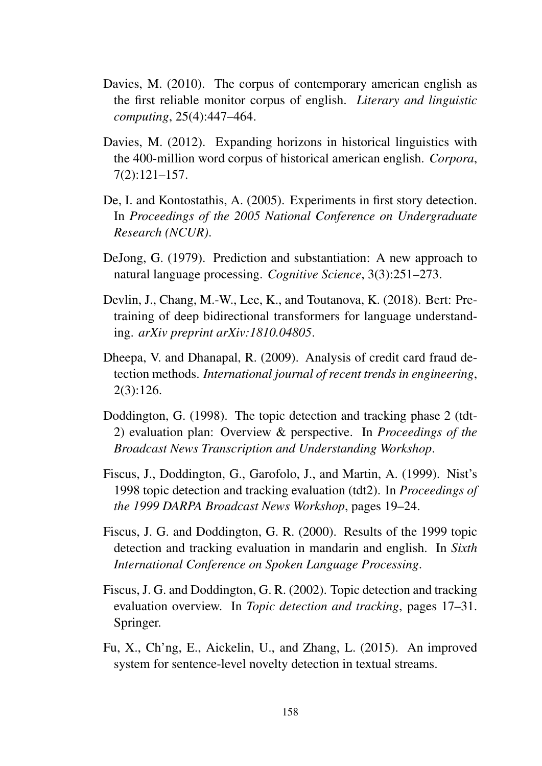Davies, M. (2010). The corpus of contemporary american english as the first reliable monitor corpus of english. *Literary and linguistic computing*, 25(4):447–464.

Davies, M. (2012). Expanding horizons in historical linguistics with the 400-million word corpus of historical american english. *Corpora*, 7(2):121–157.

De, I. and Kontostathis, A. (2005). Experiments in first story detection. In *Proceedings of the 2005 National Conference on Undergraduate Research (NCUR)*.

DeJong, G. (1979). Prediction and substantiation: A new approach to natural language processing. *Cognitive Science*, 3(3):251–273.

Devlin, J., Chang, M.-W., Lee, K., and Toutanova, K. (2018). Bert: Pre-training of deep bidirectional transformers for language understanding. *arXiv preprint arXiv:1810.04805*.

Dheepa, V. and Dhanapal, R. (2009). Analysis of credit card fraud detection methods. *International journal of recent trends in engineering*, 2(3):126.

Doddington, G. (1998). The topic detection and tracking phase 2 (tdt-2) evaluation plan: Overview & perspective. In *Proceedings of the Broadcast News Transcription and Understanding Workshop*.

Fiscus, J., Doddington, G., Garofolo, J., and Martin, A. (1999). Nist's 1998 topic detection and tracking evaluation (tdt2). In *Proceedings of the 1999 DARPA Broadcast News Workshop*, pages 19–24.

Fiscus, J. G. and Doddington, G. R. (2000). Results of the 1999 topic detection and tracking evaluation in mandarin and english. In *Sixth International Conference on Spoken Language Processing*.

Fiscus, J. G. and Doddington, G. R. (2002). Topic detection and tracking evaluation overview. In *Topic detection and tracking*, pages 17–31. Springer.

Fu, X., Ch'ng, E., Aickelin, U., and Zhang, L. (2015). An improved system for sentence-level novelty detection in textual streams.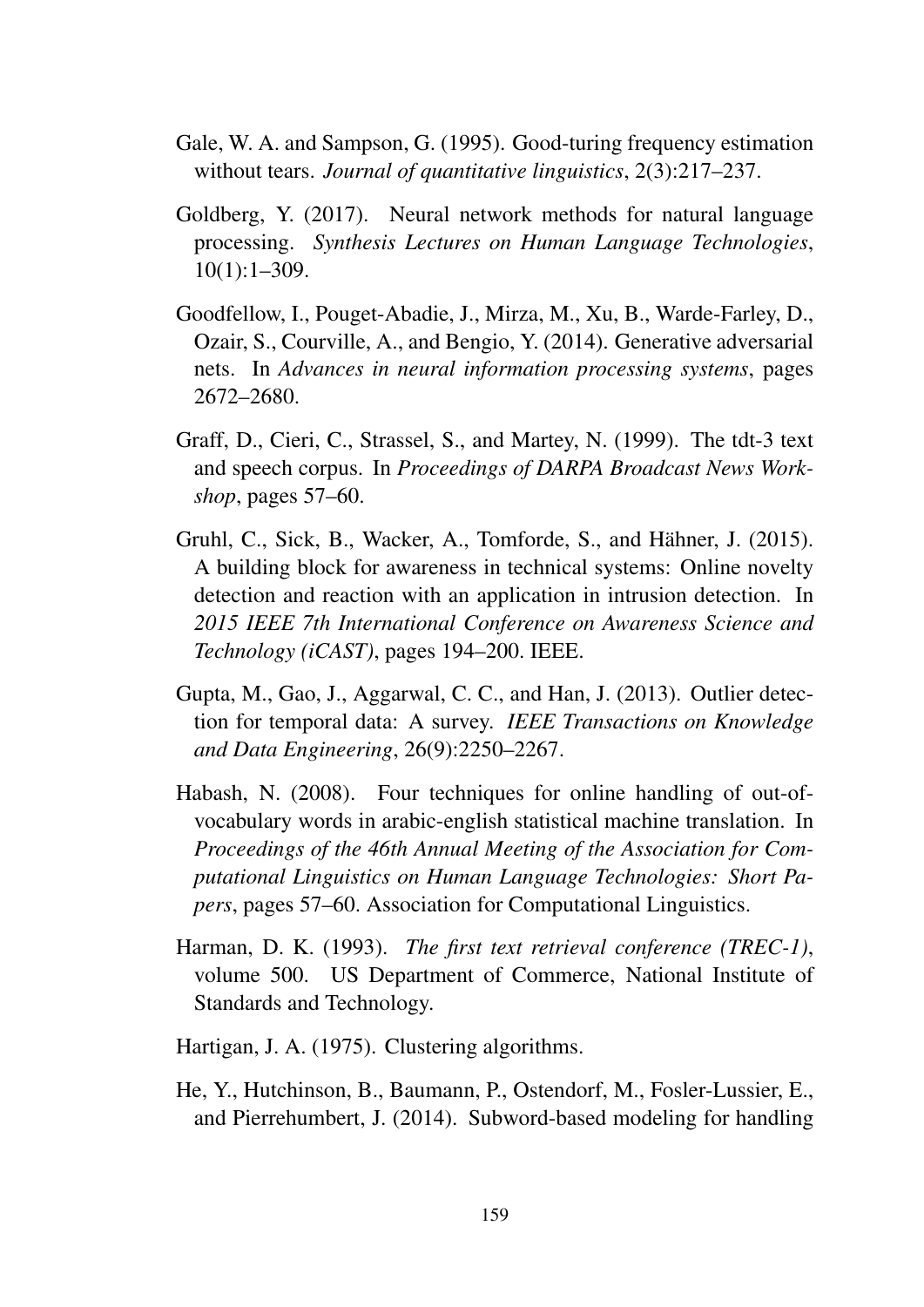Gale, W. A. and Sampson, G. (1995). Good-turing frequency estimation without tears. *Journal of quantitative linguistics*, 2(3):217–237.

Goldberg, Y. (2017). Neural network methods for natural language processing. *Synthesis Lectures on Human Language Technologies*, 10(1):1–309.

Goodfellow, I., Pouget-Abadie, J., Mirza, M., Xu, B., Warde-Farley, D., Ozair, S., Courville, A., and Bengio, Y. (2014). Generative adversarial nets. In *Advances in neural information processing systems*, pages 2672–2680.

Graff, D., Cieri, C., Strassel, S., and Martey, N. (1999). The tdt-3 text and speech corpus. In *Proceedings of DARPA Broadcast News Workshop*, pages 57–60.

Gruhl, C., Sick, B., Wacker, A., Tomforde, S., and Hähner, J. (2015). A building block for awareness in technical systems: Online novelty detection and reaction with an application in intrusion detection. In *2015 IEEE 7th International Conference on Awareness Science and Technology (iCAST)*, pages 194–200. IEEE.

Gupta, M., Gao, J., Aggarwal, C. C., and Han, J. (2013). Outlier detection for temporal data: A survey. *IEEE Transactions on Knowledge and Data Engineering*, 26(9):2250–2267.

Habash, N. (2008). Four techniques for online handling of out-of-vocabulary words in arabic-english statistical machine translation. In *Proceedings of the 46th Annual Meeting of the Association for Computational Linguistics on Human Language Technologies: Short Papers*, pages 57–60. Association for Computational Linguistics.

Harman, D. K. (1993). *The first text retrieval conference (TREC-1)*, volume 500. US Department of Commerce, National Institute of Standards and Technology.

Hartigan, J. A. (1975). Clustering algorithms.

He, Y., Hutchinson, B., Baumann, P., Ostendorf, M., Fosler-Lussier, E., and Pierrehumbert, J. (2014). Subword-based modeling for handling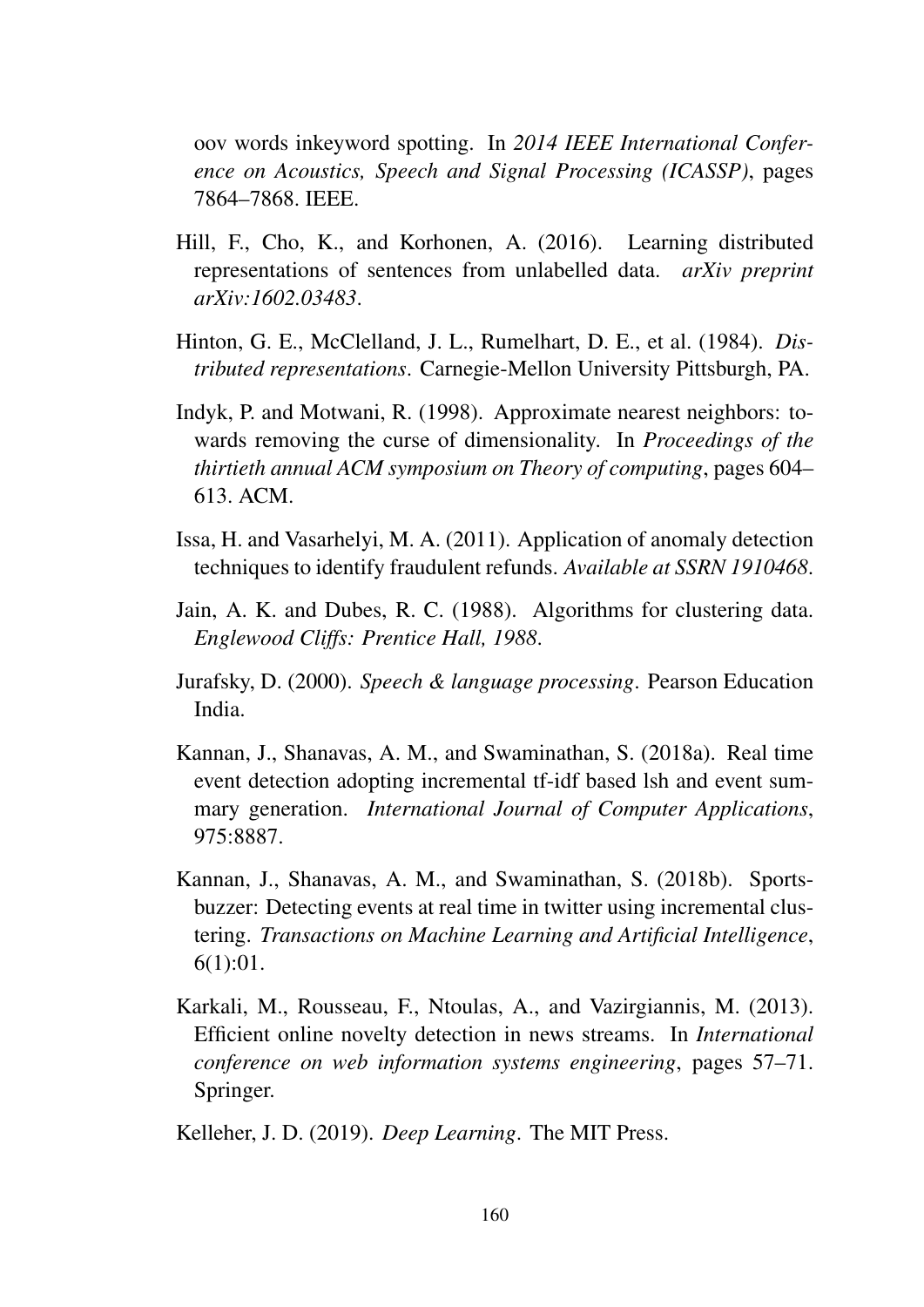oov words inkeyword spotting. In *2014 IEEE International Conference on Acoustics, Speech and Signal Processing (ICASSP)*, pages 7864–7868. IEEE.

Hill, F., Cho, K., and Korhonen, A. (2016). Learning distributed representations of sentences from unlabelled data. *arXiv preprint arXiv:1602.03483*.

Hinton, G. E., McClelland, J. L., Rumelhart, D. E., et al. (1984). *Distributed representations*. Carnegie-Mellon University Pittsburgh, PA.

Indyk, P. and Motwani, R. (1998). Approximate nearest neighbors: towards removing the curse of dimensionality. In *Proceedings of the thirtieth annual ACM symposium on Theory of computing*, pages 604–613. ACM.

Issa, H. and Vasarhelyi, M. A. (2011). Application of anomaly detection techniques to identify fraudulent refunds. *Available at SSRN 1910468*.

Jain, A. K. and Dubes, R. C. (1988). Algorithms for clustering data. *Englewood Cliffs: Prentice Hall, 1988*.

Jurafsky, D. (2000). *Speech & language processing*. Pearson Education India.

Kannan, J., Shanavas, A. M., and Swaminathan, S. (2018a). Real time event detection adopting incremental tf-idf based lsh and event summary generation. *International Journal of Computer Applications*, 975:8887.

Kannan, J., Shanavas, A. M., and Swaminathan, S. (2018b). Sportsbuzzer: Detecting events at real time in twitter using incremental clustering. *Transactions on Machine Learning and Artificial Intelligence*, 6(1):01.

Karkali, M., Rousseau, F., Ntoulas, A., and Vazirgiannis, M. (2013). Efficient online novelty detection in news streams. In *International conference on web information systems engineering*, pages 57–71. Springer.

Kelleher, J. D. (2019). *Deep Learning*. The MIT Press.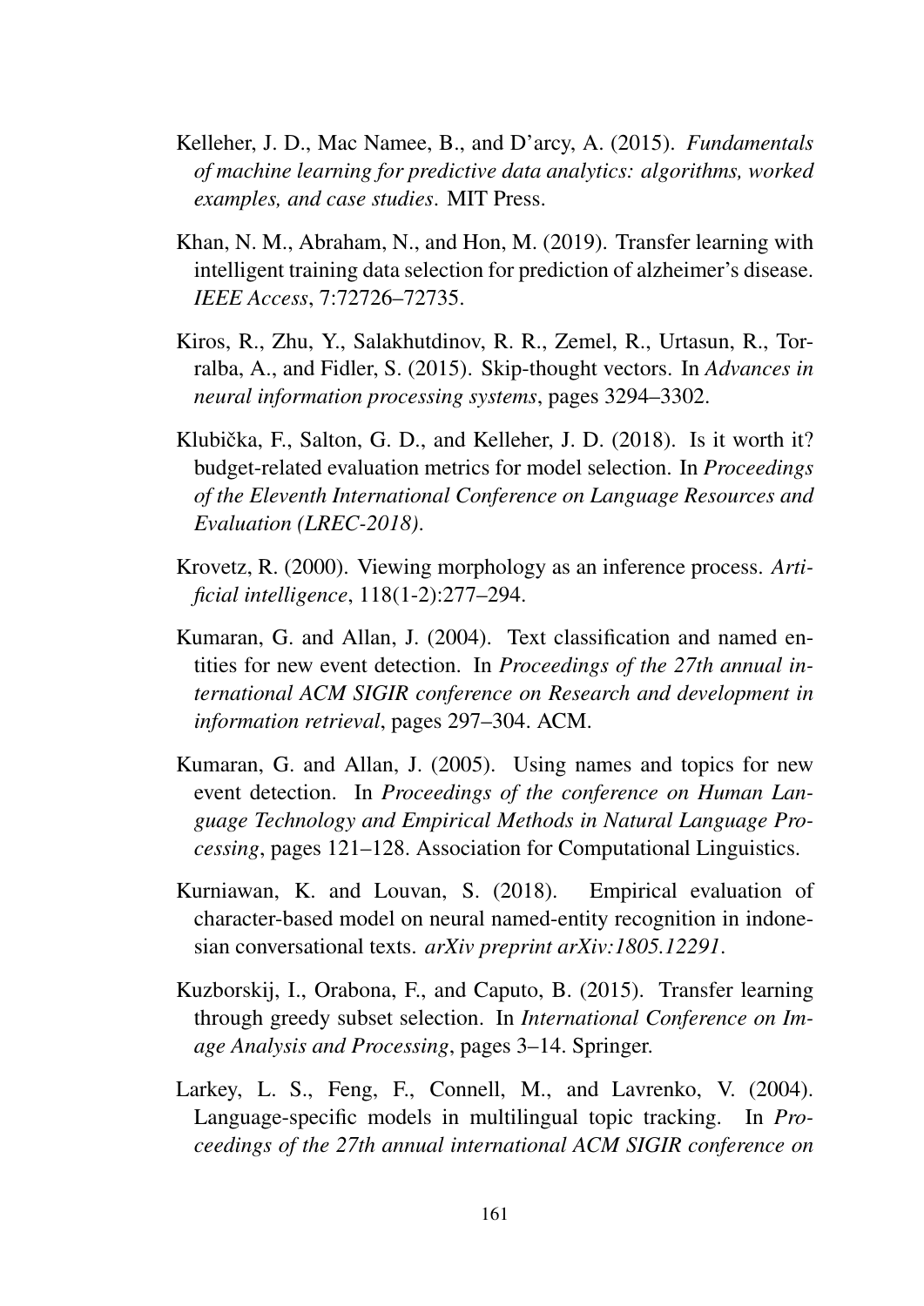Kelleher, J. D., Mac Namee, B., and D'arcy, A. (2015). *Fundamentals of machine learning for predictive data analytics: algorithms, worked examples, and case studies*. MIT Press.

Khan, N. M., Abraham, N., and Hon, M. (2019). Transfer learning with intelligent training data selection for prediction of alzheimer's disease. *IEEE Access*, 7:72726–72735.

Kiros, R., Zhu, Y., Salakhutdinov, R. R., Zemel, R., Urtasun, R., Torralba, A., and Fidler, S. (2015). Skip-thought vectors. In *Advances in neural information processing systems*, pages 3294–3302.

Klubička, F., Salton, G. D., and Kelleher, J. D. (2018). Is it worth it? budget-related evaluation metrics for model selection. In *Proceedings of the Eleventh International Conference on Language Resources and Evaluation (LREC-2018)*.

Krovetz, R. (2000). Viewing morphology as an inference process. *Artificial intelligence*, 118(1-2):277–294.

Kumaran, G. and Allan, J. (2004). Text classification and named entities for new event detection. In *Proceedings of the 27th annual international ACM SIGIR conference on Research and development in information retrieval*, pages 297–304. ACM.

Kumaran, G. and Allan, J. (2005). Using names and topics for new event detection. In *Proceedings of the conference on Human Language Technology and Empirical Methods in Natural Language Processing*, pages 121–128. Association for Computational Linguistics.

Kurniawan, K. and Louvan, S. (2018). Empirical evaluation of character-based model on neural named-entity recognition in indonesian conversational texts. *arXiv preprint arXiv:1805.12291*.

Kuzborskij, I., Orabona, F., and Caputo, B. (2015). Transfer learning through greedy subset selection. In *International Conference on Image Analysis and Processing*, pages 3–14. Springer.

Larkey, L. S., Feng, F., Connell, M., and Lavrenko, V. (2004). Language-specific models in multilingual topic tracking. In *Proceedings of the 27th annual international ACM SIGIR conference on*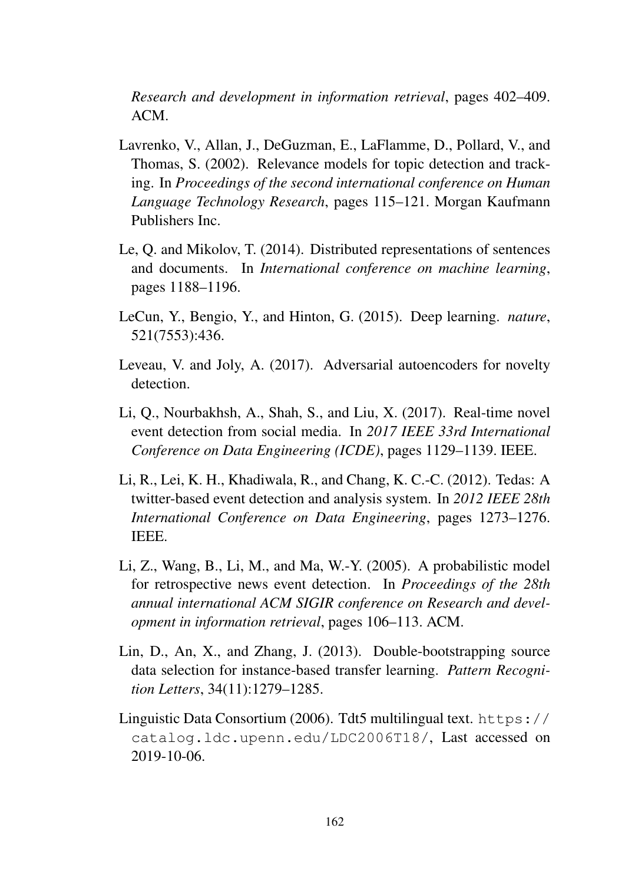*Research and development in information retrieval*, pages 402–409. ACM.

Lavrenko, V., Allan, J., DeGuzman, E., LaFlamme, D., Pollard, V., and Thomas, S. (2002). Relevance models for topic detection and tracking. In *Proceedings of the second international conference on Human Language Technology Research*, pages 115–121. Morgan Kaufmann Publishers Inc.

Le, Q. and Mikolov, T. (2014). Distributed representations of sentences and documents. In *International conference on machine learning*, pages 1188–1196.

LeCun, Y., Bengio, Y., and Hinton, G. (2015). Deep learning. *nature*, 521(7553):436.

Leveau, V. and Joly, A. (2017). Adversarial autoencoders for novelty detection.

Li, Q., Nourbakhsh, A., Shah, S., and Liu, X. (2017). Real-time novel event detection from social media. In *2017 IEEE 33rd International Conference on Data Engineering (ICDE)*, pages 1129–1139. IEEE.

Li, R., Lei, K. H., Khadiwala, R., and Chang, K. C.-C. (2012). Tedas: A twitter-based event detection and analysis system. In *2012 IEEE 28th International Conference on Data Engineering*, pages 1273–1276. IEEE.

Li, Z., Wang, B., Li, M., and Ma, W.-Y. (2005). A probabilistic model for retrospective news event detection. In *Proceedings of the 28th annual international ACM SIGIR conference on Research and development in information retrieval*, pages 106–113. ACM.

Lin, D., An, X., and Zhang, J. (2013). Double-bootstrapping source data selection for instance-based transfer learning. *Pattern Recognition Letters*, 34(11):1279–1285.

Linguistic Data Consortium (2006). Tdt5 multilingual text. https://catalog.ldc.upenn.edu/LDC2006T18/, Last accessed on 2019-10-06.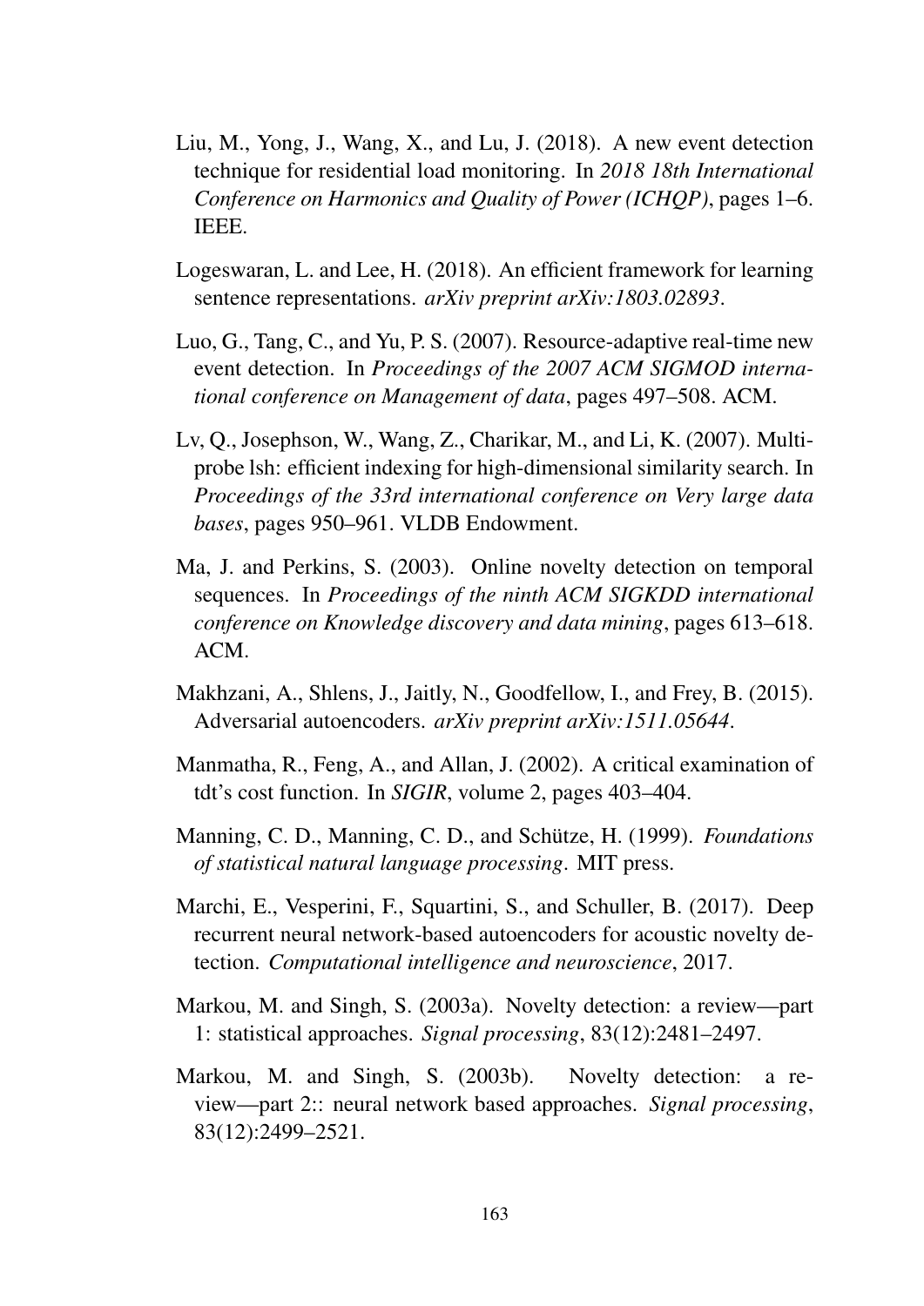Liu, M., Yong, J., Wang, X., and Lu, J. (2018). A new event detection technique for residential load monitoring. In *2018 18th International Conference on Harmonics and Quality of Power (ICHQP)*, pages 1–6. IEEE.

Logeswaran, L. and Lee, H. (2018). An efficient framework for learning sentence representations. *arXiv preprint arXiv:1803.02893*.

Luo, G., Tang, C., and Yu, P. S. (2007). Resource-adaptive real-time new event detection. In *Proceedings of the 2007 ACM SIGMOD international conference on Management of data*, pages 497–508. ACM.

Lv, Q., Josephson, W., Wang, Z., Charikar, M., and Li, K. (2007). Multi-probe lsh: efficient indexing for high-dimensional similarity search. In *Proceedings of the 33rd international conference on Very large data bases*, pages 950–961. VLDB Endowment.

Ma, J. and Perkins, S. (2003). Online novelty detection on temporal sequences. In *Proceedings of the ninth ACM SIGKDD international conference on Knowledge discovery and data mining*, pages 613–618. ACM.

Makhzani, A., Shlens, J., Jaitly, N., Goodfellow, I., and Frey, B. (2015). Adversarial autoencoders. *arXiv preprint arXiv:1511.05644*.

Manmatha, R., Feng, A., and Allan, J. (2002). A critical examination of tdt's cost function. In *SIGIR*, volume 2, pages 403–404.

Manning, C. D., Manning, C. D., and Schütze, H. (1999). *Foundations of statistical natural language processing*. MIT press.

Marchi, E., Vesperini, F., Squartini, S., and Schuller, B. (2017). Deep recurrent neural network-based autoencoders for acoustic novelty detection. *Computational intelligence and neuroscience*, 2017.

Markou, M. and Singh, S. (2003a). Novelty detection: a review—part 1: statistical approaches. *Signal processing*, 83(12):2481–2497.

Markou, M. and Singh, S. (2003b). Novelty detection: a review—part 2:: neural network based approaches. *Signal processing*, 83(12):2499–2521.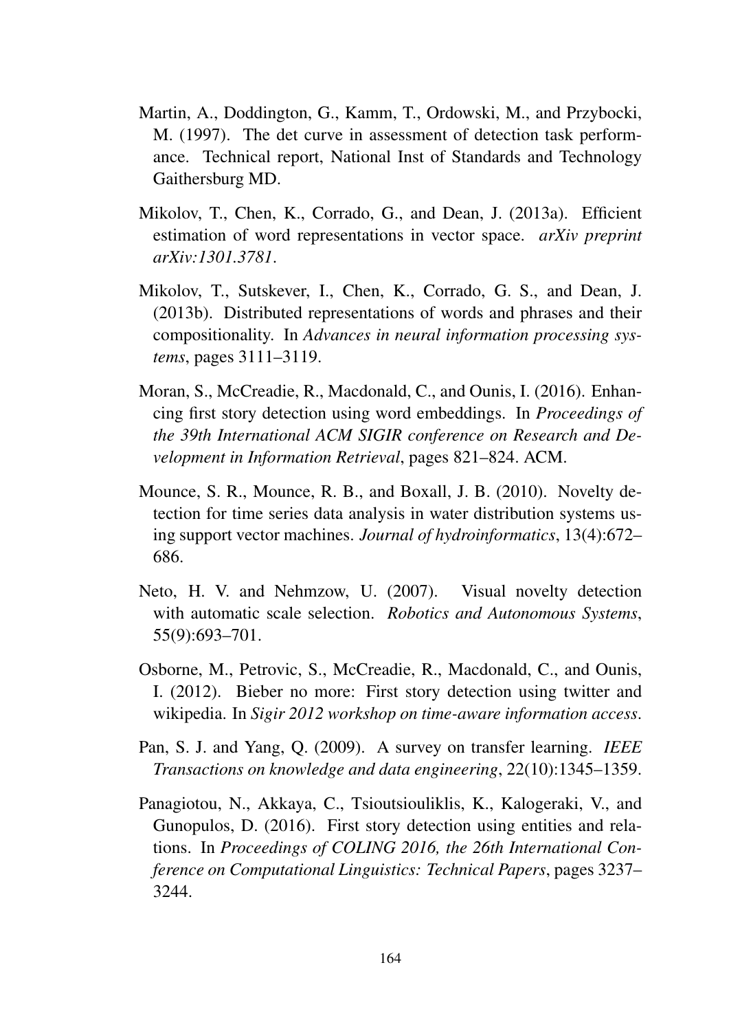Martin, A., Doddington, G., Kamm, T., Ordowski, M., and Przybocki, M. (1997). The det curve in assessment of detection task performance. Technical report, National Inst of Standards and Technology Gaithersburg MD.

Mikolov, T., Chen, K., Corrado, G., and Dean, J. (2013a). Efficient estimation of word representations in vector space. *arXiv preprint arXiv:1301.3781*.

Mikolov, T., Sutskever, I., Chen, K., Corrado, G. S., and Dean, J. (2013b). Distributed representations of words and phrases and their compositionality. In *Advances in neural information processing systems*, pages 3111–3119.

Moran, S., McCreadie, R., Macdonald, C., and Ounis, I. (2016). Enhancing first story detection using word embeddings. In *Proceedings of the 39th International ACM SIGIR conference on Research and Development in Information Retrieval*, pages 821–824. ACM.

Mounce, S. R., Mounce, R. B., and Boxall, J. B. (2010). Novelty detection for time series data analysis in water distribution systems using support vector machines. *Journal of hydroinformatics*, 13(4):672–686.

Neto, H. V. and Nehmzow, U. (2007). Visual novelty detection with automatic scale selection. *Robotics and Autonomous Systems*, 55(9):693–701.

Osborne, M., Petrovic, S., McCreadie, R., Macdonald, C., and Ounis, I. (2012). Bieber no more: First story detection using twitter and wikipedia. In *Sigir 2012 workshop on time-aware information access*.

Pan, S. J. and Yang, Q. (2009). A survey on transfer learning. *IEEE Transactions on knowledge and data engineering*, 22(10):1345–1359.

Panagiotou, N., Akkaya, C., Tsioutsiouliklis, K., Kalogeraki, V., and Gunopulos, D. (2016). First story detection using entities and relations. In *Proceedings of COLING 2016, the 26th International Conference on Computational Linguistics: Technical Papers*, pages 3237–3244.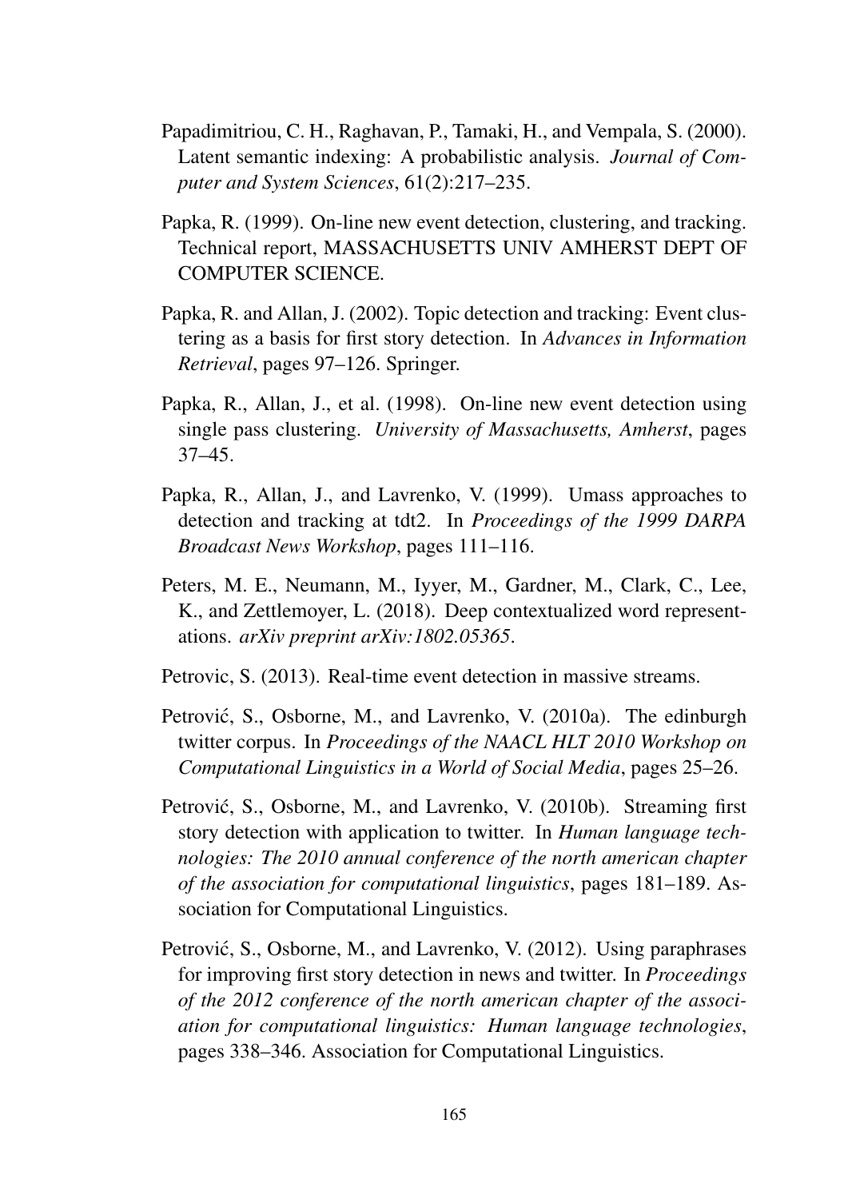Papadimitriou, C. H., Raghavan, P., Tamaki, H., and Vempala, S. (2000). Latent semantic indexing: A probabilistic analysis. *Journal of Computer and System Sciences*, 61(2):217–235.

Papka, R. (1999). On-line new event detection, clustering, and tracking. Technical report, MASSACHUSETTS UNIV AMHERST DEPT OF COMPUTER SCIENCE.

Papka, R. and Allan, J. (2002). Topic detection and tracking: Event clustering as a basis for first story detection. In *Advances in Information Retrieval*, pages 97–126. Springer.

Papka, R., Allan, J., et al. (1998). On-line new event detection using single pass clustering. *University of Massachusetts, Amherst*, pages 37–45.

Papka, R., Allan, J., and Lavrenko, V. (1999). Umass approaches to detection and tracking at tdt2. In *Proceedings of the 1999 DARPA Broadcast News Workshop*, pages 111–116.

Peters, M. E., Neumann, M., Iyyer, M., Gardner, M., Clark, C., Lee, K., and Zettlemoyer, L. (2018). Deep contextualized word representations. *arXiv preprint arXiv:1802.05365*.

Petrovic, S. (2013). Real-time event detection in massive streams.

Petrović, S., Osborne, M., and Lavrenko, V. (2010a). The edinburgh twitter corpus. In *Proceedings of the NAACL HLT 2010 Workshop on Computational Linguistics in a World of Social Media*, pages 25–26.

Petrović, S., Osborne, M., and Lavrenko, V. (2010b). Streaming first story detection with application to twitter. In *Human language technologies: The 2010 annual conference of the north american chapter of the association for computational linguistics*, pages 181–189. Association for Computational Linguistics.

Petrović, S., Osborne, M., and Lavrenko, V. (2012). Using paraphrases for improving first story detection in news and twitter. In *Proceedings of the 2012 conference of the north american chapter of the association for computational linguistics: Human language technologies*, pages 338–346. Association for Computational Linguistics.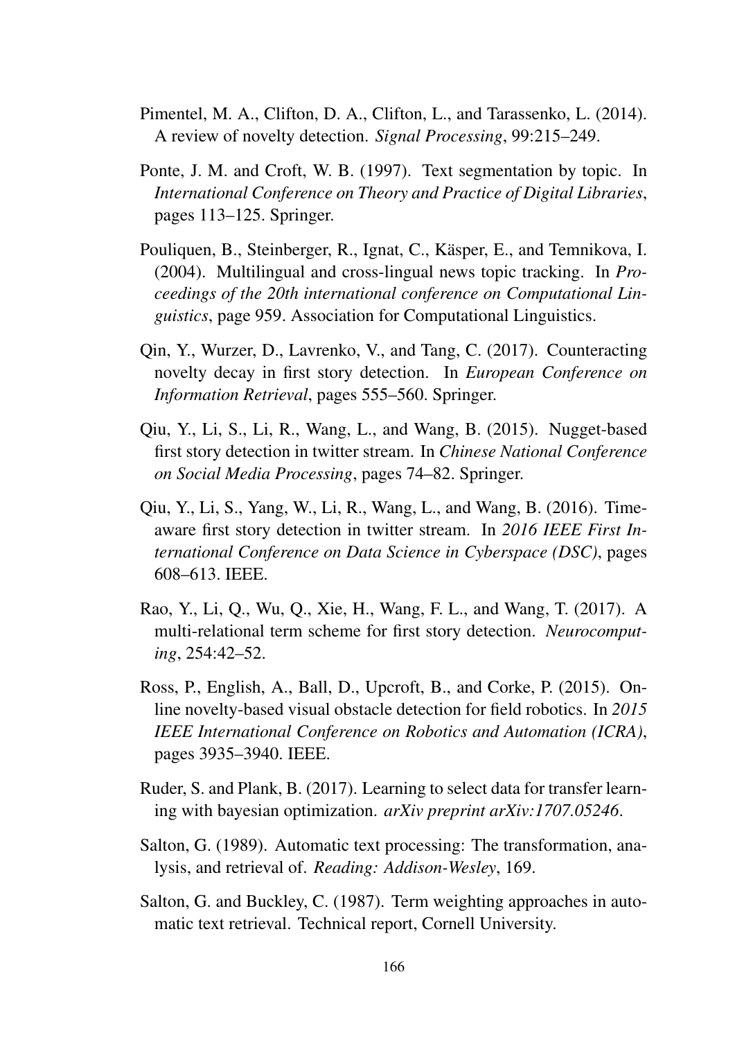Pimentel, M. A., Clifton, D. A., Clifton, L., and Tarassenko, L. (2014). A review of novelty detection. *Signal Processing*, 99:215–249.

Ponte, J. M. and Croft, W. B. (1997). Text segmentation by topic. In *International Conference on Theory and Practice of Digital Libraries*, pages 113–125. Springer.

Pouliquen, B., Steinberger, R., Ignat, C., Käsper, E., and Temnikova, I. (2004). Multilingual and cross-lingual news topic tracking. In *Proceedings of the 20th international conference on Computational Linguistics*, page 959. Association for Computational Linguistics.

Qin, Y., Wurzer, D., Lavrenko, V., and Tang, C. (2017). Counteracting novelty decay in first story detection. In *European Conference on Information Retrieval*, pages 555–560. Springer.

Qiu, Y., Li, S., Li, R., Wang, L., and Wang, B. (2015). Nugget-based first story detection in twitter stream. In *Chinese National Conference on Social Media Processing*, pages 74–82. Springer.

Qiu, Y., Li, S., Yang, W., Li, R., Wang, L., and Wang, B. (2016). Time-aware first story detection in twitter stream. In *2016 IEEE First International Conference on Data Science in Cyberspace (DSC)*, pages 608–613. IEEE.

Rao, Y., Li, Q., Wu, Q., Xie, H., Wang, F. L., and Wang, T. (2017). A multi-relational term scheme for first story detection. *Neurocomputing*, 254:42–52.

Ross, P., English, A., Ball, D., Upcroft, B., and Corke, P. (2015). Online novelty-based visual obstacle detection for field robotics. In *2015 IEEE International Conference on Robotics and Automation (ICRA)*, pages 3935–3940. IEEE.

Ruder, S. and Plank, B. (2017). Learning to select data for transfer learning with bayesian optimization. *arXiv preprint arXiv:1707.05246*.

Salton, G. (1989). Automatic text processing: The transformation, analysis, and retrieval of. *Reading: Addison-Wesley*, 169.

Salton, G. and Buckley, C. (1987). Term weighting approaches in automatic text retrieval. Technical report, Cornell University.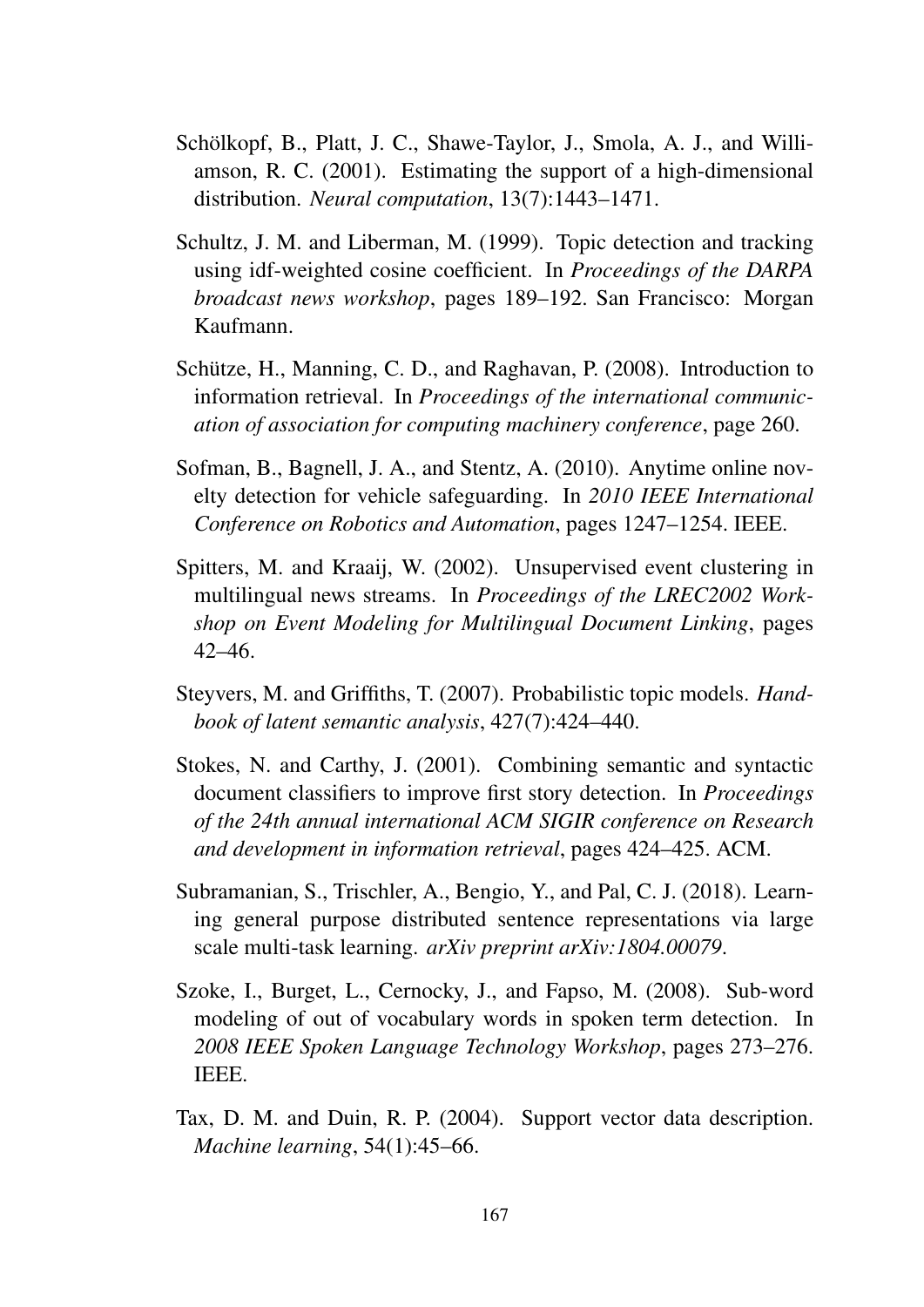Schölkopf, B., Platt, J. C., Shawe-Taylor, J., Smola, A. J., and Williamson, R. C. (2001). Estimating the support of a high-dimensional distribution. *Neural computation*, 13(7):1443–1471.

Schultz, J. M. and Liberman, M. (1999). Topic detection and tracking using idf-weighted cosine coefficient. In *Proceedings of the DARPA broadcast news workshop*, pages 189–192. San Francisco: Morgan Kaufmann.

Schütze, H., Manning, C. D., and Raghavan, P. (2008). Introduction to information retrieval. In *Proceedings of the international communication of association for computing machinery conference*, page 260.

Sofman, B., Bagnell, J. A., and Stentz, A. (2010). Anytime online novelty detection for vehicle safeguarding. In *2010 IEEE International Conference on Robotics and Automation*, pages 1247–1254. IEEE.

Spitters, M. and Kraaij, W. (2002). Unsupervised event clustering in multilingual news streams. In *Proceedings of the LREC2002 Workshop on Event Modeling for Multilingual Document Linking*, pages 42–46.

Steyvers, M. and Griffiths, T. (2007). Probabilistic topic models. *Handbook of latent semantic analysis*, 427(7):424–440.

Stokes, N. and Carthy, J. (2001). Combining semantic and syntactic document classifiers to improve first story detection. In *Proceedings of the 24th annual international ACM SIGIR conference on Research and development in information retrieval*, pages 424–425. ACM.

Subramanian, S., Trischler, A., Bengio, Y., and Pal, C. J. (2018). Learning general purpose distributed sentence representations via large scale multi-task learning. *arXiv preprint arXiv:1804.00079*.

Szoke, I., Burget, L., Cernocky, J., and Fapso, M. (2008). Sub-word modeling of out of vocabulary words in spoken term detection. In *2008 IEEE Spoken Language Technology Workshop*, pages 273–276. IEEE.

Tax, D. M. and Duin, R. P. (2004). Support vector data description. *Machine learning*, 54(1):45–66.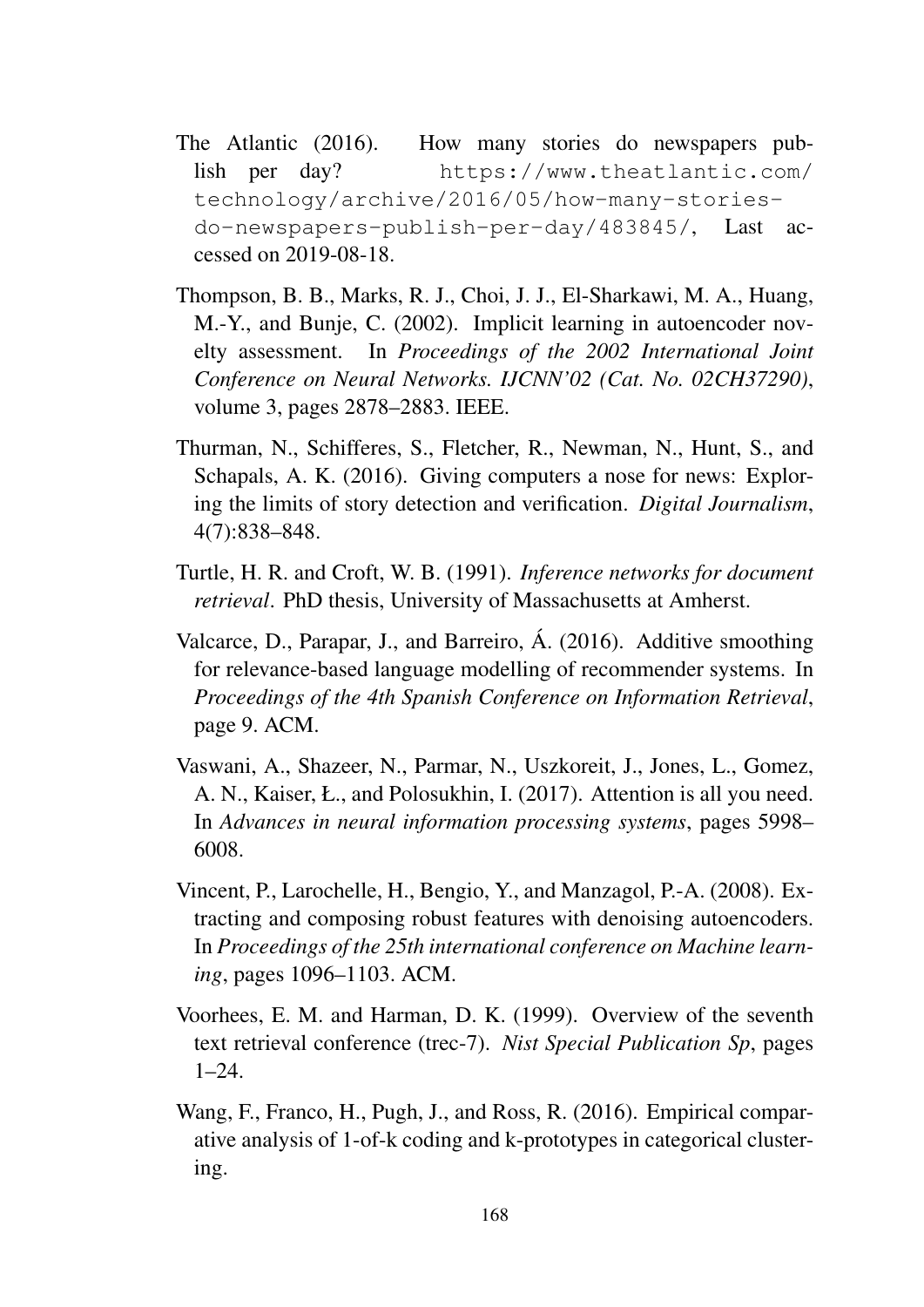The Atlantic (2016). How many stories do newspapers publish per day? `https://www.theatlantic.com/technology/archive/2016/05/how-many-stories-do-newspapers-publish-per-day/483845/`, Last accessed on 2019-08-18.

Thompson, B. B., Marks, R. J., Choi, J. J., El-Sharkawi, M. A., Huang, M.-Y., and Bunje, C. (2002). Implicit learning in autoencoder novelty assessment. In *Proceedings of the 2002 International Joint Conference on Neural Networks. IJCNN'02 (Cat. No. 02CH37290)*, volume 3, pages 2878–2883. IEEE.

Thurman, N., Schifferes, S., Fletcher, R., Newman, N., Hunt, S., and Schapals, A. K. (2016). Giving computers a nose for news: Exploring the limits of story detection and verification. *Digital Journalism*, 4(7):838–848.

Turtle, H. R. and Croft, W. B. (1991). *Inference networks for document retrieval*. PhD thesis, University of Massachusetts at Amherst.

Valcarce, D., Parapar, J., and Barreiro, Á. (2016). Additive smoothing for relevance-based language modelling of recommender systems. In *Proceedings of the 4th Spanish Conference on Information Retrieval*, page 9. ACM.

Vaswani, A., Shazeer, N., Parmar, N., Uszkoreit, J., Jones, L., Gomez, A. N., Kaiser, Ł., and Polosukhin, I. (2017). Attention is all you need. In *Advances in neural information processing systems*, pages 5998–6008.

Vincent, P., Larochelle, H., Bengio, Y., and Manzagol, P.-A. (2008). Extracting and composing robust features with denoising autoencoders. In *Proceedings of the 25th international conference on Machine learning*, pages 1096–1103. ACM.

Voorhees, E. M. and Harman, D. K. (1999). Overview of the seventh text retrieval conference (trec-7). *Nist Special Publication Sp*, pages 1–24.

Wang, F., Franco, H., Pugh, J., and Ross, R. (2016). Empirical comparative analysis of 1-of-k coding and k-prototypes in categorical clustering.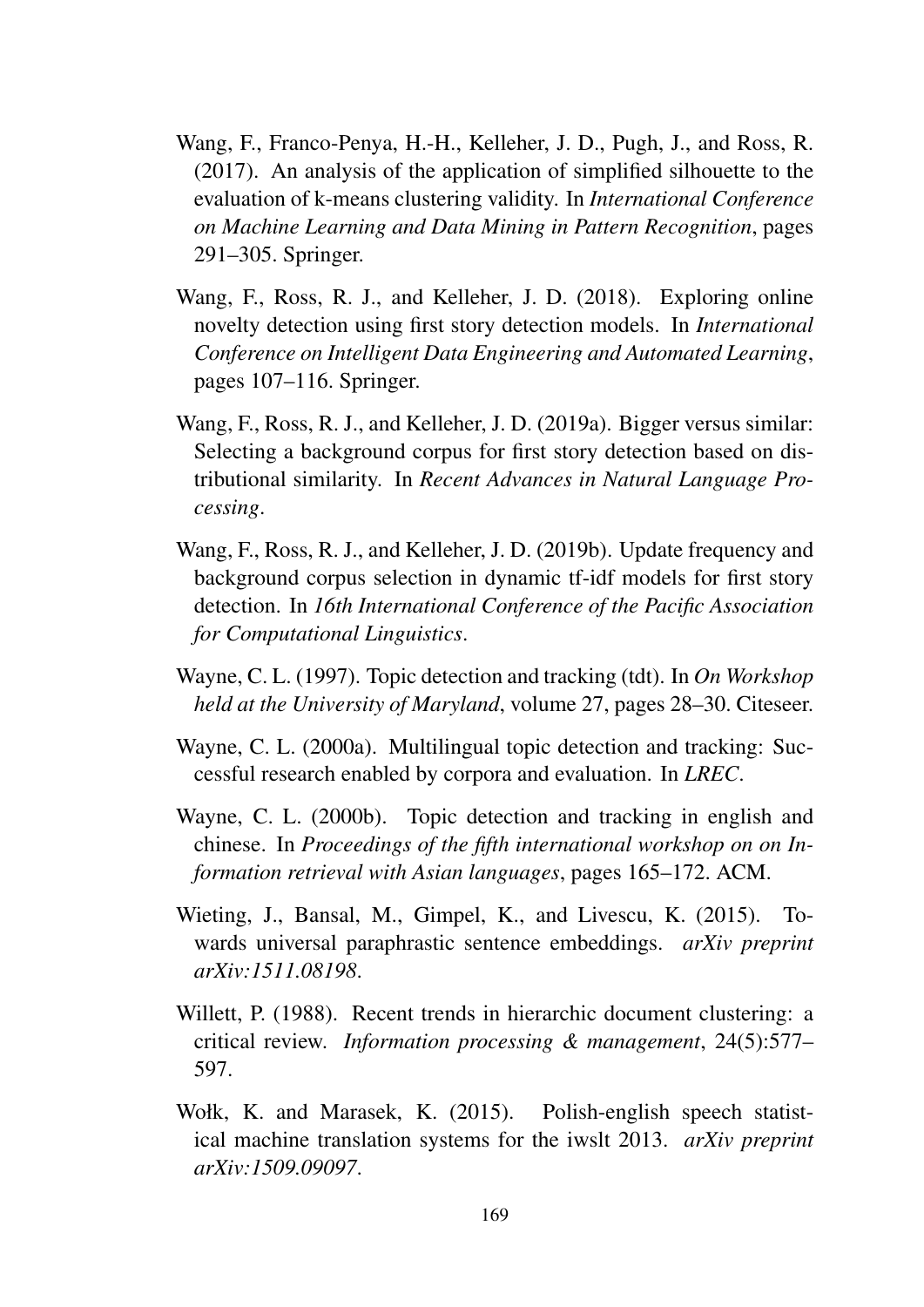Wang, F., Franco-Penya, H.-H., Kelleher, J. D., Pugh, J., and Ross, R. (2017). An analysis of the application of simplified silhouette to the evaluation of k-means clustering validity. In *International Conference on Machine Learning and Data Mining in Pattern Recognition*, pages 291–305. Springer.

Wang, F., Ross, R. J., and Kelleher, J. D. (2018). Exploring online novelty detection using first story detection models. In *International Conference on Intelligent Data Engineering and Automated Learning*, pages 107–116. Springer.

Wang, F., Ross, R. J., and Kelleher, J. D. (2019a). Bigger versus similar: Selecting a background corpus for first story detection based on distributional similarity. In *Recent Advances in Natural Language Processing*.

Wang, F., Ross, R. J., and Kelleher, J. D. (2019b). Update frequency and background corpus selection in dynamic tf-idf models for first story detection. In *16th International Conference of the Pacific Association for Computational Linguistics*.

Wayne, C. L. (1997). Topic detection and tracking (tdt). In *On Workshop held at the University of Maryland*, volume 27, pages 28–30. Citeseer.

Wayne, C. L. (2000a). Multilingual topic detection and tracking: Successful research enabled by corpora and evaluation. In *LREC*.

Wayne, C. L. (2000b). Topic detection and tracking in english and chinese. In *Proceedings of the fifth international workshop on on Information retrieval with Asian languages*, pages 165–172. ACM.

Wieting, J., Bansal, M., Gimpel, K., and Livescu, K. (2015). Towards universal paraphrastic sentence embeddings. *arXiv preprint arXiv:1511.08198*.

Willett, P. (1988). Recent trends in hierarchic document clustering: a critical review. *Information processing & management*, 24(5):577–597.

Wołk, K. and Marasek, K. (2015). Polish-english speech statistical machine translation systems for the iwslt 2013. *arXiv preprint arXiv:1509.09097*.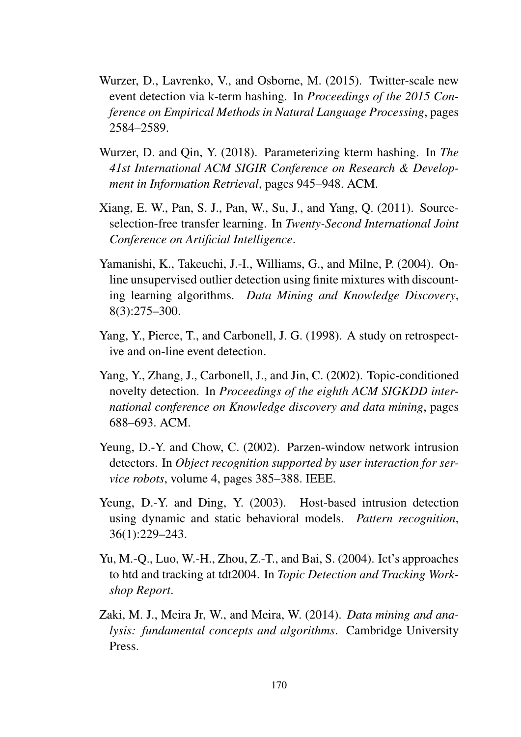Wurzer, D., Lavrenko, V., and Osborne, M. (2015). Twitter-scale new event detection via k-term hashing. In *Proceedings of the 2015 Conference on Empirical Methods in Natural Language Processing*, pages 2584–2589.

Wurzer, D. and Qin, Y. (2018). Parameterizing kterm hashing. In *The 41st International ACM SIGIR Conference on Research & Development in Information Retrieval*, pages 945–948. ACM.

Xiang, E. W., Pan, S. J., Pan, W., Su, J., and Yang, Q. (2011). Source-selection-free transfer learning. In *Twenty-Second International Joint Conference on Artificial Intelligence*.

Yamanishi, K., Takeuchi, J.-I., Williams, G., and Milne, P. (2004). On-line unsupervised outlier detection using finite mixtures with discounting learning algorithms. *Data Mining and Knowledge Discovery*, 8(3):275–300.

Yang, Y., Pierce, T., and Carbonell, J. G. (1998). A study on retrospective and on-line event detection.

Yang, Y., Zhang, J., Carbonell, J., and Jin, C. (2002). Topic-conditioned novelty detection. In *Proceedings of the eighth ACM SIGKDD international conference on Knowledge discovery and data mining*, pages 688–693. ACM.

Yeung, D.-Y. and Chow, C. (2002). Parzen-window network intrusion detectors. In *Object recognition supported by user interaction for service robots*, volume 4, pages 385–388. IEEE.

Yeung, D.-Y. and Ding, Y. (2003). Host-based intrusion detection using dynamic and static behavioral models. *Pattern recognition*, 36(1):229–243.

Yu, M.-Q., Luo, W.-H., Zhou, Z.-T., and Bai, S. (2004). Ict's approaches to htd and tracking at tdt2004. In *Topic Detection and Tracking Workshop Report*.

Zaki, M. J., Meira Jr, W., and Meira, W. (2014). *Data mining and analysis: fundamental concepts and algorithms*. Cambridge University Press.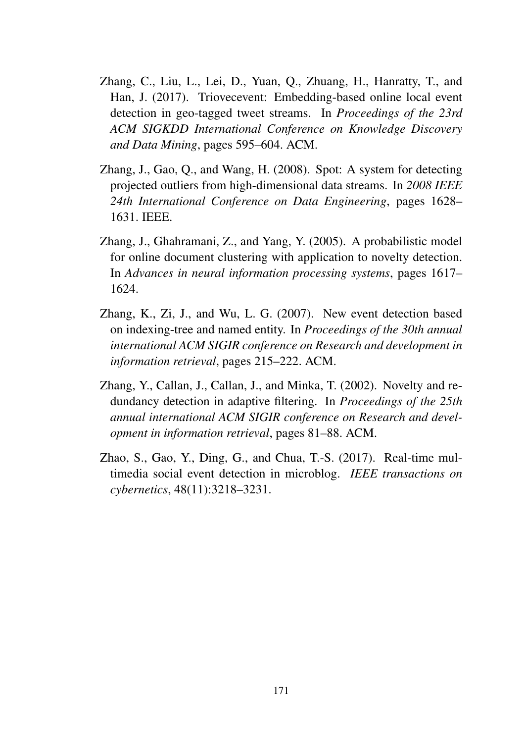Zhang, C., Liu, L., Lei, D., Yuan, Q., Zhuang, H., Hanratty, T., and Han, J. (2017). Triovecevent: Embedding-based online local event detection in geo-tagged tweet streams. In *Proceedings of the 23rd ACM SIGKDD International Conference on Knowledge Discovery and Data Mining*, pages 595–604. ACM.

Zhang, J., Gao, Q., and Wang, H. (2008). Spot: A system for detecting projected outliers from high-dimensional data streams. In *2008 IEEE 24th International Conference on Data Engineering*, pages 1628–1631. IEEE.

Zhang, J., Ghahramani, Z., and Yang, Y. (2005). A probabilistic model for online document clustering with application to novelty detection. In *Advances in neural information processing systems*, pages 1617–1624.

Zhang, K., Zi, J., and Wu, L. G. (2007). New event detection based on indexing-tree and named entity. In *Proceedings of the 30th annual international ACM SIGIR conference on Research and development in information retrieval*, pages 215–222. ACM.

Zhang, Y., Callan, J., Callan, J., and Minka, T. (2002). Novelty and redundancy detection in adaptive filtering. In *Proceedings of the 25th annual international ACM SIGIR conference on Research and development in information retrieval*, pages 81–88. ACM.

Zhao, S., Gao, Y., Ding, G., and Chua, T.-S. (2017). Real-time multimedia social event detection in microblog. *IEEE transactions on cybernetics*, 48(11):3218–3231.